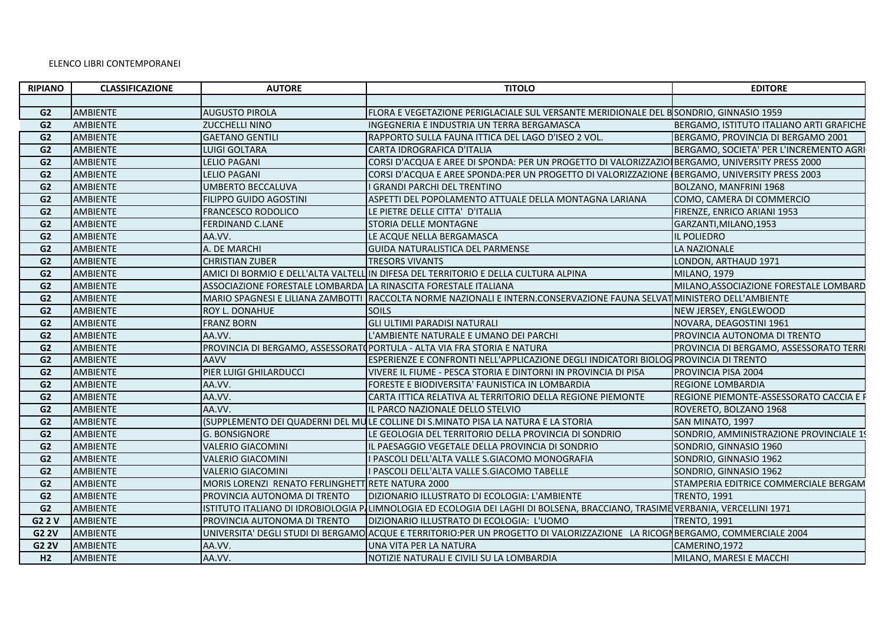ELENCO LIBRI CONTEMPORANEI

| RIPIANO | CLASSIFICAZIONE | AUTORE | TITOLO | EDITORE |
|---|---|---|---|---|
| | | | | |
| G2 | AMBIENTE | AUGUSTO PIROLA | FLORA E VEGETAZIONE PERIGLACIALE SUL VERSANTE MERIDIONALE DEL B | SONDRIO, GINNASIO 1959 |
| G2 | AMBIENTE | ZUCCHELLI NINO | INGEGNERIA E INDUSTRIA UN TERRA BERGAMASCA | BERGAMO, ISTITUTO ITALIANO ARTI GRAFICHE |
| G2 | AMBIENTE | GAETANO GENTILI | RAPPORTO SULLA FAUNA ITTICA DEL LAGO D'ISEO 2 VOL. | BERGAMO, PROVINCIA DI BERGAMO 2001 |
| G2 | AMBIENTE | LUIGI GOLTARA | CARTA IDROGRAFICA D'ITALIA | BERGAMO, SOCIETA' PER L'INCREMENTO AGRI |
| G2 | AMBIENTE | LELIO PAGANI | CORSI D'ACQUA E AREE DI SPONDA: PER UN PROGETTO DI VALORIZZAZIO | BERGAMO, UNIVERSITY PRESS 2000 |
| G2 | AMBIENTE | LELIO PAGANI | CORSI D'ACQUA E AREE SPONDA:PER UN PROGETTO DI VALORIZZAZIONE | BERGAMO, UNIVERSITY PRESS 2003 |
| G2 | AMBIENTE | UMBERTO BECCALUVA | I GRANDI PARCHI DEL TRENTINO | BOLZANO, MANFRINI 1968 |
| G2 | AMBIENTE | FILIPPO GUIDO AGOSTINI | ASPETTI DEL POPOLAMENTO ATTUALE DELLA MONTAGNA LARIANA | COMO, CAMERA DI COMMERCIO |
| G2 | AMBIENTE | FRANCESCO RODOLICO | LE PIETRE DELLE CITTA' D'ITALIA | FIRENZE, ENRICO ARIANI 1953 |
| G2 | AMBIENTE | FERDINAND C.LANE | STORIA DELLE MONTAGNE | GARZANTI,MILANO,1953 |
| G2 | AMBIENTE | AA.VV. | LE ACQUE NELLA BERGAMASCA | IL POLIEDRO |
| G2 | AMBIENTE | A. DE MARCHI | GUIDA NATURALISTICA DEL PARMENSE | LA NAZIONALE |
| G2 | AMBIENTE | CHRISTIAN ZUBER | TRESORS VIVANTS | LONDON, ARTHAUD 1971 |
| G2 | AMBIENTE | AMICI DI BORMIO E DELL'ALTA VALTELL | IN DIFESA DEL TERRITORIO E DELLA CULTURA ALPINA | MILANO, 1979 |
| G2 | AMBIENTE | ASSOCIAZIONE FORESTALE LOMBARDA | LA RINASCITA FORESTALE ITALIANA | MILANO,ASSOCIAZIONE FORESTALE LOMBARD |
| G2 | AMBIENTE | MARIO SPAGNESI E LILIANA ZAMBOTTI | RACCOLTA NORME NAZIONALI E INTERN.CONSERVAZIONE FAUNA SELVAT | MINISTERO DELL'AMBIENTE |
| G2 | AMBIENTE | ROY L. DONAHUE | SOILS | NEW JERSEY, ENGLEWOOD |
| G2 | AMBIENTE | FRANZ BORN | GLI ULTIMI PARADISI NATURALI | NOVARA, DEAGOSTINI 1961 |
| G2 | AMBIENTE | AA.VV. | L'AMBIENTE NATURALE E UMANO DEI PARCHI | PROVINCIA AUTONOMA DI TRENTO |
| G2 | AMBIENTE | PROVINCIA DI BERGAMO, ASSESSORAT | PORTULA - ALTA VIA FRA STORIA E NATURA | PROVINCIA DI BERGAMO, ASSESSORATO TERRI |
| G2 | AMBIENTE | AAVV | ESPERIENZE E CONFRONTI NELL'APPLICAZIONE DEGLI INDICATORI BIOLOG | PROVINCIA DI TRENTO |
| G2 | AMBIENTE | PIER LUIGI GHILARDUCCI | VIVERE IL FIUME - PESCA STORIA E DINTORNI IN PROVINCIA DI PISA | PROVINCIA PISA 2004 |
| G2 | AMBIENTE | AA.VV. | FORESTE E BIODIVERSITA' FAUNISTICA IN LOMBARDIA | REGIONE LOMBARDIA |
| G2 | AMBIENTE | AA.VV. | CARTA ITTICA RELATIVA AL TERRITORIO DELLA REGIONE PIEMONTE | REGIONE PIEMONTE-ASSESSORATO CACCIA E F |
| G2 | AMBIENTE | AA.VV. | IL PARCO NAZIONALE DELLO STELVIO | ROVERETO, BOLZANO 1968 |
| G2 | AMBIENTE | (SUPPLEMENTO DEI QUADERNI DEL MU | LE COLLINE DI S.MINATO PISA LA NATURA E LA STORIA | SAN MINATO, 1997 |
| G2 | AMBIENTE | G. BONSIGNORE | LE GEOLOGIA DEL TERRITORIO DELLA PROVINCIA DI SONDRIO | SONDRIO, AMMINISTRAZIONE PROVINCIALE 19 |
| G2 | AMBIENTE | VALERIO GIACOMINI | IL PAESAGGIO VEGETALE DELLA PROVINCIA DI SONDRIO | SONDRIO, GINNASIO 1960 |
| G2 | AMBIENTE | VALERIO GIACOMINI | I PASCOLI DELL'ALTA VALLE S.GIACOMO MONOGRAFIA | SONDRIO, GINNASIO 1962 |
| G2 | AMBIENTE | VALERIO GIACOMINI | I PASCOLI DELL'ALTA VALLE S.GIACOMO TABELLE | SONDRIO, GINNASIO 1962 |
| G2 | AMBIENTE | MORIS LORENZI RENATO FERLINGHETT | RETE NATURA 2000 | STAMPERIA EDITRICE COMMERCIALE BERGAM |
| G2 | AMBIENTE | PROVINCIA AUTONOMA DI TRENTO | DIZIONARIO ILLUSTRATO DI ECOLOGIA: L'AMBIENTE | TRENTO, 1991 |
| G2 | AMBIENTE | ISTITUTO ITALIANO DI IDROBIOLOGIA P | LIMNOLOGIA ED ECOLOGIA DEI LAGHI DI BOLSENA, BRACCIANO, TRASIME | VERBANIA, VERCELLINI 1971 |
| G2 2 V | AMBIENTE | PROVINCIA AUTONOMA DI TRENTO | DIZIONARIO ILLUSTRATO DI ECOLOGIA: L'UOMO | TRENTO, 1991 |
| G2 2V | AMBIENTE | UNIVERSITA' DEGLI STUDI DI BERGAMO | ACQUE E TERRITORIO:PER UN PROGETTO DI VALORIZZAZIONE LA RICOGN | BERGAMO, COMMERCIALE 2004 |
| G2 2V | AMBIENTE | AA.VV. | UNA VITA PER LA NATURA | CAMERINO,1972 |
| H2 | AMBIENTE | AA.VV. | NOTIZIE NATURALI E CIVILI SU LA LOMBARDIA | MILANO, MARESI E MACCHI |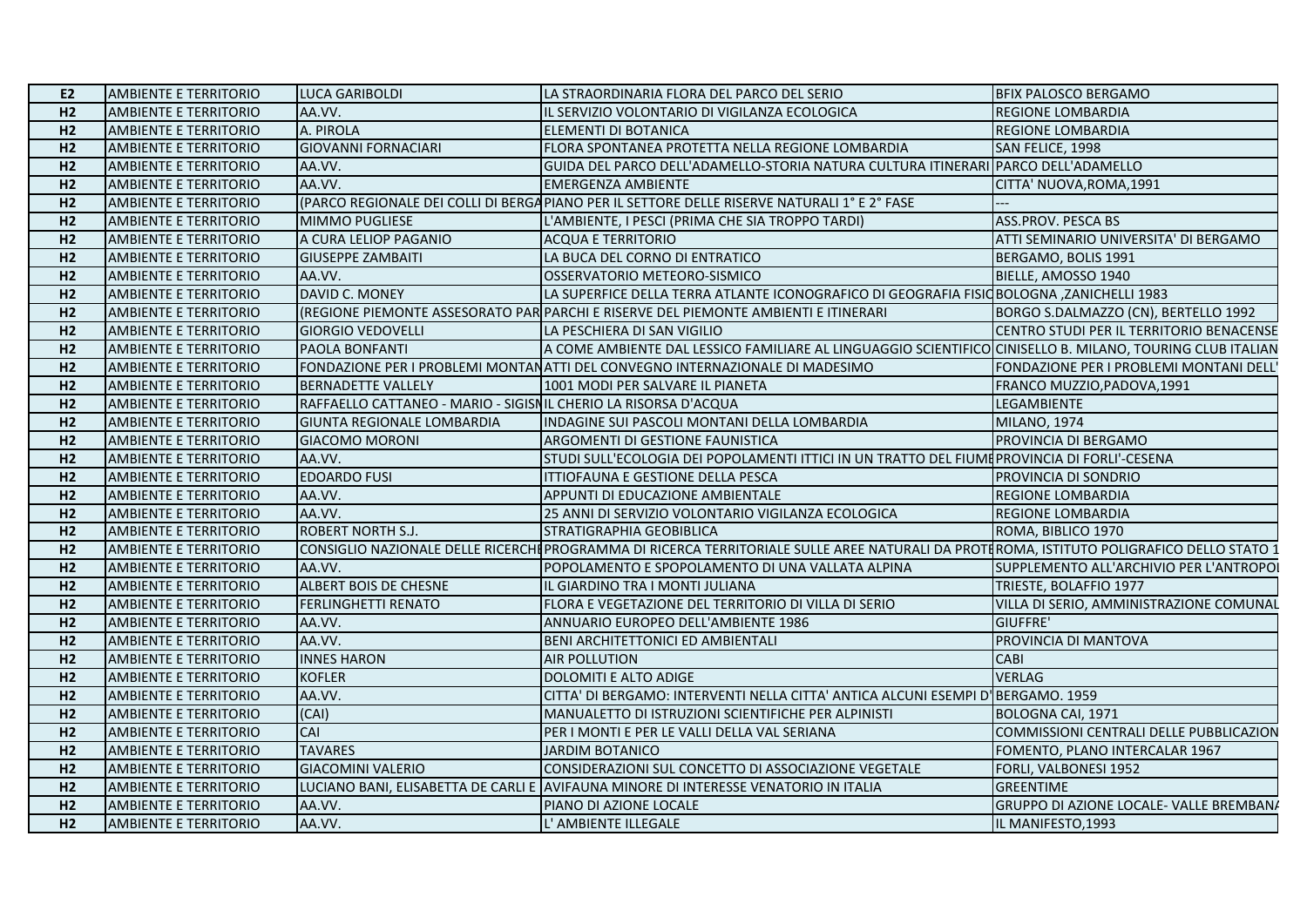| E2 | AMBIENTE E TERRITORIO | LUCA GARIBOLDI | LA STRAORDINARIA FLORA DEL PARCO DEL SERIO | BFIX PALOSCO BERGAMO |
|---|---|---|---|---|
| H2 | AMBIENTE E TERRITORIO | AA.VV. | IL SERVIZIO VOLONTARIO DI VIGILANZA ECOLOGICA | REGIONE LOMBARDIA |
| H2 | AMBIENTE E TERRITORIO | A. PIROLA | ELEMENTI DI BOTANICA | REGIONE LOMBARDIA |
| H2 | AMBIENTE E TERRITORIO | GIOVANNI FORNACIARI | FLORA SPONTANEA PROTETTA NELLA REGIONE LOMBARDIA | SAN FELICE, 1998 |
| H2 | AMBIENTE E TERRITORIO | AA.VV. | GUIDA DEL PARCO DELL'ADAMELLO-STORIA NATURA CULTURA ITINERARI | PARCO DELL'ADAMELLO |
| H2 | AMBIENTE E TERRITORIO | AA.VV. | EMERGENZA AMBIENTE | CITTA' NUOVA,ROMA,1991 |
| H2 | AMBIENTE E TERRITORIO | (PARCO REGIONALE DEI COLLI DI BERGA | PIANO PER IL SETTORE DELLE RISERVE NATURALI 1° E 2° FASE | --- |
| H2 | AMBIENTE E TERRITORIO | MIMMO PUGLIESE | L'AMBIENTE, I PESCI (PRIMA CHE SIA TROPPO TARDI) | ASS.PROV. PESCA BS |
| H2 | AMBIENTE E TERRITORIO | A CURA LELIOP PAGANIO | ACQUA E TERRITORIO | ATTI SEMINARIO UNIVERSITA' DI BERGAMO |
| H2 | AMBIENTE E TERRITORIO | GIUSEPPE ZAMBAITI | LA BUCA DEL CORNO DI ENTRATICO | BERGAMO, BOLIS 1991 |
| H2 | AMBIENTE E TERRITORIO | AA.VV. | OSSERVATORIO METEORO-SISMICO | BIELLE, AMOSSO 1940 |
| H2 | AMBIENTE E TERRITORIO | DAVID C. MONEY | LA SUPERFICE DELLA TERRA ATLANTE ICONOGRAFICO DI GEOGRAFIA FISIC | BOLOGNA ,ZANICHELLI 1983 |
| H2 | AMBIENTE E TERRITORIO | (REGIONE PIEMONTE ASSESORATO PAR | PARCHI E RISERVE DEL PIEMONTE AMBIENTI E ITINERARI | BORGO S.DALMAZZO (CN), BERTELLO 1992 |
| H2 | AMBIENTE E TERRITORIO | GIORGIO VEDOVELLI | LA PESCHIERA DI SAN VIGILIO | CENTRO STUDI PER IL TERRITORIO BENACENSE |
| H2 | AMBIENTE E TERRITORIO | PAOLA BONFANTI | A COME AMBIENTE DAL LESSICO FAMILIARE AL LINGUAGGIO SCIENTIFICO | CINISELLO B. MILANO, TOURING CLUB ITALIAN |
| H2 | AMBIENTE E TERRITORIO | FONDAZIONE PER I PROBLEMI MONTAN | ATTI DEL CONVEGNO INTERNAZIONALE DI MADESIMO | FONDAZIONE PER I PROBLEMI MONTANI DELL' |
| H2 | AMBIENTE E TERRITORIO | BERNADETTE VALLELY | 1001 MODI PER SALVARE IL PIANETA | FRANCO MUZZIO,PADOVA,1991 |
| H2 | AMBIENTE E TERRITORIO | RAFFAELLO CATTANEO - MARIO - SIGISN | IL CHERIO LA RISORSA D'ACQUA | LEGAMBIENTE |
| H2 | AMBIENTE E TERRITORIO | GIUNTA REGIONALE LOMBARDIA | INDAGINE SUI PASCOLI MONTANI DELLA LOMBARDIA | MILANO, 1974 |
| H2 | AMBIENTE E TERRITORIO | GIACOMO MORONI | ARGOMENTI DI GESTIONE FAUNISTICA | PROVINCIA DI BERGAMO |
| H2 | AMBIENTE E TERRITORIO | AA.VV. | STUDI SULL'ECOLOGIA DEI POPOLAMENTI ITTICI IN UN TRATTO DEL FIUME | PROVINCIA DI FORLI'-CESENA |
| H2 | AMBIENTE E TERRITORIO | EDOARDO FUSI | ITTIOFAUNA E GESTIONE DELLA PESCA | PROVINCIA DI SONDRIO |
| H2 | AMBIENTE E TERRITORIO | AA.VV. | APPUNTI DI EDUCAZIONE AMBIENTALE | REGIONE LOMBARDIA |
| H2 | AMBIENTE E TERRITORIO | AA.VV. | 25 ANNI DI SERVIZIO VOLONTARIO VIGILANZA ECOLOGICA | REGIONE LOMBARDIA |
| H2 | AMBIENTE E TERRITORIO | ROBERT NORTH S.J. | STRATIGRAPHIA GEOBIBLICA | ROMA, BIBLICO 1970 |
| H2 | AMBIENTE E TERRITORIO | CONSIGLIO NAZIONALE DELLE RICERCHE | PROGRAMMA DI RICERCA TERRITORIALE SULLE AREE NATURALI DA PROTE | ROMA, ISTITUTO POLIGRAFICO DELLO STATO 1 |
| H2 | AMBIENTE E TERRITORIO | AA.VV. | POPOLAMENTO E SPOPOLAMENTO DI UNA VALLATA ALPINA | SUPPLEMENTO ALL'ARCHIVIO PER L'ANTROPOL |
| H2 | AMBIENTE E TERRITORIO | ALBERT BOIS DE CHESNE | IL GIARDINO TRA I MONTI JULIANA | TRIESTE, BOLAFFIO 1977 |
| H2 | AMBIENTE E TERRITORIO | FERLINGHETTI RENATO | FLORA E VEGETAZIONE DEL TERRITORIO DI VILLA DI SERIO | VILLA DI SERIO, AMMINISTRAZIONE COMUNAL |
| H2 | AMBIENTE E TERRITORIO | AA.VV. | ANNUARIO EUROPEO DELL'AMBIENTE 1986 | GIUFFRE' |
| H2 | AMBIENTE E TERRITORIO | AA.VV. | BENI ARCHITETTONICI ED AMBIENTALI | PROVINCIA DI MANTOVA |
| H2 | AMBIENTE E TERRITORIO | INNES HARON | AIR POLLUTION | CABI |
| H2 | AMBIENTE E TERRITORIO | KOFLER | DOLOMITI E ALTO ADIGE | VERLAG |
| H2 | AMBIENTE E TERRITORIO | AA.VV. | CITTA' DI BERGAMO: INTERVENTI NELLA CITTA' ANTICA ALCUNI ESEMPI D' | BERGAMO. 1959 |
| H2 | AMBIENTE E TERRITORIO | (CAI) | MANUALETTO DI ISTRUZIONI SCIENTIFICHE PER ALPINISTI | BOLOGNA CAI, 1971 |
| H2 | AMBIENTE E TERRITORIO | CAI | PER I MONTI E PER LE VALLI DELLA VAL SERIANA | COMMISSIONI CENTRALI DELLE PUBBLICAZION |
| H2 | AMBIENTE E TERRITORIO | TAVARES | JARDIM BOTANICO | FOMENTO, PLANO INTERCALAR 1967 |
| H2 | AMBIENTE E TERRITORIO | GIACOMINI VALERIO | CONSIDERAZIONI SUL CONCETTO DI ASSOCIAZIONE VEGETALE | FORLI, VALBONESI 1952 |
| H2 | AMBIENTE E TERRITORIO | LUCIANO BANI, ELISABETTA DE CARLI E | AVIFAUNA MINORE DI INTERESSE VENATORIO IN ITALIA | GREENTIME |
| H2 | AMBIENTE E TERRITORIO | AA.VV. | PIANO DI AZIONE LOCALE | GRUPPO DI AZIONE LOCALE- VALLE BREMBANA |
| H2 | AMBIENTE E TERRITORIO | AA.VV. | L' AMBIENTE ILLEGALE | IL MANIFESTO,1993 |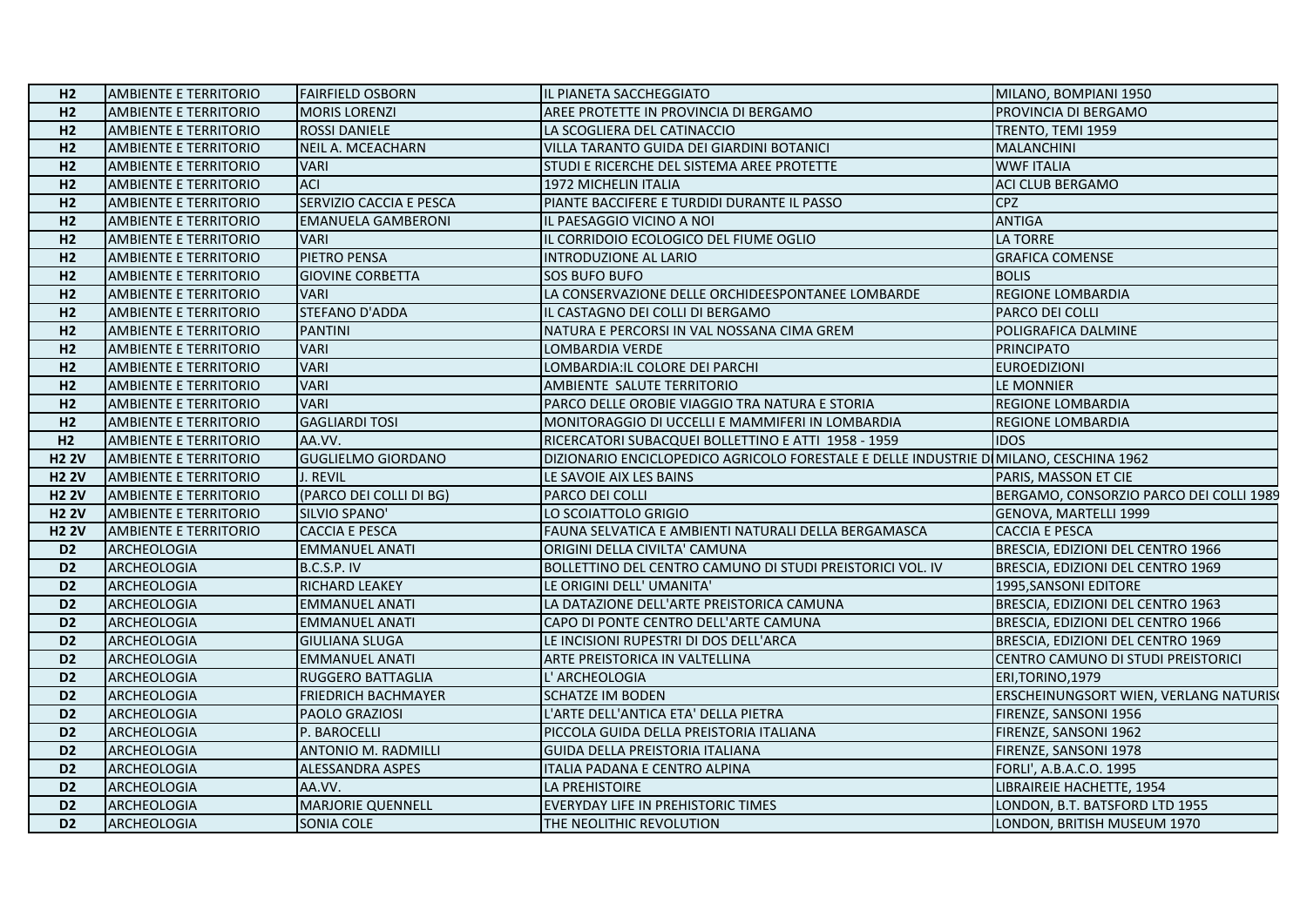| H2 | AMBIENTE E TERRITORIO | FAIRFIELD OSBORN | IL PIANETA SACCHEGGIATO | MILANO, BOMPIANI 1950 |
|---|---|---|---|---|
| H2 | AMBIENTE E TERRITORIO | MORIS LORENZI | AREE PROTETTE IN PROVINCIA DI BERGAMO | PROVINCIA DI BERGAMO |
| H2 | AMBIENTE E TERRITORIO | ROSSI DANIELE | LA SCOGLIERA DEL CATINACCIO | TRENTO, TEMI 1959 |
| H2 | AMBIENTE E TERRITORIO | NEIL A. MCEACHARN | VILLA TARANTO GUIDA DEI GIARDINI BOTANICI | MALANCHINI |
| H2 | AMBIENTE E TERRITORIO | VARI | STUDI E RICERCHE DEL SISTEMA AREE PROTETTE | WWF ITALIA |
| H2 | AMBIENTE E TERRITORIO | ACI | 1972 MICHELIN ITALIA | ACI CLUB BERGAMO |
| H2 | AMBIENTE E TERRITORIO | SERVIZIO CACCIA E PESCA | PIANTE BACCIFERE E TURDIDI DURANTE IL PASSO | CPZ |
| H2 | AMBIENTE E TERRITORIO | EMANUELA GAMBERONI | IL PAESAGGIO VICINO A NOI | ANTIGA |
| H2 | AMBIENTE E TERRITORIO | VARI | IL CORRIDOIO ECOLOGICO DEL FIUME OGLIO | LA TORRE |
| H2 | AMBIENTE E TERRITORIO | PIETRO PENSA | INTRODUZIONE AL LARIO | GRAFICA COMENSE |
| H2 | AMBIENTE E TERRITORIO | GIOVINE CORBETTA | SOS BUFO BUFO | BOLIS |
| H2 | AMBIENTE E TERRITORIO | VARI | LA CONSERVAZIONE DELLE ORCHIDEESPONTANEE LOMBARDE | REGIONE LOMBARDIA |
| H2 | AMBIENTE E TERRITORIO | STEFANO D'ADDA | IL CASTAGNO DEI COLLI DI BERGAMO | PARCO DEI COLLI |
| H2 | AMBIENTE E TERRITORIO | PANTINI | NATURA E PERCORSI IN VAL NOSSANA CIMA GREM | POLIGRAFICA DALMINE |
| H2 | AMBIENTE E TERRITORIO | VARI | LOMBARDIA VERDE | PRINCIPATO |
| H2 | AMBIENTE E TERRITORIO | VARI | LOMBARDIA:IL COLORE DEI PARCHI | EUROEDIZIONI |
| H2 | AMBIENTE E TERRITORIO | VARI | AMBIENTE SALUTE TERRITORIO | LE MONNIER |
| H2 | AMBIENTE E TERRITORIO | VARI | PARCO DELLE OROBIE VIAGGIO TRA NATURA E STORIA | REGIONE LOMBARDIA |
| H2 | AMBIENTE E TERRITORIO | GAGLIARDI TOSI | MONITORAGGIO DI UCCELLI E MAMMIFERI IN LOMBARDIA | REGIONE LOMBARDIA |
| H2 | AMBIENTE E TERRITORIO | AA.VV. | RICERCATORI SUBACQUEI BOLLETTINO E ATTI 1958 - 1959 | IDOS |
| H2 2V | AMBIENTE E TERRITORIO | GUGLIELMO GIORDANO | DIZIONARIO ENCICLOPEDICO AGRICOLO FORESTALE E DELLE INDUSTRIE DI | MILANO, CESCHINA 1962 |
| H2 2V | AMBIENTE E TERRITORIO | J. REVIL | LE SAVOIE AIX LES BAINS | PARIS, MASSON ET CIE |
| H2 2V | AMBIENTE E TERRITORIO | (PARCO DEI COLLI DI BG) | PARCO DEI COLLI | BERGAMO, CONSORZIO PARCO DEI COLLI 1989 |
| H2 2V | AMBIENTE E TERRITORIO | SILVIO SPANO' | LO SCOIATTOLO GRIGIO | GENOVA, MARTELLI 1999 |
| H2 2V | AMBIENTE E TERRITORIO | CACCIA E PESCA | FAUNA SELVATICA E AMBIENTI NATURALI DELLA BERGAMASCA | CACCIA E PESCA |
| D2 | ARCHEOLOGIA | EMMANUEL ANATI | ORIGINI DELLA CIVILTA' CAMUNA | BRESCIA, EDIZIONI DEL CENTRO 1966 |
| D2 | ARCHEOLOGIA | B.C.S.P. IV | BOLLETTINO DEL CENTRO CAMUNO DI STUDI PREISTORICI VOL. IV | BRESCIA, EDIZIONI DEL CENTRO 1969 |
| D2 | ARCHEOLOGIA | RICHARD LEAKEY | LE ORIGINI DELL' UMANITA' | 1995,SANSONI EDITORE |
| D2 | ARCHEOLOGIA | EMMANUEL ANATI | LA DATAZIONE DELL'ARTE PREISTORICA CAMUNA | BRESCIA, EDIZIONI DEL CENTRO 1963 |
| D2 | ARCHEOLOGIA | EMMANUEL ANATI | CAPO DI PONTE CENTRO DELL'ARTE CAMUNA | BRESCIA, EDIZIONI DEL CENTRO 1966 |
| D2 | ARCHEOLOGIA | GIULIANA SLUGA | LE INCISIONI RUPESTRI DI DOS DELL'ARCA | BRESCIA, EDIZIONI DEL CENTRO 1969 |
| D2 | ARCHEOLOGIA | EMMANUEL ANATI | ARTE PREISTORICA IN VALTELLINA | CENTRO CAMUNO DI STUDI PREISTORICI |
| D2 | ARCHEOLOGIA | RUGGERO BATTAGLIA | L' ARCHEOLOGIA | ERI,TORINO,1979 |
| D2 | ARCHEOLOGIA | FRIEDRICH BACHMAYER | SCHATZE IM BODEN | ERSCHEINUNGSORT WIEN, VERLANG NATURIS |
| D2 | ARCHEOLOGIA | PAOLO GRAZIOSI | L'ARTE DELL'ANTICA ETA' DELLA PIETRA | FIRENZE, SANSONI 1956 |
| D2 | ARCHEOLOGIA | P. BAROCELLI | PICCOLA GUIDA DELLA PREISTORIA ITALIANA | FIRENZE, SANSONI 1962 |
| D2 | ARCHEOLOGIA | ANTONIO M. RADMILLI | GUIDA DELLA PREISTORIA ITALIANA | FIRENZE, SANSONI 1978 |
| D2 | ARCHEOLOGIA | ALESSANDRA ASPES | ITALIA PADANA E CENTRO ALPINA | FORLI', A.B.A.C.O. 1995 |
| D2 | ARCHEOLOGIA | AA.VV. | LA PREHISTOIRE | LIBRAIREIE HACHETTE, 1954 |
| D2 | ARCHEOLOGIA | MARJORIE QUENNELL | EVERYDAY LIFE IN PREHISTORIC TIMES | LONDON, B.T. BATSFORD LTD 1955 |
| D2 | ARCHEOLOGIA | SONIA COLE | THE NEOLITHIC REVOLUTION | LONDON, BRITISH MUSEUM 1970 |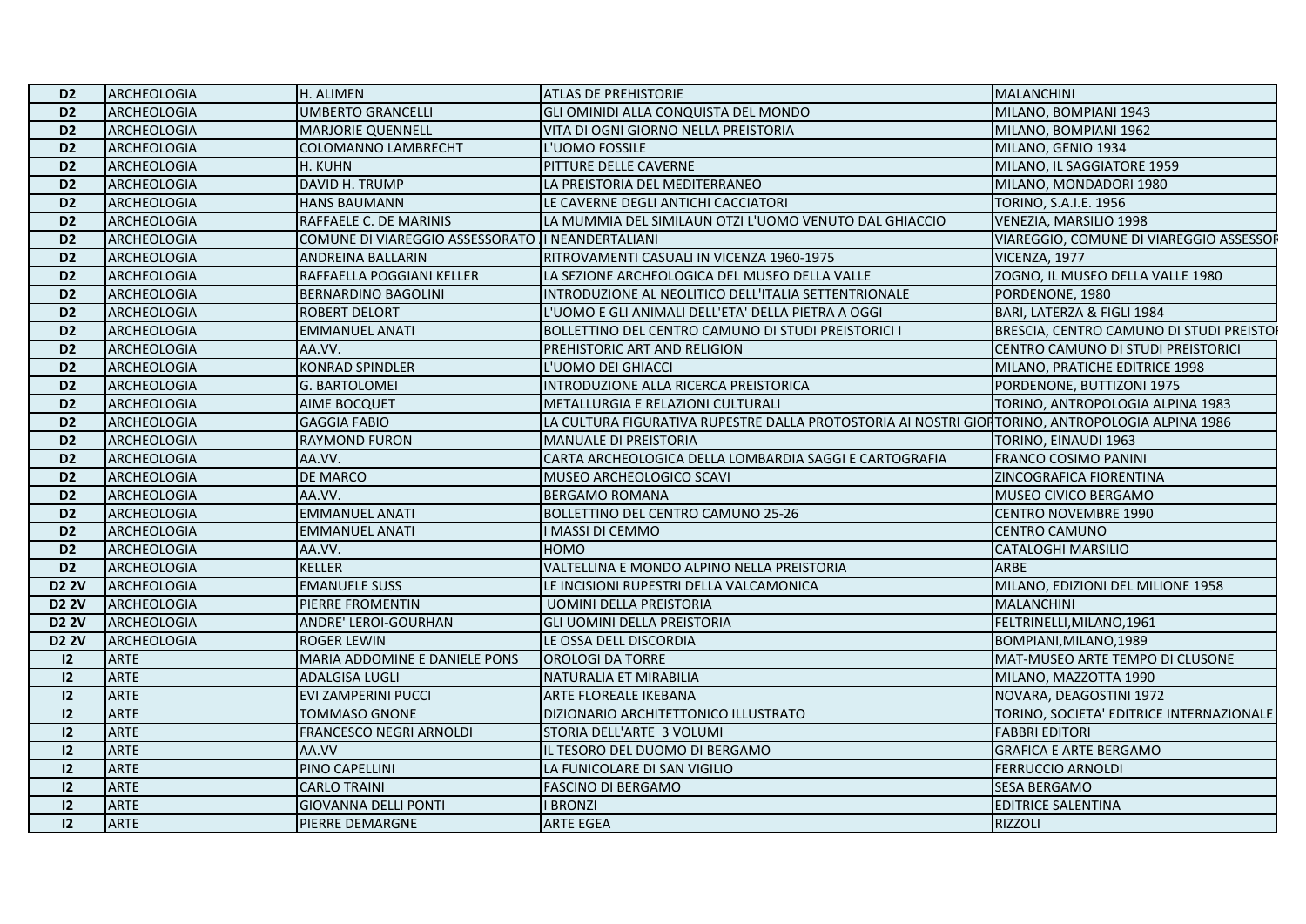| D2 | ARCHEOLOGIA | H. ALIMEN | ATLAS DE PREHISTORIE | MALANCHINI |
|---|---|---|---|---|
| D2 | ARCHEOLOGIA | UMBERTO GRANCELLI | GLI OMINIDI ALLA CONQUISTA DEL MONDO | MILANO, BOMPIANI 1943 |
| D2 | ARCHEOLOGIA | MARJORIE QUENNELL | VITA DI OGNI GIORNO NELLA PREISTORIA | MILANO, BOMPIANI 1962 |
| D2 | ARCHEOLOGIA | COLOMANNO LAMBRECHT | L'UOMO FOSSILE | MILANO, GENIO 1934 |
| D2 | ARCHEOLOGIA | H. KUHN | PITTURE DELLE CAVERNE | MILANO, IL SAGGIATORE 1959 |
| D2 | ARCHEOLOGIA | DAVID H. TRUMP | LA PREISTORIA DEL MEDITERRANEO | MILANO, MONDADORI 1980 |
| D2 | ARCHEOLOGIA | HANS BAUMANN | LE CAVERNE DEGLI ANTICHI CACCIATORI | TORINO, S.A.I.E. 1956 |
| D2 | ARCHEOLOGIA | RAFFAELE C. DE MARINIS | LA MUMMIA DEL SIMILAUN OTZI L'UOMO VENUTO DAL GHIACCIO | VENEZIA, MARSILIO 1998 |
| D2 | ARCHEOLOGIA | COMUNE DI VIAREGGIO ASSESSORATO | I NEANDERTALIANI | VIAREGGIO, COMUNE DI VIAREGGIO ASSESSOR |
| D2 | ARCHEOLOGIA | ANDREINA BALLARIN | RITROVAMENTI CASUALI IN VICENZA 1960-1975 | VICENZA, 1977 |
| D2 | ARCHEOLOGIA | RAFFAELLA POGGIANI KELLER | LA SEZIONE ARCHEOLOGICA DEL MUSEO DELLA VALLE | ZOGNO, IL MUSEO DELLA VALLE 1980 |
| D2 | ARCHEOLOGIA | BERNARDINO BAGOLINI | INTRODUZIONE AL NEOLITICO DELL'ITALIA SETTENTRIONALE | PORDENONE, 1980 |
| D2 | ARCHEOLOGIA | ROBERT DELORT | L'UOMO E GLI ANIMALI DELL'ETA' DELLA PIETRA A OGGI | BARI, LATERZA & FIGLI 1984 |
| D2 | ARCHEOLOGIA | EMMANUEL ANATI | BOLLETTINO DEL CENTRO CAMUNO DI STUDI PREISTORICI I | BRESCIA, CENTRO CAMUNO DI STUDI PREISTOR |
| D2 | ARCHEOLOGIA | AA.VV. | PREHISTORIC ART AND RELIGION | CENTRO CAMUNO DI STUDI PREISTORICI |
| D2 | ARCHEOLOGIA | KONRAD SPINDLER | L'UOMO DEI GHIACCI | MILANO, PRATICHE EDITRICE 1998 |
| D2 | ARCHEOLOGIA | G. BARTOLOMEI | INTRODUZIONE ALLA RICERCA PREISTORICA | PORDENONE, BUTTIZONI 1975 |
| D2 | ARCHEOLOGIA | AIME BOCQUET | METALLURGIA E RELAZIONI CULTURALI | TORINO, ANTROPOLOGIA ALPINA 1983 |
| D2 | ARCHEOLOGIA | GAGGIA FABIO | LA CULTURA FIGURATIVA RUPESTRE DALLA PROTOSTORIA AI NOSTRI GIOR | TORINO, ANTROPOLOGIA ALPINA 1986 |
| D2 | ARCHEOLOGIA | RAYMOND FURON | MANUALE DI PREISTORIA | TORINO, EINAUDI 1963 |
| D2 | ARCHEOLOGIA | AA.VV. | CARTA ARCHEOLOGICA DELLA LOMBARDIA SAGGI E CARTOGRAFIA | FRANCO COSIMO PANINI |
| D2 | ARCHEOLOGIA | DE MARCO | MUSEO ARCHEOLOGICO SCAVI | ZINCOGRAFICA FIORENTINA |
| D2 | ARCHEOLOGIA | AA.VV. | BERGAMO ROMANA | MUSEO CIVICO BERGAMO |
| D2 | ARCHEOLOGIA | EMMANUEL ANATI | BOLLETTINO DEL CENTRO CAMUNO 25-26 | CENTRO NOVEMBRE 1990 |
| D2 | ARCHEOLOGIA | EMMANUEL ANATI | I MASSI DI CEMMO | CENTRO CAMUNO |
| D2 | ARCHEOLOGIA | AA.VV. | HOMO | CATALOGHI MARSILIO |
| D2 | ARCHEOLOGIA | KELLER | VALTELLINA E MONDO ALPINO NELLA PREISTORIA | ARBE |
| D2 2V | ARCHEOLOGIA | EMANUELE SUSS | LE INCISIONI RUPESTRI DELLA VALCAMONICA | MILANO, EDIZIONI DEL MILIONE 1958 |
| D2 2V | ARCHEOLOGIA | PIERRE FROMENTIN | UOMINI DELLA PREISTORIA | MALANCHINI |
| D2 2V | ARCHEOLOGIA | ANDRE' LEROI-GOURHAN | GLI UOMINI DELLA PREISTORIA | FELTRINELLI,MILANO,1961 |
| D2 2V | ARCHEOLOGIA | ROGER LEWIN | LE OSSA DELL DISCORDIA | BOMPIANI,MILANO,1989 |
| I2 | ARTE | MARIA ADDOMINE E DANIELE PONS | OROLOGI DA TORRE | MAT-MUSEO ARTE TEMPO DI CLUSONE |
| I2 | ARTE | ADALGISA LUGLI | NATURALIA ET MIRABILIA | MILANO, MAZZOTTA 1990 |
| I2 | ARTE | EVI ZAMPERINI PUCCI | ARTE FLOREALE IKEBANA | NOVARA, DEAGOSTINI 1972 |
| I2 | ARTE | TOMMASO GNONE | DIZIONARIO ARCHITETTONICO ILLUSTRATO | TORINO, SOCIETA' EDITRICE INTERNAZIONALE |
| I2 | ARTE | FRANCESCO NEGRI ARNOLDI | STORIA DELL'ARTE 3 VOLUMI | FABBRI EDITORI |
| I2 | ARTE | AA.VV | IL TESORO DEL DUOMO DI BERGAMO | GRAFICA E ARTE BERGAMO |
| I2 | ARTE | PINO CAPELLINI | LA FUNICOLARE DI SAN VIGILIO | FERRUCCIO ARNOLDI |
| I2 | ARTE | CARLO TRAINI | FASCINO DI BERGAMO | SESA BERGAMO |
| I2 | ARTE | GIOVANNA DELLI PONTI | I BRONZI | EDITRICE SALENTINA |
| I2 | ARTE | PIERRE DEMARGNE | ARTE EGEA | RIZZOLI |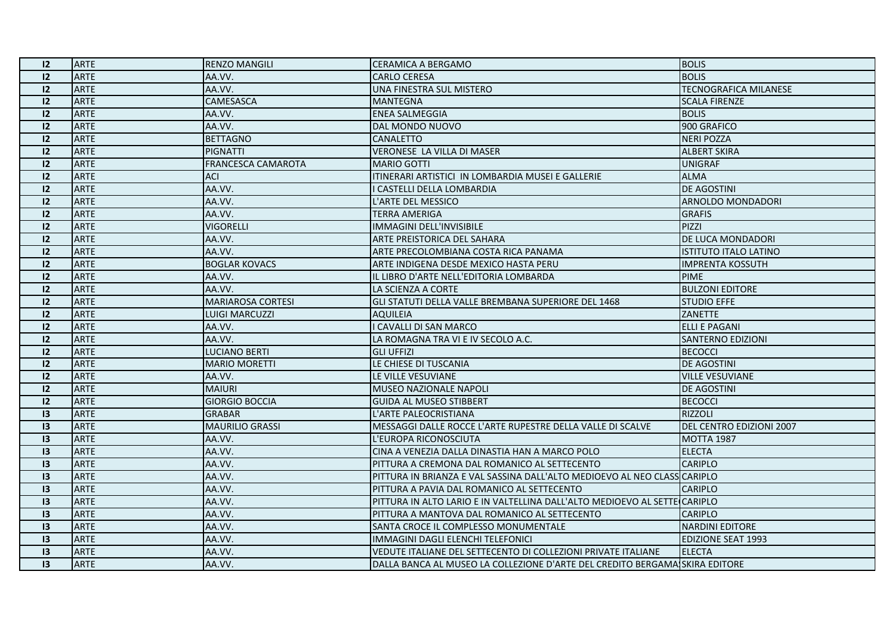| | | | | |
|---|---|---|---|---|
| I2 | ARTE | RENZO MANGILI | CERAMICA A BERGAMO | BOLIS |
| I2 | ARTE | AA.VV. | CARLO CERESA | BOLIS |
| I2 | ARTE | AA.VV. | UNA FINESTRA SUL MISTERO | TECNOGRAFICA MILANESE |
| I2 | ARTE | CAMESASCA | MANTEGNA | SCALA FIRENZE |
| I2 | ARTE | AA.VV. | ENEA SALMEGGIA | BOLIS |
| I2 | ARTE | AA.VV. | DAL MONDO NUOVO | 900 GRAFICO |
| I2 | ARTE | BETTAGNO | CANALETTO | NERI POZZA |
| I2 | ARTE | PIGNATTI | VERONESE LA VILLA DI MASER | ALBERT SKIRA |
| I2 | ARTE | FRANCESCA CAMAROTA | MARIO GOTTI | UNIGRAF |
| I2 | ARTE | ACI | ITINERARI ARTISTICI IN LOMBARDIA MUSEI E GALLERIE | ALMA |
| I2 | ARTE | AA.VV. | I CASTELLI DELLA LOMBARDIA | DE AGOSTINI |
| I2 | ARTE | AA.VV. | L'ARTE DEL MESSICO | ARNOLDO MONDADORI |
| I2 | ARTE | AA.VV. | TERRA AMERIGA | GRAFIS |
| I2 | ARTE | VIGORELLI | IMMAGINI DELL'INVISIBILE | PIZZI |
| I2 | ARTE | AA.VV. | ARTE PREISTORICA DEL SAHARA | DE LUCA MONDADORI |
| I2 | ARTE | AA.VV. | ARTE PRECOLOMBIANA COSTA RICA PANAMA | ISTITUTO ITALO LATINO |
| I2 | ARTE | BOGLAR KOVACS | ARTE INDIGENA DESDE MEXICO HASTA PERU | IMPRENTA KOSSUTH |
| I2 | ARTE | AA.VV. | IL LIBRO D'ARTE NELL'EDITORIA LOMBARDA | PIME |
| I2 | ARTE | AA.VV. | LA SCIENZA A CORTE | BULZONI EDITORE |
| I2 | ARTE | MARIAROSA CORTESI | GLI STATUTI DELLA VALLE BREMBANA SUPERIORE DEL 1468 | STUDIO EFFE |
| I2 | ARTE | LUIGI MARCUZZI | AQUILEIA | ZANETTE |
| I2 | ARTE | AA.VV. | I CAVALLI DI SAN MARCO | ELLI E PAGANI |
| I2 | ARTE | AA.VV. | LA ROMAGNA TRA VI E IV SECOLO A.C. | SANTERNO EDIZIONI |
| I2 | ARTE | LUCIANO BERTI | GLI UFFIZI | BECOCCI |
| I2 | ARTE | MARIO MORETTI | LE CHIESE DI TUSCANIA | DE AGOSTINI |
| I2 | ARTE | AA.VV. | LE VILLE VESUVIANE | VILLE VESUVIANE |
| I2 | ARTE | MAIURI | MUSEO NAZIONALE NAPOLI | DE AGOSTINI |
| I2 | ARTE | GIORGIO BOCCIA | GUIDA AL MUSEO STIBBERT | BECOCCI |
| I3 | ARTE | GRABAR | L'ARTE PALEOCRISTIANA | RIZZOLI |
| I3 | ARTE | MAURILIO GRASSI | MESSAGGI DALLE ROCCE L'ARTE RUPESTRE DELLA VALLE DI SCALVE | DEL CENTRO EDIZIONI 2007 |
| I3 | ARTE | AA.VV. | L'EUROPA RICONOSCIUTA | MOTTA 1987 |
| I3 | ARTE | AA.VV. | CINA A VENEZIA DALLA DINASTIA HAN A MARCO POLO | ELECTA |
| I3 | ARTE | AA.VV. | PITTURA A CREMONA DAL ROMANICO AL SETTECENTO | CARIPLO |
| I3 | ARTE | AA.VV. | PITTURA IN BRIANZA E VAL SASSINA DALL'ALTO MEDIOEVO AL NEO CLASS | CARIPLO |
| I3 | ARTE | AA.VV. | PITTURA A PAVIA DAL ROMANICO AL SETTECENTO | CARIPLO |
| I3 | ARTE | AA.VV. | PITTURA IN ALTO LARIO E IN VALTELLINA DALL'ALTO MEDIOEVO AL SETTE | CARIPLO |
| I3 | ARTE | AA.VV. | PITTURA A MANTOVA DAL ROMANICO AL SETTECENTO | CARIPLO |
| I3 | ARTE | AA.VV. | SANTA CROCE IL COMPLESSO MONUMENTALE | NARDINI EDITORE |
| I3 | ARTE | AA.VV. | IMMAGINI DAGLI ELENCHI TELEFONICI | EDIZIONE SEAT 1993 |
| I3 | ARTE | AA.VV. | VEDUTE ITALIANE DEL SETTECENTO DI COLLEZIONI PRIVATE ITALIANE | ELECTA |
| I3 | ARTE | AA.VV. | DALLA BANCA AL MUSEO LA COLLEZIONE D'ARTE DEL CREDITO BERGAMA | SKIRA EDITORE |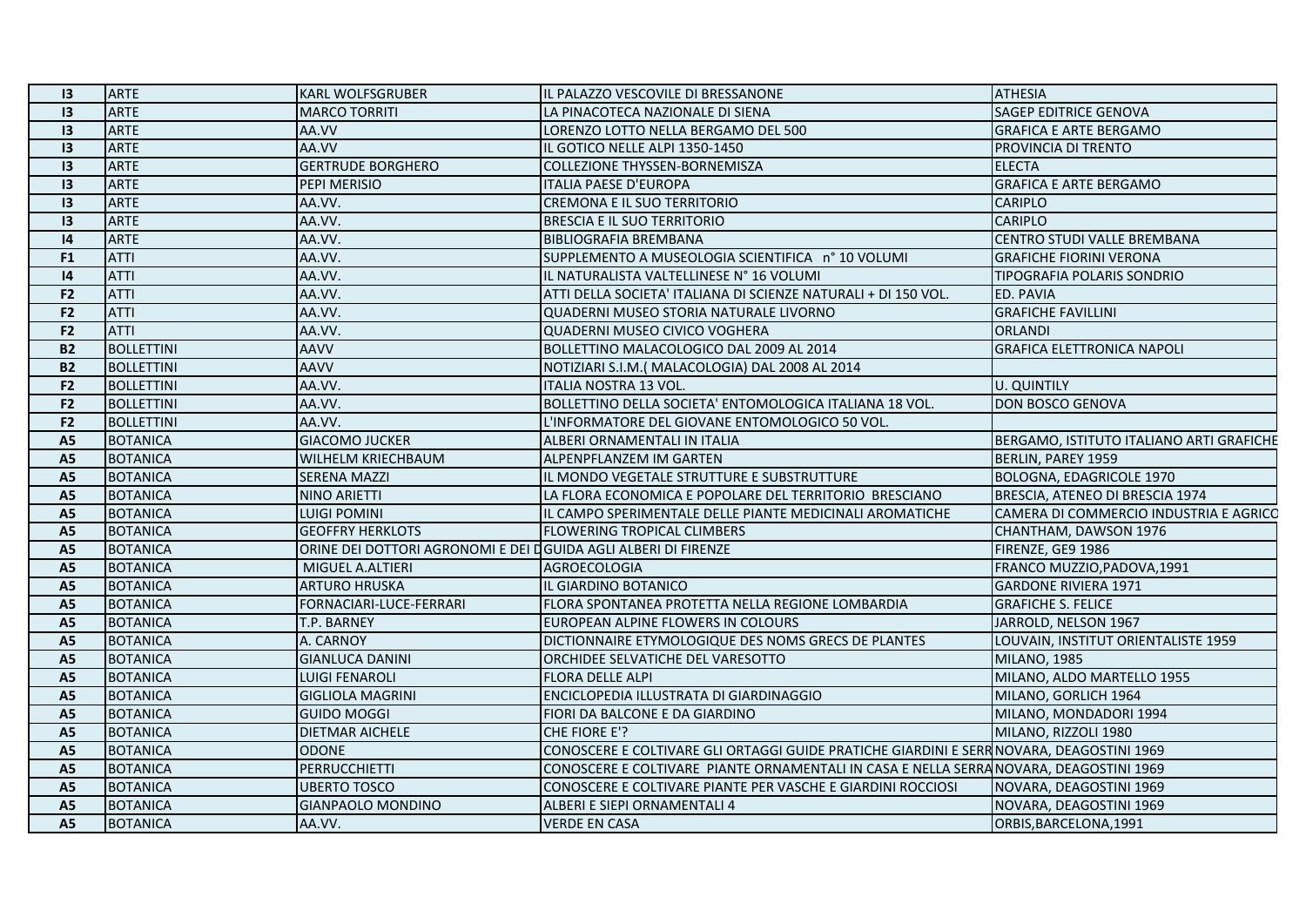| I3 | ARTE | KARL WOLFSGRUBER | IL PALAZZO VESCOVILE DI BRESSANONE | ATHESIA |
|---|---|---|---|---|
| I3 | ARTE | MARCO TORRITI | LA PINACOTECA NAZIONALE DI SIENA | SAGEP EDITRICE GENOVA |
| I3 | ARTE | AA.VV | LORENZO LOTTO NELLA BERGAMO DEL 500 | GRAFICA E ARTE BERGAMO |
| I3 | ARTE | AA.VV | IL GOTICO NELLE ALPI 1350-1450 | PROVINCIA DI TRENTO |
| I3 | ARTE | GERTRUDE BORGHERO | COLLEZIONE THYSSEN-BORNEMISZA | ELECTA |
| I3 | ARTE | PEPI MERISIO | ITALIA PAESE D'EUROPA | GRAFICA E ARTE BERGAMO |
| I3 | ARTE | AA.VV. | CREMONA E IL SUO TERRITORIO | CARIPLO |
| I3 | ARTE | AA.VV. | BRESCIA E IL SUO TERRITORIO | CARIPLO |
| I4 | ARTE | AA.VV. | BIBLIOGRAFIA BREMBANA | CENTRO STUDI VALLE BREMBANA |
| F1 | ATTI | AA.VV. | SUPPLEMENTO A MUSEOLOGIA SCIENTIFICA n° 10 VOLUMI | GRAFICHE FIORINI VERONA |
| I4 | ATTI | AA.VV. | IL NATURALISTA VALTELLINESE N° 16 VOLUMI | TIPOGRAFIA POLARIS SONDRIO |
| F2 | ATTI | AA.VV. | ATTI DELLA SOCIETA' ITALIANA DI SCIENZE NATURALI + DI 150 VOL. | ED. PAVIA |
| F2 | ATTI | AA.VV. | QUADERNI MUSEO STORIA NATURALE LIVORNO | GRAFICHE FAVILLINI |
| F2 | ATTI | AA.VV. | QUADERNI MUSEO CIVICO VOGHERA | ORLANDI |
| B2 | BOLLETTINI | AAVV | BOLLETTINO MALACOLOGICO DAL 2009 AL 2014 | GRAFICA ELETTRONICA NAPOLI |
| B2 | BOLLETTINI | AAVV | NOTIZIARI S.I.M.( MALACOLOGIA) DAL 2008 AL 2014 | |
| F2 | BOLLETTINI | AA.VV. | ITALIA NOSTRA 13 VOL. | U. QUINTILY |
| F2 | BOLLETTINI | AA.VV. | BOLLETTINO DELLA SOCIETA' ENTOMOLOGICA ITALIANA 18 VOL. | DON BOSCO GENOVA |
| F2 | BOLLETTINI | AA.VV. | L'INFORMATORE DEL GIOVANE ENTOMOLOGICO 50 VOL. | |
| A5 | BOTANICA | GIACOMO JUCKER | ALBERI ORNAMENTALI IN ITALIA | BERGAMO, ISTITUTO ITALIANO ARTI GRAFICHE |
| A5 | BOTANICA | WILHELM KRIECHBAUM | ALPENPFLANZEM IM GARTEN | BERLIN, PAREY 1959 |
| A5 | BOTANICA | SERENA MAZZI | IL MONDO VEGETALE STRUTTURE E SUBSTRUTTURE | BOLOGNA, EDAGRICOLE 1970 |
| A5 | BOTANICA | NINO ARIETTI | LA FLORA ECONOMICA E POPOLARE DEL TERRITORIO BRESCIANO | BRESCIA, ATENEO DI BRESCIA 1974 |
| A5 | BOTANICA | LUIGI POMINI | IL CAMPO SPERIMENTALE DELLE PIANTE MEDICINALI AROMATICHE | CAMERA DI COMMERCIO INDUSTRIA E AGRICO |
| A5 | BOTANICA | GEOFFRY HERKLOTS | FLOWERING TROPICAL CLIMBERS | CHANTHAM, DAWSON 1976 |
| A5 | BOTANICA | ORINE DEI DOTTORI AGRONOMI E DEI D | GUIDA AGLI ALBERI DI FIRENZE | FIRENZE, GE9 1986 |
| A5 | BOTANICA | MIGUEL A.ALTIERI | AGROECOLOGIA | FRANCO MUZZIO,PADOVA,1991 |
| A5 | BOTANICA | ARTURO HRUSKA | IL GIARDINO BOTANICO | GARDONE RIVIERA 1971 |
| A5 | BOTANICA | FORNACIARI-LUCE-FERRARI | FLORA SPONTANEA PROTETTA NELLA REGIONE LOMBARDIA | GRAFICHE S. FELICE |
| A5 | BOTANICA | T.P. BARNEY | EUROPEAN ALPINE FLOWERS IN COLOURS | JARROLD, NELSON 1967 |
| A5 | BOTANICA | A. CARNOY | DICTIONNAIRE ETYMOLOGIQUE DES NOMS GRECS DE PLANTES | LOUVAIN, INSTITUT ORIENTALISTE 1959 |
| A5 | BOTANICA | GIANLUCA DANINI | ORCHIDEE SELVATICHE DEL VARESOTTO | MILANO, 1985 |
| A5 | BOTANICA | LUIGI FENAROLI | FLORA DELLE ALPI | MILANO, ALDO MARTELLO 1955 |
| A5 | BOTANICA | GIGLIOLA MAGRINI | ENCICLOPEDIA ILLUSTRATA DI GIARDINAGGIO | MILANO, GORLICH 1964 |
| A5 | BOTANICA | GUIDO MOGGI | FIORI DA BALCONE E DA GIARDINO | MILANO, MONDADORI 1994 |
| A5 | BOTANICA | DIETMAR AICHELE | CHE FIORE E'? | MILANO, RIZZOLI 1980 |
| A5 | BOTANICA | ODONE | CONOSCERE E COLTIVARE GLI ORTAGGI GUIDE PRATICHE GIARDINI E SERR | NOVARA, DEAGOSTINI 1969 |
| A5 | BOTANICA | PERRUCCHIETTI | CONOSCERE E COLTIVARE PIANTE ORNAMENTALI IN CASA E NELLA SERRA | NOVARA, DEAGOSTINI 1969 |
| A5 | BOTANICA | UBERTO TOSCO | CONOSCERE E COLTIVARE PIANTE PER VASCHE E GIARDINI ROCCIOSI | NOVARA, DEAGOSTINI 1969 |
| A5 | BOTANICA | GIANPAOLO MONDINO | ALBERI E SIEPI ORNAMENTALI 4 | NOVARA, DEAGOSTINI 1969 |
| A5 | BOTANICA | AA.VV. | VERDE EN CASA | ORBIS,BARCELONA,1991 |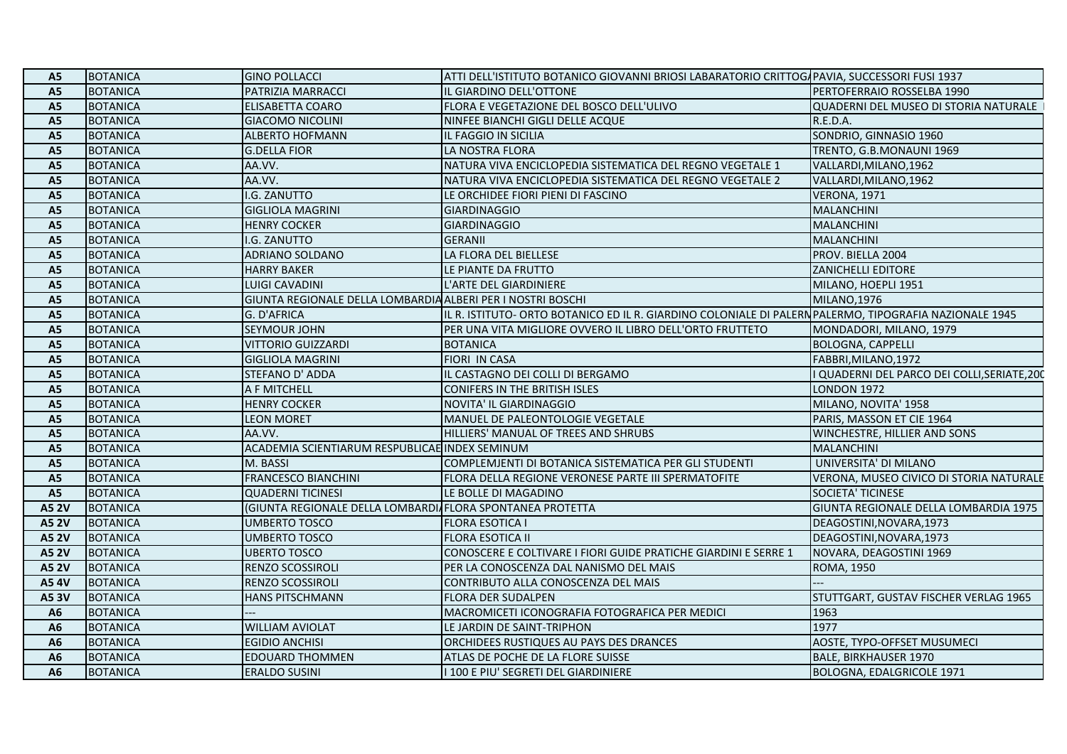| A5 | BOTANICA | GINO POLLACCI | ATTI DELL'ISTITUTO BOTANICO GIOVANNI BRIOSI LABARATORIO CRITTOGA | PAVIA, SUCCESSORI FUSI 1937 |
|---|---|---|---|---|
| A5 | BOTANICA | PATRIZIA MARRACCI | IL GIARDINO DELL'OTTONE | PERTOFERRAIO ROSSELBA 1990 |
| A5 | BOTANICA | ELISABETTA COARO | FLORA E VEGETAZIONE DEL BOSCO DELL'ULIVO | QUADERNI DEL MUSEO DI STORIA NATURALE |
| A5 | BOTANICA | GIACOMO NICOLINI | NINFEE BIANCHI GIGLI DELLE ACQUE | R.E.D.A. |
| A5 | BOTANICA | ALBERTO HOFMANN | IL FAGGIO IN SICILIA | SONDRIO, GINNASIO 1960 |
| A5 | BOTANICA | G.DELLA FIOR | LA NOSTRA FLORA | TRENTO, G.B.MONAUNI 1969 |
| A5 | BOTANICA | AA.VV. | NATURA VIVA ENCICLOPEDIA SISTEMATICA DEL REGNO VEGETALE 1 | VALLARDI,MILANO,1962 |
| A5 | BOTANICA | AA.VV. | NATURA VIVA ENCICLOPEDIA SISTEMATICA DEL REGNO VEGETALE 2 | VALLARDI,MILANO,1962 |
| A5 | BOTANICA | I.G. ZANUTTO | LE ORCHIDEE FIORI PIENI DI FASCINO | VERONA, 1971 |
| A5 | BOTANICA | GIGLIOLA MAGRINI | GIARDINAGGIO | MALANCHINI |
| A5 | BOTANICA | HENRY COCKER | GIARDINAGGIO | MALANCHINI |
| A5 | BOTANICA | I.G. ZANUTTO | GERANII | MALANCHINI |
| A5 | BOTANICA | ADRIANO SOLDANO | LA FLORA DEL BIELLESE | PROV. BIELLA 2004 |
| A5 | BOTANICA | HARRY BAKER | LE PIANTE DA FRUTTO | ZANICHELLI EDITORE |
| A5 | BOTANICA | LUIGI CAVADINI | L'ARTE DEL GIARDINIERE | MILANO, HOEPLI 1951 |
| A5 | BOTANICA | GIUNTA REGIONALE DELLA LOMBARDIA | ALBERI PER I NOSTRI BOSCHI | MILANO,1976 |
| A5 | BOTANICA | G. D'AFRICA | IL R. ISTITUTO- ORTO BOTANICO ED IL R. GIARDINO COLONIALE DI PALERM | PALERMO, TIPOGRAFIA NAZIONALE 1945 |
| A5 | BOTANICA | SEYMOUR JOHN | PER UNA VITA MIGLIORE OVVERO IL LIBRO DELL'ORTO FRUTTETO | MONDADORI, MILANO, 1979 |
| A5 | BOTANICA | VITTORIO GUIZZARDI | BOTANICA | BOLOGNA, CAPPELLI |
| A5 | BOTANICA | GIGLIOLA MAGRINI | FIORI IN CASA | FABBRI,MILANO,1972 |
| A5 | BOTANICA | STEFANO D' ADDA | IL CASTAGNO DEI COLLI DI BERGAMO | I QUADERNI DEL PARCO DEI COLLI,SERIATE,200 |
| A5 | BOTANICA | A F MITCHELL | CONIFERS IN THE BRITISH ISLES | LONDON 1972 |
| A5 | BOTANICA | HENRY COCKER | NOVITA' IL GIARDINAGGIO | MILANO, NOVITA' 1958 |
| A5 | BOTANICA | LEON MORET | MANUEL DE PALEONTOLOGIE VEGETALE | PARIS, MASSON ET CIE 1964 |
| A5 | BOTANICA | AA.VV. | HILLIERS' MANUAL OF TREES AND SHRUBS | WINCHESTRE, HILLIER AND SONS |
| A5 | BOTANICA | ACADEMIA SCIENTIARUM RESPUBLICAE | INDEX SEMINUM | MALANCHINI |
| A5 | BOTANICA | M. BASSI | COMPLEMJENTI DI BOTANICA SISTEMATICA PER GLI STUDENTI | UNIVERSITA' DI MILANO |
| A5 | BOTANICA | FRANCESCO BIANCHINI | FLORA DELLA REGIONE VERONESE PARTE III SPERMATOFITE | VERONA, MUSEO CIVICO DI STORIA NATURALE |
| A5 | BOTANICA | QUADERNI TICINESI | LE BOLLE DI MAGADINO | SOCIETA' TICINESE |
| A5 2V | BOTANICA | (GIUNTA REGIONALE DELLA LOMBARDIA | FLORA SPONTANEA PROTETTA | GIUNTA REGIONALE DELLA LOMBARDIA 1975 |
| A5 2V | BOTANICA | UMBERTO TOSCO | FLORA ESOTICA I | DEAGOSTINI,NOVARA,1973 |
| A5 2V | BOTANICA | UMBERTO TOSCO | FLORA ESOTICA II | DEAGOSTINI,NOVARA,1973 |
| A5 2V | BOTANICA | UBERTO TOSCO | CONOSCERE E COLTIVARE I FIORI GUIDE PRATICHE GIARDINI E SERRE 1 | NOVARA, DEAGOSTINI 1969 |
| A5 2V | BOTANICA | RENZO SCOSSIROLI | PER LA CONOSCENZA DAL NANISMO DEL MAIS | ROMA, 1950 |
| A5 4V | BOTANICA | RENZO SCOSSIROLI | CONTRIBUTO ALLA CONOSCENZA DEL MAIS | --- |
| A5 3V | BOTANICA | HANS PITSCHMANN | FLORA DER SUDALPEN | STUTTGART, GUSTAV FISCHER VERLAG 1965 |
| A6 | BOTANICA | --- | MACROMICETI ICONOGRAFIA FOTOGRAFICA PER MEDICI | 1963 |
| A6 | BOTANICA | WILLIAM AVIOLAT | LE JARDIN DE SAINT-TRIPHON | 1977 |
| A6 | BOTANICA | EGIDIO ANCHISI | ORCHIDEES RUSTIQUES AU PAYS DES DRANCES | AOSTE, TYPO-OFFSET MUSUMECI |
| A6 | BOTANICA | EDOUARD THOMMEN | ATLAS DE POCHE DE LA FLORE SUISSE | BALE, BIRKHAUSER 1970 |
| A6 | BOTANICA | ERALDO SUSINI | I 100 E PIU' SEGRETI DEL GIARDINIERE | BOLOGNA, EDALGRICOLE 1971 |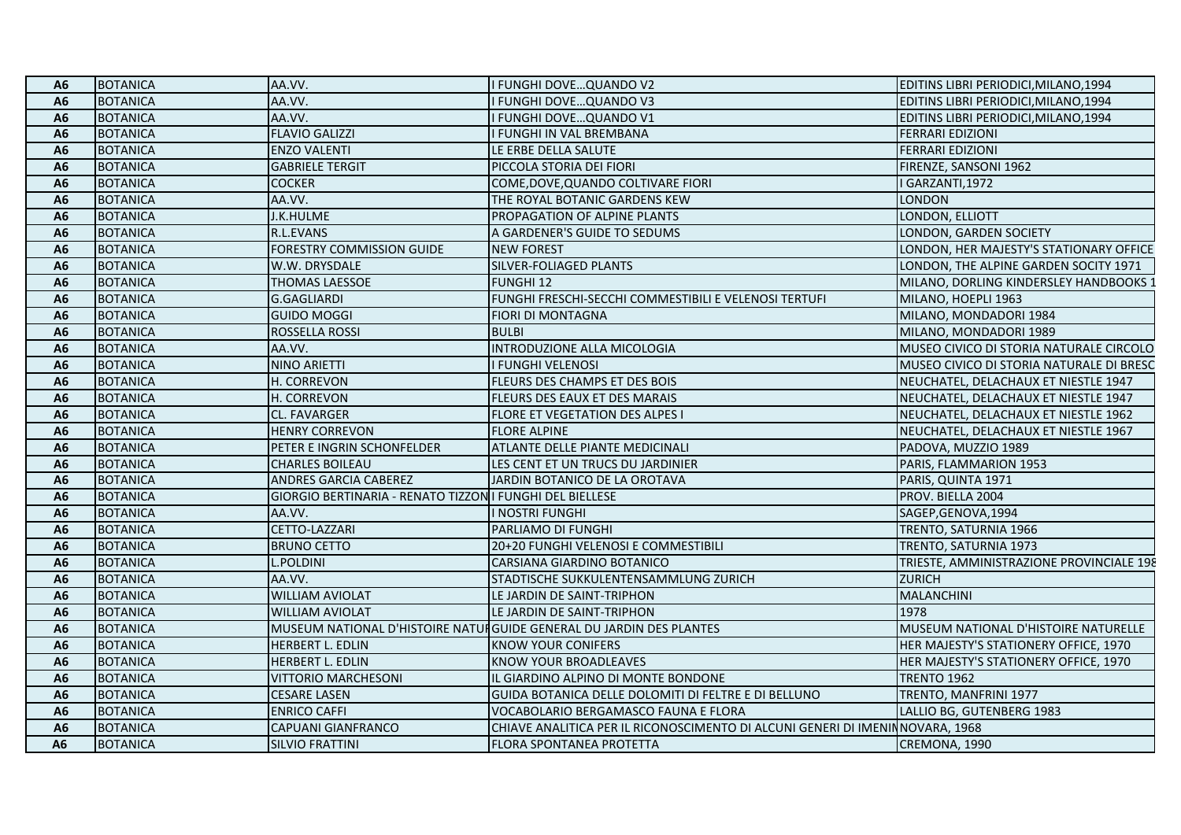| A6 | BOTANICA | AA.VV. | I FUNGHI DOVE…QUANDO V2 | EDITINS LIBRI PERIODICI,MILANO,1994 |
|---|---|---|---|---|
| A6 | BOTANICA | AA.VV. | I FUNGHI DOVE…QUANDO V3 | EDITINS LIBRI PERIODICI,MILANO,1994 |
| A6 | BOTANICA | AA.VV. | I FUNGHI DOVE…QUANDO V1 | EDITINS LIBRI PERIODICI,MILANO,1994 |
| A6 | BOTANICA | FLAVIO GALIZZI | I FUNGHI IN VAL BREMBANA | FERRARI EDIZIONI |
| A6 | BOTANICA | ENZO VALENTI | LE ERBE DELLA SALUTE | FERRARI EDIZIONI |
| A6 | BOTANICA | GABRIELE TERGIT | PICCOLA STORIA DEI FIORI | FIRENZE, SANSONI 1962 |
| A6 | BOTANICA | COCKER | COME,DOVE,QUANDO COLTIVARE FIORI | I GARZANTI,1972 |
| A6 | BOTANICA | AA.VV. | THE ROYAL BOTANIC GARDENS KEW | LONDON |
| A6 | BOTANICA | J.K.HULME | PROPAGATION OF ALPINE PLANTS | LONDON, ELLIOTT |
| A6 | BOTANICA | R.L.EVANS | A GARDENER'S GUIDE TO SEDUMS | LONDON, GARDEN SOCIETY |
| A6 | BOTANICA | FORESTRY COMMISSION GUIDE | NEW FOREST | LONDON, HER MAJESTY'S STATIONARY OFFICE |
| A6 | BOTANICA | W.W. DRYSDALE | SILVER-FOLIAGED PLANTS | LONDON, THE ALPINE GARDEN SOCITY 1971 |
| A6 | BOTANICA | THOMAS LAESSOE | FUNGHI 12 | MILANO, DORLING KINDERSLEY HANDBOOKS 1 |
| A6 | BOTANICA | G.GAGLIARDI | FUNGHI FRESCHI-SECCHI COMMESTIBILI E VELENOSI TERTUFI | MILANO, HOEPLI 1963 |
| A6 | BOTANICA | GUIDO MOGGI | FIORI DI MONTAGNA | MILANO, MONDADORI 1984 |
| A6 | BOTANICA | ROSSELLA ROSSI | BULBI | MILANO, MONDADORI 1989 |
| A6 | BOTANICA | AA.VV. | INTRODUZIONE ALLA MICOLOGIA | MUSEO CIVICO DI STORIA NATURALE CIRCOLO |
| A6 | BOTANICA | NINO ARIETTI | I FUNGHI VELENOSI | MUSEO CIVICO DI STORIA NATURALE DI BRESC |
| A6 | BOTANICA | H. CORREVON | FLEURS DES CHAMPS ET DES BOIS | NEUCHATEL, DELACHAUX ET NIESTLE 1947 |
| A6 | BOTANICA | H. CORREVON | FLEURS DES EAUX ET DES MARAIS | NEUCHATEL, DELACHAUX ET NIESTLE 1947 |
| A6 | BOTANICA | CL. FAVARGER | FLORE ET VEGETATION DES ALPES I | NEUCHATEL, DELACHAUX ET NIESTLE 1962 |
| A6 | BOTANICA | HENRY CORREVON | FLORE ALPINE | NEUCHATEL, DELACHAUX ET NIESTLE 1967 |
| A6 | BOTANICA | PETER E INGRIN SCHONFELDER | ATLANTE DELLE PIANTE MEDICINALI | PADOVA, MUZZIO 1989 |
| A6 | BOTANICA | CHARLES BOILEAU | LES CENT ET UN TRUCS DU JARDINIER | PARIS, FLAMMARION 1953 |
| A6 | BOTANICA | ANDRES GARCIA CABEREZ | JARDIN BOTANICO DE LA OROTAVA | PARIS, QUINTA 1971 |
| A6 | BOTANICA | GIORGIO BERTINARIA - RENATO TIZZON | I FUNGHI DEL BIELLESE | PROV. BIELLA 2004 |
| A6 | BOTANICA | AA.VV. | I NOSTRI FUNGHI | SAGEP,GENOVA,1994 |
| A6 | BOTANICA | CETTO-LAZZARI | PARLIAMO DI FUNGHI | TRENTO, SATURNIA 1966 |
| A6 | BOTANICA | BRUNO CETTO | 20+20 FUNGHI VELENOSI E COMMESTIBILI | TRENTO, SATURNIA 1973 |
| A6 | BOTANICA | L.POLDINI | CARSIANA GIARDINO BOTANICO | TRIESTE, AMMINISTRAZIONE PROVINCIALE 198 |
| A6 | BOTANICA | AA.VV. | STADTISCHE SUKKULENTENSAMMLUNG ZURICH | ZURICH |
| A6 | BOTANICA | WILLIAM AVIOLAT | LE JARDIN DE SAINT-TRIPHON | MALANCHINI |
| A6 | BOTANICA | WILLIAM AVIOLAT | LE JARDIN DE SAINT-TRIPHON | 1978 |
| A6 | BOTANICA | MUSEUM NATIONAL D'HISTOIRE NATUR | GUIDE GENERAL DU JARDIN DES PLANTES | MUSEUM NATIONAL D'HISTOIRE NATURELLE |
| A6 | BOTANICA | HERBERT L. EDLIN | KNOW YOUR CONIFERS | HER MAJESTY'S STATIONERY OFFICE, 1970 |
| A6 | BOTANICA | HERBERT L. EDLIN | KNOW YOUR BROADLEAVES | HER MAJESTY'S STATIONERY OFFICE, 1970 |
| A6 | BOTANICA | VITTORIO MARCHESONI | IL GIARDINO ALPINO DI MONTE BONDONE | TRENTO 1962 |
| A6 | BOTANICA | CESARE LASEN | GUIDA BOTANICA DELLE DOLOMITI DI FELTRE E DI BELLUNO | TRENTO, MANFRINI 1977 |
| A6 | BOTANICA | ENRICO CAFFI | VOCABOLARIO BERGAMASCO FAUNA E FLORA | LALLIO BG, GUTENBERG 1983 |
| A6 | BOTANICA | CAPUANI GIANFRANCO | CHIAVE ANALITICA PER IL RICONOSCIMENTO DI ALCUNI GENERI DI IMENIN | NOVARA, 1968 |
| A6 | BOTANICA | SILVIO FRATTINI | FLORA SPONTANEA PROTETTA | CREMONA, 1990 |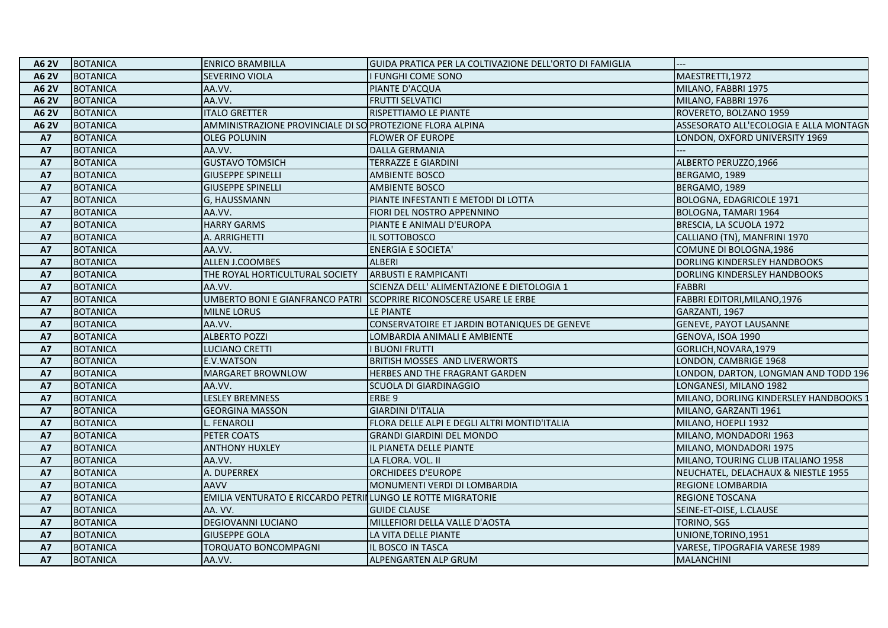| A6 2V | BOTANICA | ENRICO BRAMBILLA | GUIDA PRATICA PER LA COLTIVAZIONE DELL'ORTO DI FAMIGLIA | --- |
|---|---|---|---|---|
| A6 2V | BOTANICA | SEVERINO VIOLA | I FUNGHI COME SONO | MAESTRETTI,1972 |
| A6 2V | BOTANICA | AA.VV. | PIANTE D'ACQUA | MILANO, FABBRI 1975 |
| A6 2V | BOTANICA | AA.VV. | FRUTTI SELVATICI | MILANO, FABBRI 1976 |
| A6 2V | BOTANICA | ITALO GRETTER | RISPETTIAMO LE PIANTE | ROVERETO, BOLZANO 1959 |
| A6 2V | BOTANICA | AMMINISTRAZIONE PROVINCIALE DI SO | PROTEZIONE FLORA ALPINA | ASSESORATO ALL'ECOLOGIA E ALLA MONTAGN |
| A7 | BOTANICA | OLEG POLUNIN | FLOWER OF EUROPE | LONDON, OXFORD UNIVERSITY 1969 |
| A7 | BOTANICA | AA.VV. | DALLA GERMANIA | --- |
| A7 | BOTANICA | GUSTAVO TOMSICH | TERRAZZE E GIARDINI | ALBERTO PERUZZO,1966 |
| A7 | BOTANICA | GIUSEPPE SPINELLI | AMBIENTE BOSCO | BERGAMO, 1989 |
| A7 | BOTANICA | GIUSEPPE SPINELLI | AMBIENTE BOSCO | BERGAMO, 1989 |
| A7 | BOTANICA | G, HAUSSMANN | PIANTE INFESTANTI E METODI DI LOTTA | BOLOGNA, EDAGRICOLE 1971 |
| A7 | BOTANICA | AA.VV. | FIORI DEL NOSTRO APPENNINO | BOLOGNA, TAMARI 1964 |
| A7 | BOTANICA | HARRY GARMS | PIANTE E ANIMALI D'EUROPA | BRESCIA, LA SCUOLA 1972 |
| A7 | BOTANICA | A. ARRIGHETTI | IL SOTTOBOSCO | CALLIANO (TN), MANFRINI 1970 |
| A7 | BOTANICA | AA.VV. | ENERGIA E SOCIETA' | COMUNE DI BOLOGNA,1986 |
| A7 | BOTANICA | ALLEN J.COOMBES | ALBERI | DORLING KINDERSLEY HANDBOOKS |
| A7 | BOTANICA | THE ROYAL HORTICULTURAL SOCIETY | ARBUSTI E RAMPICANTI | DORLING KINDERSLEY HANDBOOKS |
| A7 | BOTANICA | AA.VV. | SCIENZA DELL' ALIMENTAZIONE E DIETOLOGIA 1 | FABBRI |
| A7 | BOTANICA | UMBERTO BONI E GIANFRANCO PATRI | SCOPRIRE RICONOSCERE USARE LE ERBE | FABBRI EDITORI,MILANO,1976 |
| A7 | BOTANICA | MILNE LORUS | LE PIANTE | GARZANTI, 1967 |
| A7 | BOTANICA | AA.VV. | CONSERVATOIRE ET JARDIN BOTANIQUES DE GENEVE | GENEVE, PAYOT LAUSANNE |
| A7 | BOTANICA | ALBERTO POZZI | LOMBARDIA ANIMALI E AMBIENTE | GENOVA, ISOA 1990 |
| A7 | BOTANICA | LUCIANO CRETTI | I BUONI FRUTTI | GORLICH,NOVARA,1979 |
| A7 | BOTANICA | E.V.WATSON | BRITISH MOSSES AND LIVERWORTS | LONDON, CAMBRIGE 1968 |
| A7 | BOTANICA | MARGARET BROWNLOW | HERBES AND THE FRAGRANT GARDEN | LONDON, DARTON, LONGMAN AND TODD 196 |
| A7 | BOTANICA | AA.VV. | SCUOLA DI GIARDINAGGIO | LONGANESI, MILANO 1982 |
| A7 | BOTANICA | LESLEY BREMNESS | ERBE 9 | MILANO, DORLING KINDERSLEY HANDBOOKS 1 |
| A7 | BOTANICA | GEORGINA MASSON | GIARDINI D'ITALIA | MILANO, GARZANTI 1961 |
| A7 | BOTANICA | L. FENAROLI | FLORA DELLE ALPI E DEGLI ALTRI MONTID'ITALIA | MILANO, HOEPLI 1932 |
| A7 | BOTANICA | PETER COATS | GRANDI GIARDINI DEL MONDO | MILANO, MONDADORI 1963 |
| A7 | BOTANICA | ANTHONY HUXLEY | IL PIANETA DELLE PIANTE | MILANO, MONDADORI 1975 |
| A7 | BOTANICA | AA.VV. | LA FLORA. VOL. II | MILANO, TOURING CLUB ITALIANO 1958 |
| A7 | BOTANICA | A. DUPERREX | ORCHIDEES D'EUROPE | NEUCHATEL, DELACHAUX & NIESTLE 1955 |
| A7 | BOTANICA | AAVV | MONUMENTI VERDI DI LOMBARDIA | REGIONE LOMBARDIA |
| A7 | BOTANICA | EMILIA VENTURATO E RICCARDO PETRI | LUNGO LE ROTTE MIGRATORIE | REGIONE TOSCANA |
| A7 | BOTANICA | AA. VV. | GUIDE CLAUSE | SEINE-ET-OISE, L.CLAUSE |
| A7 | BOTANICA | DEGIOVANNI LUCIANO | MILLEFIORI DELLA VALLE D'AOSTA | TORINO, SGS |
| A7 | BOTANICA | GIUSEPPE GOLA | LA VITA DELLE PIANTE | UNIONE,TORINO,1951 |
| A7 | BOTANICA | TORQUATO BONCOMPAGNI | IL BOSCO IN TASCA | VARESE, TIPOGRAFIA VARESE 1989 |
| A7 | BOTANICA | AA.VV. | ALPENGARTEN ALP GRUM | MALANCHINI |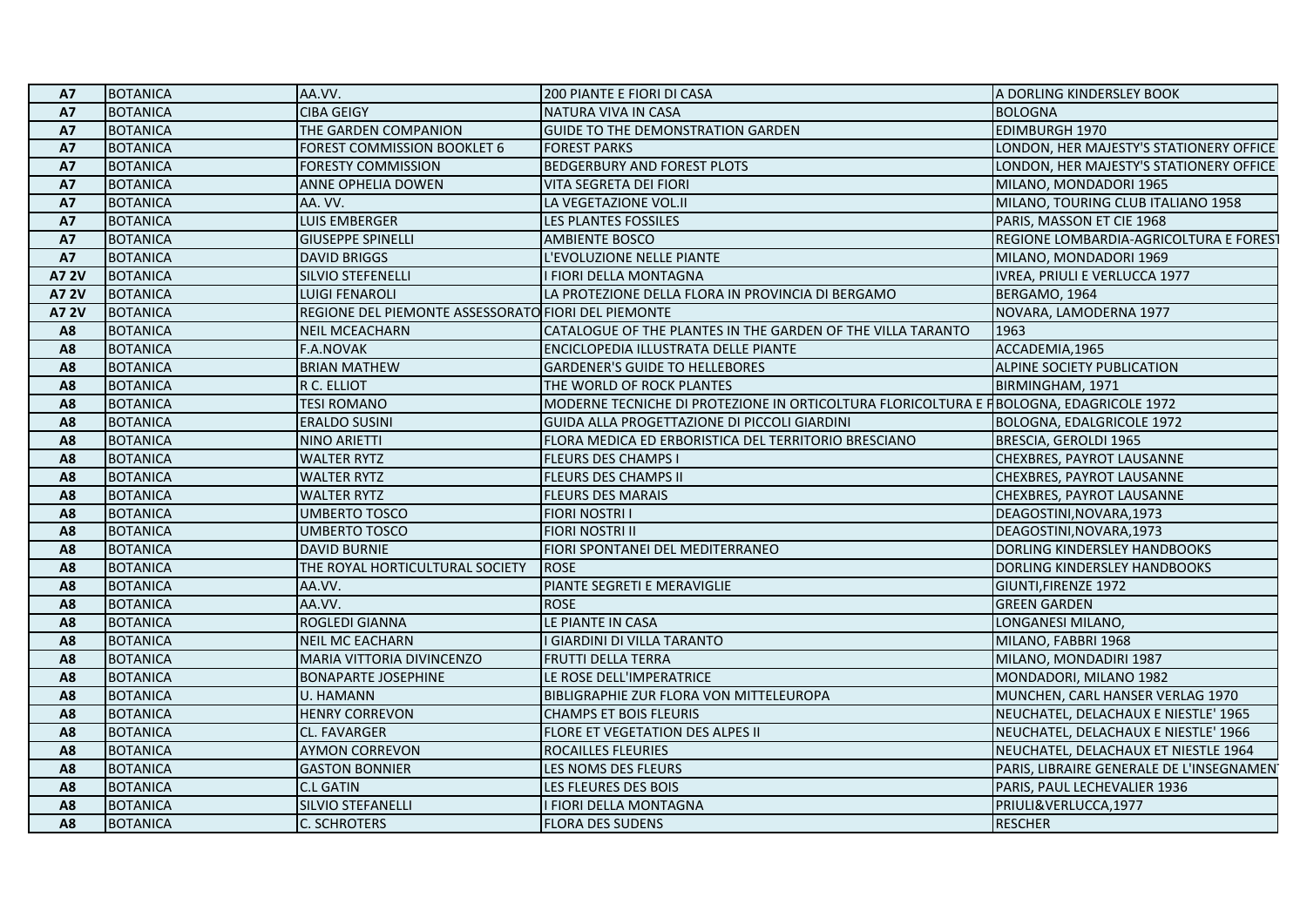| A7 | BOTANICA | AA.VV. | 200 PIANTE E FIORI DI CASA | A DORLING KINDERSLEY BOOK |
|---|---|---|---|---|
| A7 | BOTANICA | CIBA GEIGY | NATURA VIVA IN CASA | BOLOGNA |
| A7 | BOTANICA | THE GARDEN COMPANION | GUIDE TO THE DEMONSTRATION GARDEN | EDIMBURGH 1970 |
| A7 | BOTANICA | FOREST COMMISSION BOOKLET 6 | FOREST PARKS | LONDON, HER MAJESTY'S STATIONERY OFFICE |
| A7 | BOTANICA | FORESTY COMMISSION | BEDGERBURY AND FOREST PLOTS | LONDON, HER MAJESTY'S STATIONERY OFFICE |
| A7 | BOTANICA | ANNE OPHELIA DOWEN | VITA SEGRETA DEI FIORI | MILANO, MONDADORI 1965 |
| A7 | BOTANICA | AA. VV. | LA VEGETAZIONE VOL.II | MILANO, TOURING CLUB ITALIANO 1958 |
| A7 | BOTANICA | LUIS EMBERGER | LES PLANTES FOSSILES | PARIS, MASSON ET CIE 1968 |
| A7 | BOTANICA | GIUSEPPE SPINELLI | AMBIENTE BOSCO | REGIONE LOMBARDIA-AGRICOLTURA E FOREST |
| A7 | BOTANICA | DAVID BRIGGS | L'EVOLUZIONE NELLE PIANTE | MILANO, MONDADORI 1969 |
| A7 2V | BOTANICA | SILVIO STEFENELLI | I FIORI DELLA MONTAGNA | IVREA, PRIULI E VERLUCCA 1977 |
| A7 2V | BOTANICA | LUIGI FENAROLI | LA PROTEZIONE DELLA FLORA IN PROVINCIA DI BERGAMO | BERGAMO, 1964 |
| A7 2V | BOTANICA | REGIONE DEL PIEMONTE ASSESSORATO | FIORI DEL PIEMONTE | NOVARA, LAMODERNA 1977 |
| A8 | BOTANICA | NEIL MCEACHARN | CATALOGUE OF THE PLANTES IN THE GARDEN OF THE VILLA TARANTO | 1963 |
| A8 | BOTANICA | F.A.NOVAK | ENCICLOPEDIA ILLUSTRATA DELLE PIANTE | ACCADEMIA,1965 |
| A8 | BOTANICA | BRIAN MATHEW | GARDENER'S GUIDE TO HELLEBORES | ALPINE SOCIETY PUBLICATION |
| A8 | BOTANICA | R C. ELLIOT | THE WORLD OF ROCK PLANTES | BIRMINGHAM, 1971 |
| A8 | BOTANICA | TESI ROMANO | MODERNE TECNICHE DI PROTEZIONE IN ORTICOLTURA FLORICOLTURA E F | BOLOGNA, EDAGRICOLE 1972 |
| A8 | BOTANICA | ERALDO SUSINI | GUIDA ALLA PROGETTAZIONE DI PICCOLI GIARDINI | BOLOGNA, EDALGRICOLE 1972 |
| A8 | BOTANICA | NINO ARIETTI | FLORA MEDICA ED ERBORISTICA DEL TERRITORIO BRESCIANO | BRESCIA, GEROLDI 1965 |
| A8 | BOTANICA | WALTER RYTZ | FLEURS DES CHAMPS I | CHEXBRES, PAYROT LAUSANNE |
| A8 | BOTANICA | WALTER RYTZ | FLEURS DES CHAMPS II | CHEXBRES, PAYROT LAUSANNE |
| A8 | BOTANICA | WALTER RYTZ | FLEURS DES MARAIS | CHEXBRES, PAYROT LAUSANNE |
| A8 | BOTANICA | UMBERTO TOSCO | FIORI NOSTRI I | DEAGOSTINI,NOVARA,1973 |
| A8 | BOTANICA | UMBERTO TOSCO | FIORI NOSTRI II | DEAGOSTINI,NOVARA,1973 |
| A8 | BOTANICA | DAVID BURNIE | FIORI SPONTANEI DEL MEDITERRANEO | DORLING KINDERSLEY HANDBOOKS |
| A8 | BOTANICA | THE ROYAL HORTICULTURAL SOCIETY | ROSE | DORLING KINDERSLEY HANDBOOKS |
| A8 | BOTANICA | AA.VV. | PIANTE SEGRETI E MERAVIGLIE | GIUNTI,FIRENZE 1972 |
| A8 | BOTANICA | AA.VV. | ROSE | GREEN GARDEN |
| A8 | BOTANICA | ROGLEDI GIANNA | LE PIANTE IN CASA | LONGANESI MILANO, |
| A8 | BOTANICA | NEIL MC EACHARN | I GIARDINI DI VILLA TARANTO | MILANO, FABBRI 1968 |
| A8 | BOTANICA | MARIA VITTORIA DIVINCENZO | FRUTTI DELLA TERRA | MILANO, MONDADIRI 1987 |
| A8 | BOTANICA | BONAPARTE JOSEPHINE | LE ROSE DELL'IMPERATRICE | MONDADORI, MILANO 1982 |
| A8 | BOTANICA | U. HAMANN | BIBLIGRAPHIE ZUR FLORA VON MITTELEUROPA | MUNCHEN, CARL HANSER VERLAG 1970 |
| A8 | BOTANICA | HENRY CORREVON | CHAMPS ET BOIS FLEURIS | NEUCHATEL, DELACHAUX E NIESTLE' 1965 |
| A8 | BOTANICA | CL. FAVARGER | FLORE ET VEGETATION DES ALPES II | NEUCHATEL, DELACHAUX E NIESTLE' 1966 |
| A8 | BOTANICA | AYMON CORREVON | ROCAILLES FLEURIES | NEUCHATEL, DELACHAUX ET NIESTLE 1964 |
| A8 | BOTANICA | GASTON BONNIER | LES NOMS DES FLEURS | PARIS, LIBRAIRE GENERALE DE L'INSEGNAMEN |
| A8 | BOTANICA | C.L GATIN | LES FLEURES DES BOIS | PARIS, PAUL LECHEVALIER 1936 |
| A8 | BOTANICA | SILVIO STEFANELLI | I FIORI DELLA MONTAGNA | PRIULI&VERLUCCA,1977 |
| A8 | BOTANICA | C. SCHROTERS | FLORA DES SUDENS | RESCHER |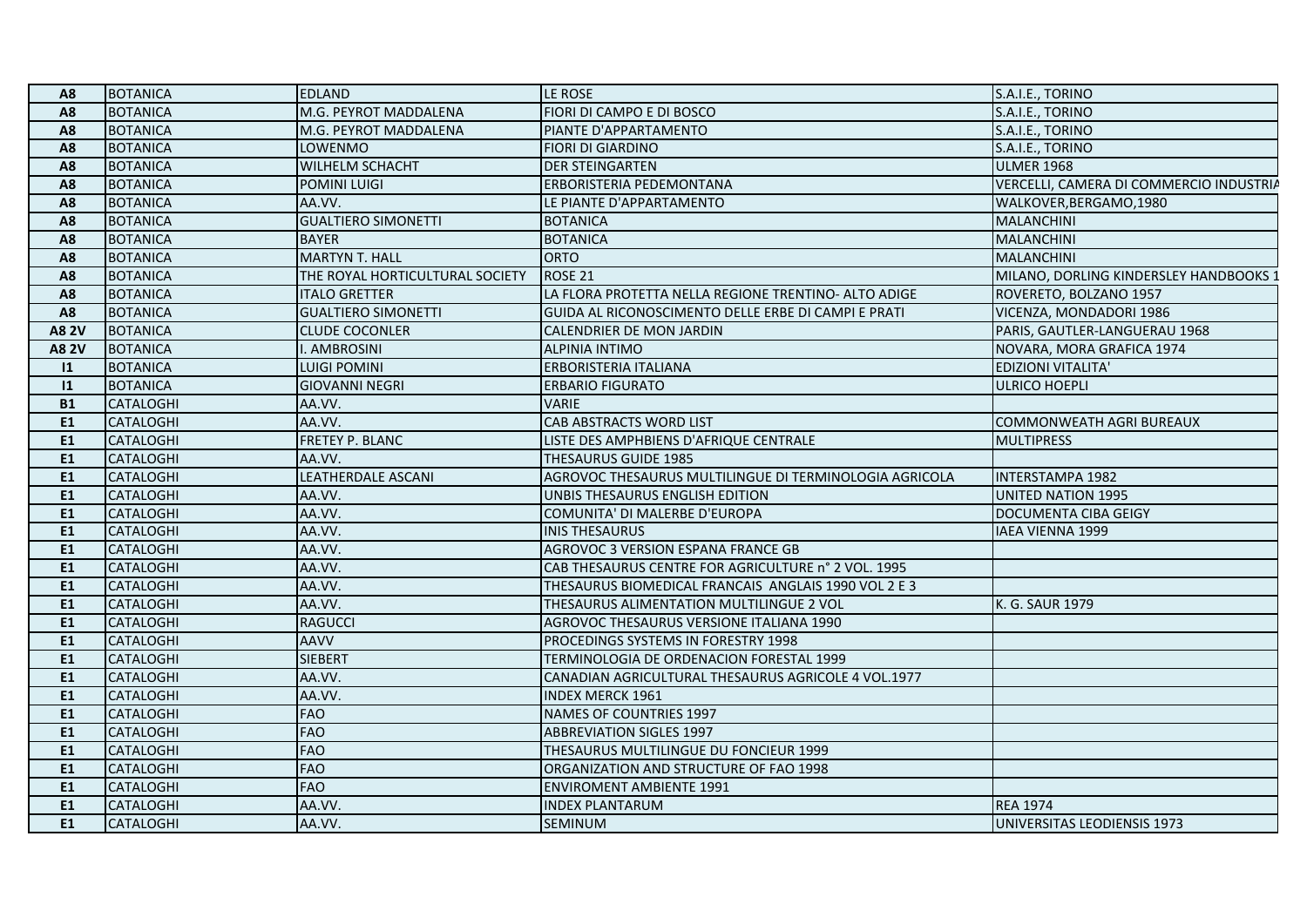| | | | | |
|---|---|---|---|---|
| **A8** | BOTANICA | EDLAND | LE ROSE | S.A.I.E., TORINO |
| **A8** | BOTANICA | M.G. PEYROT MADDALENA | FIORI DI CAMPO E DI BOSCO | S.A.I.E., TORINO |
| **A8** | BOTANICA | M.G. PEYROT MADDALENA | PIANTE D'APPARTAMENTO | S.A.I.E., TORINO |
| **A8** | BOTANICA | LOWENMO | FIORI DI GIARDINO | S.A.I.E., TORINO |
| **A8** | BOTANICA | WILHELM SCHACHT | DER STEINGARTEN | ULMER 1968 |
| **A8** | BOTANICA | POMINI LUIGI | ERBORISTERIA PEDEMONTANA | VERCELLI, CAMERA DI COMMERCIO INDUSTRIA |
| **A8** | BOTANICA | AA.VV. | LE PIANTE D'APPARTAMENTO | WALKOVER,BERGAMO,1980 |
| **A8** | BOTANICA | GUALTIERO SIMONETTI | BOTANICA | MALANCHINI |
| **A8** | BOTANICA | BAYER | BOTANICA | MALANCHINI |
| **A8** | BOTANICA | MARTYN T. HALL | ORTO | MALANCHINI |
| **A8** | BOTANICA | THE ROYAL HORTICULTURAL SOCIETY | ROSE 21 | MILANO, DORLING KINDERSLEY HANDBOOKS 1 |
| **A8** | BOTANICA | ITALO GRETTER | LA FLORA PROTETTA NELLA REGIONE TRENTINO- ALTO ADIGE | ROVERETO, BOLZANO 1957 |
| **A8** | BOTANICA | GUALTIERO SIMONETTI | GUIDA AL RICONOSCIMENTO DELLE ERBE DI CAMPI E PRATI | VICENZA, MONDADORI 1986 |
| **A8 2V** | BOTANICA | CLUDE COCONLER | CALENDRIER DE MON JARDIN | PARIS, GAUTLER-LANGUERAU 1968 |
| **A8 2V** | BOTANICA | I. AMBROSINI | ALPINIA INTIMO | NOVARA, MORA GRAFICA 1974 |
| **I1** | BOTANICA | LUIGI POMINI | ERBORISTERIA ITALIANA | EDIZIONI VITALITA' |
| **I1** | BOTANICA | GIOVANNI NEGRI | ERBARIO FIGURATO | ULRICO HOEPLI |
| **B1** | CATALOGHI | AA.VV. | VARIE | |
| **E1** | CATALOGHI | AA.VV. | CAB ABSTRACTS WORD LIST | COMMONWEATH AGRI BUREAUX |
| **E1** | CATALOGHI | FRETEY P. BLANC | LISTE DES AMPHBIENS D'AFRIQUE CENTRALE | MULTIPRESS |
| **E1** | CATALOGHI | AA.VV. | THESAURUS GUIDE 1985 | |
| **E1** | CATALOGHI | LEATHERDALE ASCANI | AGROVOC THESAURUS MULTILINGUE DI TERMINOLOGIA AGRICOLA | INTERSTAMPA 1982 |
| **E1** | CATALOGHI | AA.VV. | UNBIS THESAURUS ENGLISH EDITION | UNITED NATION 1995 |
| **E1** | CATALOGHI | AA.VV. | COMUNITA' DI MALERBE D'EUROPA | DOCUMENTA CIBA GEIGY |
| **E1** | CATALOGHI | AA.VV. | INIS THESAURUS | IAEA VIENNA 1999 |
| **E1** | CATALOGHI | AA.VV. | AGROVOC 3 VERSION ESPANA FRANCE GB | |
| **E1** | CATALOGHI | AA.VV. | CAB THESAURUS CENTRE FOR AGRICULTURE n° 2 VOL. 1995 | |
| **E1** | CATALOGHI | AA.VV. | THESAURUS BIOMEDICAL FRANCAIS ANGLAIS 1990 VOL 2 E 3 | |
| **E1** | CATALOGHI | AA.VV. | THESAURUS ALIMENTATION MULTILINGUE 2 VOL | K. G. SAUR 1979 |
| **E1** | CATALOGHI | RAGUCCI | AGROVOC THESAURUS VERSIONE ITALIANA 1990 | |
| **E1** | CATALOGHI | AAVV | PROCEDINGS SYSTEMS IN FORESTRY 1998 | |
| **E1** | CATALOGHI | SIEBERT | TERMINOLOGIA DE ORDENACION FORESTAL 1999 | |
| **E1** | CATALOGHI | AA.VV. | CANADIAN AGRICULTURAL THESAURUS AGRICOLE 4 VOL.1977 | |
| **E1** | CATALOGHI | AA.VV. | INDEX MERCK 1961 | |
| **E1** | CATALOGHI | FAO | NAMES OF COUNTRIES 1997 | |
| **E1** | CATALOGHI | FAO | ABBREVIATION SIGLES 1997 | |
| **E1** | CATALOGHI | FAO | THESAURUS MULTILINGUE DU FONCIEUR 1999 | |
| **E1** | CATALOGHI | FAO | ORGANIZATION AND STRUCTURE OF FAO 1998 | |
| **E1** | CATALOGHI | FAO | ENVIROMENT AMBIENTE 1991 | |
| **E1** | CATALOGHI | AA.VV. | INDEX PLANTARUM | REA 1974 |
| **E1** | CATALOGHI | AA.VV. | SEMINUM | UNIVERSITAS LEODIENSIS 1973 |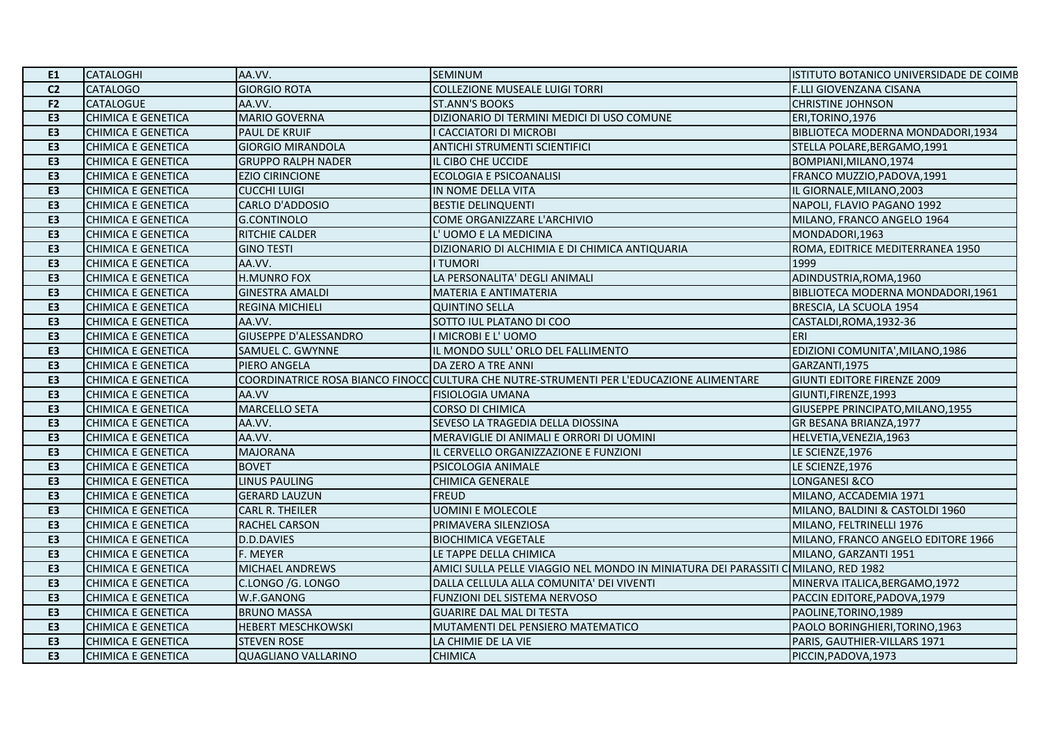| E1 | CATALOGHI | AA.VV. | SEMINUM | ISTITUTO BOTANICO UNIVERSIDADE DE COIMB |
|---|---|---|---|---|
| C2 | CATALOGO | GIORGIO ROTA | COLLEZIONE MUSEALE LUIGI TORRI | F.LLI GIOVENZANA CISANA |
| F2 | CATALOGUE | AA.VV. | ST.ANN'S BOOKS | CHRISTINE JOHNSON |
| E3 | CHIMICA E GENETICA | MARIO GOVERNA | DIZIONARIO DI TERMINI MEDICI DI USO COMUNE | ERI,TORINO,1976 |
| E3 | CHIMICA E GENETICA | PAUL DE KRUIF | I CACCIATORI DI MICROBI | BIBLIOTECA MODERNA MONDADORI,1934 |
| E3 | CHIMICA E GENETICA | GIORGIO MIRANDOLA | ANTICHI STRUMENTI SCIENTIFICI | STELLA POLARE,BERGAMO,1991 |
| E3 | CHIMICA E GENETICA | GRUPPO RALPH NADER | IL CIBO CHE UCCIDE | BOMPIANI,MILANO,1974 |
| E3 | CHIMICA E GENETICA | EZIO CIRINCIONE | ECOLOGIA E PSICOANALISI | FRANCO MUZZIO,PADOVA,1991 |
| E3 | CHIMICA E GENETICA | CUCCHI LUIGI | IN NOME DELLA VITA | IL GIORNALE,MILANO,2003 |
| E3 | CHIMICA E GENETICA | CARLO D'ADDOSIO | BESTIE DELINQUENTI | NAPOLI, FLAVIO PAGANO 1992 |
| E3 | CHIMICA E GENETICA | G.CONTINOLO | COME ORGANIZZARE L'ARCHIVIO | MILANO, FRANCO ANGELO 1964 |
| E3 | CHIMICA E GENETICA | RITCHIE CALDER | L' UOMO E LA MEDICINA | MONDADORI,1963 |
| E3 | CHIMICA E GENETICA | GINO TESTI | DIZIONARIO DI ALCHIMIA E DI CHIMICA ANTIQUARIA | ROMA, EDITRICE MEDITERRANEA 1950 |
| E3 | CHIMICA E GENETICA | AA.VV. | I TUMORI | 1999 |
| E3 | CHIMICA E GENETICA | H.MUNRO FOX | LA PERSONALITA' DEGLI ANIMALI | ADINDUSTRIA,ROMA,1960 |
| E3 | CHIMICA E GENETICA | GINESTRA AMALDI | MATERIA E ANTIMATERIA | BIBLIOTECA MODERNA MONDADORI,1961 |
| E3 | CHIMICA E GENETICA | REGINA MICHIELI | QUINTINO SELLA | BRESCIA, LA SCUOLA 1954 |
| E3 | CHIMICA E GENETICA | AA.VV. | SOTTO IUL PLATANO DI COO | CASTALDI,ROMA,1932-36 |
| E3 | CHIMICA E GENETICA | GIUSEPPE D'ALESSANDRO | I MICROBI E L' UOMO | ERI |
| E3 | CHIMICA E GENETICA | SAMUEL C. GWYNNE | IL MONDO SULL' ORLO DEL FALLIMENTO | EDIZIONI COMUNITA',MILANO,1986 |
| E3 | CHIMICA E GENETICA | PIERO ANGELA | DA ZERO A TRE ANNI | GARZANTI,1975 |
| E3 | CHIMICA E GENETICA | COORDINATRICE ROSA BIANCO FINOCC | CULTURA CHE NUTRE-STRUMENTI PER L'EDUCAZIONE ALIMENTARE | GIUNTI EDITORE FIRENZE 2009 |
| E3 | CHIMICA E GENETICA | AA.VV | FISIOLOGIA UMANA | GIUNTI,FIRENZE,1993 |
| E3 | CHIMICA E GENETICA | MARCELLO SETA | CORSO DI CHIMICA | GIUSEPPE PRINCIPATO,MILANO,1955 |
| E3 | CHIMICA E GENETICA | AA.VV. | SEVESO LA TRAGEDIA DELLA DIOSSINA | GR BESANA BRIANZA,1977 |
| E3 | CHIMICA E GENETICA | AA.VV. | MERAVIGLIE DI ANIMALI E ORRORI DI UOMINI | HELVETIA,VENEZIA,1963 |
| E3 | CHIMICA E GENETICA | MAJORANA | IL CERVELLO ORGANIZZAZIONE E FUNZIONI | LE SCIENZE,1976 |
| E3 | CHIMICA E GENETICA | BOVET | PSICOLOGIA ANIMALE | LE SCIENZE,1976 |
| E3 | CHIMICA E GENETICA | LINUS PAULING | CHIMICA GENERALE | LONGANESI &CO |
| E3 | CHIMICA E GENETICA | GERARD LAUZUN | FREUD | MILANO, ACCADEMIA 1971 |
| E3 | CHIMICA E GENETICA | CARL R. THEILER | UOMINI E MOLECOLE | MILANO, BALDINI & CASTOLDI 1960 |
| E3 | CHIMICA E GENETICA | RACHEL CARSON | PRIMAVERA SILENZIOSA | MILANO, FELTRINELLI 1976 |
| E3 | CHIMICA E GENETICA | D.D.DAVIES | BIOCHIMICA VEGETALE | MILANO, FRANCO ANGELO EDITORE 1966 |
| E3 | CHIMICA E GENETICA | F. MEYER | LE TAPPE DELLA CHIMICA | MILANO, GARZANTI 1951 |
| E3 | CHIMICA E GENETICA | MICHAEL ANDREWS | AMICI SULLA PELLE VIAGGIO NEL MONDO IN MINIATURA DEI PARASSITI C | MILANO, RED 1982 |
| E3 | CHIMICA E GENETICA | C.LONGO /G. LONGO | DALLA CELLULA ALLA COMUNITA' DEI VIVENTI | MINERVA ITALICA,BERGAMO,1972 |
| E3 | CHIMICA E GENETICA | W.F.GANONG | FUNZIONI DEL SISTEMA NERVOSO | PACCIN EDITORE,PADOVA,1979 |
| E3 | CHIMICA E GENETICA | BRUNO MASSA | GUARIRE DAL MAL DI TESTA | PAOLINE,TORINO,1989 |
| E3 | CHIMICA E GENETICA | HEBERT MESCHKOWSKI | MUTAMENTI DEL PENSIERO MATEMATICO | PAOLO BORINGHIERI,TORINO,1963 |
| E3 | CHIMICA E GENETICA | STEVEN ROSE | LA CHIMIE DE LA VIE | PARIS, GAUTHIER-VILLARS 1971 |
| E3 | CHIMICA E GENETICA | QUAGLIANO VALLARINO | CHIMICA | PICCIN,PADOVA,1973 |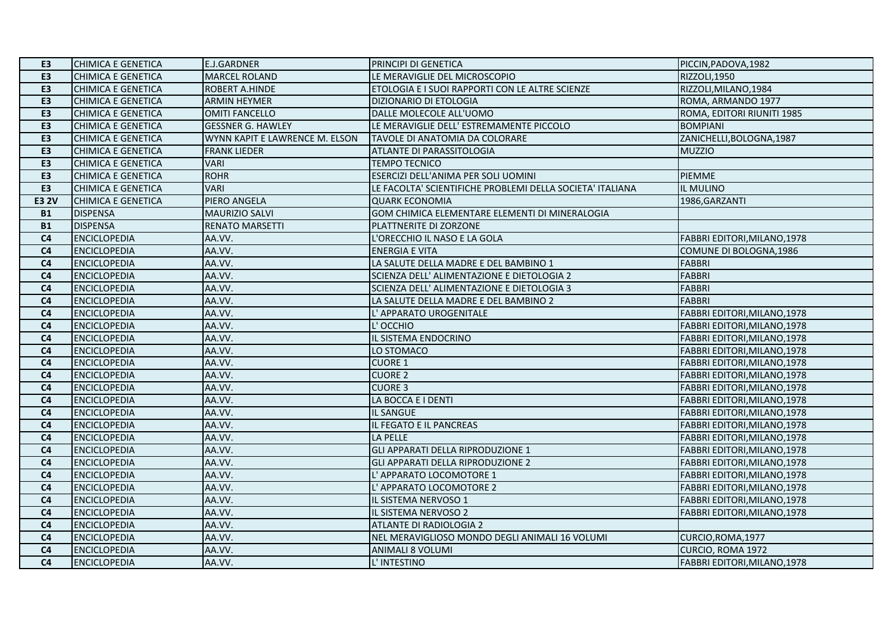| | | | | |
|---|---|---|---|---|
| **E3** | CHIMICA E GENETICA | E.J.GARDNER | PRINCIPI DI GENETICA | PICCIN,PADOVA,1982 |
| **E3** | CHIMICA E GENETICA | MARCEL ROLAND | LE MERAVIGLIE DEL MICROSCOPIO | RIZZOLI,1950 |
| **E3** | CHIMICA E GENETICA | ROBERT A.HINDE | ETOLOGIA E I SUOI RAPPORTI CON LE ALTRE SCIENZE | RIZZOLI,MILANO,1984 |
| **E3** | CHIMICA E GENETICA | ARMIN HEYMER | DIZIONARIO DI ETOLOGIA | ROMA, ARMANDO 1977 |
| **E3** | CHIMICA E GENETICA | OMITI FANCELLO | DALLE MOLECOLE ALL'UOMO | ROMA, EDITORI RIUNITI 1985 |
| **E3** | CHIMICA E GENETICA | GESSNER G. HAWLEY | LE MERAVIGLIE DELL' ESTREMAMENTE PICCOLO | BOMPIANI |
| **E3** | CHIMICA E GENETICA | WYNN KAPIT E LAWRENCE M. ELSON | TAVOLE DI ANATOMIA DA COLORARE | ZANICHELLI,BOLOGNA,1987 |
| **E3** | CHIMICA E GENETICA | FRANK LIEDER | ATLANTE DI PARASSITOLOGIA | MUZZIO |
| **E3** | CHIMICA E GENETICA | VARI | TEMPO TECNICO | |
| **E3** | CHIMICA E GENETICA | ROHR | ESERCIZI DELL'ANIMA PER SOLI UOMINI | PIEMME |
| **E3** | CHIMICA E GENETICA | VARI | LE FACOLTA' SCIENTIFICHE PROBLEMI DELLA SOCIETA' ITALIANA | IL MULINO |
| **E3 2V** | CHIMICA E GENETICA | PIERO ANGELA | QUARK ECONOMIA | 1986,GARZANTI |
| **B1** | DISPENSA | MAURIZIO SALVI | GOM CHIMICA ELEMENTARE ELEMENTI DI MINERALOGIA | |
| **B1** | DISPENSA | RENATO MARSETTI | PLATTNERITE DI ZORZONE | |
| **C4** | ENCICLOPEDIA | AA.VV. | L'ORECCHIO IL NASO E LA GOLA | FABBRI EDITORI,MILANO,1978 |
| **C4** | ENCICLOPEDIA | AA.VV. | ENERGIA E VITA | COMUNE DI BOLOGNA,1986 |
| **C4** | ENCICLOPEDIA | AA.VV. | LA SALUTE DELLA MADRE E DEL BAMBINO 1 | FABBRI |
| **C4** | ENCICLOPEDIA | AA.VV. | SCIENZA DELL' ALIMENTAZIONE E DIETOLOGIA 2 | FABBRI |
| **C4** | ENCICLOPEDIA | AA.VV. | SCIENZA DELL' ALIMENTAZIONE E DIETOLOGIA 3 | FABBRI |
| **C4** | ENCICLOPEDIA | AA.VV. | LA SALUTE DELLA MADRE E DEL BAMBINO 2 | FABBRI |
| **C4** | ENCICLOPEDIA | AA.VV. | L' APPARATO UROGENITALE | FABBRI EDITORI,MILANO,1978 |
| **C4** | ENCICLOPEDIA | AA.VV. | L' OCCHIO | FABBRI EDITORI,MILANO,1978 |
| **C4** | ENCICLOPEDIA | AA.VV. | IL SISTEMA ENDOCRINO | FABBRI EDITORI,MILANO,1978 |
| **C4** | ENCICLOPEDIA | AA.VV. | LO STOMACO | FABBRI EDITORI,MILANO,1978 |
| **C4** | ENCICLOPEDIA | AA.VV. | CUORE 1 | FABBRI EDITORI,MILANO,1978 |
| **C4** | ENCICLOPEDIA | AA.VV. | CUORE 2 | FABBRI EDITORI,MILANO,1978 |
| **C4** | ENCICLOPEDIA | AA.VV. | CUORE 3 | FABBRI EDITORI,MILANO,1978 |
| **C4** | ENCICLOPEDIA | AA.VV. | LA BOCCA E I DENTI | FABBRI EDITORI,MILANO,1978 |
| **C4** | ENCICLOPEDIA | AA.VV. | IL SANGUE | FABBRI EDITORI,MILANO,1978 |
| **C4** | ENCICLOPEDIA | AA.VV. | IL FEGATO E IL PANCREAS | FABBRI EDITORI,MILANO,1978 |
| **C4** | ENCICLOPEDIA | AA.VV. | LA PELLE | FABBRI EDITORI,MILANO,1978 |
| **C4** | ENCICLOPEDIA | AA.VV. | GLI APPARATI DELLA RIPRODUZIONE 1 | FABBRI EDITORI,MILANO,1978 |
| **C4** | ENCICLOPEDIA | AA.VV. | GLI APPARATI DELLA RIPRODUZIONE 2 | FABBRI EDITORI,MILANO,1978 |
| **C4** | ENCICLOPEDIA | AA.VV. | L' APPARATO LOCOMOTORE 1 | FABBRI EDITORI,MILANO,1978 |
| **C4** | ENCICLOPEDIA | AA.VV. | L' APPARATO LOCOMOTORE 2 | FABBRI EDITORI,MILANO,1978 |
| **C4** | ENCICLOPEDIA | AA.VV. | IL SISTEMA NERVOSO 1 | FABBRI EDITORI,MILANO,1978 |
| **C4** | ENCICLOPEDIA | AA.VV. | IL SISTEMA NERVOSO 2 | FABBRI EDITORI,MILANO,1978 |
| **C4** | ENCICLOPEDIA | AA.VV. | ATLANTE DI RADIOLOGIA 2 | |
| **C4** | ENCICLOPEDIA | AA.VV. | NEL MERAVIGLIOSO MONDO DEGLI ANIMALI 16 VOLUMI | CURCIO,ROMA,1977 |
| **C4** | ENCICLOPEDIA | AA.VV. | ANIMALI 8 VOLUMI | CURCIO, ROMA 1972 |
| **C4** | ENCICLOPEDIA | AA.VV. | L' INTESTINO | FABBRI EDITORI,MILANO,1978 |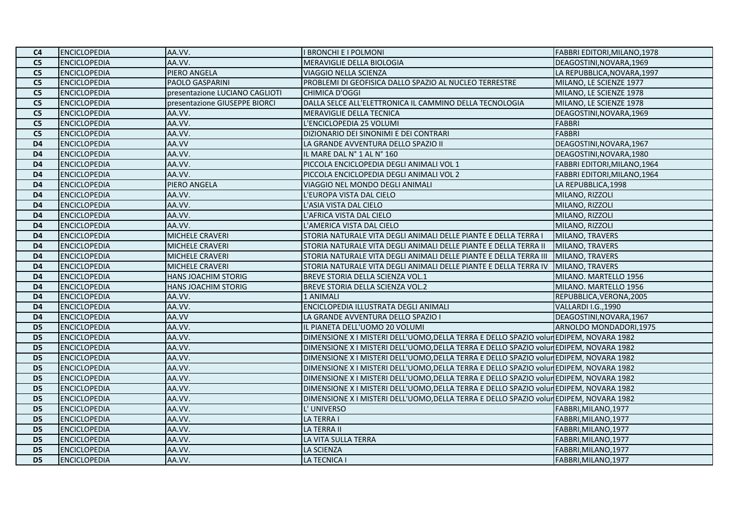| | | | | |
|---|---|---|---|---|
| **C4** | ENCICLOPEDIA | AA.VV. | I BRONCHI E I POLMONI | FABBRI EDITORI,MILANO,1978 |
| **C5** | ENCICLOPEDIA | AA.VV. | MERAVIGLIE DELLA BIOLOGIA | DEAGOSTINI,NOVARA,1969 |
| **C5** | ENCICLOPEDIA | PIERO ANGELA | VIAGGIO NELLA SCIENZA | LA REPUBBLICA,NOVARA,1997 |
| **C5** | ENCICLOPEDIA | PAOLO GASPARINI | PROBLEMI DI GEOFISICA DALLO SPAZIO AL NUCLEO TERRESTRE | MILANO, LE SCIENZE 1977 |
| **C5** | ENCICLOPEDIA | presentazione LUCIANO CAGLIOTI | CHIMICA D'OGGI | MILANO, LE SCIENZE 1978 |
| **C5** | ENCICLOPEDIA | presentazione GIUSEPPE BIORCI | DALLA SELCE ALL'ELETTRONICA IL CAMMINO DELLA TECNOLOGIA | MILANO, LE SCIENZE 1978 |
| **C5** | ENCICLOPEDIA | AA.VV. | MERAVIGLIE DELLA TECNICA | DEAGOSTINI,NOVARA,1969 |
| **C5** | ENCICLOPEDIA | AA.VV. | L'ENCICLOPEDIA 25 VOLUMI | FABBRI |
| **C5** | ENCICLOPEDIA | AA.VV. | DIZIONARIO DEI SINONIMI E DEI CONTRARI | FABBRI |
| **D4** | ENCICLOPEDIA | AA.VV | LA GRANDE AVVENTURA DELLO SPAZIO II | DEAGOSTINI,NOVARA,1967 |
| **D4** | ENCICLOPEDIA | AA.VV. | IL MARE DAL N° 1 AL N° 160 | DEAGOSTINI,NOVARA,1980 |
| **D4** | ENCICLOPEDIA | AA.VV. | PICCOLA ENCICLOPEDIA DEGLI ANIMALI VOL 1 | FABBRI EDITORI,MILANO,1964 |
| **D4** | ENCICLOPEDIA | AA.VV. | PICCOLA ENCICLOPEDIA DEGLI ANIMALI VOL 2 | FABBRI EDITORI,MILANO,1964 |
| **D4** | ENCICLOPEDIA | PIERO ANGELA | VIAGGIO NEL MONDO DEGLI ANIMALI | LA REPUBBLICA,1998 |
| **D4** | ENCICLOPEDIA | AA.VV. | L'EUROPA VISTA DAL CIELO | MILANO, RIZZOLI |
| **D4** | ENCICLOPEDIA | AA.VV. | L'ASIA VISTA DAL CIELO | MILANO, RIZZOLI |
| **D4** | ENCICLOPEDIA | AA.VV. | L'AFRICA VISTA DAL CIELO | MILANO, RIZZOLI |
| **D4** | ENCICLOPEDIA | AA.VV. | L'AMERICA VISTA DAL CIELO | MILANO, RIZZOLI |
| **D4** | ENCICLOPEDIA | MICHELE CRAVERI | STORIA NATURALE VITA DEGLI ANIMALI DELLE PIANTE E DELLA TERRA I | MILANO, TRAVERS |
| **D4** | ENCICLOPEDIA | MICHELE CRAVERI | STORIA NATURALE VITA DEGLI ANIMALI DELLE PIANTE E DELLA TERRA II | MILANO, TRAVERS |
| **D4** | ENCICLOPEDIA | MICHELE CRAVERI | STORIA NATURALE VITA DEGLI ANIMALI DELLE PIANTE E DELLA TERRA III | MILANO, TRAVERS |
| **D4** | ENCICLOPEDIA | MICHELE CRAVERI | STORIA NATURALE VITA DEGLI ANIMALI DELLE PIANTE E DELLA TERRA IV | MILANO, TRAVERS |
| **D4** | ENCICLOPEDIA | HANS JOACHIM STORIG | BREVE STORIA DELLA SCIENZA VOL.1 | MILANO. MARTELLO 1956 |
| **D4** | ENCICLOPEDIA | HANS JOACHIM STORIG | BREVE STORIA DELLA SCIENZA VOL.2 | MILANO. MARTELLO 1956 |
| **D4** | ENCICLOPEDIA | AA.VV. | 1 ANIMALI | REPUBBLICA,VERONA,2005 |
| **D4** | ENCICLOPEDIA | AA.VV. | ENCICLOPEDIA ILLUSTRATA DEGLI ANIMALI | VALLARDI I.G.,1990 |
| **D4** | ENCICLOPEDIA | AA.VV | LA GRANDE AVVENTURA DELLO SPAZIO I | DEAGOSTINI,NOVARA,1967 |
| **D5** | ENCICLOPEDIA | AA.VV. | IL PIANETA DELL'UOMO 20 VOLUMI | ARNOLDO MONDADORI,1975 |
| **D5** | ENCICLOPEDIA | AA.VV. | DIMENSIONE X I MISTERI DELL'UOMO,DELLA TERRA E DELLO SPAZIO volur | EDIPEM, NOVARA 1982 |
| **D5** | ENCICLOPEDIA | AA.VV. | DIMENSIONE X I MISTERI DELL'UOMO,DELLA TERRA E DELLO SPAZIO volur | EDIPEM, NOVARA 1982 |
| **D5** | ENCICLOPEDIA | AA.VV. | DIMENSIONE X I MISTERI DELL'UOMO,DELLA TERRA E DELLO SPAZIO volur | EDIPEM, NOVARA 1982 |
| **D5** | ENCICLOPEDIA | AA.VV. | DIMENSIONE X I MISTERI DELL'UOMO,DELLA TERRA E DELLO SPAZIO volur | EDIPEM, NOVARA 1982 |
| **D5** | ENCICLOPEDIA | AA.VV. | DIMENSIONE X I MISTERI DELL'UOMO,DELLA TERRA E DELLO SPAZIO volur | EDIPEM, NOVARA 1982 |
| **D5** | ENCICLOPEDIA | AA.VV. | DIMENSIONE X I MISTERI DELL'UOMO,DELLA TERRA E DELLO SPAZIO volur | EDIPEM, NOVARA 1982 |
| **D5** | ENCICLOPEDIA | AA.VV. | DIMENSIONE X I MISTERI DELL'UOMO,DELLA TERRA E DELLO SPAZIO volur | EDIPEM, NOVARA 1982 |
| **D5** | ENCICLOPEDIA | AA.VV. | L' UNIVERSO | FABBRI,MILANO,1977 |
| **D5** | ENCICLOPEDIA | AA.VV. | LA TERRA I | FABBRI,MILANO,1977 |
| **D5** | ENCICLOPEDIA | AA.VV. | LA TERRA II | FABBRI,MILANO,1977 |
| **D5** | ENCICLOPEDIA | AA.VV. | LA VITA SULLA TERRA | FABBRI,MILANO,1977 |
| **D5** | ENCICLOPEDIA | AA.VV. | LA SCIENZA | FABBRI,MILANO,1977 |
| **D5** | ENCICLOPEDIA | AA.VV. | LA TECNICA I | FABBRI,MILANO,1977 |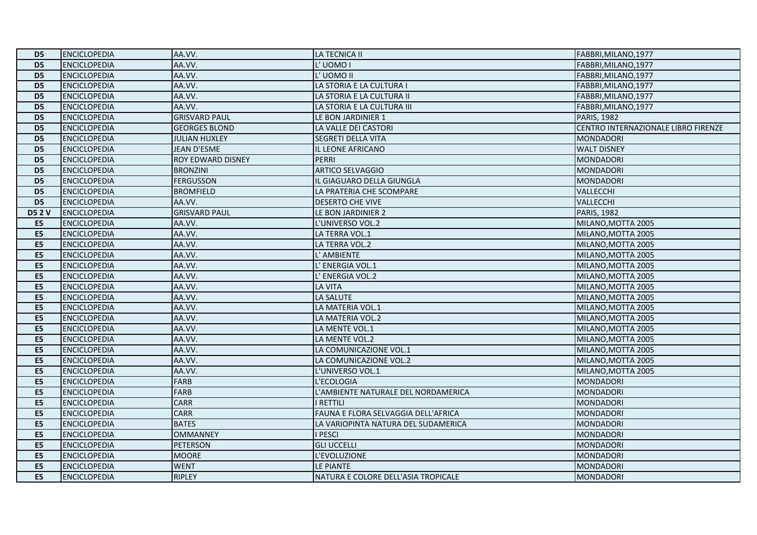| D5 | ENCICLOPEDIA | AA.VV. | LA TECNICA II | FABBRI,MILANO,1977 |
|---|---|---|---|---|
| D5 | ENCICLOPEDIA | AA.VV. | L' UOMO I | FABBRI,MILANO,1977 |
| D5 | ENCICLOPEDIA | AA.VV. | L' UOMO II | FABBRI,MILANO,1977 |
| D5 | ENCICLOPEDIA | AA.VV. | LA STORIA E LA CULTURA I | FABBRI,MILANO,1977 |
| D5 | ENCICLOPEDIA | AA.VV. | LA STORIA E LA CULTURA II | FABBRI,MILANO,1977 |
| D5 | ENCICLOPEDIA | AA.VV. | LA STORIA E LA CULTURA III | FABBRI,MILANO,1977 |
| D5 | ENCICLOPEDIA | GRISVARD PAUL | LE BON JARDINIER 1 | PARIS, 1982 |
| D5 | ENCICLOPEDIA | GEORGES BLOND | LA VALLE DEI CASTORI | CENTRO INTERNAZIONALE LIBRO FIRENZE |
| D5 | ENCICLOPEDIA | JULIAN HUXLEY | SEGRETI DELLA VITA | MONDADORI |
| D5 | ENCICLOPEDIA | JEAN D'ESME | IL LEONE AFRICANO | WALT DISNEY |
| D5 | ENCICLOPEDIA | ROY EDWARD DISNEY | PERRI | MONDADORI |
| D5 | ENCICLOPEDIA | BRONZINI | ARTICO SELVAGGIO | MONDADORI |
| D5 | ENCICLOPEDIA | FERGUSSON | IL GIAGUARO DELLA GIUNGLA | MONDADORI |
| D5 | ENCICLOPEDIA | BROMFIELD | LA PRATERIA CHE SCOMPARE | VALLECCHI |
| D5 | ENCICLOPEDIA | AA.VV. | DESERTO CHE VIVE | VALLECCHI |
| D5 2 V | ENCICLOPEDIA | GRISVARD PAUL | LE BON JARDINIER 2 | PARIS, 1982 |
| E5 | ENCICLOPEDIA | AA.VV. | L'UNIVERSO VOL.2 | MILANO,MOTTA 2005 |
| E5 | ENCICLOPEDIA | AA.VV. | LA TERRA VOL.1 | MILANO,MOTTA 2005 |
| E5 | ENCICLOPEDIA | AA.VV. | LA TERRA VOL.2 | MILANO,MOTTA 2005 |
| E5 | ENCICLOPEDIA | AA.VV. | L' AMBIENTE | MILANO,MOTTA 2005 |
| E5 | ENCICLOPEDIA | AA.VV. | L' ENERGIA VOL.1 | MILANO,MOTTA 2005 |
| E5 | ENCICLOPEDIA | AA.VV. | L' ENERGIA VOL.2 | MILANO,MOTTA 2005 |
| E5 | ENCICLOPEDIA | AA.VV. | LA VITA | MILANO,MOTTA 2005 |
| E5 | ENCICLOPEDIA | AA.VV. | LA SALUTE | MILANO,MOTTA 2005 |
| E5 | ENCICLOPEDIA | AA.VV. | LA MATERIA VOL.1 | MILANO,MOTTA 2005 |
| E5 | ENCICLOPEDIA | AA.VV. | LA MATERIA VOL.2 | MILANO,MOTTA 2005 |
| E5 | ENCICLOPEDIA | AA.VV. | LA MENTE VOL.1 | MILANO,MOTTA 2005 |
| E5 | ENCICLOPEDIA | AA.VV. | LA MENTE VOL.2 | MILANO,MOTTA 2005 |
| E5 | ENCICLOPEDIA | AA.VV. | LA COMUNICAZIONE VOL.1 | MILANO,MOTTA 2005 |
| E5 | ENCICLOPEDIA | AA.VV. | LA COMUNICAZIONE VOL.2 | MILANO,MOTTA 2005 |
| E5 | ENCICLOPEDIA | AA.VV. | L'UNIVERSO VOL.1 | MILANO,MOTTA 2005 |
| E5 | ENCICLOPEDIA | FARB | L'ECOLOGIA | MONDADORI |
| E5 | ENCICLOPEDIA | FARB | L'AMBIENTE NATURALE DEL NORDAMERICA | MONDADORI |
| E5 | ENCICLOPEDIA | CARR | I RETTILI | MONDADORI |
| E5 | ENCICLOPEDIA | CARR | FAUNA E FLORA SELVAGGIA DELL'AFRICA | MONDADORI |
| E5 | ENCICLOPEDIA | BATES | LA VARIOPINTA NATURA DEL SUDAMERICA | MONDADORI |
| E5 | ENCICLOPEDIA | OMMANNEY | I PESCI | MONDADORI |
| E5 | ENCICLOPEDIA | PETERSON | GLI UCCELLI | MONDADORI |
| E5 | ENCICLOPEDIA | MOORE | L'EVOLUZIONE | MONDADORI |
| E5 | ENCICLOPEDIA | WENT | LE PIANTE | MONDADORI |
| E5 | ENCICLOPEDIA | RIPLEY | NATURA E COLORE DELL'ASIA TROPICALE | MONDADORI |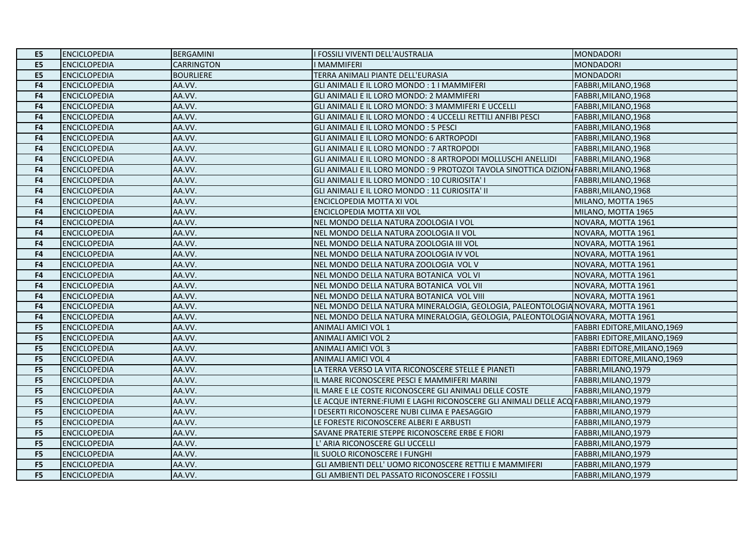| | | | | |
|---|---|---|---|---|
| E5 | ENCICLOPEDIA | BERGAMINI | I FOSSILI VIVENTI DELL'AUSTRALIA | MONDADORI |
| E5 | ENCICLOPEDIA | CARRINGTON | I MAMMIFERI | MONDADORI |
| E5 | ENCICLOPEDIA | BOURLIERE | TERRA ANIMALI PIANTE DELL'EURASIA | MONDADORI |
| F4 | ENCICLOPEDIA | AA.VV. | GLI ANIMALI E IL LORO MONDO : 1 I MAMMIFERI | FABBRI,MILANO,1968 |
| F4 | ENCICLOPEDIA | AA.VV. | GLI ANIMALI E IL LORO MONDO: 2 MAMMIFERI | FABBRI,MILANO,1968 |
| F4 | ENCICLOPEDIA | AA.VV. | GLI ANIMALI E IL LORO MONDO: 3 MAMMIFERI E UCCELLI | FABBRI,MILANO,1968 |
| F4 | ENCICLOPEDIA | AA.VV. | GLI ANIMALI E IL LORO MONDO : 4 UCCELLI RETTILI ANFIBI PESCI | FABBRI,MILANO,1968 |
| F4 | ENCICLOPEDIA | AA.VV. | GLI ANIMALI E IL LORO MONDO : 5 PESCI | FABBRI,MILANO,1968 |
| F4 | ENCICLOPEDIA | AA.VV. | GLI ANIMALI E IL LORO MONDO: 6 ARTROPODI | FABBRI,MILANO,1968 |
| F4 | ENCICLOPEDIA | AA.VV. | GLI ANIMALI E IL LORO MONDO : 7 ARTROPODI | FABBRI,MILANO,1968 |
| F4 | ENCICLOPEDIA | AA.VV. | GLI ANIMALI E IL LORO MONDO : 8 ARTROPODI MOLLUSCHI ANELLIDI | FABBRI,MILANO,1968 |
| F4 | ENCICLOPEDIA | AA.VV. | GLI ANIMALI E IL LORO MONDO : 9 PROTOZOI TAVOLA SINOTTICA DIZION | FABBRI,MILANO,1968 |
| F4 | ENCICLOPEDIA | AA.VV. | GLI ANIMALI E IL LORO MONDO : 10 CURIOSITA' I | FABBRI,MILANO,1968 |
| F4 | ENCICLOPEDIA | AA.VV. | GLI ANIMALI E IL LORO MONDO : 11 CURIOSITA' II | FABBRI,MILANO,1968 |
| F4 | ENCICLOPEDIA | AA.VV. | ENCICLOPEDIA MOTTA XI VOL | MILANO, MOTTA 1965 |
| F4 | ENCICLOPEDIA | AA.VV. | ENCICLOPEDIA MOTTA XII VOL | MILANO, MOTTA 1965 |
| F4 | ENCICLOPEDIA | AA.VV. | NEL MONDO DELLA NATURA ZOOLOGIA I VOL | NOVARA, MOTTA 1961 |
| F4 | ENCICLOPEDIA | AA.VV. | NEL MONDO DELLA NATURA ZOOLOGIA II VOL | NOVARA, MOTTA 1961 |
| F4 | ENCICLOPEDIA | AA.VV. | NEL MONDO DELLA NATURA ZOOLOGIA III VOL | NOVARA, MOTTA 1961 |
| F4 | ENCICLOPEDIA | AA.VV. | NEL MONDO DELLA NATURA ZOOLOGIA IV VOL | NOVARA, MOTTA 1961 |
| F4 | ENCICLOPEDIA | AA.VV. | NEL MONDO DELLA NATURA ZOOLOGIA VOL V | NOVARA, MOTTA 1961 |
| F4 | ENCICLOPEDIA | AA.VV. | NEL MONDO DELLA NATURA BOTANICA VOL VI | NOVARA, MOTTA 1961 |
| F4 | ENCICLOPEDIA | AA.VV. | NEL MONDO DELLA NATURA BOTANICA VOL VII | NOVARA, MOTTA 1961 |
| F4 | ENCICLOPEDIA | AA.VV. | NEL MONDO DELLA NATURA BOTANICA VOL VIII | NOVARA, MOTTA 1961 |
| F4 | ENCICLOPEDIA | AA.VV. | NEL MONDO DELLA NATURA MINERALOGIA, GEOLOGIA, PALEONTOLOGIA | NOVARA, MOTTA 1961 |
| F4 | ENCICLOPEDIA | AA.VV. | NEL MONDO DELLA NATURA MINERALOGIA, GEOLOGIA, PALEONTOLOGIA | NOVARA, MOTTA 1961 |
| F5 | ENCICLOPEDIA | AA.VV. | ANIMALI AMICI VOL 1 | FABBRI EDITORE,MILANO,1969 |
| F5 | ENCICLOPEDIA | AA.VV. | ANIMALI AMICI VOL 2 | FABBRI EDITORE,MILANO,1969 |
| F5 | ENCICLOPEDIA | AA.VV. | ANIMALI AMICI VOL 3 | FABBRI EDITORE,MILANO,1969 |
| F5 | ENCICLOPEDIA | AA.VV. | ANIMALI AMICI VOL 4 | FABBRI EDITORE,MILANO,1969 |
| F5 | ENCICLOPEDIA | AA.VV. | LA TERRA VERSO LA VITA RICONOSCERE STELLE E PIANETI | FABBRI,MILANO,1979 |
| F5 | ENCICLOPEDIA | AA.VV. | IL MARE RICONOSCERE PESCI E MAMMIFERI MARINI | FABBRI,MILANO,1979 |
| F5 | ENCICLOPEDIA | AA.VV. | IL MARE E LE COSTE RICONOSCERE GLI ANIMALI DELLE COSTE | FABBRI,MILANO,1979 |
| F5 | ENCICLOPEDIA | AA.VV. | LE ACQUE INTERNE:FIUMI E LAGHI RICONOSCERE GLI ANIMALI DELLE ACQ | FABBRI,MILANO,1979 |
| F5 | ENCICLOPEDIA | AA.VV. | I DESERTI RICONOSCERE NUBI CLIMA E PAESAGGIO | FABBRI,MILANO,1979 |
| F5 | ENCICLOPEDIA | AA.VV. | LE FORESTE RICONOSCERE ALBERI E ARBUSTI | FABBRI,MILANO,1979 |
| F5 | ENCICLOPEDIA | AA.VV. | SAVANE PRATERIE STEPPE RICONOSCERE ERBE E FIORI | FABBRI,MILANO,1979 |
| F5 | ENCICLOPEDIA | AA.VV. | L' ARIA RICONOSCERE GLI UCCELLI | FABBRI,MILANO,1979 |
| F5 | ENCICLOPEDIA | AA.VV. | IL SUOLO RICONOSCERE I FUNGHI | FABBRI,MILANO,1979 |
| F5 | ENCICLOPEDIA | AA.VV. | GLI AMBIENTI DELL' UOMO RICONOSCERE RETTILI E MAMMIFERI | FABBRI,MILANO,1979 |
| F5 | ENCICLOPEDIA | AA.VV. | GLI AMBIENTI DEL PASSATO RICONOSCERE I FOSSILI | FABBRI,MILANO,1979 |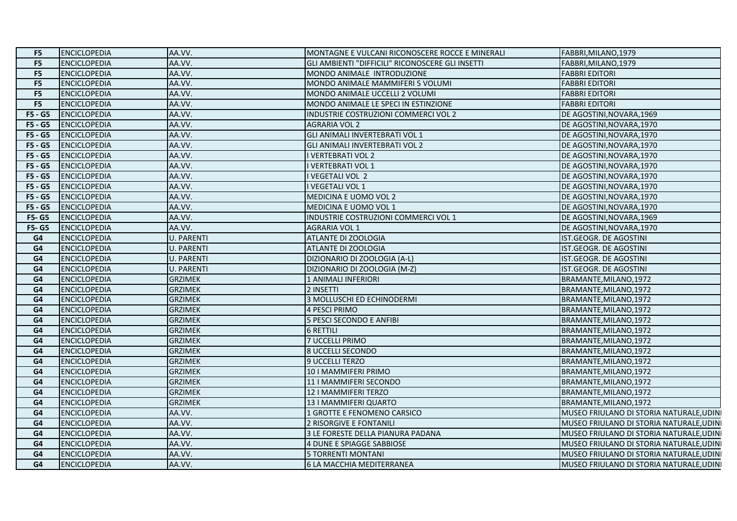| F5 | ENCICLOPEDIA | AA.VV. | MONTAGNE E VULCANI RICONOSCERE ROCCE E MINERALI | FABBRI,MILANO,1979 |
|---|---|---|---|---|
| F5 | ENCICLOPEDIA | AA.VV. | GLI AMBIENTI "DIFFICILI" RICONOSCERE GLI INSETTI | FABBRI,MILANO,1979 |
| F5 | ENCICLOPEDIA | AA.VV. | MONDO ANIMALE INTRODUZIONE | FABBRI EDITORI |
| F5 | ENCICLOPEDIA | AA.VV. | MONDO ANIMALE MAMMIFERI 5 VOLUMI | FABBRI EDITORI |
| F5 | ENCICLOPEDIA | AA.VV. | MONDO ANIMALE UCCELLI 2 VOLUMI | FABBRI EDITORI |
| F5 | ENCICLOPEDIA | AA.VV. | MONDO ANIMALE LE SPECI IN ESTINZIONE | FABBRI EDITORI |
| F5 - G5 | ENCICLOPEDIA | AA.VV. | INDUSTRIE COSTRUZIONI COMMERCI VOL 2 | DE AGOSTINI,NOVARA,1969 |
| F5 - G5 | ENCICLOPEDIA | AA.VV. | AGRARIA VOL 2 | DE AGOSTINI,NOVARA,1970 |
| F5 - G5 | ENCICLOPEDIA | AA.VV. | GLI ANIMALI INVERTEBRATI VOL 1 | DE AGOSTINI,NOVARA,1970 |
| F5 - G5 | ENCICLOPEDIA | AA.VV. | GLI ANIMALI INVERTEBRATI VOL 2 | DE AGOSTINI,NOVARA,1970 |
| F5 - G5 | ENCICLOPEDIA | AA.VV. | I VERTEBRATI VOL 2 | DE AGOSTINI,NOVARA,1970 |
| F5 - G5 | ENCICLOPEDIA | AA.VV. | I VERTEBRATI VOL 1 | DE AGOSTINI,NOVARA,1970 |
| F5 - G5 | ENCICLOPEDIA | AA.VV. | I VEGETALI VOL 2 | DE AGOSTINI,NOVARA,1970 |
| F5 - G5 | ENCICLOPEDIA | AA.VV. | I VEGETALI VOL 1 | DE AGOSTINI,NOVARA,1970 |
| F5 - G5 | ENCICLOPEDIA | AA.VV. | MEDICINA E UOMO VOL 2 | DE AGOSTINI,NOVARA,1970 |
| F5 - G5 | ENCICLOPEDIA | AA.VV. | MEDICINA E UOMO VOL 1 | DE AGOSTINI,NOVARA,1970 |
| F5- G5 | ENCICLOPEDIA | AA.VV. | INDUSTRIE COSTRUZIONI COMMERCI VOL 1 | DE AGOSTINI,NOVARA,1969 |
| F5- G5 | ENCICLOPEDIA | AA.VV. | AGRARIA VOL 1 | DE AGOSTINI,NOVARA,1970 |
| G4 | ENCICLOPEDIA | U. PARENTI | ATLANTE DI ZOOLOGIA | IST.GEOGR. DE AGOSTINI |
| G4 | ENCICLOPEDIA | U. PARENTI | ATLANTE DI ZOOLOGIA | IST.GEOGR. DE AGOSTINI |
| G4 | ENCICLOPEDIA | U. PARENTI | DIZIONARIO DI ZOOLOGIA (A-L) | IST.GEOGR. DE AGOSTINI |
| G4 | ENCICLOPEDIA | U. PARENTI | DIZIONARIO DI ZOOLOGIA (M-Z) | IST.GEOGR. DE AGOSTINI |
| G4 | ENCICLOPEDIA | GRZIMEK | 1 ANIMALI INFERIORI | BRAMANTE,MILANO,1972 |
| G4 | ENCICLOPEDIA | GRZIMEK | 2 INSETTI | BRAMANTE,MILANO,1972 |
| G4 | ENCICLOPEDIA | GRZIMEK | 3 MOLLUSCHI ED ECHINODERMI | BRAMANTE,MILANO,1972 |
| G4 | ENCICLOPEDIA | GRZIMEK | 4 PESCI PRIMO | BRAMANTE,MILANO,1972 |
| G4 | ENCICLOPEDIA | GRZIMEK | 5 PESCI SECONDO E ANFIBI | BRAMANTE,MILANO,1972 |
| G4 | ENCICLOPEDIA | GRZIMEK | 6 RETTILI | BRAMANTE,MILANO,1972 |
| G4 | ENCICLOPEDIA | GRZIMEK | 7 UCCELLI PRIMO | BRAMANTE,MILANO,1972 |
| G4 | ENCICLOPEDIA | GRZIMEK | 8 UCCELLI SECONDO | BRAMANTE,MILANO,1972 |
| G4 | ENCICLOPEDIA | GRZIMEK | 9 UCCELLI TERZO | BRAMANTE,MILANO,1972 |
| G4 | ENCICLOPEDIA | GRZIMEK | 10 I MAMMIFERI PRIMO | BRAMANTE,MILANO,1972 |
| G4 | ENCICLOPEDIA | GRZIMEK | 11 I MAMMIFERI SECONDO | BRAMANTE,MILANO,1972 |
| G4 | ENCICLOPEDIA | GRZIMEK | 12 I MAMMIFERI TERZO | BRAMANTE,MILANO,1972 |
| G4 | ENCICLOPEDIA | GRZIMEK | 13 I MAMMIFERI QUARTO | BRAMANTE,MILANO,1972 |
| G4 | ENCICLOPEDIA | AA.VV. | 1 GROTTE E FENOMENO CARSICO | MUSEO FRIULANO DI STORIA NATURALE,UDINI |
| G4 | ENCICLOPEDIA | AA.VV. | 2 RISORGIVE E FONTANILI | MUSEO FRIULANO DI STORIA NATURALE,UDINI |
| G4 | ENCICLOPEDIA | AA.VV. | 3 LE FORESTE DELLA PIANURA PADANA | MUSEO FRIULANO DI STORIA NATURALE,UDINI |
| G4 | ENCICLOPEDIA | AA.VV. | 4 DUNE E SPIAGGE SABBIOSE | MUSEO FRIULANO DI STORIA NATURALE,UDINI |
| G4 | ENCICLOPEDIA | AA.VV. | 5 TORRENTI MONTANI | MUSEO FRIULANO DI STORIA NATURALE,UDINI |
| G4 | ENCICLOPEDIA | AA.VV. | 6 LA MACCHIA MEDITERRANEA | MUSEO FRIULANO DI STORIA NATURALE,UDINI |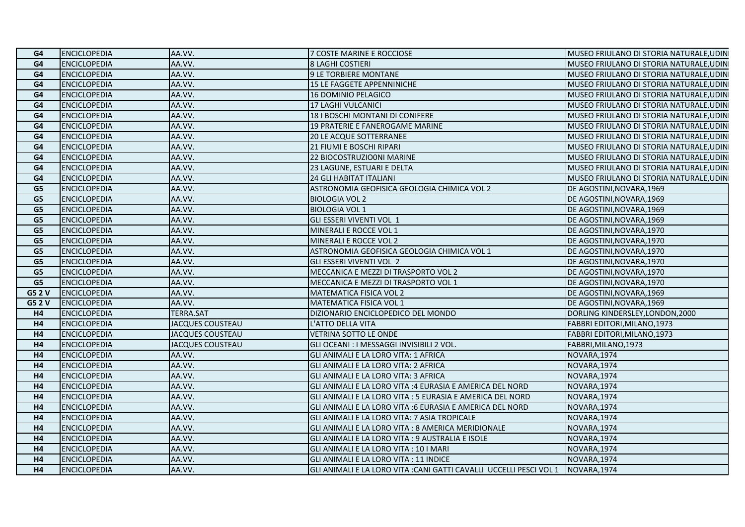| G4 | ENCICLOPEDIA | AA.VV. | 7 COSTE MARINE E ROCCIOSE | MUSEO FRIULANO DI STORIA NATURALE,UDINE |
|---|---|---|---|---|
| G4 | ENCICLOPEDIA | AA.VV. | 8 LAGHI COSTIERI | MUSEO FRIULANO DI STORIA NATURALE,UDINE |
| G4 | ENCICLOPEDIA | AA.VV. | 9 LE TORBIERE MONTANE | MUSEO FRIULANO DI STORIA NATURALE,UDINE |
| G4 | ENCICLOPEDIA | AA.VV. | 15 LE FAGGETE APPENNINICHE | MUSEO FRIULANO DI STORIA NATURALE,UDINE |
| G4 | ENCICLOPEDIA | AA.VV. | 16 DOMINIO PELAGICO | MUSEO FRIULANO DI STORIA NATURALE,UDINE |
| G4 | ENCICLOPEDIA | AA.VV. | 17 LAGHI VULCANICI | MUSEO FRIULANO DI STORIA NATURALE,UDINE |
| G4 | ENCICLOPEDIA | AA.VV. | 18 I BOSCHI MONTANI DI CONIFERE | MUSEO FRIULANO DI STORIA NATURALE,UDINE |
| G4 | ENCICLOPEDIA | AA.VV. | 19 PRATERIE E FANEROGAME MARINE | MUSEO FRIULANO DI STORIA NATURALE,UDINE |
| G4 | ENCICLOPEDIA | AA.VV. | 20 LE ACQUE SOTTERRANEE | MUSEO FRIULANO DI STORIA NATURALE,UDINE |
| G4 | ENCICLOPEDIA | AA.VV. | 21 FIUMI E BOSCHI RIPARI | MUSEO FRIULANO DI STORIA NATURALE,UDINE |
| G4 | ENCICLOPEDIA | AA.VV. | 22 BIOCOSTRUZIO0NI MARINE | MUSEO FRIULANO DI STORIA NATURALE,UDINE |
| G4 | ENCICLOPEDIA | AA.VV. | 23 LAGUNE, ESTUARI E DELTA | MUSEO FRIULANO DI STORIA NATURALE,UDINE |
| G4 | ENCICLOPEDIA | AA.VV. | 24 GLI HABITAT ITALIANI | MUSEO FRIULANO DI STORIA NATURALE,UDINE |
| G5 | ENCICLOPEDIA | AA.VV. | ASTRONOMIA GEOFISICA GEOLOGIA CHIMICA VOL 2 | DE AGOSTINI,NOVARA,1969 |
| G5 | ENCICLOPEDIA | AA.VV. | BIOLOGIA VOL 2 | DE AGOSTINI,NOVARA,1969 |
| G5 | ENCICLOPEDIA | AA.VV. | BIOLOGIA VOL 1 | DE AGOSTINI,NOVARA,1969 |
| G5 | ENCICLOPEDIA | AA.VV. | GLI ESSERI VIVENTI VOL 1 | DE AGOSTINI,NOVARA,1969 |
| G5 | ENCICLOPEDIA | AA.VV. | MINERALI E ROCCE VOL 1 | DE AGOSTINI,NOVARA,1970 |
| G5 | ENCICLOPEDIA | AA.VV. | MINERALI E ROCCE VOL 2 | DE AGOSTINI,NOVARA,1970 |
| G5 | ENCICLOPEDIA | AA.VV. | ASTRONOMIA GEOFISICA GEOLOGIA CHIMICA VOL 1 | DE AGOSTINI,NOVARA,1970 |
| G5 | ENCICLOPEDIA | AA.VV. | GLI ESSERI VIVENTI VOL 2 | DE AGOSTINI,NOVARA,1970 |
| G5 | ENCICLOPEDIA | AA.VV. | MECCANICA E MEZZI DI TRASPORTO VOL 2 | DE AGOSTINI,NOVARA,1970 |
| G5 | ENCICLOPEDIA | AA.VV. | MECCANICA E MEZZI DI TRASPORTO VOL 1 | DE AGOSTINI,NOVARA,1970 |
| G5 2 V | ENCICLOPEDIA | AA.VV. | MATEMATICA FISICA VOL 2 | DE AGOSTINI,NOVARA,1969 |
| G5 2 V | ENCICLOPEDIA | AA.VV. | MATEMATICA FISICA VOL 1 | DE AGOSTINI,NOVARA,1969 |
| H4 | ENCICLOPEDIA | TERRA.SAT | DIZIONARIO ENCICLOPEDICO DEL MONDO | DORLING KINDERSLEY,LONDON,2000 |
| H4 | ENCICLOPEDIA | JACQUES COUSTEAU | L'ATTO DELLA VITA | FABBRI EDITORI,MILANO,1973 |
| H4 | ENCICLOPEDIA | JACQUES COUSTEAU | VETRINA SOTTO LE ONDE | FABBRI EDITORI,MILANO,1973 |
| H4 | ENCICLOPEDIA | JACQUES COUSTEAU | GLI OCEANI : I MESSAGGI INVISIBILI 2 VOL. | FABBRI,MILANO,1973 |
| H4 | ENCICLOPEDIA | AA.VV. | GLI ANIMALI E LA LORO VITA: 1 AFRICA | NOVARA,1974 |
| H4 | ENCICLOPEDIA | AA.VV. | GLI ANIMALI E LA LORO VITA: 2 AFRICA | NOVARA,1974 |
| H4 | ENCICLOPEDIA | AA.VV. | GLI ANIMALI E LA LORO VITA: 3 AFRICA | NOVARA,1974 |
| H4 | ENCICLOPEDIA | AA.VV. | GLI ANIMALI E LA LORO VITA :4 EURASIA E AMERICA DEL NORD | NOVARA,1974 |
| H4 | ENCICLOPEDIA | AA.VV. | GLI ANIMALI E LA LORO VITA : 5 EURASIA E AMERICA DEL NORD | NOVARA,1974 |
| H4 | ENCICLOPEDIA | AA.VV. | GLI ANIMALI E LA LORO VITA :6 EURASIA E AMERICA DEL NORD | NOVARA,1974 |
| H4 | ENCICLOPEDIA | AA.VV. | GLI ANIMALI E LA LORO VITA: 7 ASIA TROPICALE | NOVARA,1974 |
| H4 | ENCICLOPEDIA | AA.VV. | GLI ANIMALI E LA LORO VITA : 8 AMERICA MERIDIONALE | NOVARA,1974 |
| H4 | ENCICLOPEDIA | AA.VV. | GLI ANIMALI E LA LORO VITA : 9 AUSTRALIA E ISOLE | NOVARA,1974 |
| H4 | ENCICLOPEDIA | AA.VV. | GLI ANIMALI E LA LORO VITA : 10 I MARI | NOVARA,1974 |
| H4 | ENCICLOPEDIA | AA.VV. | GLI ANIMALI E LA LORO VITA : 11 INDICE | NOVARA,1974 |
| H4 | ENCICLOPEDIA | AA.VV. | GLI ANIMALI E LA LORO VITA :CANI GATTI CAVALLI UCCELLI PESCI VOL 1 | NOVARA,1974 |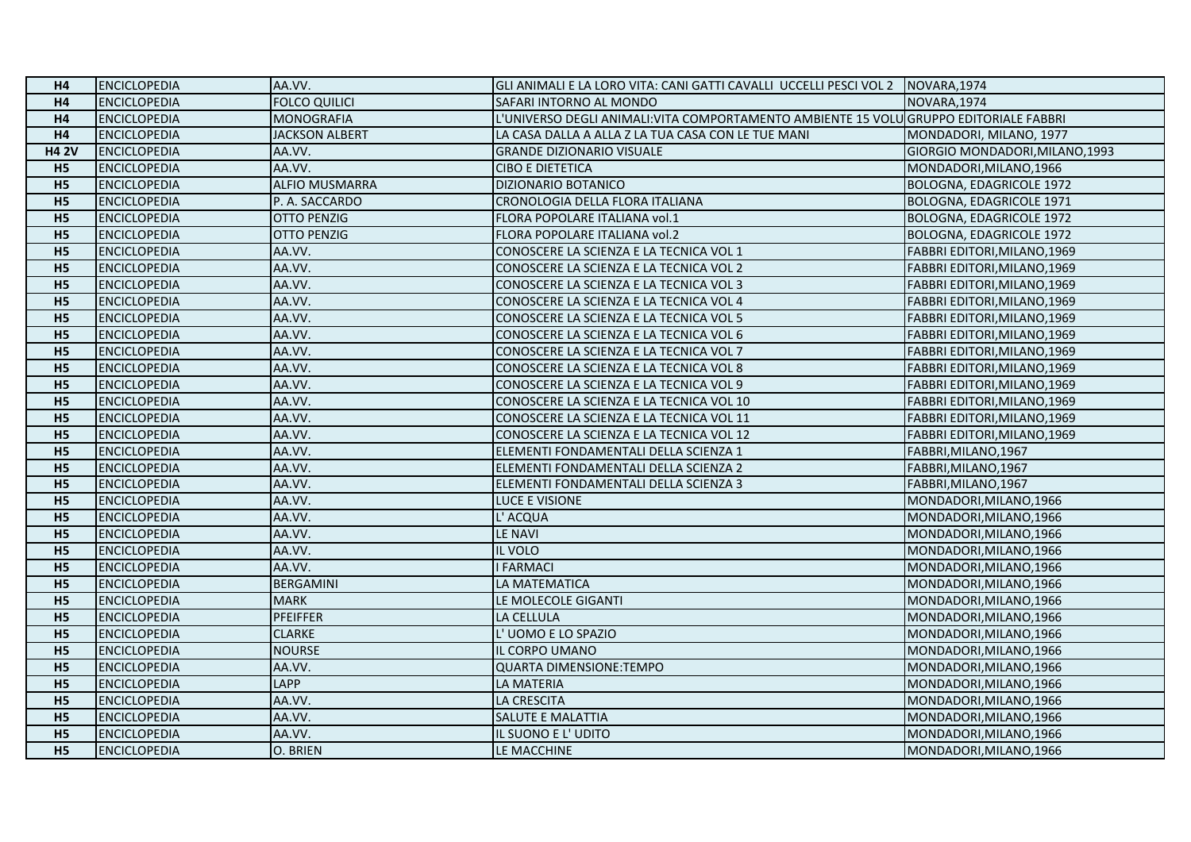| | | | | |
|---|---|---|---|---|
| **H4** | ENCICLOPEDIA | AA.VV. | GLI ANIMALI E LA LORO VITA: CANI GATTI CAVALLI UCCELLI PESCI VOL 2 | NOVARA,1974 |
| **H4** | ENCICLOPEDIA | FOLCO QUILICI | SAFARI INTORNO AL MONDO | NOVARA,1974 |
| **H4** | ENCICLOPEDIA | MONOGRAFIA | L'UNIVERSO DEGLI ANIMALI:VITA COMPORTAMENTO AMBIENTE 15 VOLU | GRUPPO EDITORIALE FABBRI |
| **H4** | ENCICLOPEDIA | JACKSON ALBERT | LA CASA DALLA A ALLA Z LA TUA CASA CON LE TUE MANI | MONDADORI, MILANO, 1977 |
| **H4 2V** | ENCICLOPEDIA | AA.VV. | GRANDE DIZIONARIO VISUALE | GIORGIO MONDADORI,MILANO,1993 |
| **H5** | ENCICLOPEDIA | AA.VV. | CIBO E DIETETICA | MONDADORI,MILANO,1966 |
| **H5** | ENCICLOPEDIA | ALFIO MUSMARRA | DIZIONARIO BOTANICO | BOLOGNA, EDAGRICOLE 1972 |
| **H5** | ENCICLOPEDIA | P. A. SACCARDO | CRONOLOGIA DELLA FLORA ITALIANA | BOLOGNA, EDAGRICOLE 1971 |
| **H5** | ENCICLOPEDIA | OTTO PENZIG | FLORA POPOLARE ITALIANA vol.1 | BOLOGNA, EDAGRICOLE 1972 |
| **H5** | ENCICLOPEDIA | OTTO PENZIG | FLORA POPOLARE ITALIANA vol.2 | BOLOGNA, EDAGRICOLE 1972 |
| **H5** | ENCICLOPEDIA | AA.VV. | CONOSCERE LA SCIENZA E LA TECNICA VOL 1 | FABBRI EDITORI,MILANO,1969 |
| **H5** | ENCICLOPEDIA | AA.VV. | CONOSCERE LA SCIENZA E LA TECNICA VOL 2 | FABBRI EDITORI,MILANO,1969 |
| **H5** | ENCICLOPEDIA | AA.VV. | CONOSCERE LA SCIENZA E LA TECNICA VOL 3 | FABBRI EDITORI,MILANO,1969 |
| **H5** | ENCICLOPEDIA | AA.VV. | CONOSCERE LA SCIENZA E LA TECNICA VOL 4 | FABBRI EDITORI,MILANO,1969 |
| **H5** | ENCICLOPEDIA | AA.VV. | CONOSCERE LA SCIENZA E LA TECNICA VOL 5 | FABBRI EDITORI,MILANO,1969 |
| **H5** | ENCICLOPEDIA | AA.VV. | CONOSCERE LA SCIENZA E LA TECNICA VOL 6 | FABBRI EDITORI,MILANO,1969 |
| **H5** | ENCICLOPEDIA | AA.VV. | CONOSCERE LA SCIENZA E LA TECNICA VOL 7 | FABBRI EDITORI,MILANO,1969 |
| **H5** | ENCICLOPEDIA | AA.VV. | CONOSCERE LA SCIENZA E LA TECNICA VOL 8 | FABBRI EDITORI,MILANO,1969 |
| **H5** | ENCICLOPEDIA | AA.VV. | CONOSCERE LA SCIENZA E LA TECNICA VOL 9 | FABBRI EDITORI,MILANO,1969 |
| **H5** | ENCICLOPEDIA | AA.VV. | CONOSCERE LA SCIENZA E LA TECNICA VOL 10 | FABBRI EDITORI,MILANO,1969 |
| **H5** | ENCICLOPEDIA | AA.VV. | CONOSCERE LA SCIENZA E LA TECNICA VOL 11 | FABBRI EDITORI,MILANO,1969 |
| **H5** | ENCICLOPEDIA | AA.VV. | CONOSCERE LA SCIENZA E LA TECNICA VOL 12 | FABBRI EDITORI,MILANO,1969 |
| **H5** | ENCICLOPEDIA | AA.VV. | ELEMENTI FONDAMENTALI DELLA SCIENZA 1 | FABBRI,MILANO,1967 |
| **H5** | ENCICLOPEDIA | AA.VV. | ELEMENTI FONDAMENTALI DELLA SCIENZA 2 | FABBRI,MILANO,1967 |
| **H5** | ENCICLOPEDIA | AA.VV. | ELEMENTI FONDAMENTALI DELLA SCIENZA 3 | FABBRI,MILANO,1967 |
| **H5** | ENCICLOPEDIA | AA.VV. | LUCE E VISIONE | MONDADORI,MILANO,1966 |
| **H5** | ENCICLOPEDIA | AA.VV. | L' ACQUA | MONDADORI,MILANO,1966 |
| **H5** | ENCICLOPEDIA | AA.VV. | LE NAVI | MONDADORI,MILANO,1966 |
| **H5** | ENCICLOPEDIA | AA.VV. | IL VOLO | MONDADORI,MILANO,1966 |
| **H5** | ENCICLOPEDIA | AA.VV. | I FARMACI | MONDADORI,MILANO,1966 |
| **H5** | ENCICLOPEDIA | BERGAMINI | LA MATEMATICA | MONDADORI,MILANO,1966 |
| **H5** | ENCICLOPEDIA | MARK | LE MOLECOLE GIGANTI | MONDADORI,MILANO,1966 |
| **H5** | ENCICLOPEDIA | PFEIFFER | LA CELLULA | MONDADORI,MILANO,1966 |
| **H5** | ENCICLOPEDIA | CLARKE | L' UOMO E LO SPAZIO | MONDADORI,MILANO,1966 |
| **H5** | ENCICLOPEDIA | NOURSE | IL CORPO UMANO | MONDADORI,MILANO,1966 |
| **H5** | ENCICLOPEDIA | AA.VV. | QUARTA DIMENSIONE:TEMPO | MONDADORI,MILANO,1966 |
| **H5** | ENCICLOPEDIA | LAPP | LA MATERIA | MONDADORI,MILANO,1966 |
| **H5** | ENCICLOPEDIA | AA.VV. | LA CRESCITA | MONDADORI,MILANO,1966 |
| **H5** | ENCICLOPEDIA | AA.VV. | SALUTE E MALATTIA | MONDADORI,MILANO,1966 |
| **H5** | ENCICLOPEDIA | AA.VV. | IL SUONO E L' UDITO | MONDADORI,MILANO,1966 |
| **H5** | ENCICLOPEDIA | O. BRIEN | LE MACCHINE | MONDADORI,MILANO,1966 |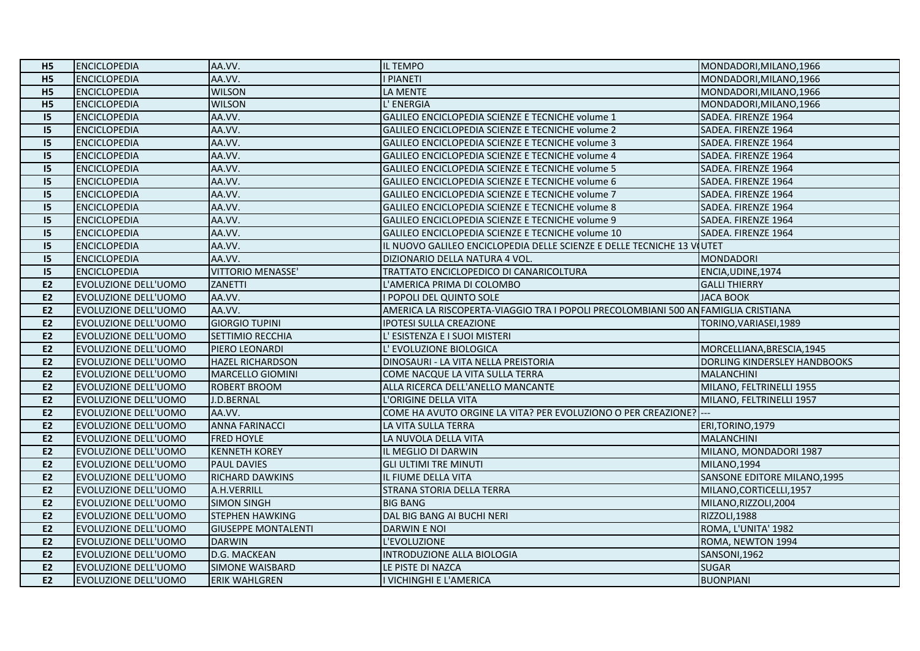| H5 | ENCICLOPEDIA | AA.VV. | IL TEMPO | MONDADORI,MILANO,1966 |
|---|---|---|---|---|
| H5 | ENCICLOPEDIA | AA.VV. | I PIANETI | MONDADORI,MILANO,1966 |
| H5 | ENCICLOPEDIA | WILSON | LA MENTE | MONDADORI,MILANO,1966 |
| H5 | ENCICLOPEDIA | WILSON | L' ENERGIA | MONDADORI,MILANO,1966 |
| I5 | ENCICLOPEDIA | AA.VV. | GALILEO ENCICLOPEDIA SCIENZE E TECNICHE volume 1 | SADEA. FIRENZE 1964 |
| I5 | ENCICLOPEDIA | AA.VV. | GALILEO ENCICLOPEDIA SCIENZE E TECNICHE volume 2 | SADEA. FIRENZE 1964 |
| I5 | ENCICLOPEDIA | AA.VV. | GALILEO ENCICLOPEDIA SCIENZE E TECNICHE volume 3 | SADEA. FIRENZE 1964 |
| I5 | ENCICLOPEDIA | AA.VV. | GALILEO ENCICLOPEDIA SCIENZE E TECNICHE volume 4 | SADEA. FIRENZE 1964 |
| I5 | ENCICLOPEDIA | AA.VV. | GALILEO ENCICLOPEDIA SCIENZE E TECNICHE volume 5 | SADEA. FIRENZE 1964 |
| I5 | ENCICLOPEDIA | AA.VV. | GALILEO ENCICLOPEDIA SCIENZE E TECNICHE volume 6 | SADEA. FIRENZE 1964 |
| I5 | ENCICLOPEDIA | AA.VV. | GALILEO ENCICLOPEDIA SCIENZE E TECNICHE volume 7 | SADEA. FIRENZE 1964 |
| I5 | ENCICLOPEDIA | AA.VV. | GALILEO ENCICLOPEDIA SCIENZE E TECNICHE volume 8 | SADEA. FIRENZE 1964 |
| I5 | ENCICLOPEDIA | AA.VV. | GALILEO ENCICLOPEDIA SCIENZE E TECNICHE volume 9 | SADEA. FIRENZE 1964 |
| I5 | ENCICLOPEDIA | AA.VV. | GALILEO ENCICLOPEDIA SCIENZE E TECNICHE volume 10 | SADEA. FIRENZE 1964 |
| I5 | ENCICLOPEDIA | AA.VV. | IL NUOVO GALILEO ENCICLOPEDIA DELLE SCIENZE E DELLE TECNICHE 13 V | UTET |
| I5 | ENCICLOPEDIA | AA.VV. | DIZIONARIO DELLA NATURA 4 VOL. | MONDADORI |
| I5 | ENCICLOPEDIA | VITTORIO MENASSE' | TRATTATO ENCICLOPEDICO DI CANARICOLTURA | ENCIA,UDINE,1974 |
| E2 | EVOLUZIONE DELL'UOMO | ZANETTI | L'AMERICA PRIMA DI COLOMBO | GALLI THIERRY |
| E2 | EVOLUZIONE DELL'UOMO | AA.VV. | I POPOLI DEL QUINTO SOLE | JACA BOOK |
| E2 | EVOLUZIONE DELL'UOMO | AA.VV. | AMERICA LA RISCOPERTA-VIAGGIO TRA I POPOLI PRECOLOMBIANI 500 AN | FAMIGLIA CRISTIANA |
| E2 | EVOLUZIONE DELL'UOMO | GIORGIO TUPINI | IPOTESI SULLA CREAZIONE | TORINO,VARIASEI,1989 |
| E2 | EVOLUZIONE DELL'UOMO | SETTIMIO RECCHIA | L' ESISTENZA E I SUOI MISTERI | |
| E2 | EVOLUZIONE DELL'UOMO | PIERO LEONARDI | L' EVOLUZIONE BIOLOGICA | MORCELLIANA,BRESCIA,1945 |
| E2 | EVOLUZIONE DELL'UOMO | HAZEL RICHARDSON | DINOSAURI - LA VITA NELLA PREISTORIA | DORLING KINDERSLEY HANDBOOKS |
| E2 | EVOLUZIONE DELL'UOMO | MARCELLO GIOMINI | COME NACQUE LA VITA SULLA TERRA | MALANCHINI |
| E2 | EVOLUZIONE DELL'UOMO | ROBERT BROOM | ALLA RICERCA DELL'ANELLO MANCANTE | MILANO, FELTRINELLI 1955 |
| E2 | EVOLUZIONE DELL'UOMO | J.D.BERNAL | L'ORIGINE DELLA VITA | MILANO, FELTRINELLI 1957 |
| E2 | EVOLUZIONE DELL'UOMO | AA.VV. | COME HA AVUTO ORGINE LA VITA? PER EVOLUZIONO O PER CREAZIONE? | --- |
| E2 | EVOLUZIONE DELL'UOMO | ANNA FARINACCI | LA VITA SULLA TERRA | ERI,TORINO,1979 |
| E2 | EVOLUZIONE DELL'UOMO | FRED HOYLE | LA NUVOLA DELLA VITA | MALANCHINI |
| E2 | EVOLUZIONE DELL'UOMO | KENNETH KOREY | IL MEGLIO DI DARWIN | MILANO, MONDADORI 1987 |
| E2 | EVOLUZIONE DELL'UOMO | PAUL DAVIES | GLI ULTIMI TRE MINUTI | MILANO,1994 |
| E2 | EVOLUZIONE DELL'UOMO | RICHARD DAWKINS | IL FIUME DELLA VITA | SANSONE EDITORE MILANO,1995 |
| E2 | EVOLUZIONE DELL'UOMO | A.H.VERRILL | STRANA STORIA DELLA TERRA | MILANO,CORTICELLI,1957 |
| E2 | EVOLUZIONE DELL'UOMO | SIMON SINGH | BIG BANG | MILANO,RIZZOLI,2004 |
| E2 | EVOLUZIONE DELL'UOMO | STEPHEN HAWKING | DAL BIG BANG AI BUCHI NERI | RIZZOLI,1988 |
| E2 | EVOLUZIONE DELL'UOMO | GIUSEPPE MONTALENTI | DARWIN E NOI | ROMA, L'UNITA' 1982 |
| E2 | EVOLUZIONE DELL'UOMO | DARWIN | L'EVOLUZIONE | ROMA, NEWTON 1994 |
| E2 | EVOLUZIONE DELL'UOMO | D.G. MACKEAN | INTRODUZIONE ALLA BIOLOGIA | SANSONI,1962 |
| E2 | EVOLUZIONE DELL'UOMO | SIMONE WAISBARD | LE PISTE DI NAZCA | SUGAR |
| E2 | EVOLUZIONE DELL'UOMO | ERIK WAHLGREN | I VICHINGHI E L'AMERICA | BUONPIANI |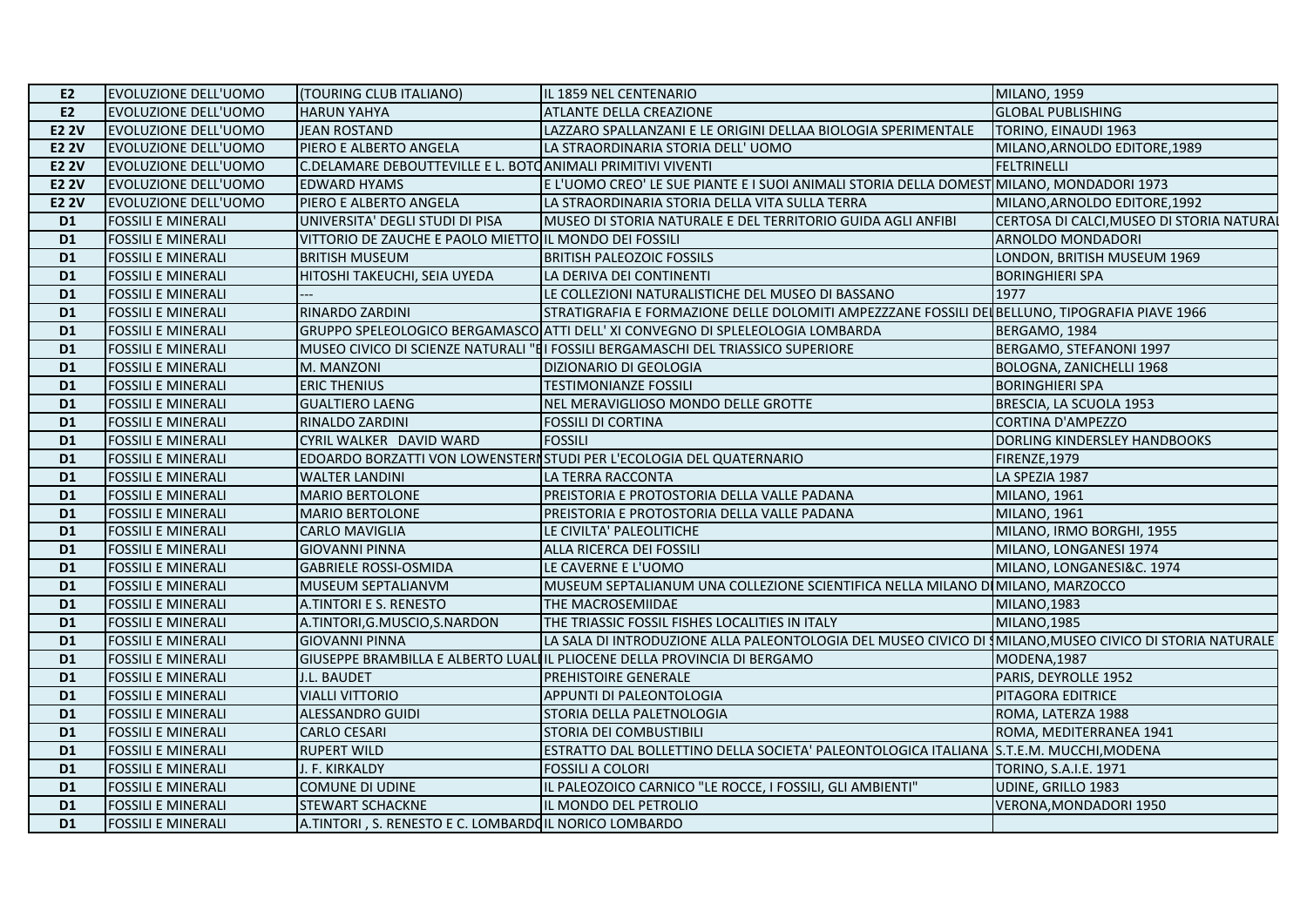| E2 | EVOLUZIONE DELL'UOMO | (TOURING CLUB ITALIANO) | IL 1859 NEL CENTENARIO | MILANO, 1959 |
|---|---|---|---|---|
| E2 | EVOLUZIONE DELL'UOMO | HARUN YAHYA | ATLANTE DELLA CREAZIONE | GLOBAL PUBLISHING |
| E2 2V | EVOLUZIONE DELL'UOMO | JEAN ROSTAND | LAZZARO SPALLANZANI E LE ORIGINI DELLAA BIOLOGIA SPERIMENTALE | TORINO, EINAUDI 1963 |
| E2 2V | EVOLUZIONE DELL'UOMO | PIERO E ALBERTO ANGELA | LA STRAORDINARIA STORIA DELL' UOMO | MILANO,ARNOLDO EDITORE,1989 |
| E2 2V | EVOLUZIONE DELL'UOMO | C.DELAMARE DEBOUTTEVILLE E L. BOTC | ANIMALI PRIMITIVI VIVENTI | FELTRINELLI |
| E2 2V | EVOLUZIONE DELL'UOMO | EDWARD HYAMS | E L'UOMO CREO' LE SUE PIANTE E I SUOI ANIMALI STORIA DELLA DOMEST | MILANO, MONDADORI 1973 |
| E2 2V | EVOLUZIONE DELL'UOMO | PIERO E ALBERTO ANGELA | LA STRAORDINARIA STORIA DELLA VITA SULLA TERRA | MILANO,ARNOLDO EDITORE,1992 |
| D1 | FOSSILI E MINERALI | UNIVERSITA' DEGLI STUDI DI PISA | MUSEO DI STORIA NATURALE E DEL TERRITORIO GUIDA AGLI ANFIBI | CERTOSA DI CALCI,MUSEO DI STORIA NATURAL |
| D1 | FOSSILI E MINERALI | VITTORIO DE ZAUCHE E PAOLO MIETTO | IL MONDO DEI FOSSILI | ARNOLDO MONDADORI |
| D1 | FOSSILI E MINERALI | BRITISH MUSEUM | BRITISH PALEOZOIC FOSSILS | LONDON, BRITISH MUSEUM 1969 |
| D1 | FOSSILI E MINERALI | HITOSHI TAKEUCHI, SEIA UYEDA | LA DERIVA DEI CONTINENTI | BORINGHIERI SPA |
| D1 | FOSSILI E MINERALI | --- | LE COLLEZIONI NATURALISTICHE DEL MUSEO DI BASSANO | 1977 |
| D1 | FOSSILI E MINERALI | RINARDO ZARDINI | STRATIGRAFIA E FORMAZIONE DELLE DOLOMITI AMPEZZZANE FOSSILI DEL | BELLUNO, TIPOGRAFIA PIAVE 1966 |
| D1 | FOSSILI E MINERALI | GRUPPO SPELEOLOGICO BERGAMASCO | ATTI DELL' XI CONVEGNO DI SPLELEOLOGIA LOMBARDA | BERGAMO, 1984 |
| D1 | FOSSILI E MINERALI | MUSEO CIVICO DI SCIENZE NATURALI "E | I FOSSILI BERGAMASCHI DEL TRIASSICO SUPERIORE | BERGAMO, STEFANONI 1997 |
| D1 | FOSSILI E MINERALI | M. MANZONI | DIZIONARIO DI GEOLOGIA | BOLOGNA, ZANICHELLI 1968 |
| D1 | FOSSILI E MINERALI | ERIC THENIUS | TESTIMONIANZE FOSSILI | BORINGHIERI SPA |
| D1 | FOSSILI E MINERALI | GUALTIERO LAENG | NEL MERAVIGLIOSO MONDO DELLE GROTTE | BRESCIA, LA SCUOLA 1953 |
| D1 | FOSSILI E MINERALI | RINALDO ZARDINI | FOSSILI DI CORTINA | CORTINA D'AMPEZZO |
| D1 | FOSSILI E MINERALI | CYRIL WALKER DAVID WARD | FOSSILI | DORLING KINDERSLEY HANDBOOKS |
| D1 | FOSSILI E MINERALI | EDOARDO BORZATTI VON LOWENSTERN | STUDI PER L'ECOLOGIA DEL QUATERNARIO | FIRENZE,1979 |
| D1 | FOSSILI E MINERALI | WALTER LANDINI | LA TERRA RACCONTA | LA SPEZIA 1987 |
| D1 | FOSSILI E MINERALI | MARIO BERTOLONE | PREISTORIA E PROTOSTORIA DELLA VALLE PADANA | MILANO, 1961 |
| D1 | FOSSILI E MINERALI | MARIO BERTOLONE | PREISTORIA E PROTOSTORIA DELLA VALLE PADANA | MILANO, 1961 |
| D1 | FOSSILI E MINERALI | CARLO MAVIGLIA | LE CIVILTA' PALEOLITICHE | MILANO, IRMO BORGHI, 1955 |
| D1 | FOSSILI E MINERALI | GIOVANNI PINNA | ALLA RICERCA DEI FOSSILI | MILANO, LONGANESI 1974 |
| D1 | FOSSILI E MINERALI | GABRIELE ROSSI-OSMIDA | LE CAVERNE E L'UOMO | MILANO, LONGANESI&C. 1974 |
| D1 | FOSSILI E MINERALI | MUSEUM SEPTALIANVM | MUSEUM SEPTALIANUM UNA COLLEZIONE SCIENTIFICA NELLA MILANO DI | MILANO, MARZOCCO |
| D1 | FOSSILI E MINERALI | A.TINTORI E S. RENESTO | THE MACROSEMIIDAE | MILANO,1983 |
| D1 | FOSSILI E MINERALI | A.TINTORI,G.MUSCIO,S.NARDON | THE TRIASSIC FOSSIL FISHES LOCALITIES IN ITALY | MILANO,1985 |
| D1 | FOSSILI E MINERALI | GIOVANNI PINNA | LA SALA DI INTRODUZIONE ALLA PALEONTOLOGIA DEL MUSEO CIVICO DI S | MILANO,MUSEO CIVICO DI STORIA NATURALE |
| D1 | FOSSILI E MINERALI | GIUSEPPE BRAMBILLA E ALBERTO LUALI | IL PLIOCENE DELLA PROVINCIA DI BERGAMO | MODENA,1987 |
| D1 | FOSSILI E MINERALI | J.L. BAUDET | PREHISTOIRE GENERALE | PARIS, DEYROLLE 1952 |
| D1 | FOSSILI E MINERALI | VIALLI VITTORIO | APPUNTI DI PALEONTOLOGIA | PITAGORA EDITRICE |
| D1 | FOSSILI E MINERALI | ALESSANDRO GUIDI | STORIA DELLA PALETNOLOGIA | ROMA, LATERZA 1988 |
| D1 | FOSSILI E MINERALI | CARLO CESARI | STORIA DEI COMBUSTIBILI | ROMA, MEDITERRANEA 1941 |
| D1 | FOSSILI E MINERALI | RUPERT WILD | ESTRATTO DAL BOLLETTINO DELLA SOCIETA' PALEONTOLOGICA ITALIANA | S.T.E.M. MUCCHI,MODENA |
| D1 | FOSSILI E MINERALI | J. F. KIRKALDY | FOSSILI A COLORI | TORINO, S.A.I.E. 1971 |
| D1 | FOSSILI E MINERALI | COMUNE DI UDINE | IL PALEOZOICO CARNICO "LE ROCCE, I FOSSILI, GLI AMBIENTI" | UDINE, GRILLO 1983 |
| D1 | FOSSILI E MINERALI | STEWART SCHACKNE | IL MONDO DEL PETROLIO | VERONA,MONDADORI 1950 |
| D1 | FOSSILI E MINERALI | A.TINTORI , S. RENESTO E C. LOMBARDO | IL NORICO LOMBARDO | |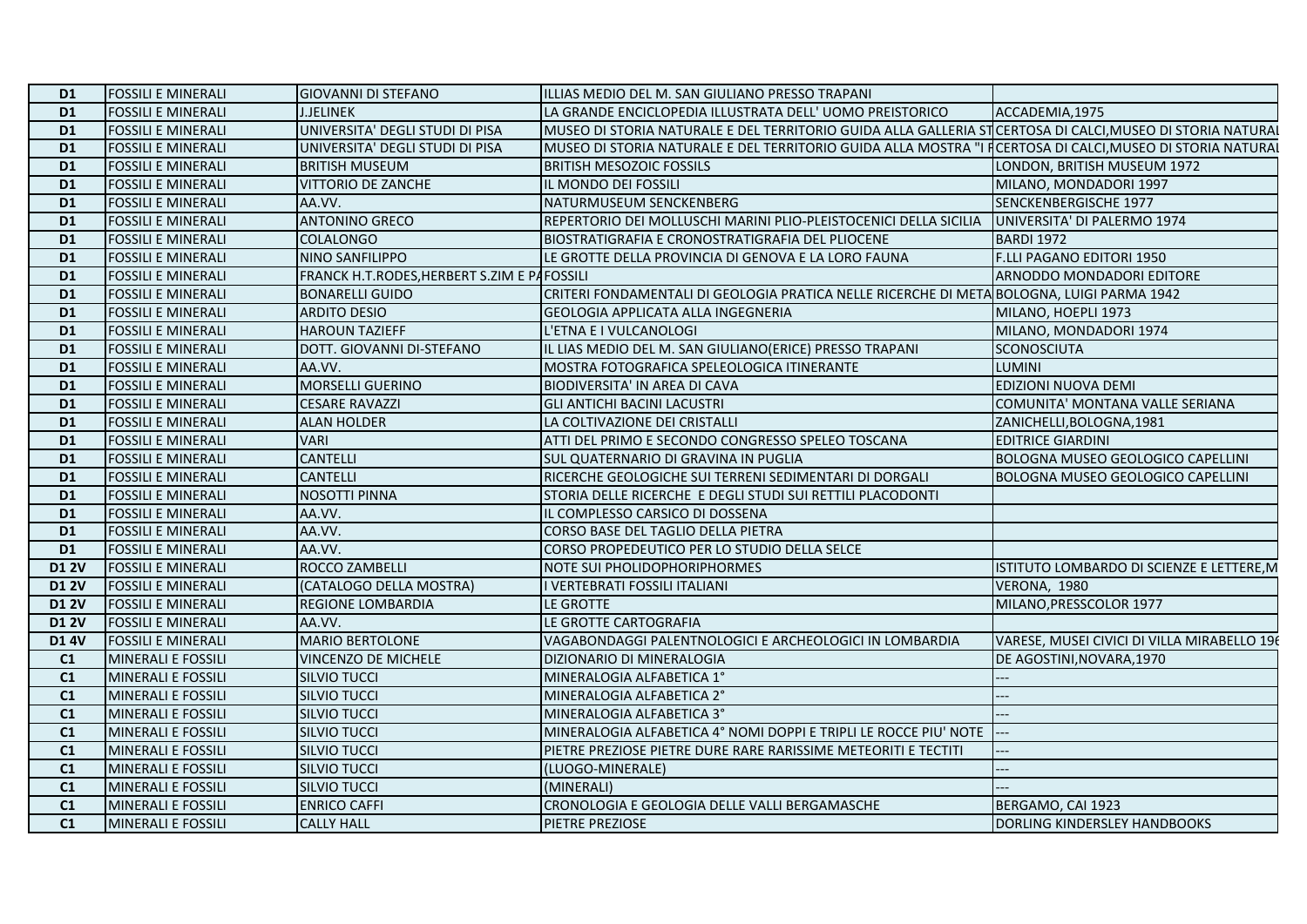| | | | | |
|---|---|---|---|---|
| **D1** | FOSSILI E MINERALI | GIOVANNI DI STEFANO | ILLIAS MEDIO DEL M. SAN GIULIANO PRESSO TRAPANI | |
| **D1** | FOSSILI E MINERALI | J.JELINEK | LA GRANDE ENCICLOPEDIA ILLUSTRATA DELL' UOMO PREISTORICO | ACCADEMIA,1975 |
| **D1** | FOSSILI E MINERALI | UNIVERSITA' DEGLI STUDI DI PISA | MUSEO DI STORIA NATURALE E DEL TERRITORIO GUIDA ALLA GALLERIA ST | CERTOSA DI CALCI,MUSEO DI STORIA NATURAL |
| **D1** | FOSSILI E MINERALI | UNIVERSITA' DEGLI STUDI DI PISA | MUSEO DI STORIA NATURALE E DEL TERRITORIO GUIDA ALLA MOSTRA "I F | CERTOSA DI CALCI,MUSEO DI STORIA NATURAL |
| **D1** | FOSSILI E MINERALI | BRITISH MUSEUM | BRITISH MESOZOIC FOSSILS | LONDON, BRITISH MUSEUM 1972 |
| **D1** | FOSSILI E MINERALI | VITTORIO DE ZANCHE | IL MONDO DEI FOSSILI | MILANO, MONDADORI 1997 |
| **D1** | FOSSILI E MINERALI | AA.VV. | NATURMUSEUM SENCKENBERG | SENCKENBERGISCHE 1977 |
| **D1** | FOSSILI E MINERALI | ANTONINO GRECO | REPERTORIO DEI MOLLUSCHI MARINI PLIO-PLEISTOCENICI DELLA SICILIA | UNIVERSITA' DI PALERMO 1974 |
| **D1** | FOSSILI E MINERALI | COLALONGO | BIOSTRATIGRAFIA E CRONOSTRATIGRAFIA DEL PLIOCENE | BARDI 1972 |
| **D1** | FOSSILI E MINERALI | NINO SANFILIPPO | LE GROTTE DELLA PROVINCIA DI GENOVA E LA LORO FAUNA | F.LLI PAGANO EDITORI 1950 |
| **D1** | FOSSILI E MINERALI | FRANCK H.T.RODES,HERBERT S.ZIM E PA | FOSSILI | ARNODDO MONDADORI EDITORE |
| **D1** | FOSSILI E MINERALI | BONARELLI GUIDO | CRITERI FONDAMENTALI DI GEOLOGIA PRATICA NELLE RICERCHE DI META | BOLOGNA, LUIGI PARMA 1942 |
| **D1** | FOSSILI E MINERALI | ARDITO DESIO | GEOLOGIA APPLICATA ALLA INGEGNERIA | MILANO, HOEPLI 1973 |
| **D1** | FOSSILI E MINERALI | HAROUN TAZIEFF | L'ETNA E I VULCANOLOGI | MILANO, MONDADORI 1974 |
| **D1** | FOSSILI E MINERALI | DOTT. GIOVANNI DI-STEFANO | IL LIAS MEDIO DEL M. SAN GIULIANO(ERICE) PRESSO TRAPANI | SCONOSCIUTA |
| **D1** | FOSSILI E MINERALI | AA.VV. | MOSTRA FOTOGRAFICA SPELEOLOGICA ITINERANTE | LUMINI |
| **D1** | FOSSILI E MINERALI | MORSELLI GUERINO | BIODIVERSITA' IN AREA DI CAVA | EDIZIONI NUOVA DEMI |
| **D1** | FOSSILI E MINERALI | CESARE RAVAZZI | GLI ANTICHI BACINI LACUSTRI | COMUNITA' MONTANA VALLE SERIANA |
| **D1** | FOSSILI E MINERALI | ALAN HOLDER | LA COLTIVAZIONE DEI CRISTALLI | ZANICHELLI,BOLOGNA,1981 |
| **D1** | FOSSILI E MINERALI | VARI | ATTI DEL PRIMO E SECONDO CONGRESSO SPELEO TOSCANA | EDITRICE GIARDINI |
| **D1** | FOSSILI E MINERALI | CANTELLI | SUL QUATERNARIO DI GRAVINA IN PUGLIA | BOLOGNA MUSEO GEOLOGICO CAPELLINI |
| **D1** | FOSSILI E MINERALI | CANTELLI | RICERCHE GEOLOGICHE SUI TERRENI SEDIMENTARI DI DORGALI | BOLOGNA MUSEO GEOLOGICO CAPELLINI |
| **D1** | FOSSILI E MINERALI | NOSOTTI PINNA | STORIA DELLE RICERCHE E DEGLI STUDI SUI RETTILI PLACODONTI | |
| **D1** | FOSSILI E MINERALI | AA.VV. | IL COMPLESSO CARSICO DI DOSSENA | |
| **D1** | FOSSILI E MINERALI | AA.VV. | CORSO BASE DEL TAGLIO DELLA PIETRA | |
| **D1** | FOSSILI E MINERALI | AA.VV. | CORSO PROPEDEUTICO PER LO STUDIO DELLA SELCE | |
| **D1 2V** | FOSSILI E MINERALI | ROCCO ZAMBELLI | NOTE SUI PHOLIDOPHORIPHORMES | ISTITUTO LOMBARDO DI SCIENZE E LETTERE,M |
| **D1 2V** | FOSSILI E MINERALI | (CATALOGO DELLA MOSTRA) | I VERTEBRATI FOSSILI ITALIANI | VERONA, 1980 |
| **D1 2V** | FOSSILI E MINERALI | REGIONE LOMBARDIA | LE GROTTE | MILANO,PRESSCOLOR 1977 |
| **D1 2V** | FOSSILI E MINERALI | AA.VV. | LE GROTTE CARTOGRAFIA | |
| **D1 4V** | FOSSILI E MINERALI | MARIO BERTOLONE | VAGABONDAGGI PALENTNOLOGICI E ARCHEOLOGICI IN LOMBARDIA | VARESE, MUSEI CIVICI DI VILLA MIRABELLO 196 |
| **C1** | MINERALI E FOSSILI | VINCENZO DE MICHELE | DIZIONARIO DI MINERALOGIA | DE AGOSTINI,NOVARA,1970 |
| **C1** | MINERALI E FOSSILI | SILVIO TUCCI | MINERALOGIA ALFABETICA 1° | --- |
| **C1** | MINERALI E FOSSILI | SILVIO TUCCI | MINERALOGIA ALFABETICA 2° | --- |
| **C1** | MINERALI E FOSSILI | SILVIO TUCCI | MINERALOGIA ALFABETICA 3° | --- |
| **C1** | MINERALI E FOSSILI | SILVIO TUCCI | MINERALOGIA ALFABETICA 4° NOMI DOPPI E TRIPLI LE ROCCE PIU' NOTE | --- |
| **C1** | MINERALI E FOSSILI | SILVIO TUCCI | PIETRE PREZIOSE PIETRE DURE RARE RARISSIME METEORITI E TECTITI | --- |
| **C1** | MINERALI E FOSSILI | SILVIO TUCCI | (LUOGO-MINERALE) | --- |
| **C1** | MINERALI E FOSSILI | SILVIO TUCCI | (MINERALI) | --- |
| **C1** | MINERALI E FOSSILI | ENRICO CAFFI | CRONOLOGIA E GEOLOGIA DELLE VALLI BERGAMASCHE | BERGAMO, CAI 1923 |
| **C1** | MINERALI E FOSSILI | CALLY HALL | PIETRE PREZIOSE | DORLING KINDERSLEY HANDBOOKS |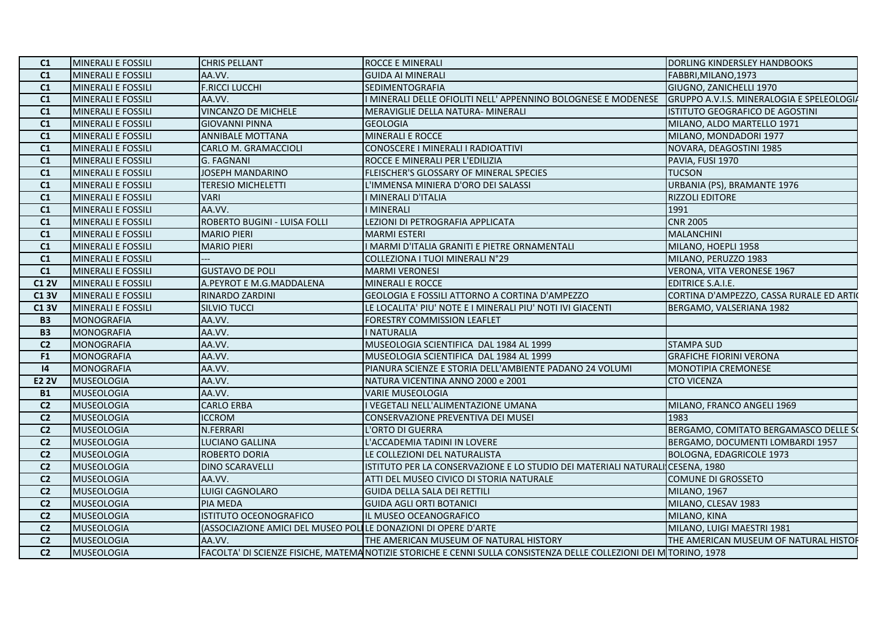| C1 | MINERALI E FOSSILI | CHRIS PELLANT | ROCCE E MINERALI | DORLING KINDERSLEY HANDBOOKS |
|---|---|---|---|---|
| C1 | MINERALI E FOSSILI | AA.VV. | GUIDA AI MINERALI | FABBRI,MILANO,1973 |
| C1 | MINERALI E FOSSILI | F.RICCI LUCCHI | SEDIMENTOGRAFIA | GIUGNO, ZANICHELLI 1970 |
| C1 | MINERALI E FOSSILI | AA.VV. | I MINERALI DELLE OFIOLITI NELL' APPENNINO BOLOGNESE E MODENESE | GRUPPO A.V.I.S. MINERALOGIA E SPELEOLOGIA |
| C1 | MINERALI E FOSSILI | VINCANZO DE MICHELE | MERAVIGLIE DELLA NATURA- MINERALI | ISTITUTO GEOGRAFICO DE AGOSTINI |
| C1 | MINERALI E FOSSILI | GIOVANNI PINNA | GEOLOGIA | MILANO, ALDO MARTELLO 1971 |
| C1 | MINERALI E FOSSILI | ANNIBALE MOTTANA | MINERALI E ROCCE | MILANO, MONDADORI 1977 |
| C1 | MINERALI E FOSSILI | CARLO M. GRAMACCIOLI | CONOSCERE I MINERALI I RADIOATTIVI | NOVARA, DEAGOSTINI 1985 |
| C1 | MINERALI E FOSSILI | G. FAGNANI | ROCCE E MINERALI PER L'EDILIZIA | PAVIA, FUSI 1970 |
| C1 | MINERALI E FOSSILI | JOSEPH MANDARINO | FLEISCHER'S GLOSSARY OF MINERAL SPECIES | TUCSON |
| C1 | MINERALI E FOSSILI | TERESIO MICHELETTI | L'IMMENSA MINIERA D'ORO DEI SALASSI | URBANIA (PS), BRAMANTE 1976 |
| C1 | MINERALI E FOSSILI | VARI | I MINERALI D'ITALIA | RIZZOLI EDITORE |
| C1 | MINERALI E FOSSILI | AA.VV. | I MINERALI | 1991 |
| C1 | MINERALI E FOSSILI | ROBERTO BUGINI - LUISA FOLLI | LEZIONI DI PETROGRAFIA APPLICATA | CNR 2005 |
| C1 | MINERALI E FOSSILI | MARIO PIERI | MARMI ESTERI | MALANCHINI |
| C1 | MINERALI E FOSSILI | MARIO PIERI | I MARMI D'ITALIA GRANITI E PIETRE ORNAMENTALI | MILANO, HOEPLI 1958 |
| C1 | MINERALI E FOSSILI | --- | COLLEZIONA I TUOI MINERALI N°29 | MILANO, PERUZZO 1983 |
| C1 | MINERALI E FOSSILI | GUSTAVO DE POLI | MARMI VERONESI | VERONA, VITA VERONESE 1967 |
| C1 2V | MINERALI E FOSSILI | A.PEYROT E M.G.MADDALENA | MINERALI E ROCCE | EDITRICE S.A.I.E. |
| C1 3V | MINERALI E FOSSILI | RINARDO ZARDINI | GEOLOGIA E FOSSILI ATTORNO A CORTINA D'AMPEZZO | CORTINA D'AMPEZZO, CASSA RURALE ED ARTI |
| C1 3V | MINERALI E FOSSILI | SILVIO TUCCI | LE LOCALITA' PIU' NOTE E I MINERALI PIU' NOTI IVI GIACENTI | BERGAMO, VALSERIANA 1982 |
| B3 | MONOGRAFIA | AA.VV. | FORESTRY COMMISSION LEAFLET | |
| B3 | MONOGRAFIA | AA.VV. | I NATURALIA | |
| C2 | MONOGRAFIA | AA.VV. | MUSEOLOGIA SCIENTIFICA DAL 1984 AL 1999 | STAMPA SUD |
| F1 | MONOGRAFIA | AA.VV. | MUSEOLOGIA SCIENTIFICA DAL 1984 AL 1999 | GRAFICHE FIORINI VERONA |
| I4 | MONOGRAFIA | AA.VV. | PIANURA SCIENZE E STORIA DELL'AMBIENTE PADANO 24 VOLUMI | MONOTIPIA CREMONESE |
| E2 2V | MUSEOLOGIA | AA.VV. | NATURA VICENTINA ANNO 2000 e 2001 | CTO VICENZA |
| B1 | MUSEOLOGIA | AA.VV. | VARIE MUSEOLOGIA | |
| C2 | MUSEOLOGIA | CARLO ERBA | I VEGETALI NELL'ALIMENTAZIONE UMANA | MILANO, FRANCO ANGELI 1969 |
| C2 | MUSEOLOGIA | ICCROM | CONSERVAZIONE PREVENTIVA DEI MUSEI | 1983 |
| C2 | MUSEOLOGIA | N.FERRARI | L'ORTO DI GUERRA | BERGAMO, COMITATO BERGAMASCO DELLE S |
| C2 | MUSEOLOGIA | LUCIANO GALLINA | L'ACCADEMIA TADINI IN LOVERE | BERGAMO, DOCUMENTI LOMBARDI 1957 |
| C2 | MUSEOLOGIA | ROBERTO DORIA | LE COLLEZIONI DEL NATURALISTA | BOLOGNA, EDAGRICOLE 1973 |
| C2 | MUSEOLOGIA | DINO SCARAVELLI | ISTITUTO PER LA CONSERVAZIONE E LO STUDIO DEI MATERIALI NATURALI | CESENA, 1980 |
| C2 | MUSEOLOGIA | AA.VV. | ATTI DEL MUSEO CIVICO DI STORIA NATURALE | COMUNE DI GROSSETO |
| C2 | MUSEOLOGIA | LUIGI CAGNOLARO | GUIDA DELLA SALA DEI RETTILI | MILANO, 1967 |
| C2 | MUSEOLOGIA | PIA MEDA | GUIDA AGLI ORTI BOTANICI | MILANO, CLESAV 1983 |
| C2 | MUSEOLOGIA | ISTITUTO OCEONOGRAFICO | IL MUSEO OCEANOGRAFICO | MILANO, KINA |
| C2 | MUSEOLOGIA | (ASSOCIAZIONE AMICI DEL MUSEO POLI | LE DONAZIONI DI OPERE D'ARTE | MILANO, LUIGI MAESTRI 1981 |
| C2 | MUSEOLOGIA | AA.VV. | THE AMERICAN MUSEUM OF NATURAL HISTORY | THE AMERICAN MUSEUM OF NATURAL HISTOR |
| C2 | MUSEOLOGIA | FACOLTA' DI SCIENZE FISICHE, MATEMA | NOTIZIE STORICHE E CENNI SULLA CONSISTENZA DELLE COLLEZIONI DEI M | TORINO, 1978 |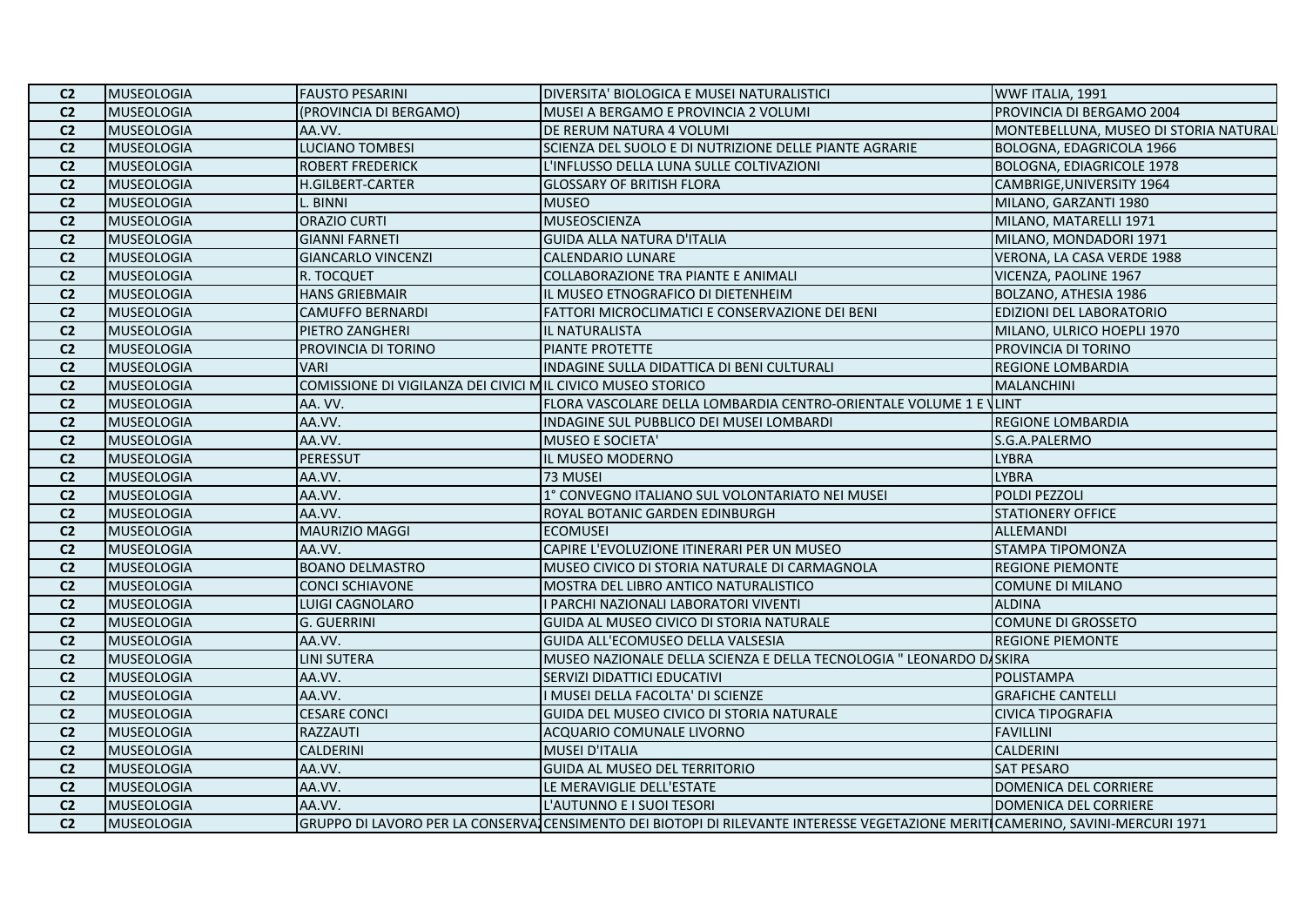| | | | | |
|---|---|---|---|---|
| C2 | MUSEOLOGIA | FAUSTO PESARINI | DIVERSITA' BIOLOGICA E MUSEI NATURALISTICI | WWF ITALIA, 1991 |
| C2 | MUSEOLOGIA | (PROVINCIA DI BERGAMO) | MUSEI A BERGAMO E PROVINCIA 2 VOLUMI | PROVINCIA DI BERGAMO 2004 |
| C2 | MUSEOLOGIA | AA.VV. | DE RERUM NATURA 4 VOLUMI | MONTEBELLUNA, MUSEO DI STORIA NATURALI |
| C2 | MUSEOLOGIA | LUCIANO TOMBESI | SCIENZA DEL SUOLO E DI NUTRIZIONE DELLE PIANTE AGRARIE | BOLOGNA, EDAGRICOLA 1966 |
| C2 | MUSEOLOGIA | ROBERT FREDERICK | L'INFLUSSO DELLA LUNA SULLE COLTIVAZIONI | BOLOGNA, EDIAGRICOLE 1978 |
| C2 | MUSEOLOGIA | H.GILBERT-CARTER | GLOSSARY OF BRITISH FLORA | CAMBRIGE,UNIVERSITY 1964 |
| C2 | MUSEOLOGIA | L. BINNI | MUSEO | MILANO, GARZANTI 1980 |
| C2 | MUSEOLOGIA | ORAZIO CURTI | MUSEOSCIENZA | MILANO, MATARELLI 1971 |
| C2 | MUSEOLOGIA | GIANNI FARNETI | GUIDA ALLA NATURA D'ITALIA | MILANO, MONDADORI 1971 |
| C2 | MUSEOLOGIA | GIANCARLO VINCENZI | CALENDARIO LUNARE | VERONA, LA CASA VERDE 1988 |
| C2 | MUSEOLOGIA | R. TOCQUET | COLLABORAZIONE TRA PIANTE E ANIMALI | VICENZA, PAOLINE 1967 |
| C2 | MUSEOLOGIA | HANS GRIEBMAIR | IL MUSEO ETNOGRAFICO DI DIETENHEIM | BOLZANO, ATHESIA 1986 |
| C2 | MUSEOLOGIA | CAMUFFO BERNARDI | FATTORI MICROCLIMATICI E CONSERVAZIONE DEI BENI | EDIZIONI DEL LABORATORIO |
| C2 | MUSEOLOGIA | PIETRO ZANGHERI | IL NATURALISTA | MILANO, ULRICO HOEPLI 1970 |
| C2 | MUSEOLOGIA | PROVINCIA DI TORINO | PIANTE PROTETTE | PROVINCIA DI TORINO |
| C2 | MUSEOLOGIA | VARI | INDAGINE SULLA DIDATTICA DI BENI CULTURALI | REGIONE LOMBARDIA |
| C2 | MUSEOLOGIA | COMISSIONE DI VIGILANZA DEI CIVICI M | IL CIVICO MUSEO STORICO | MALANCHINI |
| C2 | MUSEOLOGIA | AA. VV. | FLORA VASCOLARE DELLA LOMBARDIA CENTRO-ORIENTALE VOLUME 1 E \ | LINT |
| C2 | MUSEOLOGIA | AA.VV. | INDAGINE SUL PUBBLICO DEI MUSEI LOMBARDI | REGIONE LOMBARDIA |
| C2 | MUSEOLOGIA | AA.VV. | MUSEO E SOCIETA' | S.G.A.PALERMO |
| C2 | MUSEOLOGIA | PERESSUT | IL MUSEO MODERNO | LYBRA |
| C2 | MUSEOLOGIA | AA.VV. | 73 MUSEI | LYBRA |
| C2 | MUSEOLOGIA | AA.VV. | 1° CONVEGNO ITALIANO SUL VOLONTARIATO NEI MUSEI | POLDI PEZZOLI |
| C2 | MUSEOLOGIA | AA.VV. | ROYAL BOTANIC GARDEN EDINBURGH | STATIONERY OFFICE |
| C2 | MUSEOLOGIA | MAURIZIO MAGGI | ECOMUSEI | ALLEMANDI |
| C2 | MUSEOLOGIA | AA.VV. | CAPIRE L'EVOLUZIONE ITINERARI PER UN MUSEO | STAMPA TIPOMONZA |
| C2 | MUSEOLOGIA | BOANO DELMASTRO | MUSEO CIVICO DI STORIA NATURALE DI CARMAGNOLA | REGIONE PIEMONTE |
| C2 | MUSEOLOGIA | CONCI SCHIAVONE | MOSTRA DEL LIBRO ANTICO NATURALISTICO | COMUNE DI MILANO |
| C2 | MUSEOLOGIA | LUIGI CAGNOLARO | I PARCHI NAZIONALI LABORATORI VIVENTI | ALDINA |
| C2 | MUSEOLOGIA | G. GUERRINI | GUIDA AL MUSEO CIVICO DI STORIA NATURALE | COMUNE DI GROSSETO |
| C2 | MUSEOLOGIA | AA.VV. | GUIDA ALL'ECOMUSEO DELLA VALSESIA | REGIONE PIEMONTE |
| C2 | MUSEOLOGIA | LINI SUTERA | MUSEO NAZIONALE DELLA SCIENZA E DELLA TECNOLOGIA " LEONARDO D/ | SKIRA |
| C2 | MUSEOLOGIA | AA.VV. | SERVIZI DIDATTICI EDUCATIVI | POLISTAMPA |
| C2 | MUSEOLOGIA | AA.VV. | I MUSEI DELLA FACOLTA' DI SCIENZE | GRAFICHE CANTELLI |
| C2 | MUSEOLOGIA | CESARE CONCI | GUIDA DEL MUSEO CIVICO DI STORIA NATURALE | CIVICA TIPOGRAFIA |
| C2 | MUSEOLOGIA | RAZZAUTI | ACQUARIO COMUNALE LIVORNO | FAVILLINI |
| C2 | MUSEOLOGIA | CALDERINI | MUSEI D'ITALIA | CALDERINI |
| C2 | MUSEOLOGIA | AA.VV. | GUIDA AL MUSEO DEL TERRITORIO | SAT PESARO |
| C2 | MUSEOLOGIA | AA.VV. | LE MERAVIGLIE DELL'ESTATE | DOMENICA DEL CORRIERE |
| C2 | MUSEOLOGIA | AA.VV. | L'AUTUNNO E I SUOI TESORI | DOMENICA DEL CORRIERE |
| C2 | MUSEOLOGIA | GRUPPO DI LAVORO PER LA CONSERVAZ | CENSIMENTO DEI BIOTOPI DI RILEVANTE INTERESSE VEGETAZIONE MERITI | CAMERINO, SAVINI-MERCURI 1971 |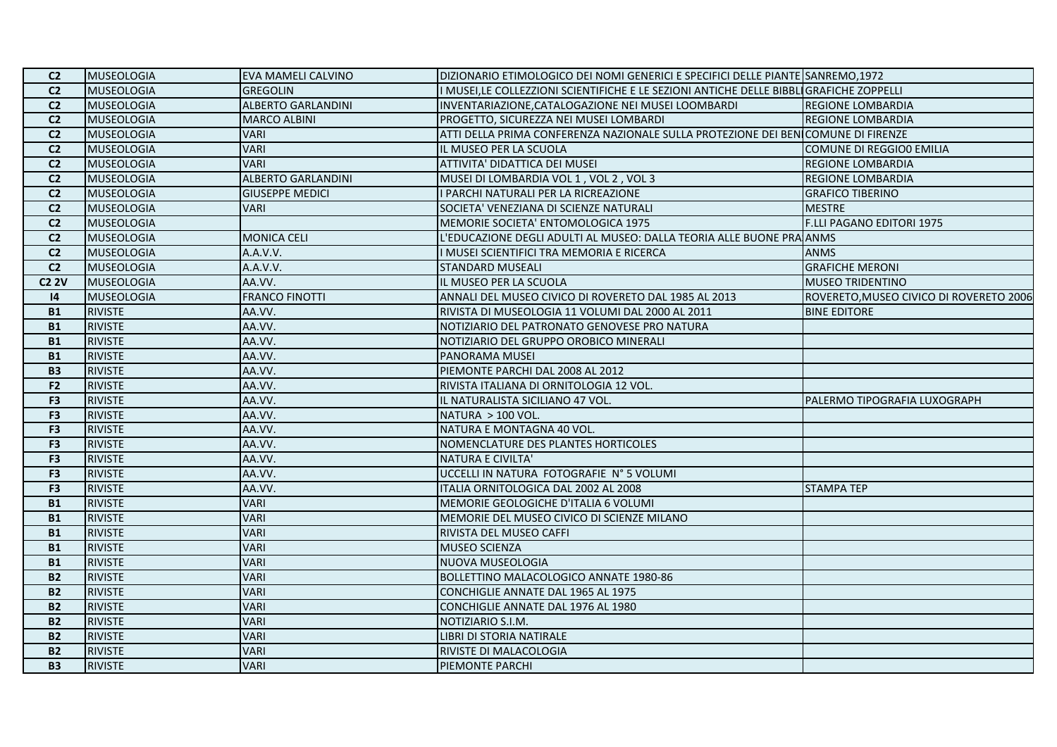| | | | | |
|---|---|---|---|---|
| **C2** | MUSEOLOGIA | EVA MAMELI CALVINO | DIZIONARIO ETIMOLOGICO DEI NOMI GENERICI E SPECIFICI DELLE PIANTE | SANREMO,1972 |
| **C2** | MUSEOLOGIA | GREGOLIN | I MUSEI,LE COLLEZZIONI SCIENTIFICHE E LE SEZIONI ANTICHE DELLE BIBBLI | GRAFICHE ZOPPELLI |
| **C2** | MUSEOLOGIA | ALBERTO GARLANDINI | INVENTARIAZIONE,CATALOGAZIONE NEI MUSEI LOOMBARDI | REGIONE LOMBARDIA |
| **C2** | MUSEOLOGIA | MARCO ALBINI | PROGETTO, SICUREZZA NEI MUSEI LOMBARDI | REGIONE LOMBARDIA |
| **C2** | MUSEOLOGIA | VARI | ATTI DELLA PRIMA CONFERENZA NAZIONALE SULLA PROTEZIONE DEI BENI | COMUNE DI FIRENZE |
| **C2** | MUSEOLOGIA | VARI | IL MUSEO PER LA SCUOLA | COMUNE DI REGGIO0 EMILIA |
| **C2** | MUSEOLOGIA | VARI | ATTIVITA' DIDATTICA DEI MUSEI | REGIONE LOMBARDIA |
| **C2** | MUSEOLOGIA | ALBERTO GARLANDINI | MUSEI DI LOMBARDIA VOL 1 , VOL 2 , VOL 3 | REGIONE LOMBARDIA |
| **C2** | MUSEOLOGIA | GIUSEPPE MEDICI | I PARCHI NATURALI PER LA RICREAZIONE | GRAFICO TIBERINO |
| **C2** | MUSEOLOGIA | VARI | SOCIETA' VENEZIANA DI SCIENZE NATURALI | MESTRE |
| **C2** | MUSEOLOGIA | | MEMORIE SOCIETA' ENTOMOLOGICA 1975 | F.LLI PAGANO EDITORI 1975 |
| **C2** | MUSEOLOGIA | MONICA CELI | L'EDUCAZIONE DEGLI ADULTI AL MUSEO: DALLA TEORIA ALLE BUONE PRA | ANMS |
| **C2** | MUSEOLOGIA | A.A.V.V. | I MUSEI SCIENTIFICI TRA MEMORIA E RICERCA | ANMS |
| **C2** | MUSEOLOGIA | A.A.V.V. | STANDARD MUSEALI | GRAFICHE MERONI |
| **C2 2V** | MUSEOLOGIA | AA.VV. | IL MUSEO PER LA SCUOLA | MUSEO TRIDENTINO |
| **I4** | MUSEOLOGIA | FRANCO FINOTTI | ANNALI DEL MUSEO CIVICO DI ROVERETO DAL 1985 AL 2013 | ROVERETO,MUSEO CIVICO DI ROVERETO 2006 |
| **B1** | RIVISTE | AA.VV. | RIVISTA DI MUSEOLOGIA 11 VOLUMI DAL 2000 AL 2011 | BINE EDITORE |
| **B1** | RIVISTE | AA.VV. | NOTIZIARIO DEL PATRONATO GENOVESE PRO NATURA | |
| **B1** | RIVISTE | AA.VV. | NOTIZIARIO DEL GRUPPO OROBICO MINERALI | |
| **B1** | RIVISTE | AA.VV. | PANORAMA MUSEI | |
| **B3** | RIVISTE | AA.VV. | PIEMONTE PARCHI DAL 2008 AL 2012 | |
| **F2** | RIVISTE | AA.VV. | RIVISTA ITALIANA DI ORNITOLOGIA 12 VOL. | |
| **F3** | RIVISTE | AA.VV. | IL NATURALISTA SICILIANO 47 VOL. | PALERMO TIPOGRAFIA LUXOGRAPH |
| **F3** | RIVISTE | AA.VV. | NATURA > 100 VOL. | |
| **F3** | RIVISTE | AA.VV. | NATURA E MONTAGNA 40 VOL. | |
| **F3** | RIVISTE | AA.VV. | NOMENCLATURE DES PLANTES HORTICOLES | |
| **F3** | RIVISTE | AA.VV. | NATURA E CIVILTA' | |
| **F3** | RIVISTE | AA.VV. | UCCELLI IN NATURA FOTOGRAFIE N° 5 VOLUMI | |
| **F3** | RIVISTE | AA.VV. | ITALIA ORNITOLOGICA DAL 2002 AL 2008 | STAMPA TEP |
| **B1** | RIVISTE | VARI | MEMORIE GEOLOGICHE D'ITALIA 6 VOLUMI | |
| **B1** | RIVISTE | VARI | MEMORIE DEL MUSEO CIVICO DI SCIENZE MILANO | |
| **B1** | RIVISTE | VARI | RIVISTA DEL MUSEO CAFFI | |
| **B1** | RIVISTE | VARI | MUSEO SCIENZA | |
| **B1** | RIVISTE | VARI | NUOVA MUSEOLOGIA | |
| **B2** | RIVISTE | VARI | BOLLETTINO MALACOLOGICO ANNATE 1980-86 | |
| **B2** | RIVISTE | VARI | CONCHIGLIE ANNATE DAL 1965 AL 1975 | |
| **B2** | RIVISTE | VARI | CONCHIGLIE ANNATE DAL 1976 AL 1980 | |
| **B2** | RIVISTE | VARI | NOTIZIARIO S.I.M. | |
| **B2** | RIVISTE | VARI | LIBRI DI STORIA NATIRALE | |
| **B2** | RIVISTE | VARI | RIVISTE DI MALACOLOGIA | |
| **B3** | RIVISTE | VARI | PIEMONTE PARCHI | |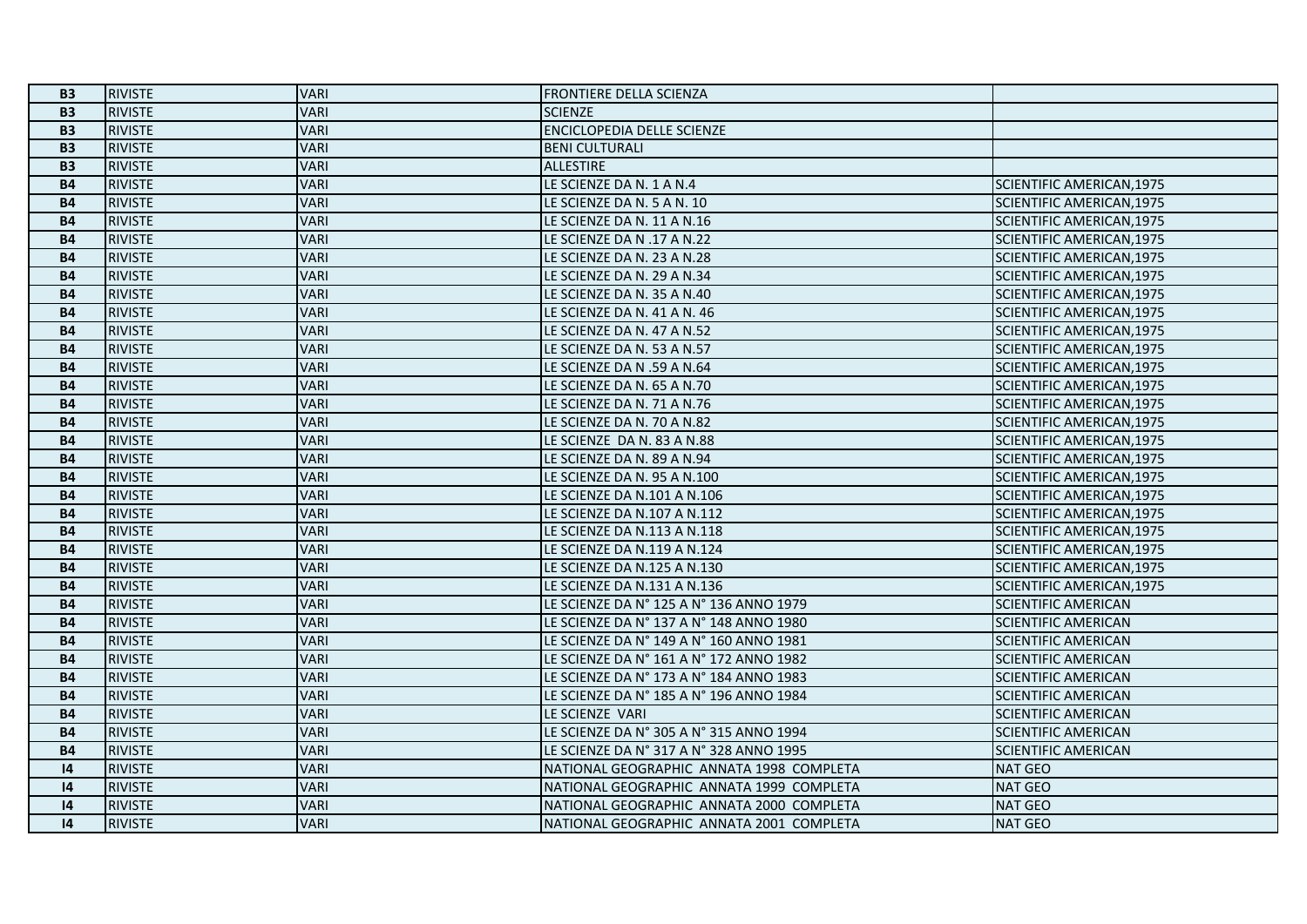| | | | | |
|---|---|---|---|---|
| **B3** | RIVISTE | VARI | FRONTIERE DELLA SCIENZA | |
| **B3** | RIVISTE | VARI | SCIENZE | |
| **B3** | RIVISTE | VARI | ENCICLOPEDIA DELLE SCIENZE | |
| **B3** | RIVISTE | VARI | BENI CULTURALI | |
| **B3** | RIVISTE | VARI | ALLESTIRE | |
| **B4** | RIVISTE | VARI | LE SCIENZE DA N. 1 A N.4 | SCIENTIFIC AMERICAN,1975 |
| **B4** | RIVISTE | VARI | LE SCIENZE DA N. 5 A N. 10 | SCIENTIFIC AMERICAN,1975 |
| **B4** | RIVISTE | VARI | LE SCIENZE DA N. 11 A N.16 | SCIENTIFIC AMERICAN,1975 |
| **B4** | RIVISTE | VARI | LE SCIENZE DA N .17 A N.22 | SCIENTIFIC AMERICAN,1975 |
| **B4** | RIVISTE | VARI | LE SCIENZE DA N. 23 A N.28 | SCIENTIFIC AMERICAN,1975 |
| **B4** | RIVISTE | VARI | LE SCIENZE DA N. 29 A N.34 | SCIENTIFIC AMERICAN,1975 |
| **B4** | RIVISTE | VARI | LE SCIENZE DA N. 35 A N.40 | SCIENTIFIC AMERICAN,1975 |
| **B4** | RIVISTE | VARI | LE SCIENZE DA N. 41 A N. 46 | SCIENTIFIC AMERICAN,1975 |
| **B4** | RIVISTE | VARI | LE SCIENZE DA N. 47 A N.52 | SCIENTIFIC AMERICAN,1975 |
| **B4** | RIVISTE | VARI | LE SCIENZE DA N. 53 A N.57 | SCIENTIFIC AMERICAN,1975 |
| **B4** | RIVISTE | VARI | LE SCIENZE DA N .59 A N.64 | SCIENTIFIC AMERICAN,1975 |
| **B4** | RIVISTE | VARI | LE SCIENZE DA N. 65 A N.70 | SCIENTIFIC AMERICAN,1975 |
| **B4** | RIVISTE | VARI | LE SCIENZE DA N. 71 A N.76 | SCIENTIFIC AMERICAN,1975 |
| **B4** | RIVISTE | VARI | LE SCIENZE DA N. 70 A N.82 | SCIENTIFIC AMERICAN,1975 |
| **B4** | RIVISTE | VARI | LE SCIENZE DA N. 83 A N.88 | SCIENTIFIC AMERICAN,1975 |
| **B4** | RIVISTE | VARI | LE SCIENZE DA N. 89 A N.94 | SCIENTIFIC AMERICAN,1975 |
| **B4** | RIVISTE | VARI | LE SCIENZE DA N. 95 A N.100 | SCIENTIFIC AMERICAN,1975 |
| **B4** | RIVISTE | VARI | LE SCIENZE DA N.101 A N.106 | SCIENTIFIC AMERICAN,1975 |
| **B4** | RIVISTE | VARI | LE SCIENZE DA N.107 A N.112 | SCIENTIFIC AMERICAN,1975 |
| **B4** | RIVISTE | VARI | LE SCIENZE DA N.113 A N.118 | SCIENTIFIC AMERICAN,1975 |
| **B4** | RIVISTE | VARI | LE SCIENZE DA N.119 A N.124 | SCIENTIFIC AMERICAN,1975 |
| **B4** | RIVISTE | VARI | LE SCIENZE DA N.125 A N.130 | SCIENTIFIC AMERICAN,1975 |
| **B4** | RIVISTE | VARI | LE SCIENZE DA N.131 A N.136 | SCIENTIFIC AMERICAN,1975 |
| **B4** | RIVISTE | VARI | LE SCIENZE DA N° 125 A N° 136 ANNO 1979 | SCIENTIFIC AMERICAN |
| **B4** | RIVISTE | VARI | LE SCIENZE DA N° 137 A N° 148 ANNO 1980 | SCIENTIFIC AMERICAN |
| **B4** | RIVISTE | VARI | LE SCIENZE DA N° 149 A N° 160 ANNO 1981 | SCIENTIFIC AMERICAN |
| **B4** | RIVISTE | VARI | LE SCIENZE DA N° 161 A N° 172 ANNO 1982 | SCIENTIFIC AMERICAN |
| **B4** | RIVISTE | VARI | LE SCIENZE DA N° 173 A N° 184 ANNO 1983 | SCIENTIFIC AMERICAN |
| **B4** | RIVISTE | VARI | LE SCIENZE DA N° 185 A N° 196 ANNO 1984 | SCIENTIFIC AMERICAN |
| **B4** | RIVISTE | VARI | LE SCIENZE VARI | SCIENTIFIC AMERICAN |
| **B4** | RIVISTE | VARI | LE SCIENZE DA N° 305 A N° 315 ANNO 1994 | SCIENTIFIC AMERICAN |
| **B4** | RIVISTE | VARI | LE SCIENZE DA N° 317 A N° 328 ANNO 1995 | SCIENTIFIC AMERICAN |
| **I4** | RIVISTE | VARI | NATIONAL GEOGRAPHIC ANNATA 1998 COMPLETA | NAT GEO |
| **I4** | RIVISTE | VARI | NATIONAL GEOGRAPHIC ANNATA 1999 COMPLETA | NAT GEO |
| **I4** | RIVISTE | VARI | NATIONAL GEOGRAPHIC ANNATA 2000 COMPLETA | NAT GEO |
| **I4** | RIVISTE | VARI | NATIONAL GEOGRAPHIC ANNATA 2001 COMPLETA | NAT GEO |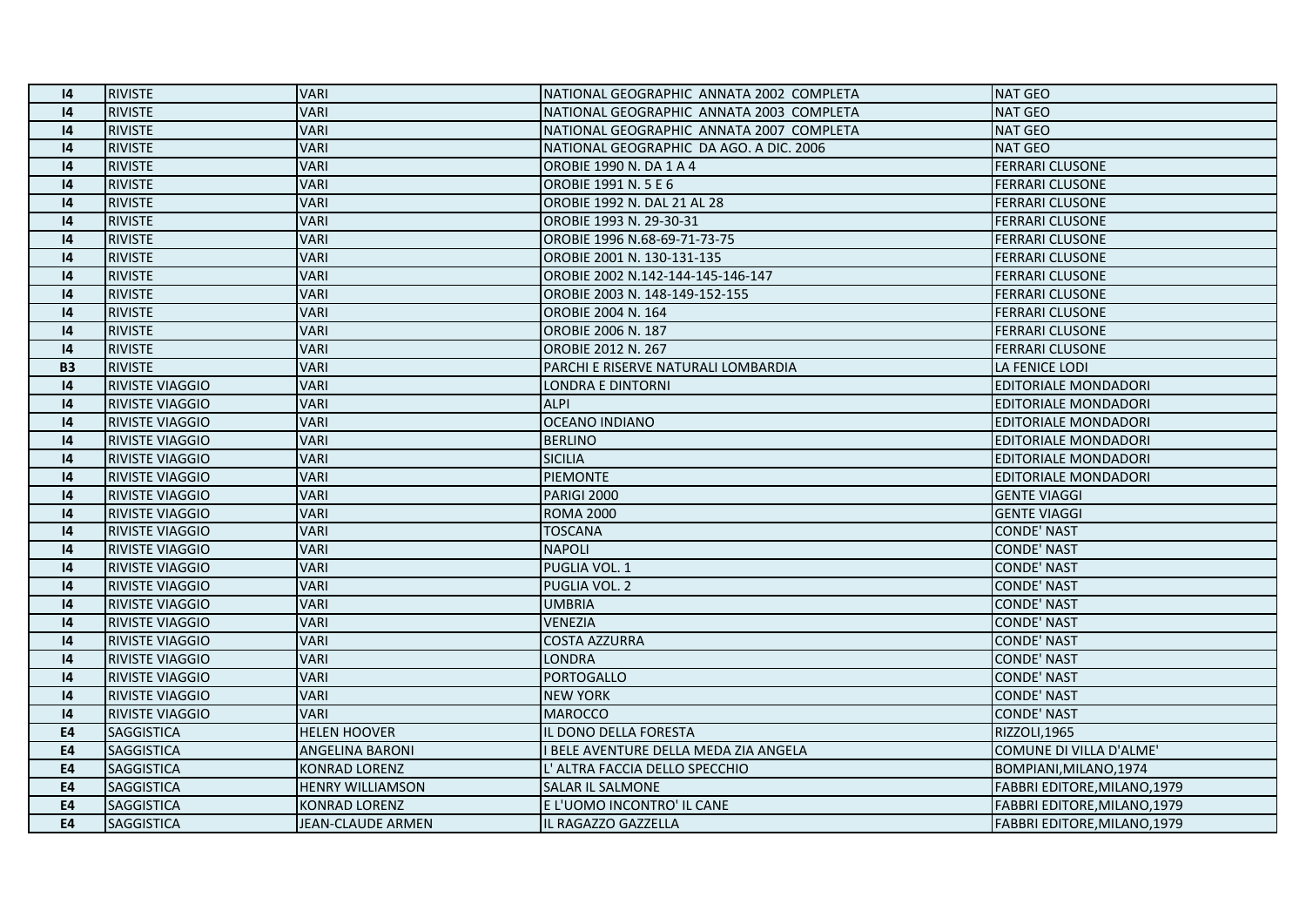| I4 | RIVISTE | VARI | NATIONAL GEOGRAPHIC  ANNATA 2002  COMPLETA | NAT GEO |
|---|---|---|---|---|
| I4 | RIVISTE | VARI | NATIONAL GEOGRAPHIC  ANNATA 2003  COMPLETA | NAT GEO |
| I4 | RIVISTE | VARI | NATIONAL GEOGRAPHIC  ANNATA 2007  COMPLETA | NAT GEO |
| I4 | RIVISTE | VARI | NATIONAL GEOGRAPHIC  DA AGO. A DIC. 2006 | NAT GEO |
| I4 | RIVISTE | VARI | OROBIE 1990 N. DA 1 A 4 | FERRARI CLUSONE |
| I4 | RIVISTE | VARI | OROBIE 1991 N. 5 E 6 | FERRARI CLUSONE |
| I4 | RIVISTE | VARI | OROBIE 1992 N. DAL 21 AL 28 | FERRARI CLUSONE |
| I4 | RIVISTE | VARI | OROBIE 1993 N. 29-30-31 | FERRARI CLUSONE |
| I4 | RIVISTE | VARI | OROBIE 1996 N.68-69-71-73-75 | FERRARI CLUSONE |
| I4 | RIVISTE | VARI | OROBIE 2001 N. 130-131-135 | FERRARI CLUSONE |
| I4 | RIVISTE | VARI | OROBIE 2002 N.142-144-145-146-147 | FERRARI CLUSONE |
| I4 | RIVISTE | VARI | OROBIE 2003 N. 148-149-152-155 | FERRARI CLUSONE |
| I4 | RIVISTE | VARI | OROBIE 2004 N. 164 | FERRARI CLUSONE |
| I4 | RIVISTE | VARI | OROBIE 2006 N. 187 | FERRARI CLUSONE |
| I4 | RIVISTE | VARI | OROBIE 2012 N. 267 | FERRARI CLUSONE |
| B3 | RIVISTE | VARI | PARCHI E RISERVE NATURALI LOMBARDIA | LA FENICE LODI |
| I4 | RIVISTE VIAGGIO | VARI | LONDRA E DINTORNI | EDITORIALE MONDADORI |
| I4 | RIVISTE VIAGGIO | VARI | ALPI | EDITORIALE MONDADORI |
| I4 | RIVISTE VIAGGIO | VARI | OCEANO INDIANO | EDITORIALE MONDADORI |
| I4 | RIVISTE VIAGGIO | VARI | BERLINO | EDITORIALE MONDADORI |
| I4 | RIVISTE VIAGGIO | VARI | SICILIA | EDITORIALE MONDADORI |
| I4 | RIVISTE VIAGGIO | VARI | PIEMONTE | EDITORIALE MONDADORI |
| I4 | RIVISTE VIAGGIO | VARI | PARIGI 2000 | GENTE VIAGGI |
| I4 | RIVISTE VIAGGIO | VARI | ROMA 2000 | GENTE VIAGGI |
| I4 | RIVISTE VIAGGIO | VARI | TOSCANA | CONDE' NAST |
| I4 | RIVISTE VIAGGIO | VARI | NAPOLI | CONDE' NAST |
| I4 | RIVISTE VIAGGIO | VARI | PUGLIA VOL. 1 | CONDE' NAST |
| I4 | RIVISTE VIAGGIO | VARI | PUGLIA VOL. 2 | CONDE' NAST |
| I4 | RIVISTE VIAGGIO | VARI | UMBRIA | CONDE' NAST |
| I4 | RIVISTE VIAGGIO | VARI | VENEZIA | CONDE' NAST |
| I4 | RIVISTE VIAGGIO | VARI | COSTA AZZURRA | CONDE' NAST |
| I4 | RIVISTE VIAGGIO | VARI | LONDRA | CONDE' NAST |
| I4 | RIVISTE VIAGGIO | VARI | PORTOGALLO | CONDE' NAST |
| I4 | RIVISTE VIAGGIO | VARI | NEW YORK | CONDE' NAST |
| I4 | RIVISTE VIAGGIO | VARI | MAROCCO | CONDE' NAST |
| E4 | SAGGISTICA | HELEN HOOVER | IL DONO DELLA FORESTA | RIZZOLI,1965 |
| E4 | SAGGISTICA | ANGELINA BARONI | I BELE AVENTURE DELLA MEDA ZIA ANGELA | COMUNE DI VILLA D'ALME' |
| E4 | SAGGISTICA | KONRAD LORENZ | L' ALTRA FACCIA DELLO SPECCHIO | BOMPIANI,MILANO,1974 |
| E4 | SAGGISTICA | HENRY WILLIAMSON | SALAR IL SALMONE | FABBRI EDITORE,MILANO,1979 |
| E4 | SAGGISTICA | KONRAD LORENZ | E L'UOMO INCONTRO' IL CANE | FABBRI EDITORE,MILANO,1979 |
| E4 | SAGGISTICA | JEAN-CLAUDE ARMEN | IL RAGAZZO GAZZELLA | FABBRI EDITORE,MILANO,1979 |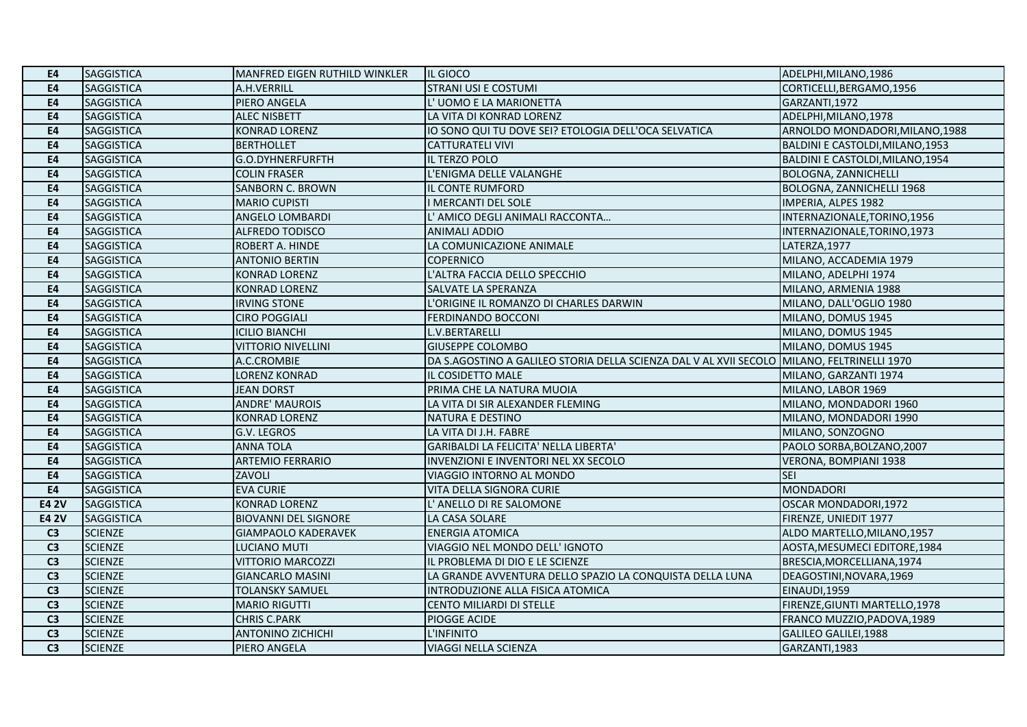| E4 | SAGGISTICA | MANFRED EIGEN RUTHILD WINKLER | IL GIOCO | ADELPHI,MILANO,1986 |
|---|---|---|---|---|
| E4 | SAGGISTICA | A.H.VERRILL | STRANI USI E COSTUMI | CORTICELLI,BERGAMO,1956 |
| E4 | SAGGISTICA | PIERO ANGELA | L' UOMO E LA MARIONETTA | GARZANTI,1972 |
| E4 | SAGGISTICA | ALEC NISBETT | LA VITA DI KONRAD LORENZ | ADELPHI,MILANO,1978 |
| E4 | SAGGISTICA | KONRAD LORENZ | IO SONO QUI TU DOVE SEI? ETOLOGIA DELL'OCA SELVATICA | ARNOLDO MONDADORI,MILANO,1988 |
| E4 | SAGGISTICA | BERTHOLLET | CATTURATELI VIVI | BALDINI E CASTOLDI,MILANO,1953 |
| E4 | SAGGISTICA | G.O.DYHNERFURFTH | IL TERZO POLO | BALDINI E CASTOLDI,MILANO,1954 |
| E4 | SAGGISTICA | COLIN FRASER | L'ENIGMA DELLE VALANGHE | BOLOGNA, ZANNICHELLI |
| E4 | SAGGISTICA | SANBORN C. BROWN | IL CONTE RUMFORD | BOLOGNA, ZANNICHELLI 1968 |
| E4 | SAGGISTICA | MARIO CUPISTI | I MERCANTI DEL SOLE | IMPERIA, ALPES 1982 |
| E4 | SAGGISTICA | ANGELO LOMBARDI | L' AMICO DEGLI ANIMALI RACCONTA… | INTERNAZIONALE,TORINO,1956 |
| E4 | SAGGISTICA | ALFREDO TODISCO | ANIMALI ADDIO | INTERNAZIONALE,TORINO,1973 |
| E4 | SAGGISTICA | ROBERT A. HINDE | LA COMUNICAZIONE ANIMALE | LATERZA,1977 |
| E4 | SAGGISTICA | ANTONIO BERTIN | COPERNICO | MILANO, ACCADEMIA 1979 |
| E4 | SAGGISTICA | KONRAD LORENZ | L'ALTRA FACCIA DELLO SPECCHIO | MILANO, ADELPHI 1974 |
| E4 | SAGGISTICA | KONRAD LORENZ | SALVATE LA SPERANZA | MILANO, ARMENIA 1988 |
| E4 | SAGGISTICA | IRVING STONE | L'ORIGINE IL ROMANZO DI CHARLES DARWIN | MILANO, DALL'OGLIO 1980 |
| E4 | SAGGISTICA | CIRO POGGIALI | FERDINANDO BOCCONI | MILANO, DOMUS 1945 |
| E4 | SAGGISTICA | ICILIO BIANCHI | L.V.BERTARELLI | MILANO, DOMUS 1945 |
| E4 | SAGGISTICA | VITTORIO NIVELLINI | GIUSEPPE COLOMBO | MILANO, DOMUS 1945 |
| E4 | SAGGISTICA | A.C.CROMBIE | DA S.AGOSTINO A GALILEO STORIA DELLA SCIENZA DAL V AL XVII SECOLO | MILANO, FELTRINELLI 1970 |
| E4 | SAGGISTICA | LORENZ KONRAD | IL COSIDETTO MALE | MILANO, GARZANTI 1974 |
| E4 | SAGGISTICA | JEAN DORST | PRIMA CHE LA NATURA MUOIA | MILANO, LABOR 1969 |
| E4 | SAGGISTICA | ANDRE' MAUROIS | LA VITA DI SIR ALEXANDER FLEMING | MILANO, MONDADORI 1960 |
| E4 | SAGGISTICA | KONRAD LORENZ | NATURA E DESTINO | MILANO, MONDADORI 1990 |
| E4 | SAGGISTICA | G.V. LEGROS | LA VITA DI J.H. FABRE | MILANO, SONZOGNO |
| E4 | SAGGISTICA | ANNA TOLA | GARIBALDI LA FELICITA' NELLA LIBERTA' | PAOLO SORBA,BOLZANO,2007 |
| E4 | SAGGISTICA | ARTEMIO FERRARIO | INVENZIONI E INVENTORI NEL XX SECOLO | VERONA, BOMPIANI 1938 |
| E4 | SAGGISTICA | ZAVOLI | VIAGGIO INTORNO AL MONDO | SEI |
| E4 | SAGGISTICA | EVA CURIE | VITA DELLA SIGNORA CURIE | MONDADORI |
| E4 2V | SAGGISTICA | KONRAD LORENZ | L' ANELLO DI RE SALOMONE | OSCAR MONDADORI,1972 |
| E4 2V | SAGGISTICA | BIOVANNI DEL SIGNORE | LA CASA SOLARE | FIRENZE, UNIEDIT 1977 |
| C3 | SCIENZE | GIAMPAOLO KADERAVEK | ENERGIA ATOMICA | ALDO MARTELLO,MILANO,1957 |
| C3 | SCIENZE | LUCIANO MUTI | VIAGGIO NEL MONDO DELL' IGNOTO | AOSTA,MESUMECI EDITORE,1984 |
| C3 | SCIENZE | VITTORIO MARCOZZI | IL PROBLEMA DI DIO E LE SCIENZE | BRESCIA,MORCELLIANA,1974 |
| C3 | SCIENZE | GIANCARLO MASINI | LA GRANDE AVVENTURA DELLO SPAZIO LA CONQUISTA DELLA LUNA | DEAGOSTINI,NOVARA,1969 |
| C3 | SCIENZE | TOLANSKY SAMUEL | INTRODUZIONE ALLA FISICA ATOMICA | EINAUDI,1959 |
| C3 | SCIENZE | MARIO RIGUTTI | CENTO MILIARDI DI STELLE | FIRENZE,GIUNTI MARTELLO,1978 |
| C3 | SCIENZE | CHRIS C.PARK | PIOGGE ACIDE | FRANCO MUZZIO,PADOVA,1989 |
| C3 | SCIENZE | ANTONINO ZICHICHI | L'INFINITO | GALILEO GALILEI,1988 |
| C3 | SCIENZE | PIERO ANGELA | VIAGGI NELLA SCIENZA | GARZANTI,1983 |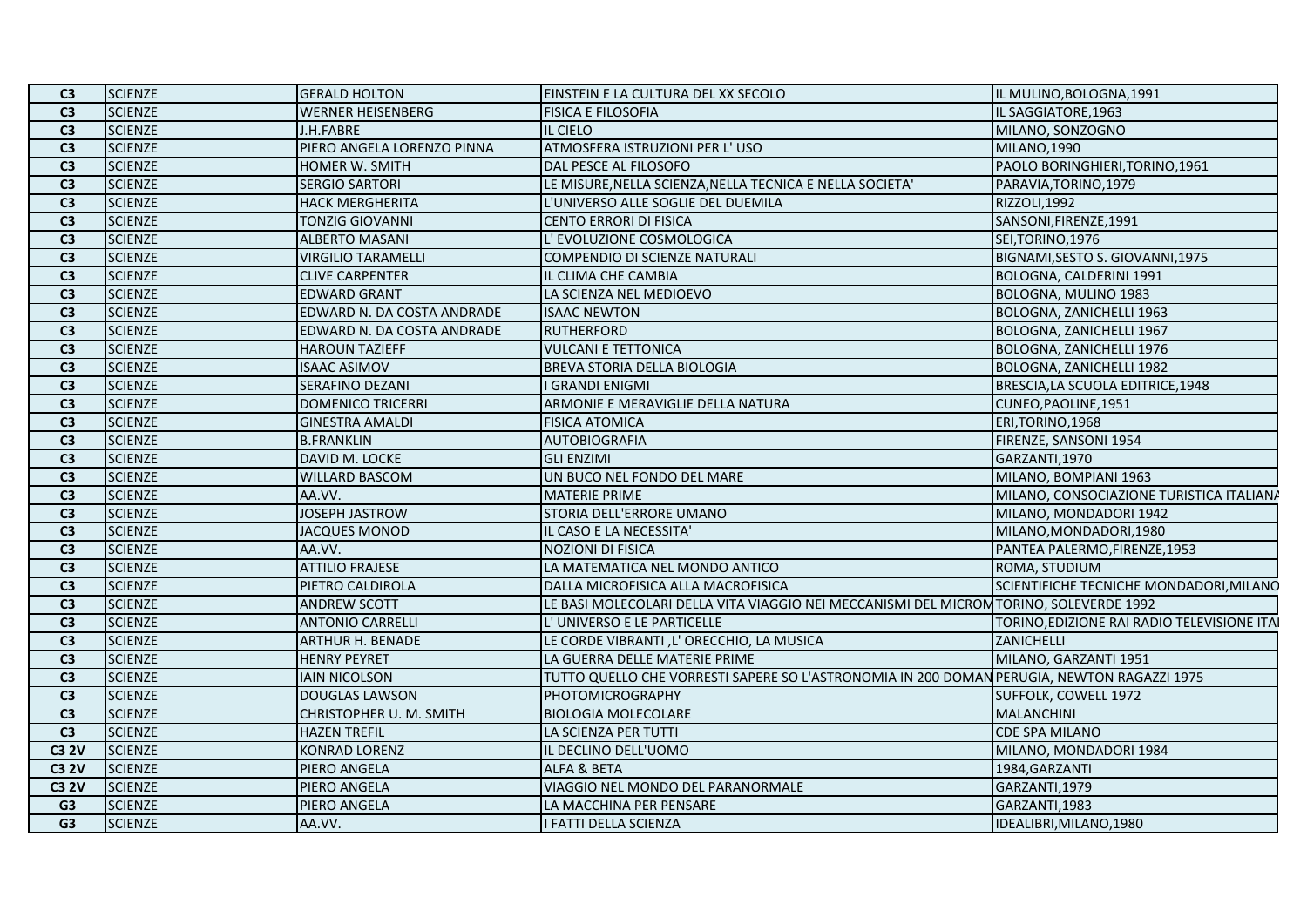| C3 | SCIENZE | GERALD HOLTON | EINSTEIN E LA CULTURA DEL XX SECOLO | IL MULINO,BOLOGNA,1991 |
|---|---|---|---|---|
| C3 | SCIENZE | WERNER HEISENBERG | FISICA E FILOSOFIA | IL SAGGIATORE,1963 |
| C3 | SCIENZE | J.H.FABRE | IL CIELO | MILANO, SONZOGNO |
| C3 | SCIENZE | PIERO ANGELA LORENZO PINNA | ATMOSFERA ISTRUZIONI PER L' USO | MILANO,1990 |
| C3 | SCIENZE | HOMER W. SMITH | DAL PESCE AL FILOSOFO | PAOLO BORINGHIERI,TORINO,1961 |
| C3 | SCIENZE | SERGIO SARTORI | LE MISURE,NELLA SCIENZA,NELLA TECNICA E NELLA SOCIETA' | PARAVIA,TORINO,1979 |
| C3 | SCIENZE | HACK MERGHERITA | L'UNIVERSO ALLE SOGLIE DEL DUEMILA | RIZZOLI,1992 |
| C3 | SCIENZE | TONZIG GIOVANNI | CENTO ERRORI DI FISICA | SANSONI,FIRENZE,1991 |
| C3 | SCIENZE | ALBERTO MASANI | L' EVOLUZIONE COSMOLOGICA | SEI,TORINO,1976 |
| C3 | SCIENZE | VIRGILIO TARAMELLI | COMPENDIO DI SCIENZE NATURALI | BIGNAMI,SESTO S. GIOVANNI,1975 |
| C3 | SCIENZE | CLIVE CARPENTER | IL CLIMA CHE CAMBIA | BOLOGNA, CALDERINI 1991 |
| C3 | SCIENZE | EDWARD GRANT | LA SCIENZA NEL MEDIOEVO | BOLOGNA, MULINO 1983 |
| C3 | SCIENZE | EDWARD N. DA COSTA ANDRADE | ISAAC NEWTON | BOLOGNA, ZANICHELLI 1963 |
| C3 | SCIENZE | EDWARD N. DA COSTA ANDRADE | RUTHERFORD | BOLOGNA, ZANICHELLI 1967 |
| C3 | SCIENZE | HAROUN TAZIEFF | VULCANI E TETTONICA | BOLOGNA, ZANICHELLI 1976 |
| C3 | SCIENZE | ISAAC ASIMOV | BREVA STORIA DELLA BIOLOGIA | BOLOGNA, ZANICHELLI 1982 |
| C3 | SCIENZE | SERAFINO DEZANI | I GRANDI ENIGMI | BRESCIA,LA SCUOLA EDITRICE,1948 |
| C3 | SCIENZE | DOMENICO TRICERRI | ARMONIE E MERAVIGLIE DELLA NATURA | CUNEO,PAOLINE,1951 |
| C3 | SCIENZE | GINESTRA AMALDI | FISICA ATOMICA | ERI,TORINO,1968 |
| C3 | SCIENZE | B.FRANKLIN | AUTOBIOGRAFIA | FIRENZE, SANSONI 1954 |
| C3 | SCIENZE | DAVID M. LOCKE | GLI ENZIMI | GARZANTI,1970 |
| C3 | SCIENZE | WILLARD BASCOM | UN BUCO NEL FONDO DEL MARE | MILANO, BOMPIANI 1963 |
| C3 | SCIENZE | AA.VV. | MATERIE PRIME | MILANO, CONSOCIAZIONE TURISTICA ITALIANA |
| C3 | SCIENZE | JOSEPH JASTROW | STORIA DELL'ERRORE UMANO | MILANO, MONDADORI 1942 |
| C3 | SCIENZE | JACQUES MONOD | IL CASO E LA NECESSITA' | MILANO,MONDADORI,1980 |
| C3 | SCIENZE | AA.VV. | NOZIONI DI FISICA | PANTEA PALERMO,FIRENZE,1953 |
| C3 | SCIENZE | ATTILIO FRAJESE | LA MATEMATICA NEL MONDO ANTICO | ROMA, STUDIUM |
| C3 | SCIENZE | PIETRO CALDIROLA | DALLA MICROFISICA ALLA MACROFISICA | SCIENTIFICHE TECNICHE MONDADORI,MILANO |
| C3 | SCIENZE | ANDREW SCOTT | LE BASI MOLECOLARI DELLA VITA VIAGGIO NEI MECCANISMI DEL MICROM | TORINO, SOLEVERDE 1992 |
| C3 | SCIENZE | ANTONIO CARRELLI | L' UNIVERSO E LE PARTICELLE | TORINO,EDIZIONE RAI RADIO TELEVISIONE ITAI |
| C3 | SCIENZE | ARTHUR H. BENADE | LE CORDE VIBRANTI ,L' ORECCHIO, LA MUSICA | ZANICHELLI |
| C3 | SCIENZE | HENRY PEYRET | LA GUERRA DELLE MATERIE PRIME | MILANO, GARZANTI 1951 |
| C3 | SCIENZE | IAIN NICOLSON | TUTTO QUELLO CHE VORRESTI SAPERE SO L'ASTRONOMIA IN 200 DOMAN | PERUGIA, NEWTON RAGAZZI 1975 |
| C3 | SCIENZE | DOUGLAS LAWSON | PHOTOMICROGRAPHY | SUFFOLK, COWELL 1972 |
| C3 | SCIENZE | CHRISTOPHER U. M. SMITH | BIOLOGIA MOLECOLARE | MALANCHINI |
| C3 | SCIENZE | HAZEN TREFIL | LA SCIENZA PER TUTTI | CDE SPA MILANO |
| C3 2V | SCIENZE | KONRAD LORENZ | IL DECLINO DELL'UOMO | MILANO, MONDADORI 1984 |
| C3 2V | SCIENZE | PIERO ANGELA | ALFA & BETA | 1984,GARZANTI |
| C3 2V | SCIENZE | PIERO ANGELA | VIAGGIO NEL MONDO DEL PARANORMALE | GARZANTI,1979 |
| G3 | SCIENZE | PIERO ANGELA | LA MACCHINA PER PENSARE | GARZANTI,1983 |
| G3 | SCIENZE | AA.VV. | I FATTI DELLA SCIENZA | IDEALIBRI,MILANO,1980 |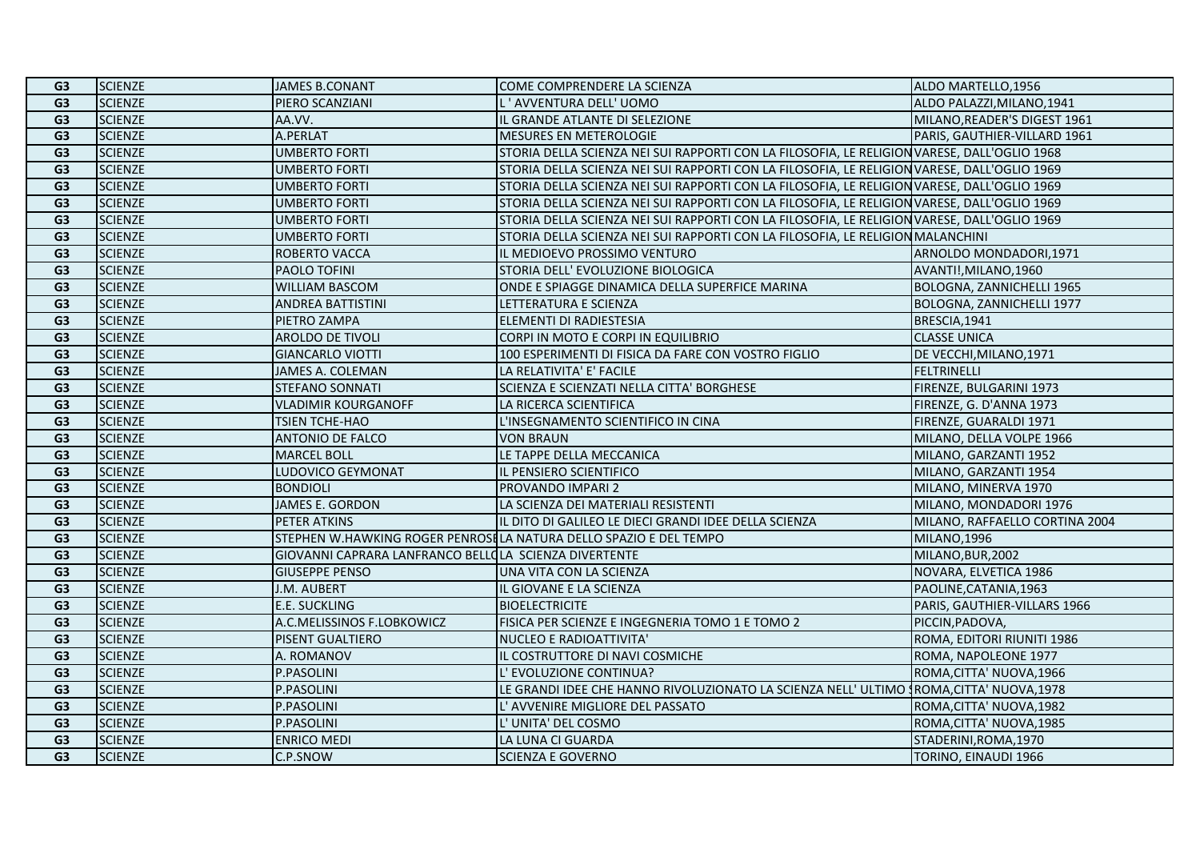| G3 | SCIENZE | JAMES B.CONANT | COME COMPRENDERE LA SCIENZA | ALDO MARTELLO,1956 |
|---|---|---|---|---|
| G3 | SCIENZE | PIERO SCANZIANI | L ' AVVENTURA DELL' UOMO | ALDO PALAZZI,MILANO,1941 |
| G3 | SCIENZE | AA.VV. | IL GRANDE ATLANTE DI SELEZIONE | MILANO,READER'S DIGEST 1961 |
| G3 | SCIENZE | A.PERLAT | MESURES EN METEROLOGIE | PARIS, GAUTHIER-VILLARD 1961 |
| G3 | SCIENZE | UMBERTO FORTI | STORIA DELLA SCIENZA NEI SUI RAPPORTI CON LA FILOSOFIA, LE RELIGION | VARESE, DALL'OGLIO 1968 |
| G3 | SCIENZE | UMBERTO FORTI | STORIA DELLA SCIENZA NEI SUI RAPPORTI CON LA FILOSOFIA, LE RELIGION | VARESE, DALL'OGLIO 1969 |
| G3 | SCIENZE | UMBERTO FORTI | STORIA DELLA SCIENZA NEI SUI RAPPORTI CON LA FILOSOFIA, LE RELIGION | VARESE, DALL'OGLIO 1969 |
| G3 | SCIENZE | UMBERTO FORTI | STORIA DELLA SCIENZA NEI SUI RAPPORTI CON LA FILOSOFIA, LE RELIGION | VARESE, DALL'OGLIO 1969 |
| G3 | SCIENZE | UMBERTO FORTI | STORIA DELLA SCIENZA NEI SUI RAPPORTI CON LA FILOSOFIA, LE RELIGION | VARESE, DALL'OGLIO 1969 |
| G3 | SCIENZE | UMBERTO FORTI | STORIA DELLA SCIENZA NEI SUI RAPPORTI CON LA FILOSOFIA, LE RELIGION | MALANCHINI |
| G3 | SCIENZE | ROBERTO VACCA | IL MEDIOEVO PROSSIMO VENTURO | ARNOLDO MONDADORI,1971 |
| G3 | SCIENZE | PAOLO TOFINI | STORIA DELL' EVOLUZIONE BIOLOGICA | AVANTI!,MILANO,1960 |
| G3 | SCIENZE | WILLIAM BASCOM | ONDE E SPIAGGE DINAMICA DELLA SUPERFICE MARINA | BOLOGNA, ZANNICHELLI 1965 |
| G3 | SCIENZE | ANDREA BATTISTINI | LETTERATURA E SCIENZA | BOLOGNA, ZANNICHELLI 1977 |
| G3 | SCIENZE | PIETRO ZAMPA | ELEMENTI DI RADIESTESIA | BRESCIA,1941 |
| G3 | SCIENZE | AROLDO DE TIVOLI | CORPI IN MOTO E CORPI IN EQUILIBRIO | CLASSE UNICA |
| G3 | SCIENZE | GIANCARLO VIOTTI | 100 ESPERIMENTI DI FISICA DA FARE CON VOSTRO FIGLIO | DE VECCHI,MILANO,1971 |
| G3 | SCIENZE | JAMES A. COLEMAN | LA RELATIVITA' E' FACILE | FELTRINELLI |
| G3 | SCIENZE | STEFANO SONNATI | SCIENZA E SCIENZATI NELLA CITTA' BORGHESE | FIRENZE, BULGARINI 1973 |
| G3 | SCIENZE | VLADIMIR KOURGANOFF | LA RICERCA SCIENTIFICA | FIRENZE, G. D'ANNA 1973 |
| G3 | SCIENZE | TSIEN TCHE-HAO | L'INSEGNAMENTO SCIENTIFICO IN CINA | FIRENZE, GUARALDI 1971 |
| G3 | SCIENZE | ANTONIO DE FALCO | VON BRAUN | MILANO, DELLA VOLPE 1966 |
| G3 | SCIENZE | MARCEL BOLL | LE TAPPE DELLA MECCANICA | MILANO, GARZANTI 1952 |
| G3 | SCIENZE | LUDOVICO GEYMONAT | IL PENSIERO SCIENTIFICO | MILANO, GARZANTI 1954 |
| G3 | SCIENZE | BONDIOLI | PROVANDO IMPARI 2 | MILANO, MINERVA 1970 |
| G3 | SCIENZE | JAMES E. GORDON | LA SCIENZA DEI MATERIALI RESISTENTI | MILANO, MONDADORI 1976 |
| G3 | SCIENZE | PETER ATKINS | IL DITO DI GALILEO LE DIECI GRANDI IDEE DELLA SCIENZA | MILANO, RAFFAELLO CORTINA 2004 |
| G3 | SCIENZE | STEPHEN W.HAWKING ROGER PENROSE | LA NATURA DELLO SPAZIO E DEL TEMPO | MILANO,1996 |
| G3 | SCIENZE | GIOVANNI CAPRARA LANFRANCO BELLO | LA SCIENZA DIVERTENTE | MILANO,BUR,2002 |
| G3 | SCIENZE | GIUSEPPE PENSO | UNA VITA CON LA SCIENZA | NOVARA, ELVETICA 1986 |
| G3 | SCIENZE | J.M. AUBERT | IL GIOVANE E LA SCIENZA | PAOLINE,CATANIA,1963 |
| G3 | SCIENZE | E.E. SUCKLING | BIOELECTRICITE | PARIS, GAUTHIER-VILLARS 1966 |
| G3 | SCIENZE | A.C.MELISSINOS F.LOBKOWICZ | FISICA PER SCIENZE E INGEGNERIA TOMO 1 E TOMO 2 | PICCIN,PADOVA, |
| G3 | SCIENZE | PISENT GUALTIERO | NUCLEO E RADIOATTIVITA' | ROMA, EDITORI RIUNITI 1986 |
| G3 | SCIENZE | A. ROMANOV | IL COSTRUTTORE DI NAVI COSMICHE | ROMA, NAPOLEONE 1977 |
| G3 | SCIENZE | P.PASOLINI | L' EVOLUZIONE CONTINUA? | ROMA,CITTA' NUOVA,1966 |
| G3 | SCIENZE | P.PASOLINI | LE GRANDI IDEE CHE HANNO RIVOLUZIONATO LA SCIENZA NELL' ULTIMO S | ROMA,CITTA' NUOVA,1978 |
| G3 | SCIENZE | P.PASOLINI | L' AVVENIRE MIGLIORE DEL PASSATO | ROMA,CITTA' NUOVA,1982 |
| G3 | SCIENZE | P.PASOLINI | L' UNITA' DEL COSMO | ROMA,CITTA' NUOVA,1985 |
| G3 | SCIENZE | ENRICO MEDI | LA LUNA CI GUARDA | STADERINI,ROMA,1970 |
| G3 | SCIENZE | C.P.SNOW | SCIENZA E GOVERNO | TORINO, EINAUDI 1966 |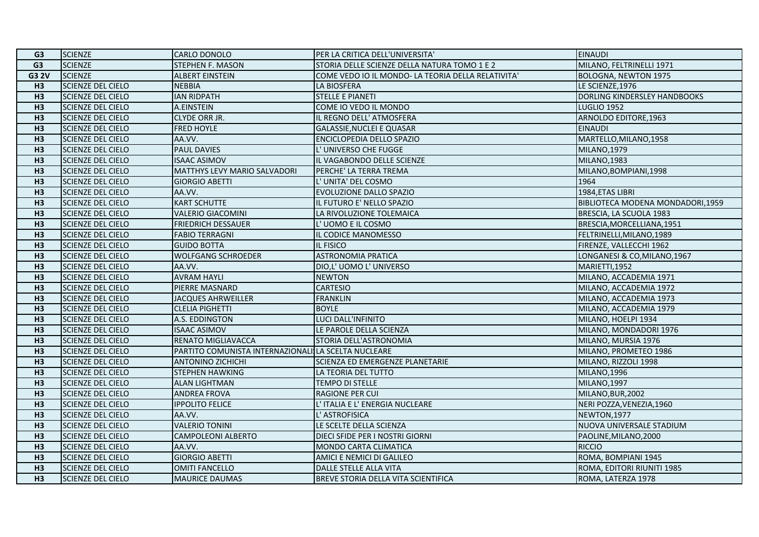| G3 | SCIENZE | CARLO DONOLO | PER LA CRITICA DELL'UNIVERSITA' | EINAUDI |
|---|---|---|---|---|
| G3 | SCIENZE | STEPHEN F. MASON | STORIA DELLE SCIENZE DELLA NATURA TOMO 1 E 2 | MILANO, FELTRINELLI 1971 |
| G3 2V | SCIENZE | ALBERT EINSTEIN | COME VEDO IO IL MONDO- LA TEORIA DELLA RELATIVITA' | BOLOGNA, NEWTON 1975 |
| H3 | SCIENZE DEL CIELO | NEBBIA | LA BIOSFERA | LE SCIENZE,1976 |
| H3 | SCIENZE DEL CIELO | IAN RIDPATH | STELLE E PIANETI | DORLING KINDERSLEY HANDBOOKS |
| H3 | SCIENZE DEL CIELO | A.EINSTEIN | COME IO VEDO IL MONDO | LUGLIO 1952 |
| H3 | SCIENZE DEL CIELO | CLYDE ORR JR. | IL REGNO DELL' ATMOSFERA | ARNOLDO EDITORE,1963 |
| H3 | SCIENZE DEL CIELO | FRED HOYLE | GALASSIE,NUCLEI E QUASAR | EINAUDI |
| H3 | SCIENZE DEL CIELO | AA.VV. | ENCICLOPEDIA DELLO SPAZIO | MARTELLO,MILANO,1958 |
| H3 | SCIENZE DEL CIELO | PAUL DAVIES | L' UNIVERSO CHE FUGGE | MILANO,1979 |
| H3 | SCIENZE DEL CIELO | ISAAC ASIMOV | IL VAGABONDO DELLE SCIENZE | MILANO,1983 |
| H3 | SCIENZE DEL CIELO | MATTHYS LEVY MARIO SALVADORI | PERCHE' LA TERRA TREMA | MILANO,BOMPIANI,1998 |
| H3 | SCIENZE DEL CIELO | GIORGIO ABETTI | L' UNITA' DEL COSMO | 1964 |
| H3 | SCIENZE DEL CIELO | AA.VV. | EVOLUZIONE DALLO SPAZIO | 1984,ETAS LIBRI |
| H3 | SCIENZE DEL CIELO | KART SCHUTTE | IL FUTURO E' NELLO SPAZIO | BIBLIOTECA MODENA MONDADORI,1959 |
| H3 | SCIENZE DEL CIELO | VALERIO GIACOMINI | LA RIVOLUZIONE TOLEMAICA | BRESCIA, LA SCUOLA 1983 |
| H3 | SCIENZE DEL CIELO | FRIEDRICH DESSAUER | L' UOMO E IL COSMO | BRESCIA,MORCELLIANA,1951 |
| H3 | SCIENZE DEL CIELO | FABIO TERRAGNI | IL CODICE MANOMESSO | FELTRINELLI,MILANO,1989 |
| H3 | SCIENZE DEL CIELO | GUIDO BOTTA | IL FISICO | FIRENZE, VALLECCHI 1962 |
| H3 | SCIENZE DEL CIELO | WOLFGANG SCHROEDER | ASTRONOMIA PRATICA | LONGANESI & CO,MILANO,1967 |
| H3 | SCIENZE DEL CIELO | AA.VV. | DIO,L' UOMO L' UNIVERSO | MARIETTI,1952 |
| H3 | SCIENZE DEL CIELO | AVRAM HAYLI | NEWTON | MILANO, ACCADEMIA 1971 |
| H3 | SCIENZE DEL CIELO | PIERRE MASNARD | CARTESIO | MILANO, ACCADEMIA 1972 |
| H3 | SCIENZE DEL CIELO | JACQUES AHRWEILLER | FRANKLIN | MILANO, ACCADEMIA 1973 |
| H3 | SCIENZE DEL CIELO | CLELIA PIGHETTI | BOYLE | MILANO, ACCADEMIA 1979 |
| H3 | SCIENZE DEL CIELO | A.S. EDDINGTON | LUCI DALL'INFINITO | MILANO, HOELPI 1934 |
| H3 | SCIENZE DEL CIELO | ISAAC ASIMOV | LE PAROLE DELLA SCIENZA | MILANO, MONDADORI 1976 |
| H3 | SCIENZE DEL CIELO | RENATO MIGLIAVACCA | STORIA DELL'ASTRONOMIA | MILANO, MURSIA 1976 |
| H3 | SCIENZE DEL CIELO | PARTITO COMUNISTA INTERNAZIONALI | LA SCELTA NUCLEARE | MILANO, PROMETEO 1986 |
| H3 | SCIENZE DEL CIELO | ANTONINO ZICHICHI | SCIENZA ED EMERGENZE PLANETARIE | MILANO, RIZZOLI 1998 |
| H3 | SCIENZE DEL CIELO | STEPHEN HAWKING | LA TEORIA DEL TUTTO | MILANO,1996 |
| H3 | SCIENZE DEL CIELO | ALAN LIGHTMAN | TEMPO DI STELLE | MILANO,1997 |
| H3 | SCIENZE DEL CIELO | ANDREA FROVA | RAGIONE PER CUI | MILANO,BUR,2002 |
| H3 | SCIENZE DEL CIELO | IPPOLITO FELICE | L' ITALIA E L' ENERGIA NUCLEARE | NERI POZZA,VENEZIA,1960 |
| H3 | SCIENZE DEL CIELO | AA.VV. | L' ASTROFISICA | NEWTON,1977 |
| H3 | SCIENZE DEL CIELO | VALERIO TONINI | LE SCELTE DELLA SCIENZA | NUOVA UNIVERSALE STADIUM |
| H3 | SCIENZE DEL CIELO | CAMPOLEONI ALBERTO | DIECI SFIDE PER I NOSTRI GIORNI | PAOLINE,MILANO,2000 |
| H3 | SCIENZE DEL CIELO | AA.VV. | MONDO CARTA CLIMATICA | RICCIO |
| H3 | SCIENZE DEL CIELO | GIORGIO ABETTI | AMICI E NEMICI DI GALILEO | ROMA, BOMPIANI 1945 |
| H3 | SCIENZE DEL CIELO | OMITI FANCELLO | DALLE STELLE ALLA VITA | ROMA, EDITORI RIUNITI 1985 |
| H3 | SCIENZE DEL CIELO | MAURICE DAUMAS | BREVE STORIA DELLA VITA SCIENTIFICA | ROMA, LATERZA 1978 |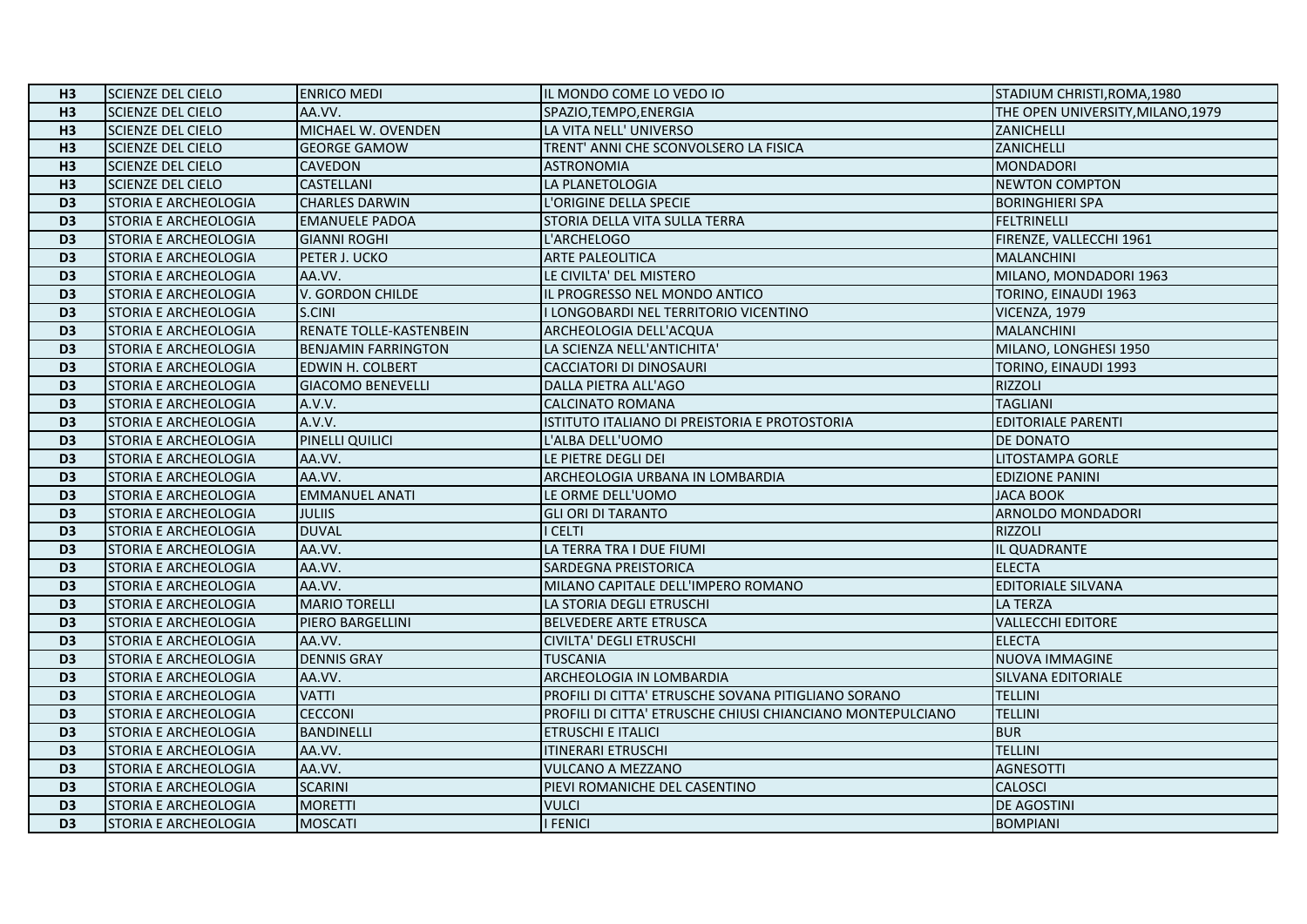| H3 | SCIENZE DEL CIELO | ENRICO MEDI | IL MONDO COME LO VEDO IO | STADIUM CHRISTI,ROMA,1980 |
|---|---|---|---|---|
| H3 | SCIENZE DEL CIELO | AA.VV. | SPAZIO,TEMPO,ENERGIA | THE OPEN UNIVERSITY,MILANO,1979 |
| H3 | SCIENZE DEL CIELO | MICHAEL W. OVENDEN | LA VITA NELL' UNIVERSO | ZANICHELLI |
| H3 | SCIENZE DEL CIELO | GEORGE GAMOW | TRENT' ANNI CHE SCONVOLSERO LA FISICA | ZANICHELLI |
| H3 | SCIENZE DEL CIELO | CAVEDON | ASTRONOMIA | MONDADORI |
| H3 | SCIENZE DEL CIELO | CASTELLANI | LA PLANETOLOGIA | NEWTON COMPTON |
| D3 | STORIA E ARCHEOLOGIA | CHARLES DARWIN | L'ORIGINE DELLA SPECIE | BORINGHIERI SPA |
| D3 | STORIA E ARCHEOLOGIA | EMANUELE PADOA | STORIA DELLA VITA SULLA TERRA | FELTRINELLI |
| D3 | STORIA E ARCHEOLOGIA | GIANNI ROGHI | L'ARCHELOGO | FIRENZE, VALLECCHI 1961 |
| D3 | STORIA E ARCHEOLOGIA | PETER J. UCKO | ARTE PALEOLITICA | MALANCHINI |
| D3 | STORIA E ARCHEOLOGIA | AA.VV. | LE CIVILTA' DEL MISTERO | MILANO, MONDADORI 1963 |
| D3 | STORIA E ARCHEOLOGIA | V. GORDON CHILDE | IL PROGRESSO NEL MONDO ANTICO | TORINO, EINAUDI 1963 |
| D3 | STORIA E ARCHEOLOGIA | S.CINI | I LONGOBARDI NEL TERRITORIO VICENTINO | VICENZA, 1979 |
| D3 | STORIA E ARCHEOLOGIA | RENATE TOLLE-KASTENBEIN | ARCHEOLOGIA DELL'ACQUA | MALANCHINI |
| D3 | STORIA E ARCHEOLOGIA | BENJAMIN FARRINGTON | LA SCIENZA NELL'ANTICHITA' | MILANO, LONGHESI 1950 |
| D3 | STORIA E ARCHEOLOGIA | EDWIN H. COLBERT | CACCIATORI DI DINOSAURI | TORINO, EINAUDI 1993 |
| D3 | STORIA E ARCHEOLOGIA | GIACOMO BENEVELLI | DALLA PIETRA ALL'AGO | RIZZOLI |
| D3 | STORIA E ARCHEOLOGIA | A.V.V. | CALCINATO ROMANA | TAGLIANI |
| D3 | STORIA E ARCHEOLOGIA | A.V.V. | ISTITUTO ITALIANO DI PREISTORIA E PROTOSTORIA | EDITORIALE PARENTI |
| D3 | STORIA E ARCHEOLOGIA | PINELLI QUILICI | L'ALBA DELL'UOMO | DE DONATO |
| D3 | STORIA E ARCHEOLOGIA | AA.VV. | LE PIETRE DEGLI DEI | LITOSTAMPA GORLE |
| D3 | STORIA E ARCHEOLOGIA | AA.VV. | ARCHEOLOGIA URBANA IN LOMBARDIA | EDIZIONE PANINI |
| D3 | STORIA E ARCHEOLOGIA | EMMANUEL ANATI | LE ORME DELL'UOMO | JACA BOOK |
| D3 | STORIA E ARCHEOLOGIA | JULIIS | GLI ORI DI TARANTO | ARNOLDO MONDADORI |
| D3 | STORIA E ARCHEOLOGIA | DUVAL | I CELTI | RIZZOLI |
| D3 | STORIA E ARCHEOLOGIA | AA.VV. | LA TERRA TRA I DUE FIUMI | IL QUADRANTE |
| D3 | STORIA E ARCHEOLOGIA | AA.VV. | SARDEGNA PREISTORICA | ELECTA |
| D3 | STORIA E ARCHEOLOGIA | AA.VV. | MILANO CAPITALE DELL'IMPERO ROMANO | EDITORIALE SILVANA |
| D3 | STORIA E ARCHEOLOGIA | MARIO TORELLI | LA STORIA DEGLI ETRUSCHI | LA TERZA |
| D3 | STORIA E ARCHEOLOGIA | PIERO BARGELLINI | BELVEDERE ARTE ETRUSCA | VALLECCHI EDITORE |
| D3 | STORIA E ARCHEOLOGIA | AA.VV. | CIVILTA' DEGLI ETRUSCHI | ELECTA |
| D3 | STORIA E ARCHEOLOGIA | DENNIS GRAY | TUSCANIA | NUOVA IMMAGINE |
| D3 | STORIA E ARCHEOLOGIA | AA.VV. | ARCHEOLOGIA IN LOMBARDIA | SILVANA EDITORIALE |
| D3 | STORIA E ARCHEOLOGIA | VATTI | PROFILI DI CITTA' ETRUSCHE SOVANA PITIGLIANO SORANO | TELLINI |
| D3 | STORIA E ARCHEOLOGIA | CECCONI | PROFILI DI CITTA' ETRUSCHE CHIUSI CHIANCIANO MONTEPULCIANO | TELLINI |
| D3 | STORIA E ARCHEOLOGIA | BANDINELLI | ETRUSCHI E ITALICI | BUR |
| D3 | STORIA E ARCHEOLOGIA | AA.VV. | ITINERARI ETRUSCHI | TELLINI |
| D3 | STORIA E ARCHEOLOGIA | AA.VV. | VULCANO A MEZZANO | AGNESOTTI |
| D3 | STORIA E ARCHEOLOGIA | SCARINI | PIEVI ROMANICHE DEL CASENTINO | CALOSCI |
| D3 | STORIA E ARCHEOLOGIA | MORETTI | VULCI | DE AGOSTINI |
| D3 | STORIA E ARCHEOLOGIA | MOSCATI | I FENICI | BOMPIANI |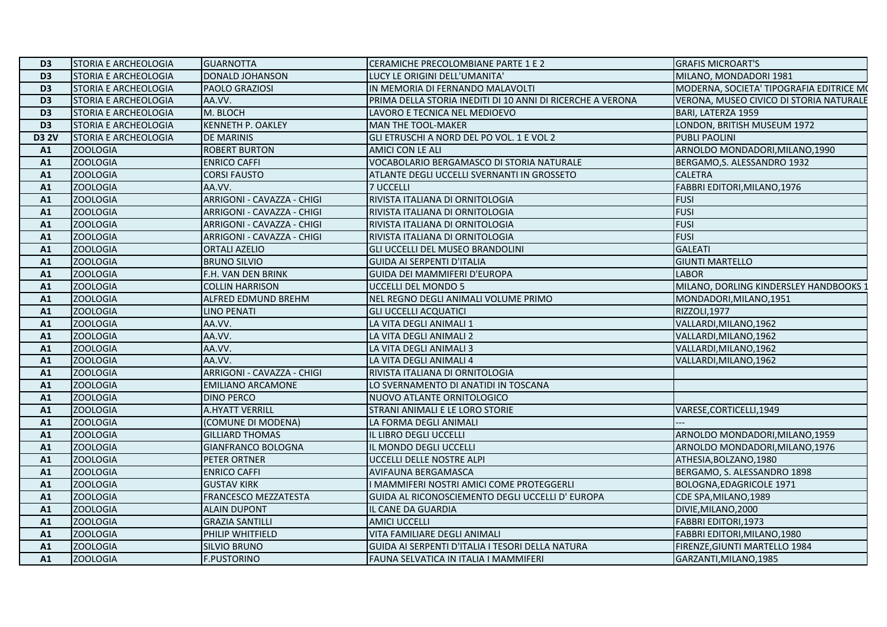| D3 | STORIA E ARCHEOLOGIA | GUARNOTTA | CERAMICHE PRECOLOMBIANE PARTE 1 E 2 | GRAFIS MICROART'S |
|---|---|---|---|---|
| D3 | STORIA E ARCHEOLOGIA | DONALD JOHANSON | LUCY LE ORIGINI DELL'UMANITA' | MILANO, MONDADORI 1981 |
| D3 | STORIA E ARCHEOLOGIA | PAOLO GRAZIOSI | IN MEMORIA DI FERNANDO MALAVOLTI | MODERNA, SOCIETA' TIPOGRAFIA EDITRICE MO |
| D3 | STORIA E ARCHEOLOGIA | AA.VV. | PRIMA DELLA STORIA INEDITI DI 10 ANNI DI RICERCHE A VERONA | VERONA, MUSEO CIVICO DI STORIA NATURALE |
| D3 | STORIA E ARCHEOLOGIA | M. BLOCH | LAVORO E TECNICA NEL MEDIOEVO | BARI, LATERZA 1959 |
| D3 | STORIA E ARCHEOLOGIA | KENNETH P. OAKLEY | MAN THE TOOL-MAKER | LONDON, BRITISH MUSEUM 1972 |
| D3 2V | STORIA E ARCHEOLOGIA | DE MARINIS | GLI ETRUSCHI A NORD DEL PO VOL. 1 E VOL 2 | PUBLI PAOLINI |
| A1 | ZOOLOGIA | ROBERT BURTON | AMICI CON LE ALI | ARNOLDO MONDADORI,MILANO,1990 |
| A1 | ZOOLOGIA | ENRICO CAFFI | VOCABOLARIO BERGAMASCO DI STORIA NATURALE | BERGAMO,S. ALESSANDRO 1932 |
| A1 | ZOOLOGIA | CORSI FAUSTO | ATLANTE DEGLI UCCELLI SVERNANTI IN GROSSETO | CALETRA |
| A1 | ZOOLOGIA | AA.VV. | 7 UCCELLI | FABBRI EDITORI,MILANO,1976 |
| A1 | ZOOLOGIA | ARRIGONI - CAVAZZA - CHIGI | RIVISTA ITALIANA DI ORNITOLOGIA | FUSI |
| A1 | ZOOLOGIA | ARRIGONI - CAVAZZA - CHIGI | RIVISTA ITALIANA DI ORNITOLOGIA | FUSI |
| A1 | ZOOLOGIA | ARRIGONI - CAVAZZA - CHIGI | RIVISTA ITALIANA DI ORNITOLOGIA | FUSI |
| A1 | ZOOLOGIA | ARRIGONI - CAVAZZA - CHIGI | RIVISTA ITALIANA DI ORNITOLOGIA | FUSI |
| A1 | ZOOLOGIA | ORTALI AZELIO | GLI UCCELLI DEL MUSEO BRANDOLINI | GALEATI |
| A1 | ZOOLOGIA | BRUNO SILVIO | GUIDA AI SERPENTI D'ITALIA | GIUNTI MARTELLO |
| A1 | ZOOLOGIA | F.H. VAN DEN BRINK | GUIDA DEI MAMMIFERI D'EUROPA | LABOR |
| A1 | ZOOLOGIA | COLLIN HARRISON | UCCELLI DEL MONDO 5 | MILANO, DORLING KINDERSLEY HANDBOOKS 1 |
| A1 | ZOOLOGIA | ALFRED EDMUND BREHM | NEL REGNO DEGLI ANIMALI VOLUME PRIMO | MONDADORI,MILANO,1951 |
| A1 | ZOOLOGIA | LINO PENATI | GLI UCCELLI ACQUATICI | RIZZOLI,1977 |
| A1 | ZOOLOGIA | AA.VV. | LA VITA DEGLI ANIMALI 1 | VALLARDI,MILANO,1962 |
| A1 | ZOOLOGIA | AA.VV. | LA VITA DEGLI ANIMALI 2 | VALLARDI,MILANO,1962 |
| A1 | ZOOLOGIA | AA.VV. | LA VITA DEGLI ANIMALI 3 | VALLARDI,MILANO,1962 |
| A1 | ZOOLOGIA | AA.VV. | LA VITA DEGLI ANIMALI 4 | VALLARDI,MILANO,1962 |
| A1 | ZOOLOGIA | ARRIGONI - CAVAZZA - CHIGI | RIVISTA ITALIANA DI ORNITOLOGIA | |
| A1 | ZOOLOGIA | EMILIANO ARCAMONE | LO SVERNAMENTO DI ANATIDI IN TOSCANA | |
| A1 | ZOOLOGIA | DINO PERCO | NUOVO ATLANTE ORNITOLOGICO | |
| A1 | ZOOLOGIA | A.HYATT VERRILL | STRANI ANIMALI E LE LORO STORIE | VARESE,CORTICELLI,1949 |
| A1 | ZOOLOGIA | (COMUNE DI MODENA) | LA FORMA DEGLI ANIMALI | --- |
| A1 | ZOOLOGIA | GILLIARD THOMAS | IL LIBRO DEGLI UCCELLI | ARNOLDO MONDADORI,MILANO,1959 |
| A1 | ZOOLOGIA | GIANFRANCO BOLOGNA | IL MONDO DEGLI UCCELLI | ARNOLDO MONDADORI,MILANO,1976 |
| A1 | ZOOLOGIA | PETER ORTNER | UCCELLI DELLE NOSTRE ALPI | ATHESIA,BOLZANO,1980 |
| A1 | ZOOLOGIA | ENRICO CAFFI | AVIFAUNA BERGAMASCA | BERGAMO, S. ALESSANDRO 1898 |
| A1 | ZOOLOGIA | GUSTAV KIRK | I MAMMIFERI NOSTRI AMICI COME PROTEGGERLI | BOLOGNA,EDAGRICOLE 1971 |
| A1 | ZOOLOGIA | FRANCESCO MEZZATESTA | GUIDA AL RICONOSCIEMENTO DEGLI UCCELLI D' EUROPA | CDE SPA,MILANO,1989 |
| A1 | ZOOLOGIA | ALAIN DUPONT | IL CANE DA GUARDIA | DIVIE,MILANO,2000 |
| A1 | ZOOLOGIA | GRAZIA SANTILLI | AMICI UCCELLI | FABBRI EDITORI,1973 |
| A1 | ZOOLOGIA | PHILIP WHITFIELD | VITA FAMILIARE DEGLI ANIMALI | FABBRI EDITORI,MILANO,1980 |
| A1 | ZOOLOGIA | SILVIO BRUNO | GUIDA AI SERPENTI D'ITALIA I TESORI DELLA NATURA | FIRENZE,GIUNTI MARTELLO 1984 |
| A1 | ZOOLOGIA | F.PUSTORINO | FAUNA SELVATICA IN ITALIA I MAMMIFERI | GARZANTI,MILANO,1985 |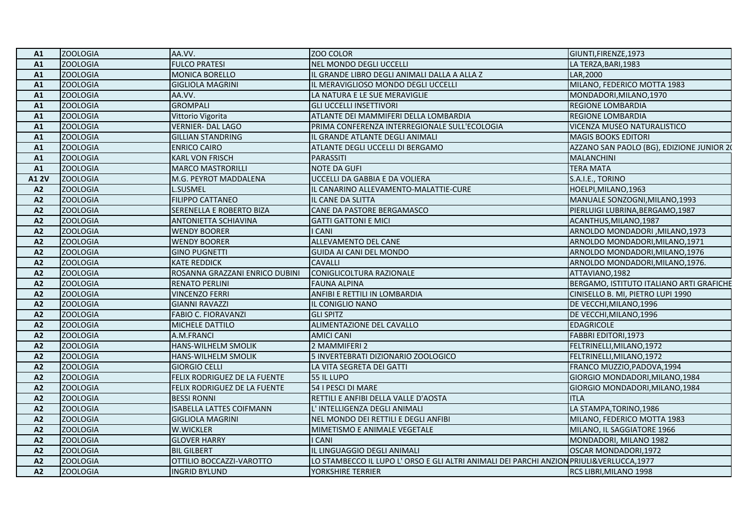| A1 | ZOOLOGIA | AA.VV. | ZOO COLOR | GIUNTI,FIRENZE,1973 |
|---|---|---|---|---|
| A1 | ZOOLOGIA | FULCO PRATESI | NEL MONDO DEGLI UCCELLI | LA TERZA,BARI,1983 |
| A1 | ZOOLOGIA | MONICA BORELLO | IL GRANDE LIBRO DEGLI ANIMALI DALLA A ALLA Z | LAR,2000 |
| A1 | ZOOLOGIA | GIGLIOLA MAGRINI | IL MERAVIGLIOSO MONDO DEGLI UCCELLI | MILANO, FEDERICO MOTTA 1983 |
| A1 | ZOOLOGIA | AA.VV. | LA NATURA E LE SUE MERAVIGLIE | MONDADORI,MILANO,1970 |
| A1 | ZOOLOGIA | GROMPALI | GLI UCCELLI INSETTIVORI | REGIONE LOMBARDIA |
| A1 | ZOOLOGIA | Vittorio Vigorita | ATLANTE DEI MAMMIFERI DELLA LOMBARDIA | REGIONE LOMBARDIA |
| A1 | ZOOLOGIA | VERNIER- DAL LAGO | PRIMA CONFERENZA INTERREGIONALE SULL'ECOLOGIA | VICENZA MUSEO NATURALISTICO |
| A1 | ZOOLOGIA | GILLIAN STANDRING | IL GRANDE ATLANTE DEGLI ANIMALI | MAGIS BOOKS EDITORI |
| A1 | ZOOLOGIA | ENRICO CAIRO | ATLANTE DEGLI UCCELLI DI BERGAMO | AZZANO SAN PAOLO (BG), EDIZIONE JUNIOR 20 |
| A1 | ZOOLOGIA | KARL VON FRISCH | PARASSITI | MALANCHINI |
| A1 | ZOOLOGIA | MARCO MASTRORILLI | NOTE DA GUFI | TERA MATA |
| A1 2V | ZOOLOGIA | M.G. PEYROT MADDALENA | UCCELLI DA GABBIA E DA VOLIERA | S.A.I.E., TORINO |
| A2 | ZOOLOGIA | L.SUSMEL | IL CANARINO ALLEVAMENTO-MALATTIE-CURE | HOELPI,MILANO,1963 |
| A2 | ZOOLOGIA | FILIPPO CATTANEO | IL CANE DA SLITTA | MANUALE SONZOGNI,MILANO,1993 |
| A2 | ZOOLOGIA | SERENELLA E ROBERTO BIZA | CANE DA PASTORE BERGAMASCO | PIERLUIGI LUBRINA,BERGAMO,1987 |
| A2 | ZOOLOGIA | ANTONIETTA SCHIAVINA | GATTI GATTONI E MICI | ACANTHUS,MILANO,1987 |
| A2 | ZOOLOGIA | WENDY BOORER | I CANI | ARNOLDO MONDADORI ,MILANO,1973 |
| A2 | ZOOLOGIA | WENDY BOORER | ALLEVAMENTO DEL CANE | ARNOLDO MONDADORI,MILANO,1971 |
| A2 | ZOOLOGIA | GINO PUGNETTI | GUIDA AI CANI DEL MONDO | ARNOLDO MONDADORI,MILANO,1976 |
| A2 | ZOOLOGIA | KATE REDDICK | CAVALLI | ARNOLDO MONDADORI,MILANO,1976. |
| A2 | ZOOLOGIA | ROSANNA GRAZZANI ENRICO DUBINI | CONIGLICOLTURA RAZIONALE | ATTAVIANO,1982 |
| A2 | ZOOLOGIA | RENATO PERLINI | FAUNA ALPINA | BERGAMO, ISTITUTO ITALIANO ARTI GRAFICHE |
| A2 | ZOOLOGIA | VINCENZO FERRI | ANFIBI E RETTILI IN LOMBARDIA | CINISELLO B. MI, PIETRO LUPI 1990 |
| A2 | ZOOLOGIA | GIANNI RAVAZZI | IL CONIGLIO NANO | DE VECCHI,MILANO,1996 |
| A2 | ZOOLOGIA | FABIO C. FIORAVANZI | GLI SPITZ | DE VECCHI,MILANO,1996 |
| A2 | ZOOLOGIA | MICHELE DATTILO | ALIMENTAZIONE DEL CAVALLO | EDAGRICOLE |
| A2 | ZOOLOGIA | A.M.FRANCI | AMICI CANI | FABBRI EDITORI,1973 |
| A2 | ZOOLOGIA | HANS-WILHELM SMOLIK | 2 MAMMIFERI 2 | FELTRINELLI,MILANO,1972 |
| A2 | ZOOLOGIA | HANS-WILHELM SMOLIK | 5 INVERTEBRATI DIZIONARIO ZOOLOGICO | FELTRINELLI,MILANO,1972 |
| A2 | ZOOLOGIA | GIORGIO CELLI | LA VITA SEGRETA DEI GATTI | FRANCO MUZZIO,PADOVA,1994 |
| A2 | ZOOLOGIA | FELIX RODRIGUEZ DE LA FUENTE | 55 IL LUPO | GIORGIO MONDADORI,MILANO,1984 |
| A2 | ZOOLOGIA | FELIX RODRIGUEZ DE LA FUENTE | 54 I PESCI DI MARE | GIORGIO MONDADORI,MILANO,1984 |
| A2 | ZOOLOGIA | BESSI RONNI | RETTILI E ANFIBI DELLA VALLE D'AOSTA | ITLA |
| A2 | ZOOLOGIA | ISABELLA LATTES COIFMANN | L' INTELLIGENZA DEGLI ANIMALI | LA STAMPA,TORINO,1986 |
| A2 | ZOOLOGIA | GIGLIOLA MAGRINI | NEL MONDO DEI RETTILI E DEGLI ANFIBI | MILANO, FEDERICO MOTTA 1983 |
| A2 | ZOOLOGIA | W.WICKLER | MIMETISMO E ANIMALE VEGETALE | MILANO, IL SAGGIATORE 1966 |
| A2 | ZOOLOGIA | GLOVER HARRY | I CANI | MONDADORI, MILANO 1982 |
| A2 | ZOOLOGIA | BIL GILBERT | IL LINGUAGGIO DEGLI ANIMALI | OSCAR MONDADORI,1972 |
| A2 | ZOOLOGIA | OTTILIO BOCCAZZI-VAROTTO | LO STAMBECCO IL LUPO L' ORSO E GLI ALTRI ANIMALI DEI PARCHI ANZION | PRIULI&VERLUCCA,1977 |
| A2 | ZOOLOGIA | INGRID BYLUND | YORKSHIRE TERRIER | RCS LIBRI,MILANO 1998 |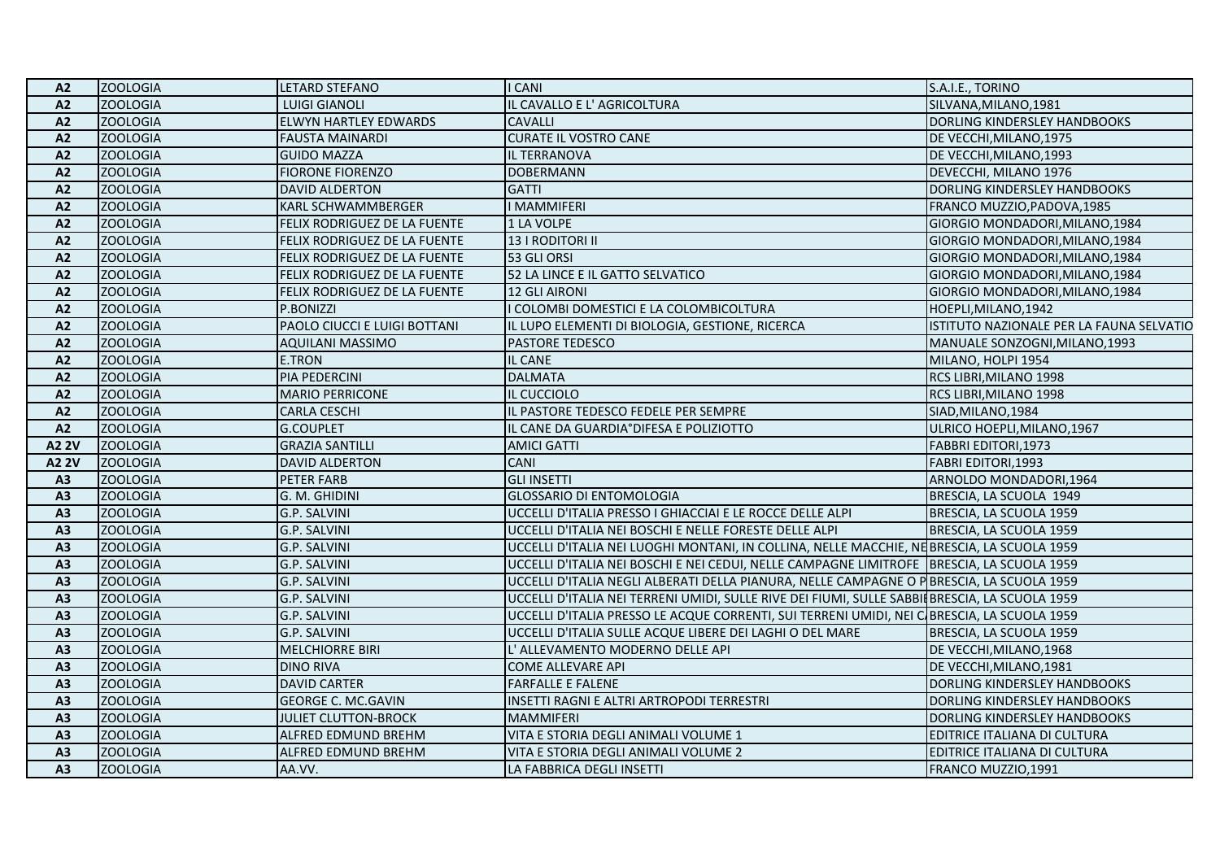| | | | | |
|---|---|---|---|---|
| **A2** | ZOOLOGIA | LETARD STEFANO | I CANI | S.A.I.E., TORINO |
| **A2** | ZOOLOGIA | LUIGI GIANOLI | IL CAVALLO E L' AGRICOLTURA | SILVANA,MILANO,1981 |
| **A2** | ZOOLOGIA | ELWYN HARTLEY EDWARDS | CAVALLI | DORLING KINDERSLEY HANDBOOKS |
| **A2** | ZOOLOGIA | FAUSTA MAINARDI | CURATE IL VOSTRO CANE | DE VECCHI,MILANO,1975 |
| **A2** | ZOOLOGIA | GUIDO MAZZA | IL TERRANOVA | DE VECCHI,MILANO,1993 |
| **A2** | ZOOLOGIA | FIORONE FIORENZO | DOBERMANN | DEVECCHI, MILANO 1976 |
| **A2** | ZOOLOGIA | DAVID ALDERTON | GATTI | DORLING KINDERSLEY HANDBOOKS |
| **A2** | ZOOLOGIA | KARL SCHWAMMBERGER | I MAMMIFERI | FRANCO MUZZIO,PADOVA,1985 |
| **A2** | ZOOLOGIA | FELIX RODRIGUEZ DE LA FUENTE | 1 LA VOLPE | GIORGIO MONDADORI,MILANO,1984 |
| **A2** | ZOOLOGIA | FELIX RODRIGUEZ DE LA FUENTE | 13 I RODITORI II | GIORGIO MONDADORI,MILANO,1984 |
| **A2** | ZOOLOGIA | FELIX RODRIGUEZ DE LA FUENTE | 53 GLI ORSI | GIORGIO MONDADORI,MILANO,1984 |
| **A2** | ZOOLOGIA | FELIX RODRIGUEZ DE LA FUENTE | 52 LA LINCE E IL GATTO SELVATICO | GIORGIO MONDADORI,MILANO,1984 |
| **A2** | ZOOLOGIA | FELIX RODRIGUEZ DE LA FUENTE | 12 GLI AIRONI | GIORGIO MONDADORI,MILANO,1984 |
| **A2** | ZOOLOGIA | P.BONIZZI | I COLOMBI DOMESTICI E LA COLOMBICOLTURA | HOEPLI,MILANO,1942 |
| **A2** | ZOOLOGIA | PAOLO CIUCCI E LUIGI BOTTANI | IL LUPO ELEMENTI DI BIOLOGIA, GESTIONE, RICERCA | ISTITUTO NAZIONALE PER LA FAUNA SELVATIO |
| **A2** | ZOOLOGIA | AQUILANI MASSIMO | PASTORE TEDESCO | MANUALE SONZOGNI,MILANO,1993 |
| **A2** | ZOOLOGIA | E.TRON | IL CANE | MILANO, HOLPI 1954 |
| **A2** | ZOOLOGIA | PIA PEDERCINI | DALMATA | RCS LIBRI,MILANO 1998 |
| **A2** | ZOOLOGIA | MARIO PERRICONE | IL CUCCIOLO | RCS LIBRI,MILANO 1998 |
| **A2** | ZOOLOGIA | CARLA CESCHI | IL PASTORE TEDESCO FEDELE PER SEMPRE | SIAD,MILANO,1984 |
| **A2** | ZOOLOGIA | G.COUPLET | IL CANE DA GUARDIA°DIFESA E POLIZIOTTO | ULRICO HOEPLI,MILANO,1967 |
| **A2 2V** | ZOOLOGIA | GRAZIA SANTILLI | AMICI GATTI | FABBRI EDITORI,1973 |
| **A2 2V** | ZOOLOGIA | DAVID ALDERTON | CANI | FABRI EDITORI,1993 |
| **A3** | ZOOLOGIA | PETER FARB | GLI INSETTI | ARNOLDO MONDADORI,1964 |
| **A3** | ZOOLOGIA | G. M. GHIDINI | GLOSSARIO DI ENTOMOLOGIA | BRESCIA, LA SCUOLA 1949 |
| **A3** | ZOOLOGIA | G.P. SALVINI | UCCELLI D'ITALIA PRESSO I GHIACCIAI E LE ROCCE DELLE ALPI | BRESCIA, LA SCUOLA 1959 |
| **A3** | ZOOLOGIA | G.P. SALVINI | UCCELLI D'ITALIA NEI BOSCHI E NELLE FORESTE DELLE ALPI | BRESCIA, LA SCUOLA 1959 |
| **A3** | ZOOLOGIA | G.P. SALVINI | UCCELLI D'ITALIA NEI LUOGHI MONTANI, IN COLLINA, NELLE MACCHIE, NE | BRESCIA, LA SCUOLA 1959 |
| **A3** | ZOOLOGIA | G.P. SALVINI | UCCELLI D'ITALIA NEI BOSCHI E NEI CEDUI, NELLE CAMPAGNE LIMITROFE | BRESCIA, LA SCUOLA 1959 |
| **A3** | ZOOLOGIA | G.P. SALVINI | UCCELLI D'ITALIA NEGLI ALBERATI DELLA PIANURA, NELLE CAMPAGNE O P | BRESCIA, LA SCUOLA 1959 |
| **A3** | ZOOLOGIA | G.P. SALVINI | UCCELLI D'ITALIA NEI TERRENI UMIDI, SULLE RIVE DEI FIUMI, SULLE SABBI | BRESCIA, LA SCUOLA 1959 |
| **A3** | ZOOLOGIA | G.P. SALVINI | UCCELLI D'ITALIA PRESSO LE ACQUE CORRENTI, SUI TERRENI UMIDI, NEI C | BRESCIA, LA SCUOLA 1959 |
| **A3** | ZOOLOGIA | G.P. SALVINI | UCCELLI D'ITALIA SULLE ACQUE LIBERE DEI LAGHI O DEL MARE | BRESCIA, LA SCUOLA 1959 |
| **A3** | ZOOLOGIA | MELCHIORRE BIRI | L' ALLEVAMENTO MODERNO DELLE API | DE VECCHI,MILANO,1968 |
| **A3** | ZOOLOGIA | DINO RIVA | COME ALLEVARE API | DE VECCHI,MILANO,1981 |
| **A3** | ZOOLOGIA | DAVID CARTER | FARFALLE E FALENE | DORLING KINDERSLEY HANDBOOKS |
| **A3** | ZOOLOGIA | GEORGE C. MC.GAVIN | INSETTI RAGNI E ALTRI ARTROPODI TERRESTRI | DORLING KINDERSLEY HANDBOOKS |
| **A3** | ZOOLOGIA | JULIET CLUTTON-BROCK | MAMMIFERI | DORLING KINDERSLEY HANDBOOKS |
| **A3** | ZOOLOGIA | ALFRED EDMUND BREHM | VITA E STORIA DEGLI ANIMALI VOLUME 1 | EDITRICE ITALIANA DI CULTURA |
| **A3** | ZOOLOGIA | ALFRED EDMUND BREHM | VITA E STORIA DEGLI ANIMALI VOLUME 2 | EDITRICE ITALIANA DI CULTURA |
| **A3** | ZOOLOGIA | AA.VV. | LA FABBRICA DEGLI INSETTI | FRANCO MUZZIO,1991 |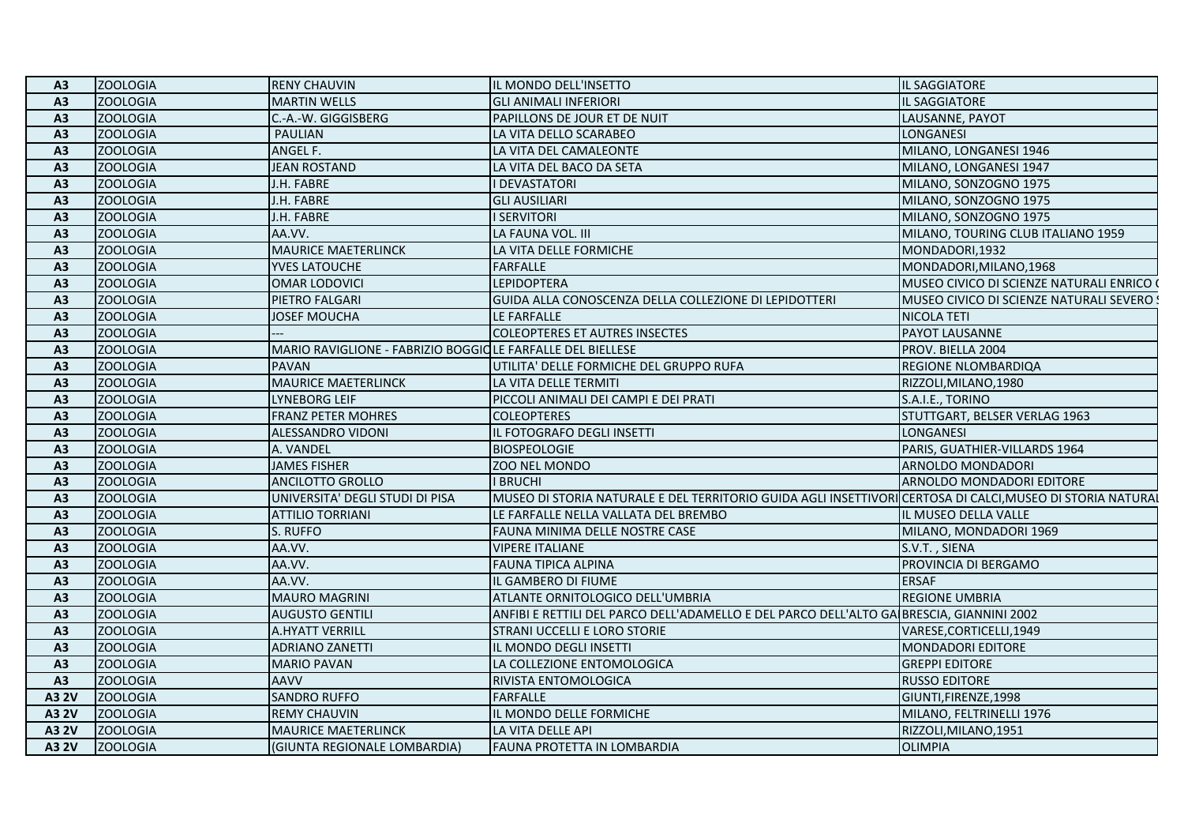| | | | | |
|---|---|---|---|---|
| A3 | ZOOLOGIA | RENY CHAUVIN | IL MONDO DELL'INSETTO | IL SAGGIATORE |
| A3 | ZOOLOGIA | MARTIN WELLS | GLI ANIMALI INFERIORI | IL SAGGIATORE |
| A3 | ZOOLOGIA | C.-A.-W. GIGGISBERG | PAPILLONS DE JOUR ET DE NUIT | LAUSANNE, PAYOT |
| A3 | ZOOLOGIA | PAULIAN | LA VITA DELLO SCARABEO | LONGANESI |
| A3 | ZOOLOGIA | ANGEL F. | LA VITA DEL CAMALEONTE | MILANO, LONGANESI 1946 |
| A3 | ZOOLOGIA | JEAN ROSTAND | LA VITA DEL BACO DA SETA | MILANO, LONGANESI 1947 |
| A3 | ZOOLOGIA | J.H. FABRE | I DEVASTATORI | MILANO, SONZOGNO 1975 |
| A3 | ZOOLOGIA | J.H. FABRE | GLI AUSILIARI | MILANO, SONZOGNO 1975 |
| A3 | ZOOLOGIA | J.H. FABRE | I SERVITORI | MILANO, SONZOGNO 1975 |
| A3 | ZOOLOGIA | AA.VV. | LA FAUNA VOL. III | MILANO, TOURING CLUB ITALIANO 1959 |
| A3 | ZOOLOGIA | MAURICE MAETERLINCK | LA VITA DELLE FORMICHE | MONDADORI,1932 |
| A3 | ZOOLOGIA | YVES LATOUCHE | FARFALLE | MONDADORI,MILANO,1968 |
| A3 | ZOOLOGIA | OMAR LODOVICI | LEPIDOPTERA | MUSEO CIVICO DI SCIENZE NATURALI ENRICO ( |
| A3 | ZOOLOGIA | PIETRO FALGARI | GUIDA ALLA CONOSCENZA DELLA COLLEZIONE DI LEPIDOTTERI | MUSEO CIVICO DI SCIENZE NATURALI SEVERO S |
| A3 | ZOOLOGIA | JOSEF MOUCHA | LE FARFALLE | NICOLA TETI |
| A3 | ZOOLOGIA | --- | COLEOPTERES ET AUTRES INSECTES | PAYOT LAUSANNE |
| A3 | ZOOLOGIA | MARIO RAVIGLIONE - FABRIZIO BOGGIO | LE FARFALLE DEL BIELLESE | PROV. BIELLA 2004 |
| A3 | ZOOLOGIA | PAVAN | UTILITA' DELLE FORMICHE DEL GRUPPO RUFA | REGIONE NLOMBARDIQA |
| A3 | ZOOLOGIA | MAURICE MAETERLINCK | LA VITA DELLE TERMITI | RIZZOLI,MILANO,1980 |
| A3 | ZOOLOGIA | LYNEBORG LEIF | PICCOLI ANIMALI DEI CAMPI E DEI PRATI | S.A.I.E., TORINO |
| A3 | ZOOLOGIA | FRANZ PETER MOHRES | COLEOPTERES | STUTTGART, BELSER VERLAG 1963 |
| A3 | ZOOLOGIA | ALESSANDRO VIDONI | IL FOTOGRAFO DEGLI INSETTI | LONGANESI |
| A3 | ZOOLOGIA | A. VANDEL | BIOSPEOLOGIE | PARIS, GUATHIER-VILLARDS 1964 |
| A3 | ZOOLOGIA | JAMES FISHER | ZOO NEL MONDO | ARNOLDO MONDADORI |
| A3 | ZOOLOGIA | ANCILOTTO GROLLO | I BRUCHI | ARNOLDO MONDADORI EDITORE |
| A3 | ZOOLOGIA | UNIVERSITA' DEGLI STUDI DI PISA | MUSEO DI STORIA NATURALE E DEL TERRITORIO GUIDA AGLI INSETTIVORI | CERTOSA DI CALCI,MUSEO DI STORIA NATURAL |
| A3 | ZOOLOGIA | ATTILIO TORRIANI | LE FARFALLE NELLA VALLATA DEL BREMBO | IL MUSEO DELLA VALLE |
| A3 | ZOOLOGIA | S. RUFFO | FAUNA MINIMA DELLE NOSTRE CASE | MILANO, MONDADORI 1969 |
| A3 | ZOOLOGIA | AA.VV. | VIPERE ITALIANE | S.V.T. , SIENA |
| A3 | ZOOLOGIA | AA.VV. | FAUNA TIPICA ALPINA | PROVINCIA DI BERGAMO |
| A3 | ZOOLOGIA | AA.VV. | IL GAMBERO DI FIUME | ERSAF |
| A3 | ZOOLOGIA | MAURO MAGRINI | ATLANTE ORNITOLOGICO DELL'UMBRIA | REGIONE UMBRIA |
| A3 | ZOOLOGIA | AUGUSTO GENTILI | ANFIBI E RETTILI DEL PARCO DELL'ADAMELLO E DEL PARCO DELL'ALTO GA | BRESCIA, GIANNINI 2002 |
| A3 | ZOOLOGIA | A.HYATT VERRILL | STRANI UCCELLI E LORO STORIE | VARESE,CORTICELLI,1949 |
| A3 | ZOOLOGIA | ADRIANO ZANETTI | IL MONDO DEGLI INSETTI | MONDADORI EDITORE |
| A3 | ZOOLOGIA | MARIO PAVAN | LA COLLEZIONE ENTOMOLOGICA | GREPPI EDITORE |
| A3 | ZOOLOGIA | AAVV | RIVISTA ENTOMOLOGICA | RUSSO EDITORE |
| A3 2V | ZOOLOGIA | SANDRO RUFFO | FARFALLE | GIUNTI,FIRENZE,1998 |
| A3 2V | ZOOLOGIA | REMY CHAUVIN | IL MONDO DELLE FORMICHE | MILANO, FELTRINELLI 1976 |
| A3 2V | ZOOLOGIA | MAURICE MAETERLINCK | LA VITA DELLE API | RIZZOLI,MILANO,1951 |
| A3 2V | ZOOLOGIA | (GIUNTA REGIONALE LOMBARDIA) | FAUNA PROTETTA IN LOMBARDIA | OLIMPIA |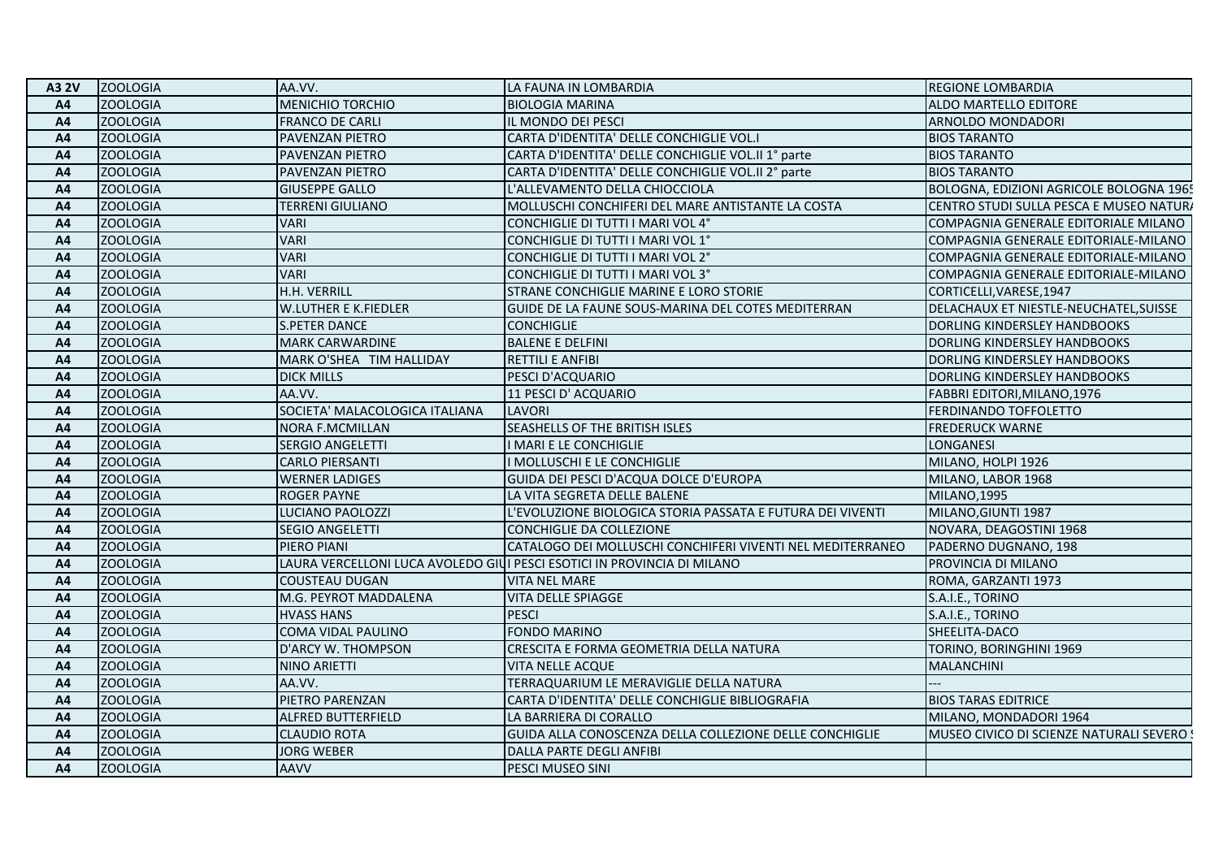| A3 2V | ZOOLOGIA | AA.VV. | LA FAUNA IN LOMBARDIA | REGIONE LOMBARDIA |
|---|---|---|---|---|
| A4 | ZOOLOGIA | MENICHIO TORCHIO | BIOLOGIA MARINA | ALDO MARTELLO EDITORE |
| A4 | ZOOLOGIA | FRANCO DE CARLI | IL MONDO DEI PESCI | ARNOLDO MONDADORI |
| A4 | ZOOLOGIA | PAVENZAN PIETRO | CARTA D'IDENTITA' DELLE CONCHIGLIE VOL.I | BIOS TARANTO |
| A4 | ZOOLOGIA | PAVENZAN PIETRO | CARTA D'IDENTITA' DELLE CONCHIGLIE VOL.II 1° parte | BIOS TARANTO |
| A4 | ZOOLOGIA | PAVENZAN PIETRO | CARTA D'IDENTITA' DELLE CONCHIGLIE VOL.II 2° parte | BIOS TARANTO |
| A4 | ZOOLOGIA | GIUSEPPE GALLO | L'ALLEVAMENTO DELLA CHIOCCIOLA | BOLOGNA, EDIZIONI AGRICOLE BOLOGNA 1965 |
| A4 | ZOOLOGIA | TERRENI GIULIANO | MOLLUSCHI CONCHIFERI DEL MARE ANTISTANTE LA COSTA | CENTRO STUDI SULLA PESCA E MUSEO NATURA |
| A4 | ZOOLOGIA | VARI | CONCHIGLIE DI TUTTI I MARI VOL 4° | COMPAGNIA GENERALE EDITORIALE MILANO |
| A4 | ZOOLOGIA | VARI | CONCHIGLIE DI TUTTI I MARI VOL 1° | COMPAGNIA GENERALE EDITORIALE-MILANO |
| A4 | ZOOLOGIA | VARI | CONCHIGLIE DI TUTTI I MARI VOL 2° | COMPAGNIA GENERALE EDITORIALE-MILANO |
| A4 | ZOOLOGIA | VARI | CONCHIGLIE DI TUTTI I MARI VOL 3° | COMPAGNIA GENERALE EDITORIALE-MILANO |
| A4 | ZOOLOGIA | H.H. VERRILL | STRANE CONCHIGLIE MARINE E LORO STORIE | CORTICELLI,VARESE,1947 |
| A4 | ZOOLOGIA | W.LUTHER E K.FIEDLER | GUIDE DE LA FAUNE SOUS-MARINA DEL COTES MEDITERRAN | DELACHAUX ET NIESTLE-NEUCHATEL,SUISSE |
| A4 | ZOOLOGIA | S.PETER DANCE | CONCHIGLIE | DORLING KINDERSLEY HANDBOOKS |
| A4 | ZOOLOGIA | MARK CARWARDINE | BALENE E DELFINI | DORLING KINDERSLEY HANDBOOKS |
| A4 | ZOOLOGIA | MARK O'SHEA TIM HALLIDAY | RETTILI E ANFIBI | DORLING KINDERSLEY HANDBOOKS |
| A4 | ZOOLOGIA | DICK MILLS | PESCI D'ACQUARIO | DORLING KINDERSLEY HANDBOOKS |
| A4 | ZOOLOGIA | AA.VV. | 11 PESCI D' ACQUARIO | FABBRI EDITORI,MILANO,1976 |
| A4 | ZOOLOGIA | SOCIETA' MALACOLOGICA ITALIANA | LAVORI | FERDINANDO TOFFOLETTO |
| A4 | ZOOLOGIA | NORA F.MCMILLAN | SEASHELLS OF THE BRITISH ISLES | FREDERUCK WARNE |
| A4 | ZOOLOGIA | SERGIO ANGELETTI | I MARI E LE CONCHIGLIE | LONGANESI |
| A4 | ZOOLOGIA | CARLO PIERSANTI | I MOLLUSCHI E LE CONCHIGLIE | MILANO, HOLPI 1926 |
| A4 | ZOOLOGIA | WERNER LADIGES | GUIDA DEI PESCI D'ACQUA DOLCE D'EUROPA | MILANO, LABOR 1968 |
| A4 | ZOOLOGIA | ROGER PAYNE | LA VITA SEGRETA DELLE BALENE | MILANO,1995 |
| A4 | ZOOLOGIA | LUCIANO PAOLOZZI | L'EVOLUZIONE BIOLOGICA STORIA PASSATA E FUTURA DEI VIVENTI | MILANO,GIUNTI 1987 |
| A4 | ZOOLOGIA | SEGIO ANGELETTI | CONCHIGLIE DA COLLEZIONE | NOVARA, DEAGOSTINI 1968 |
| A4 | ZOOLOGIA | PIERO PIANI | CATALOGO DEI MOLLUSCHI CONCHIFERI VIVENTI NEL MEDITERRANEO | PADERNO DUGNANO, 198 |
| A4 | ZOOLOGIA | LAURA VERCELLONI LUCA AVOLEDO GIU | I PESCI ESOTICI IN PROVINCIA DI MILANO | PROVINCIA DI MILANO |
| A4 | ZOOLOGIA | COUSTEAU DUGAN | VITA NEL MARE | ROMA, GARZANTI 1973 |
| A4 | ZOOLOGIA | M.G. PEYROT MADDALENA | VITA DELLE SPIAGGE | S.A.I.E., TORINO |
| A4 | ZOOLOGIA | HVASS HANS | PESCI | S.A.I.E., TORINO |
| A4 | ZOOLOGIA | COMA VIDAL PAULINO | FONDO MARINO | SHEELITA-DACO |
| A4 | ZOOLOGIA | D'ARCY W. THOMPSON | CRESCITA E FORMA GEOMETRIA DELLA NATURA | TORINO, BORINGHINI 1969 |
| A4 | ZOOLOGIA | NINO ARIETTI | VITA NELLE ACQUE | MALANCHINI |
| A4 | ZOOLOGIA | AA.VV. | TERRAQUARIUM LE MERAVIGLIE DELLA NATURA | --- |
| A4 | ZOOLOGIA | PIETRO PARENZAN | CARTA D'IDENTITA' DELLE CONCHIGLIE BIBLIOGRAFIA | BIOS TARAS EDITRICE |
| A4 | ZOOLOGIA | ALFRED BUTTERFIELD | LA BARRIERA DI CORALLO | MILANO, MONDADORI 1964 |
| A4 | ZOOLOGIA | CLAUDIO ROTA | GUIDA ALLA CONOSCENZA DELLA COLLEZIONE DELLE CONCHIGLIE | MUSEO CIVICO DI SCIENZE NATURALI SEVERO S |
| A4 | ZOOLOGIA | JORG WEBER | DALLA PARTE DEGLI ANFIBI | |
| A4 | ZOOLOGIA | AAVV | PESCI MUSEO SINI | |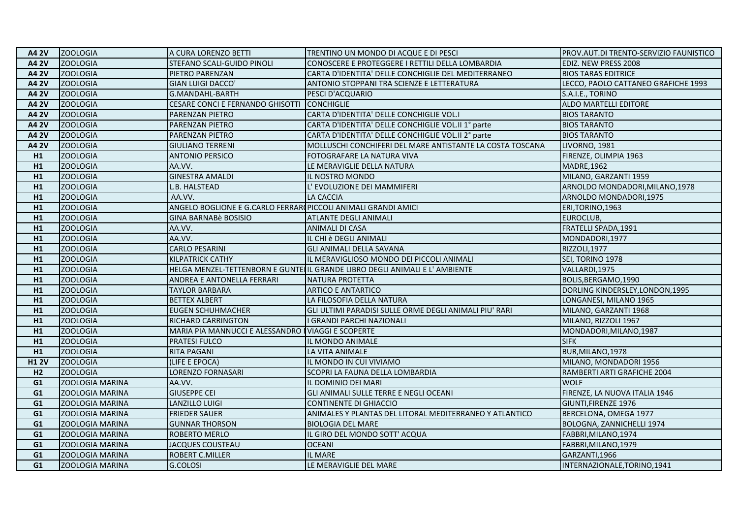| A4 2V | ZOOLOGIA | A CURA LORENZO BETTI | TRENTINO UN MONDO DI ACQUE E DI PESCI | PROV.AUT.DI TRENTO-SERVIZIO FAUNISTICO |
|---|---|---|---|---|
| A4 2V | ZOOLOGIA | STEFANO SCALI-GUIDO PINOLI | CONOSCERE E PROTEGGERE I RETTILI DELLA LOMBARDIA | EDIZ. NEW PRESS 2008 |
| A4 2V | ZOOLOGIA | PIETRO PARENZAN | CARTA D'IDENTITA' DELLE CONCHIGLIE DEL MEDITERRANEO | BIOS TARAS EDITRICE |
| A4 2V | ZOOLOGIA | GIAN LUIGI DACCO' | ANTONIO STOPPANI TRA SCIENZE E LETTERATURA | LECCO, PAOLO CATTANEO GRAFICHE 1993 |
| A4 2V | ZOOLOGIA | G.MANDAHL-BARTH | PESCI D'ACQUARIO | S.A.I.E., TORINO |
| A4 2V | ZOOLOGIA | CESARE CONCI E FERNANDO GHISOTTI | CONCHIGLIE | ALDO MARTELLI EDITORE |
| A4 2V | ZOOLOGIA | PARENZAN PIETRO | CARTA D'IDENTITA' DELLE CONCHIGLIE VOL.I | BIOS TARANTO |
| A4 2V | ZOOLOGIA | PARENZAN PIETRO | CARTA D'IDENTITA' DELLE CONCHIGLIE VOL.II 1° parte | BIOS TARANTO |
| A4 2V | ZOOLOGIA | PARENZAN PIETRO | CARTA D'IDENTITA' DELLE CONCHIGLIE VOL.II 2° parte | BIOS TARANTO |
| A4 2V | ZOOLOGIA | GIULIANO TERRENI | MOLLUSCHI CONCHIFERI DEL MARE ANTISTANTE LA COSTA TOSCANA | LIVORNO, 1981 |
| H1 | ZOOLOGIA | ANTONIO PERSICO | FOTOGRAFARE LA NATURA VIVA | FIRENZE, OLIMPIA 1963 |
| H1 | ZOOLOGIA | AA.VV. | LE MERAVIGLIE DELLA NATURA | MADRE,1962 |
| H1 | ZOOLOGIA | GINESTRA AMALDI | IL NOSTRO MONDO | MILANO, GARZANTI 1959 |
| H1 | ZOOLOGIA | L.B. HALSTEAD | L' EVOLUZIONE DEI MAMMIFERI | ARNOLDO MONDADORI,MILANO,1978 |
| H1 | ZOOLOGIA | AA.VV. | LA CACCIA | ARNOLDO MONDADORI,1975 |
| H1 | ZOOLOGIA | ANGELO BOGLIONE E G.CARLO FERRARO | PICCOLI ANIMALI GRANDI AMICI | ERI,TORINO,1963 |
| H1 | ZOOLOGIA | GINA BARNABè BOSISIO | ATLANTE DEGLI ANIMALI | EUROCLUB, |
| H1 | ZOOLOGIA | AA.VV. | ANIMALI DI CASA | FRATELLI SPADA,1991 |
| H1 | ZOOLOGIA | AA.VV. | IL CHI è DEGLI ANIMALI | MONDADORI,1977 |
| H1 | ZOOLOGIA | CARLO PESARINI | GLI ANIMALI DELLA SAVANA | RIZZOLI,1977 |
| H1 | ZOOLOGIA | KILPATRICK CATHY | IL MERAVIGLIOSO MONDO DEI PICCOLI ANIMALI | SEI, TORINO 1978 |
| H1 | ZOOLOGIA | HELGA MENZEL-TETTENBORN E GUNTE | IL GRANDE LIBRO DEGLI ANIMALI E L' AMBIENTE | VALLARDI,1975 |
| H1 | ZOOLOGIA | ANDREA E ANTONELLA FERRARI | NATURA PROTETTA | BOLIS,BERGAMO,1990 |
| H1 | ZOOLOGIA | TAYLOR BARBARA | ARTICO E ANTARTICO | DORLING KINDERSLEY,LONDON,1995 |
| H1 | ZOOLOGIA | BETTEX ALBERT | LA FILOSOFIA DELLA NATURA | LONGANESI, MILANO 1965 |
| H1 | ZOOLOGIA | EUGEN SCHUHMACHER | GLI ULTIMI PARADISI SULLE ORME DEGLI ANIMALI PIU' RARI | MILANO, GARZANTI 1968 |
| H1 | ZOOLOGIA | RICHARD CARRINGTON | I GRANDI PARCHI NAZIONALI | MILANO, RIZZOLI 1967 |
| H1 | ZOOLOGIA | MARIA PIA MANNUCCI E ALESSANDRO I | VIAGGI E SCOPERTE | MONDADORI,MILANO,1987 |
| H1 | ZOOLOGIA | PRATESI FULCO | IL MONDO ANIMALE | SIFK |
| H1 | ZOOLOGIA | RITA PAGANI | LA VITA ANIMALE | BUR,MILANO,1978 |
| H1 2V | ZOOLOGIA | (LIFE E EPOCA) | IL MONDO IN CUI VIVIAMO | MILANO, MONDADORI 1956 |
| H2 | ZOOLOGIA | LORENZO FORNASARI | SCOPRI LA FAUNA DELLA LOMBARDIA | RAMBERTI ARTI GRAFICHE 2004 |
| G1 | ZOOLOGIA MARINA | AA.VV. | IL DOMINIO DEI MARI | WOLF |
| G1 | ZOOLOGIA MARINA | GIUSEPPE CEI | GLI ANIMALI SULLE TERRE E NEGLI OCEANI | FIRENZE, LA NUOVA ITALIA 1946 |
| G1 | ZOOLOGIA MARINA | LANZILLO LUIGI | CONTINENTE DI GHIACCIO | GIUNTI,FIRENZE 1976 |
| G1 | ZOOLOGIA MARINA | FRIEDER SAUER | ANIMALES Y PLANTAS DEL LITORAL MEDITERRANEO Y ATLANTICO | BERCELONA, OMEGA 1977 |
| G1 | ZOOLOGIA MARINA | GUNNAR THORSON | BIOLOGIA DEL MARE | BOLOGNA, ZANNICHELLI 1974 |
| G1 | ZOOLOGIA MARINA | ROBERTO MERLO | IL GIRO DEL MONDO SOTT' ACQUA | FABBRI,MILANO,1974 |
| G1 | ZOOLOGIA MARINA | JACQUES COUSTEAU | OCEANI | FABBRI,MILANO,1979 |
| G1 | ZOOLOGIA MARINA | ROBERT C.MILLER | IL MARE | GARZANTI,1966 |
| G1 | ZOOLOGIA MARINA | G.COLOSI | LE MERAVIGLIE DEL MARE | INTERNAZIONALE,TORINO,1941 |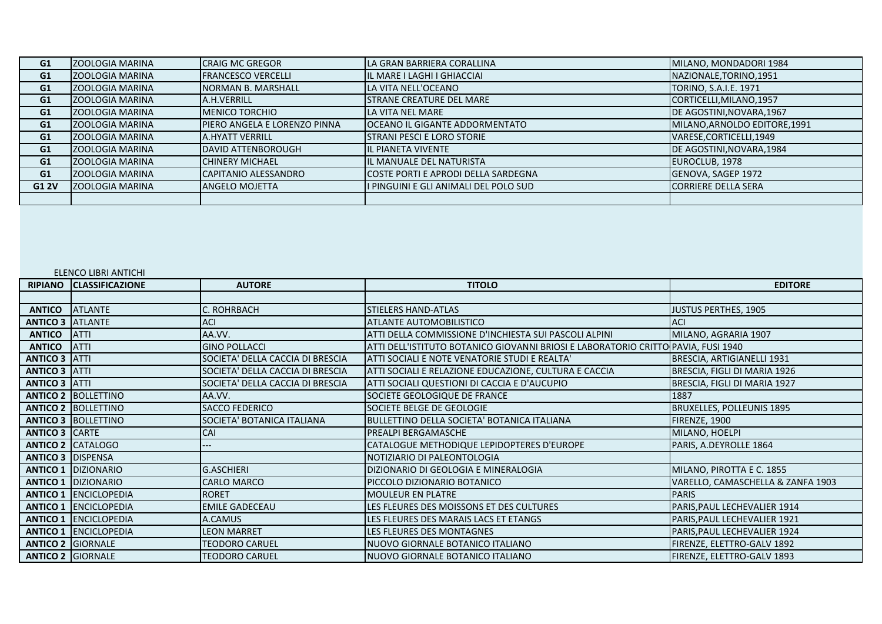| G1 | ZOOLOGIA MARINA | CRAIG MC GREGOR | LA GRAN BARRIERA CORALLINA | MILANO, MONDADORI 1984 |
|---|---|---|---|---|
| G1 | ZOOLOGIA MARINA | FRANCESCO VERCELLI | IL MARE I LAGHI I GHIACCIAI | NAZIONALE,TORINO,1951 |
| G1 | ZOOLOGIA MARINA | NORMAN B. MARSHALL | LA VITA NELL'OCEANO | TORINO, S.A.I.E. 1971 |
| G1 | ZOOLOGIA MARINA | A.H.VERRILL | STRANE CREATURE DEL MARE | CORTICELLI,MILANO,1957 |
| G1 | ZOOLOGIA MARINA | MENICO TORCHIO | LA VITA NEL MARE | DE AGOSTINI,NOVARA,1967 |
| G1 | ZOOLOGIA MARINA | PIERO ANGELA E LORENZO PINNA | OCEANO IL GIGANTE ADDORMENTATO | MILANO,ARNOLDO EDITORE,1991 |
| G1 | ZOOLOGIA MARINA | A.HYATT VERRILL | STRANI PESCI E LORO STORIE | VARESE,CORTICELLI,1949 |
| G1 | ZOOLOGIA MARINA | DAVID ATTENBOROUGH | IL PIANETA VIVENTE | DE AGOSTINI,NOVARA,1984 |
| G1 | ZOOLOGIA MARINA | CHINERY MICHAEL | IL MANUALE DEL NATURISTA | EUROCLUB, 1978 |
| G1 | ZOOLOGIA MARINA | CAPITANIO ALESSANDRO | COSTE PORTI E APRODI DELLA SARDEGNA | GENOVA, SAGEP 1972 |
| G1 2V | ZOOLOGIA MARINA | ANGELO MOJETTA | I PINGUINI E GLI ANIMALI DEL POLO SUD | CORRIERE DELLA SERA |
| | | | | |

ELENCO LIBRI ANTICHI

| RIPIANO | CLASSIFICAZIONE | AUTORE | TITOLO | EDITORE |
|---|---|---|---|---|
| | | | | |
| ANTICO | ATLANTE | C. ROHRBACH | STIELERS HAND-ATLAS | JUSTUS PERTHES, 1905 |
| ANTICO 3 | ATLANTE | ACI | ATLANTE AUTOMOBILISTICO | ACI |
| ANTICO | ATTI | AA.VV. | ATTI DELLA COMMISSIONE D'INCHIESTA SUI PASCOLI ALPINI | MILANO, AGRARIA 1907 |
| ANTICO | ATTI | GINO POLLACCI | ATTI DELL'ISTITUTO BOTANICO GIOVANNI BRIOSI E LABORATORIO CRITTO | PAVIA, FUSI 1940 |
| ANTICO 3 | ATTI | SOCIETA' DELLA CACCIA DI BRESCIA | ATTI SOCIALI E NOTE VENATORIE STUDI E REALTA' | BRESCIA, ARTIGIANELLI 1931 |
| ANTICO 3 | ATTI | SOCIETA' DELLA CACCIA DI BRESCIA | ATTI SOCIALI E RELAZIONE EDUCAZIONE, CULTURA E CACCIA | BRESCIA, FIGLI DI MARIA 1926 |
| ANTICO 3 | ATTI | SOCIETA' DELLA CACCIA DI BRESCIA | ATTI SOCIALI QUESTIONI DI CACCIA E D'AUCUPIO | BRESCIA, FIGLI DI MARIA 1927 |
| ANTICO 2 | BOLLETTINO | AA.VV. | SOCIETE GEOLOGIQUE DE FRANCE | 1887 |
| ANTICO 2 | BOLLETTINO | SACCO FEDERICO | SOCIETE BELGE DE GEOLOGIE | BRUXELLES, POLLEUNIS 1895 |
| ANTICO 3 | BOLLETTINO | SOCIETA' BOTANICA ITALIANA | BULLETTINO DELLA SOCIETA' BOTANICA ITALIANA | FIRENZE, 1900 |
| ANTICO 3 | CARTE | CAI | PREALPI BERGAMASCHE | MILANO, HOELPI |
| ANTICO 2 | CATALOGO | --- | CATALOGUE METHODIQUE LEPIDOPTERES D'EUROPE | PARIS, A.DEYROLLE 1864 |
| ANTICO 3 | DISPENSA | | NOTIZIARIO DI PALEONTOLOGIA | |
| ANTICO 1 | DIZIONARIO | G.ASCHIERI | DIZIONARIO DI GEOLOGIA E MINERALOGIA | MILANO, PIROTTA E C. 1855 |
| ANTICO 1 | DIZIONARIO | CARLO MARCO | PICCOLO DIZIONARIO BOTANICO | VARELLO, CAMASCHELLA & ZANFA 1903 |
| ANTICO 1 | ENCICLOPEDIA | RORET | MOULEUR EN PLATRE | PARIS |
| ANTICO 1 | ENCICLOPEDIA | EMILE GADECEAU | LES FLEURES DES MOISSONS ET DES CULTURES | PARIS,PAUL LECHEVALIER 1914 |
| ANTICO 1 | ENCICLOPEDIA | A.CAMUS | LES FLEURES DES MARAIS LACS ET ETANGS | PARIS,PAUL LECHEVALIER 1921 |
| ANTICO 1 | ENCICLOPEDIA | LEON MARRET | LES FLEURES DES MONTAGNES | PARIS,PAUL LECHEVALIER 1924 |
| ANTICO 2 | GIORNALE | TEODORO CARUEL | NUOVO GIORNALE BOTANICO ITALIANO | FIRENZE, ELETTRO-GALV 1892 |
| ANTICO 2 | GIORNALE | TEODORO CARUEL | NUOVO GIORNALE BOTANICO ITALIANO | FIRENZE, ELETTRO-GALV 1893 |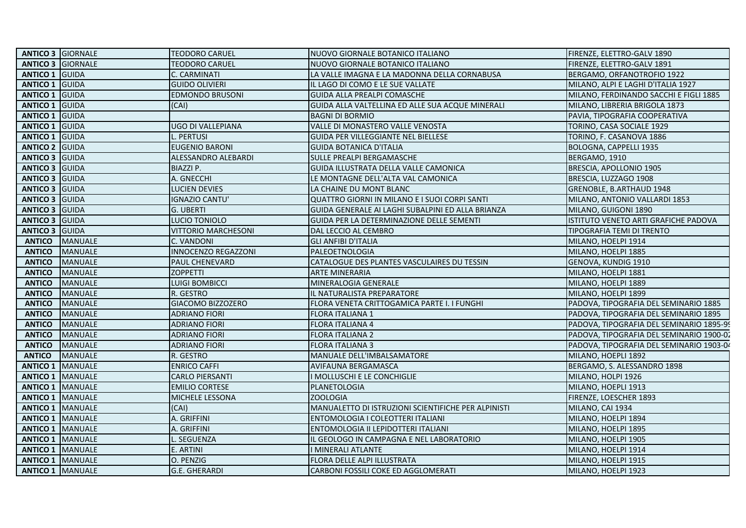| ANTICO 3 | GIORNALE | TEODORO CARUEL | NUOVO GIORNALE BOTANICO ITALIANO | FIRENZE, ELETTRO-GALV 1890 |
|---|---|---|---|---|
| ANTICO 3 | GIORNALE | TEODORO CARUEL | NUOVO GIORNALE BOTANICO ITALIANO | FIRENZE, ELETTRO-GALV 1891 |
| ANTICO 1 | GUIDA | C. CARMINATI | LA VALLE IMAGNA E LA MADONNA DELLA CORNABUSA | BERGAMO, ORFANOTROFIO 1922 |
| ANTICO 1 | GUIDA | GUIDO OLIVIERI | IL LAGO DI COMO E LE SUE VALLATE | MILANO, ALPI E LAGHI D'ITALIA 1927 |
| ANTICO 1 | GUIDA | EDMONDO BRUSONI | GUIDA ALLA PREALPI COMASCHE | MILANO, FERDINANDO SACCHI E FIGLI 1885 |
| ANTICO 1 | GUIDA | (CAI) | GUIDA ALLA VALTELLINA ED ALLE SUA ACQUE MINERALI | MILANO, LIBRERIA BRIGOLA 1873 |
| ANTICO 1 | GUIDA | | BAGNI DI BORMIO | PAVIA, TIPOGRAFIA COOPERATIVA |
| ANTICO 1 | GUIDA | UGO DI VALLEPIANA | VALLE DI MONASTERO VALLE VENOSTA | TORINO, CASA SOCIALE 1929 |
| ANTICO 1 | GUIDA | L. PERTUSI | GUIDA PER VILLEGGIANTE NEL BIELLESE | TORINO, F. CASANOVA 1886 |
| ANTICO 2 | GUIDA | EUGENIO BARONI | GUIDA BOTANICA D'ITALIA | BOLOGNA, CAPPELLI 1935 |
| ANTICO 3 | GUIDA | ALESSANDRO ALEBARDI | SULLE PREALPI BERGAMASCHE | BERGAMO, 1910 |
| ANTICO 3 | GUIDA | BIAZZI P. | GUIDA ILLUSTRATA DELLA VALLE CAMONICA | BRESCIA, APOLLONIO 1905 |
| ANTICO 3 | GUIDA | A. GNECCHI | LE MONTAGNE DELL'ALTA VAL CAMONICA | BRESCIA, LUZZAGO 1908 |
| ANTICO 3 | GUIDA | LUCIEN DEVIES | LA CHAINE DU MONT BLANC | GRENOBLE, B.ARTHAUD 1948 |
| ANTICO 3 | GUIDA | IGNAZIO CANTU' | QUATTRO GIORNI IN MILANO E I SUOI CORPI SANTI | MILANO, ANTONIO VALLARDI 1853 |
| ANTICO 3 | GUIDA | G. UBERTI | GUIDA GENERALE AI LAGHI SUBALPINI ED ALLA BRIANZA | MILANO, GUIGONI 1890 |
| ANTICO 3 | GUIDA | LUCIO TONIOLO | GUIDA PER LA DETERMINAZIONE DELLE SEMENTI | ISTITUTO VENETO ARTI GRAFICHE PADOVA |
| ANTICO 3 | GUIDA | VITTORIO MARCHESONI | DAL LECCIO AL CEMBRO | TIPOGRAFIA TEMI DI TRENTO |
| ANTICO | MANUALE | C. VANDONI | GLI ANFIBI D'ITALIA | MILANO, HOEPLI 1914 |
| ANTICO | MANUALE | INNOCENZO REGAZZONI | PALEOETNOLOGIA | MILANO, HOELPI 1885 |
| ANTICO | MANUALE | PAUL CHENEVARD | CATALOGUE DES PLANTES VASCULAIRES DU TESSIN | GENOVA, KUNDIG 1910 |
| ANTICO | MANUALE | ZOPPETTI | ARTE MINERARIA | MILANO, HOELPI 1881 |
| ANTICO | MANUALE | LUIGI BOMBICCI | MINERALOGIA GENERALE | MILANO, HOELPI 1889 |
| ANTICO | MANUALE | R. GESTRO | IL NATURALISTA PREPARATORE | MILANO, HOELPI 1899 |
| ANTICO | MANUALE | GIACOMO BIZZOZERO | FLORA VENETA CRITTOGAMICA PARTE I. I FUNGHI | PADOVA, TIPOGRAFIA DEL SEMINARIO 1885 |
| ANTICO | MANUALE | ADRIANO FIORI | FLORA ITALIANA 1 | PADOVA, TIPOGRAFIA DEL SEMINARIO 1895 |
| ANTICO | MANUALE | ADRIANO FIORI | FLORA ITALIANA 4 | PADOVA, TIPOGRAFIA DEL SEMINARIO 1895-99 |
| ANTICO | MANUALE | ADRIANO FIORI | FLORA ITALIANA 2 | PADOVA, TIPOGRAFIA DEL SEMINARIO 1900-02 |
| ANTICO | MANUALE | ADRIANO FIORI | FLORA ITALIANA 3 | PADOVA, TIPOGRAFIA DEL SEMINARIO 1903-04 |
| ANTICO | MANUALE | R. GESTRO | MANUALE DELL'IMBALSAMATORE | MILANO, HOEPLI 1892 |
| ANTICO 1 | MANUALE | ENRICO CAFFI | AVIFAUNA BERGAMASCA | BERGAMO, S. ALESSANDRO 1898 |
| ANTICO 1 | MANUALE | CARLO PIERSANTI | I MOLLUSCHI E LE CONCHIGLIE | MILANO, HOLPI 1926 |
| ANTICO 1 | MANUALE | EMILIO CORTESE | PLANETOLOGIA | MILANO, HOEPLI 1913 |
| ANTICO 1 | MANUALE | MICHELE LESSONA | ZOOLOGIA | FIRENZE, LOESCHER 1893 |
| ANTICO 1 | MANUALE | (CAI) | MANUALETTO DI ISTRUZIONI SCIENTIFICHE PER ALPINISTI | MILANO, CAI 1934 |
| ANTICO 1 | MANUALE | A. GRIFFINI | ENTOMOLOGIA I COLEOTTERI ITALIANI | MILANO, HOELPI 1894 |
| ANTICO 1 | MANUALE | A. GRIFFINI | ENTOMOLOGIA II LEPIDOTTERI ITALIANI | MILANO, HOELPI 1895 |
| ANTICO 1 | MANUALE | L. SEGUENZA | IL GEOLOGO IN CAMPAGNA E NEL LABORATORIO | MILANO, HOELPI 1905 |
| ANTICO 1 | MANUALE | E. ARTINI | I MINERALI ATLANTE | MILANO, HOELPI 1914 |
| ANTICO 1 | MANUALE | O. PENZIG | FLORA DELLE ALPI ILLUSTRATA | MILANO, HOELPI 1915 |
| ANTICO 1 | MANUALE | G.E. GHERARDI | CARBONI FOSSILI COKE ED AGGLOMERATI | MILANO, HOELPI 1923 |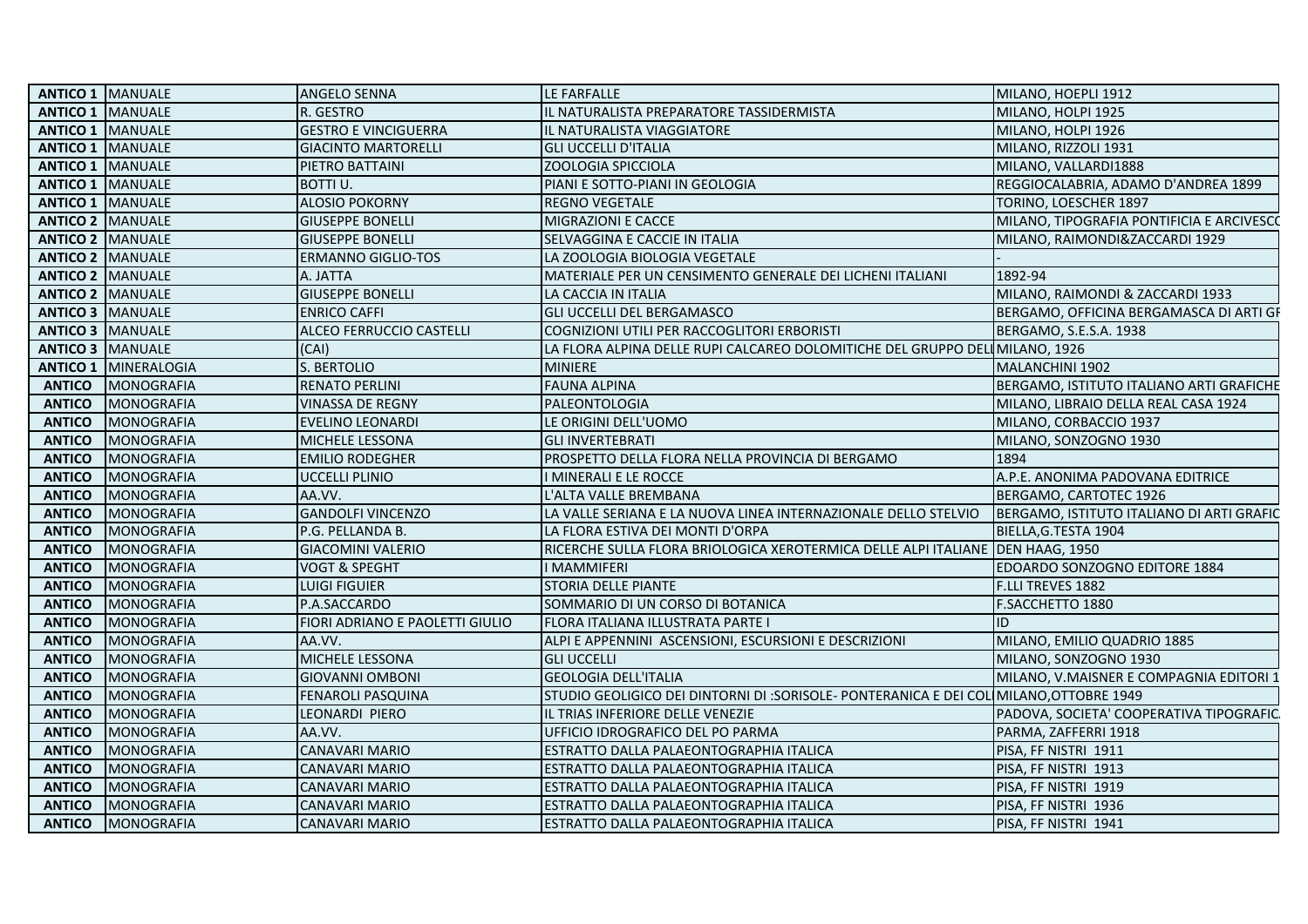| | | | | |
|---|---|---|---|---|
| **ANTICO 1** | MANUALE | ANGELO SENNA | LE FARFALLE | MILANO, HOEPLI 1912 |
| **ANTICO 1** | MANUALE | R. GESTRO | IL NATURALISTA PREPARATORE TASSIDERMISTA | MILANO, HOLPI 1925 |
| **ANTICO 1** | MANUALE | GESTRO E VINCIGUERRA | IL NATURALISTA VIAGGIATORE | MILANO, HOLPI 1926 |
| **ANTICO 1** | MANUALE | GIACINTO MARTORELLI | GLI UCCELLI D'ITALIA | MILANO, RIZZOLI 1931 |
| **ANTICO 1** | MANUALE | PIETRO BATTAINI | ZOOLOGIA SPICCIOLA | MILANO, VALLARDI1888 |
| **ANTICO 1** | MANUALE | BOTTI U. | PIANI E SOTTO-PIANI IN GEOLOGIA | REGGIOCALABRIA, ADAMO D'ANDREA 1899 |
| **ANTICO 1** | MANUALE | ALOSIO POKORNY | REGNO VEGETALE | TORINO, LOESCHER 1897 |
| **ANTICO 2** | MANUALE | GIUSEPPE BONELLI | MIGRAZIONI E CACCE | MILANO, TIPOGRAFIA PONTIFICIA E ARCIVESCO |
| **ANTICO 2** | MANUALE | GIUSEPPE BONELLI | SELVAGGINA E CACCIE IN ITALIA | MILANO, RAIMONDI&ZACCARDI 1929 |
| **ANTICO 2** | MANUALE | ERMANNO GIGLIO-TOS | LA ZOOLOGIA BIOLOGIA VEGETALE | - |
| **ANTICO 2** | MANUALE | A. JATTA | MATERIALE PER UN CENSIMENTO GENERALE DEI LICHENI ITALIANI | 1892-94 |
| **ANTICO 2** | MANUALE | GIUSEPPE BONELLI | LA CACCIA IN ITALIA | MILANO, RAIMONDI & ZACCARDI 1933 |
| **ANTICO 3** | MANUALE | ENRICO CAFFI | GLI UCCELLI DEL BERGAMASCO | BERGAMO, OFFICINA BERGAMASCA DI ARTI GF |
| **ANTICO 3** | MANUALE | ALCEO FERRUCCIO CASTELLI | COGNIZIONI UTILI PER RACCOGLITORI ERBORISTI | BERGAMO, S.E.S.A. 1938 |
| **ANTICO 3** | MANUALE | (CAI) | LA FLORA ALPINA DELLE RUPI CALCAREO DOLOMITICHE DEL GRUPPO DELL | MILANO, 1926 |
| **ANTICO 1** | MINERALOGIA | S. BERTOLIO | MINIERE | MALANCHINI 1902 |
| **ANTICO** | MONOGRAFIA | RENATO PERLINI | FAUNA ALPINA | BERGAMO, ISTITUTO ITALIANO ARTI GRAFICHE |
| **ANTICO** | MONOGRAFIA | VINASSA DE REGNY | PALEONTOLOGIA | MILANO, LIBRAIO DELLA REAL CASA 1924 |
| **ANTICO** | MONOGRAFIA | EVELINO LEONARDI | LE ORIGINI DELL'UOMO | MILANO, CORBACCIO 1937 |
| **ANTICO** | MONOGRAFIA | MICHELE LESSONA | GLI INVERTEBRATI | MILANO, SONZOGNO 1930 |
| **ANTICO** | MONOGRAFIA | EMILIO RODEGHER | PROSPETTO DELLA FLORA NELLA PROVINCIA DI BERGAMO | 1894 |
| **ANTICO** | MONOGRAFIA | UCCELLI PLINIO | I MINERALI E LE ROCCE | A.P.E. ANONIMA PADOVANA EDITRICE |
| **ANTICO** | MONOGRAFIA | AA.VV. | L'ALTA VALLE BREMBANA | BERGAMO, CARTOTEC 1926 |
| **ANTICO** | MONOGRAFIA | GANDOLFI VINCENZO | LA VALLE SERIANA E LA NUOVA LINEA INTERNAZIONALE DELLO STELVIO | BERGAMO, ISTITUTO ITALIANO DI ARTI GRAFIC |
| **ANTICO** | MONOGRAFIA | P.G. PELLANDA B. | LA FLORA ESTIVA DEI MONTI D'ORPA | BIELLA,G.TESTA 1904 |
| **ANTICO** | MONOGRAFIA | GIACOMINI VALERIO | RICERCHE SULLA FLORA BRIOLOGICA XEROTERMICA DELLE ALPI ITALIANE | DEN HAAG, 1950 |
| **ANTICO** | MONOGRAFIA | VOGT & SPEGHT | I MAMMIFERI | EDOARDO SONZOGNO EDITORE 1884 |
| **ANTICO** | MONOGRAFIA | LUIGI FIGUIER | STORIA DELLE PIANTE | F.LLI TREVES 1882 |
| **ANTICO** | MONOGRAFIA | P.A.SACCARDO | SOMMARIO DI UN CORSO DI BOTANICA | F.SACCHETTO 1880 |
| **ANTICO** | MONOGRAFIA | FIORI ADRIANO E PAOLETTI GIULIO | FLORA ITALIANA ILLUSTRATA PARTE I | ID |
| **ANTICO** | MONOGRAFIA | AA.VV. | ALPI E APPENNINI ASCENSIONI, ESCURSIONI E DESCRIZIONI | MILANO, EMILIO QUADRIO 1885 |
| **ANTICO** | MONOGRAFIA | MICHELE LESSONA | GLI UCCELLI | MILANO, SONZOGNO 1930 |
| **ANTICO** | MONOGRAFIA | GIOVANNI OMBONI | GEOLOGIA DELL'ITALIA | MILANO, V.MAISNER E COMPAGNIA EDITORI 1 |
| **ANTICO** | MONOGRAFIA | FENAROLI PASQUINA | STUDIO GEOLIGICO DEI DINTORNI DI :SORISOLE- PONTERANICA E DEI COL | MILANO,OTTOBRE 1949 |
| **ANTICO** | MONOGRAFIA | LEONARDI PIERO | IL TRIAS INFERIORE DELLE VENEZIE | PADOVA, SOCIETA' COOPERATIVA TIPOGRAFIC |
| **ANTICO** | MONOGRAFIA | AA.VV. | UFFICIO IDROGRAFICO DEL PO PARMA | PARMA, ZAFFERRI 1918 |
| **ANTICO** | MONOGRAFIA | CANAVARI MARIO | ESTRATTO DALLA PALAEONTOGRAPHIA ITALICA | PISA, FF NISTRI 1911 |
| **ANTICO** | MONOGRAFIA | CANAVARI MARIO | ESTRATTO DALLA PALAEONTOGRAPHIA ITALICA | PISA, FF NISTRI 1913 |
| **ANTICO** | MONOGRAFIA | CANAVARI MARIO | ESTRATTO DALLA PALAEONTOGRAPHIA ITALICA | PISA, FF NISTRI 1919 |
| **ANTICO** | MONOGRAFIA | CANAVARI MARIO | ESTRATTO DALLA PALAEONTOGRAPHIA ITALICA | PISA, FF NISTRI 1936 |
| **ANTICO** | MONOGRAFIA | CANAVARI MARIO | ESTRATTO DALLA PALAEONTOGRAPHIA ITALICA | PISA, FF NISTRI 1941 |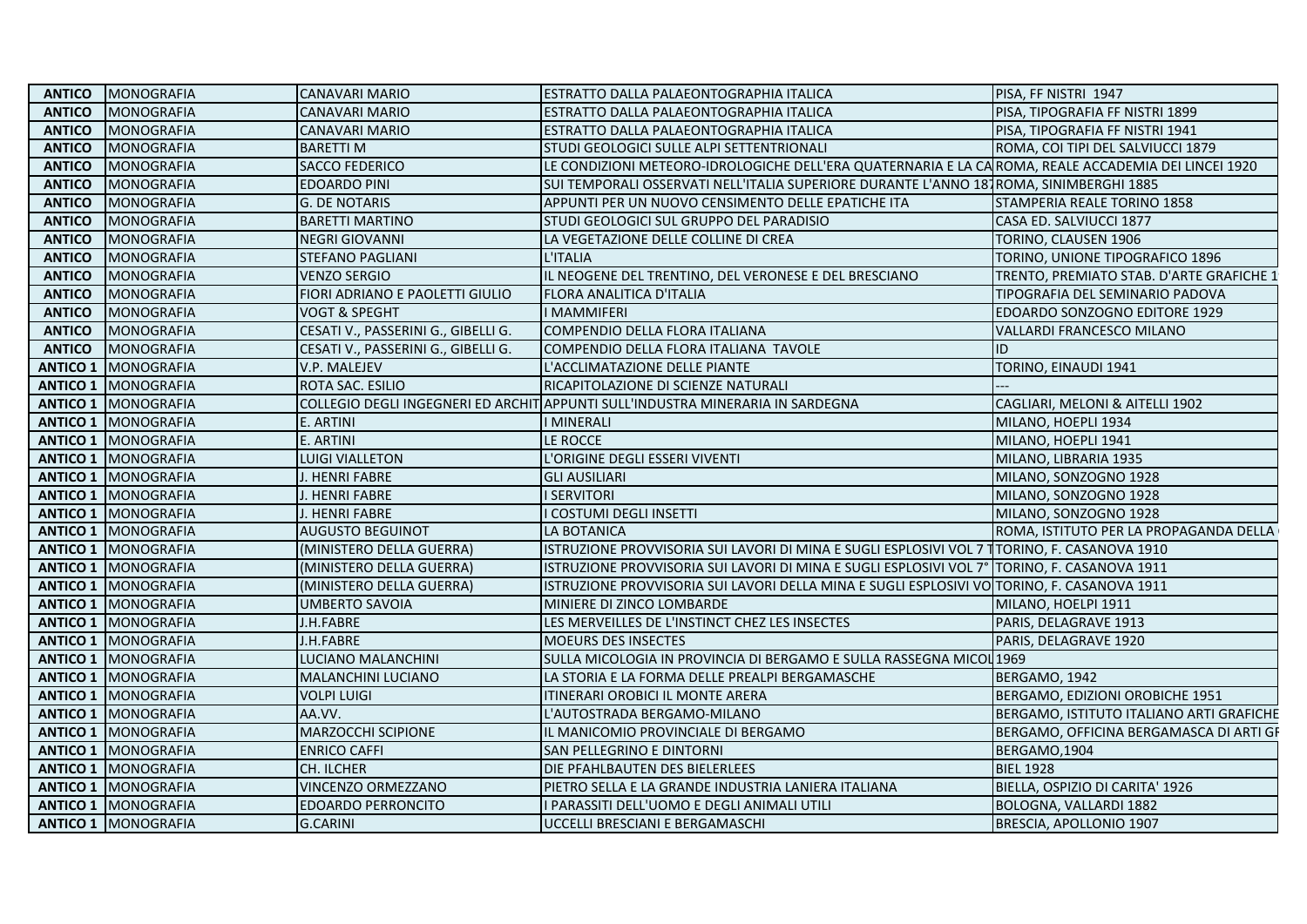| ANTICO | MONOGRAFIA | CANAVARI MARIO | ESTRATTO DALLA PALAEONTOGRAPHIA ITALICA | PISA, FF NISTRI 1947 |
|---|---|---|---|---|
| **ANTICO** | MONOGRAFIA | CANAVARI MARIO | ESTRATTO DALLA PALAEONTOGRAPHIA ITALICA | PISA, TIPOGRAFIA FF NISTRI 1899 |
| **ANTICO** | MONOGRAFIA | CANAVARI MARIO | ESTRATTO DALLA PALAEONTOGRAPHIA ITALICA | PISA, TIPOGRAFIA FF NISTRI 1941 |
| **ANTICO** | MONOGRAFIA | BARETTI M | STUDI GEOLOGICI SULLE ALPI SETTENTRIONALI | ROMA, COI TIPI DEL SALVIUCCI 1879 |
| **ANTICO** | MONOGRAFIA | SACCO FEDERICO | LE CONDIZIONI METEORO-IDROLOGICHE DELL'ERA QUATERNARIA E LA CA | ROMA, REALE ACCADEMIA DEI LINCEI 1920 |
| **ANTICO** | MONOGRAFIA | EDOARDO PINI | SUI TEMPORALI OSSERVATI NELL'ITALIA SUPERIORE DURANTE L'ANNO 18 | ROMA, SINIMBERGHI 1885 |
| **ANTICO** | MONOGRAFIA | G. DE NOTARIS | APPUNTI PER UN NUOVO CENSIMENTO DELLE EPATICHE ITA | STAMPERIA REALE TORINO 1858 |
| **ANTICO** | MONOGRAFIA | BARETTI MARTINO | STUDI GEOLOGICI SUL GRUPPO DEL PARADISIO | CASA ED. SALVIUCCI 1877 |
| **ANTICO** | MONOGRAFIA | NEGRI GIOVANNI | LA VEGETAZIONE DELLE COLLINE DI CREA | TORINO, CLAUSEN 1906 |
| **ANTICO** | MONOGRAFIA | STEFANO PAGLIANI | L'ITALIA | TORINO, UNIONE TIPOGRAFICO 1896 |
| **ANTICO** | MONOGRAFIA | VENZO SERGIO | IL NEOGENE DEL TRENTINO, DEL VERONESE E DEL BRESCIANO | TRENTO, PREMIATO STAB. D'ARTE GRAFICHE 1 |
| **ANTICO** | MONOGRAFIA | FIORI ADRIANO E PAOLETTI GIULIO | FLORA ANALITICA D'ITALIA | TIPOGRAFIA DEL SEMINARIO PADOVA |
| **ANTICO** | MONOGRAFIA | VOGT & SPEGHT | I MAMMIFERI | EDOARDO SONZOGNO EDITORE 1929 |
| **ANTICO** | MONOGRAFIA | CESATI V., PASSERINI G., GIBELLI G. | COMPENDIO DELLA FLORA ITALIANA | VALLARDI FRANCESCO MILANO |
| **ANTICO** | MONOGRAFIA | CESATI V., PASSERINI G., GIBELLI G. | COMPENDIO DELLA FLORA ITALIANA TAVOLE | ID |
| **ANTICO 1** | MONOGRAFIA | V.P. MALEJEV | L'ACCLIMATAZIONE DELLE PIANTE | TORINO, EINAUDI 1941 |
| **ANTICO 1** | MONOGRAFIA | ROTA SAC. ESILIO | RICAPITOLAZIONE DI SCIENZE NATURALI | --- |
| **ANTICO 1** | MONOGRAFIA | COLLEGIO DEGLI INGEGNERI ED ARCHIT | APPUNTI SULL'INDUSTRA MINERARIA IN SARDEGNA | CAGLIARI, MELONI & AITELLI 1902 |
| **ANTICO 1** | MONOGRAFIA | E. ARTINI | I MINERALI | MILANO, HOEPLI 1934 |
| **ANTICO 1** | MONOGRAFIA | E. ARTINI | LE ROCCE | MILANO, HOEPLI 1941 |
| **ANTICO 1** | MONOGRAFIA | LUIGI VIALLETON | L'ORIGINE DEGLI ESSERI VIVENTI | MILANO, LIBRARIA 1935 |
| **ANTICO 1** | MONOGRAFIA | J. HENRI FABRE | GLI AUSILIARI | MILANO, SONZOGNO 1928 |
| **ANTICO 1** | MONOGRAFIA | J. HENRI FABRE | I SERVITORI | MILANO, SONZOGNO 1928 |
| **ANTICO 1** | MONOGRAFIA | J. HENRI FABRE | I COSTUMI DEGLI INSETTI | MILANO, SONZOGNO 1928 |
| **ANTICO 1** | MONOGRAFIA | AUGUSTO BEGUINOT | LA BOTANICA | ROMA, ISTITUTO PER LA PROPAGANDA DELLA |
| **ANTICO 1** | MONOGRAFIA | (MINISTERO DELLA GUERRA) | ISTRUZIONE PROVVISORIA SUI LAVORI DI MINA E SUGLI ESPLOSIVI VOL 7 T | TORINO, F. CASANOVA 1910 |
| **ANTICO 1** | MONOGRAFIA | (MINISTERO DELLA GUERRA) | ISTRUZIONE PROVVISORIA SUI LAVORI DI MINA E SUGLI ESPLOSIVI VOL 7° | TORINO, F. CASANOVA 1911 |
| **ANTICO 1** | MONOGRAFIA | (MINISTERO DELLA GUERRA) | ISTRUZIONE PROVVISORIA SUI LAVORI DELLA MINA E SUGLI ESPLOSIVI VO | TORINO, F. CASANOVA 1911 |
| **ANTICO 1** | MONOGRAFIA | UMBERTO SAVOIA | MINIERE DI ZINCO LOMBARDE | MILANO, HOELPI 1911 |
| **ANTICO 1** | MONOGRAFIA | J.H.FABRE | LES MERVEILLES DE L'INSTINCT CHEZ LES INSECTES | PARIS, DELAGRAVE 1913 |
| **ANTICO 1** | MONOGRAFIA | J.H.FABRE | MOEURS DES INSECTES | PARIS, DELAGRAVE 1920 |
| **ANTICO 1** | MONOGRAFIA | LUCIANO MALANCHINI | SULLA MICOLOGIA IN PROVINCIA DI BERGAMO E SULLA RASSEGNA MICOL | 1969 |
| **ANTICO 1** | MONOGRAFIA | MALANCHINI LUCIANO | LA STORIA E LA FORMA DELLE PREALPI BERGAMASCHE | BERGAMO, 1942 |
| **ANTICO 1** | MONOGRAFIA | VOLPI LUIGI | ITINERARI OROBICI IL MONTE ARERA | BERGAMO, EDIZIONI OROBICHE 1951 |
| **ANTICO 1** | MONOGRAFIA | AA.VV. | L'AUTOSTRADA BERGAMO-MILANO | BERGAMO, ISTITUTO ITALIANO ARTI GRAFICHE |
| **ANTICO 1** | MONOGRAFIA | MARZOCCHI SCIPIONE | IL MANICOMIO PROVINCIALE DI BERGAMO | BERGAMO, OFFICINA BERGAMASCA DI ARTI GR |
| **ANTICO 1** | MONOGRAFIA | ENRICO CAFFI | SAN PELLEGRINO E DINTORNI | BERGAMO,1904 |
| **ANTICO 1** | MONOGRAFIA | CH. ILCHER | DIE PFAHLBAUTEN DES BIELERLEES | BIEL 1928 |
| **ANTICO 1** | MONOGRAFIA | VINCENZO ORMEZZANO | PIETRO SELLA E LA GRANDE INDUSTRIA LANIERA ITALIANA | BIELLA, OSPIZIO DI CARITA' 1926 |
| **ANTICO 1** | MONOGRAFIA | EDOARDO PERRONCITO | I PARASSITI DELL'UOMO E DEGLI ANIMALI UTILI | BOLOGNA, VALLARDI 1882 |
| **ANTICO 1** | MONOGRAFIA | G.CARINI | UCCELLI BRESCIANI E BERGAMASCHI | BRESCIA, APOLLONIO 1907 |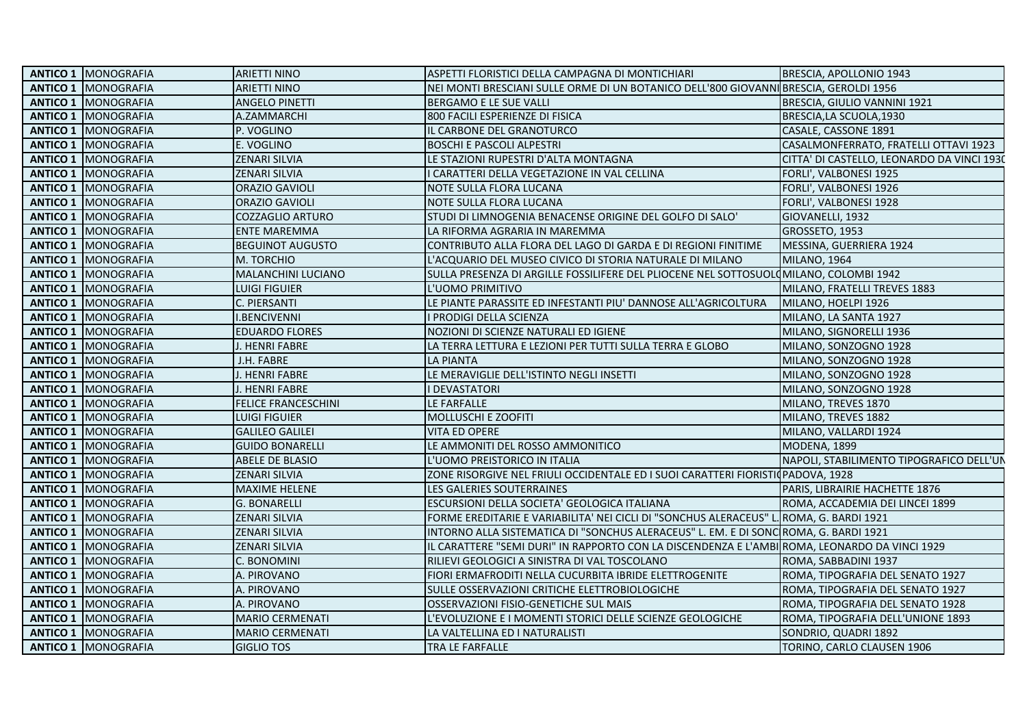| | | | | |
|---|---|---|---|---|
| **ANTICO 1** | MONOGRAFIA | ARIETTI NINO | ASPETTI FLORISTICI DELLA CAMPAGNA DI MONTICHIARI | BRESCIA, APOLLONIO 1943 |
| **ANTICO 1** | MONOGRAFIA | ARIETTI NINO | NEI MONTI BRESCIANI SULLE ORME DI UN BOTANICO DELL'800 GIOVANNI | BRESCIA, GEROLDI 1956 |
| **ANTICO 1** | MONOGRAFIA | ANGELO PINETTI | BERGAMO E LE SUE VALLI | BRESCIA, GIULIO VANNINI 1921 |
| **ANTICO 1** | MONOGRAFIA | A.ZAMMARCHI | 800 FACILI ESPERIENZE DI FISICA | BRESCIA,LA SCUOLA,1930 |
| **ANTICO 1** | MONOGRAFIA | P. VOGLINO | IL CARBONE DEL GRANOTURCO | CASALE, CASSONE 1891 |
| **ANTICO 1** | MONOGRAFIA | E. VOGLINO | BOSCHI E PASCOLI ALPESTRI | CASALMONFERRATO, FRATELLI OTTAVI 1923 |
| **ANTICO 1** | MONOGRAFIA | ZENARI SILVIA | LE STAZIONI RUPESTRI D'ALTA MONTAGNA | CITTA' DI CASTELLO, LEONARDO DA VINCI 1930 |
| **ANTICO 1** | MONOGRAFIA | ZENARI SILVIA | I CARATTERI DELLA VEGETAZIONE IN VAL CELLINA | FORLI', VALBONESI 1925 |
| **ANTICO 1** | MONOGRAFIA | ORAZIO GAVIOLI | NOTE SULLA FLORA LUCANA | FORLI', VALBONESI 1926 |
| **ANTICO 1** | MONOGRAFIA | ORAZIO GAVIOLI | NOTE SULLA FLORA LUCANA | FORLI', VALBONESI 1928 |
| **ANTICO 1** | MONOGRAFIA | COZZAGLIO ARTURO | STUDI DI LIMNOGENIA BENACENSE ORIGINE DEL GOLFO DI SALO' | GIOVANELLI, 1932 |
| **ANTICO 1** | MONOGRAFIA | ENTE MAREMMA | LA RIFORMA AGRARIA IN MAREMMA | GROSSETO, 1953 |
| **ANTICO 1** | MONOGRAFIA | BEGUINOT AUGUSTO | CONTRIBUTO ALLA FLORA DEL LAGO DI GARDA E DI REGIONI FINITIME | MESSINA, GUERRIERA 1924 |
| **ANTICO 1** | MONOGRAFIA | M. TORCHIO | L'ACQUARIO DEL MUSEO CIVICO DI STORIA NATURALE DI MILANO | MILANO, 1964 |
| **ANTICO 1** | MONOGRAFIA | MALANCHINI LUCIANO | SULLA PRESENZA DI ARGILLE FOSSILIFERE DEL PLIOCENE NEL SOTTOSUOLO | MILANO, COLOMBI 1942 |
| **ANTICO 1** | MONOGRAFIA | LUIGI FIGUIER | L'UOMO PRIMITIVO | MILANO, FRATELLI TREVES 1883 |
| **ANTICO 1** | MONOGRAFIA | C. PIERSANTI | LE PIANTE PARASSITE ED INFESTANTI PIU' DANNOSE ALL'AGRICOLTURA | MILANO, HOELPI 1926 |
| **ANTICO 1** | MONOGRAFIA | I.BENCIVENNI | I PRODIGI DELLA SCIENZA | MILANO, LA SANTA 1927 |
| **ANTICO 1** | MONOGRAFIA | EDUARDO FLORES | NOZIONI DI SCIENZE NATURALI ED IGIENE | MILANO, SIGNORELLI 1936 |
| **ANTICO 1** | MONOGRAFIA | J. HENRI FABRE | LA TERRA LETTURA E LEZIONI PER TUTTI SULLA TERRA E GLOBO | MILANO, SONZOGNO 1928 |
| **ANTICO 1** | MONOGRAFIA | J.H. FABRE | LA PIANTA | MILANO, SONZOGNO 1928 |
| **ANTICO 1** | MONOGRAFIA | J. HENRI FABRE | LE MERAVIGLIE DELL'ISTINTO NEGLI INSETTI | MILANO, SONZOGNO 1928 |
| **ANTICO 1** | MONOGRAFIA | J. HENRI FABRE | I DEVASTATORI | MILANO, SONZOGNO 1928 |
| **ANTICO 1** | MONOGRAFIA | FELICE FRANCESCHINI | LE FARFALLE | MILANO, TREVES 1870 |
| **ANTICO 1** | MONOGRAFIA | LUIGI FIGUIER | MOLLUSCHI E ZOOFITI | MILANO, TREVES 1882 |
| **ANTICO 1** | MONOGRAFIA | GALILEO GALILEI | VITA ED OPERE | MILANO, VALLARDI 1924 |
| **ANTICO 1** | MONOGRAFIA | GUIDO BONARELLI | LE AMMONITI DEL ROSSO AMMONITICO | MODENA, 1899 |
| **ANTICO 1** | MONOGRAFIA | ABELE DE BLASIO | L'UOMO PREISTORICO IN ITALIA | NAPOLI, STABILIMENTO TIPOGRAFICO DELL'UN |
| **ANTICO 1** | MONOGRAFIA | ZENARI SILVIA | ZONE RISORGIVE NEL FRIULI OCCIDENTALE ED I SUOI CARATTERI FIORISTIC | PADOVA, 1928 |
| **ANTICO 1** | MONOGRAFIA | MAXIME HELENE | LES GALERIES SOUTERRAINES | PARIS, LIBRAIRIE HACHETTE 1876 |
| **ANTICO 1** | MONOGRAFIA | G. BONARELLI | ESCURSIONI DELLA SOCIETA' GEOLOGICA ITALIANA | ROMA, ACCADEMIA DEI LINCEI 1899 |
| **ANTICO 1** | MONOGRAFIA | ZENARI SILVIA | FORME EREDITARIE E VARIABILITA' NEI CICLI DI "SONCHUS ALERACEUS" L. | ROMA, G. BARDI 1921 |
| **ANTICO 1** | MONOGRAFIA | ZENARI SILVIA | INTORNO ALLA SISTEMATICA DI "SONCHUS ALERACEUS" L. EM. E DI SONC | ROMA, G. BARDI 1921 |
| **ANTICO 1** | MONOGRAFIA | ZENARI SILVIA | IL CARATTERE "SEMI DURI" IN RAPPORTO CON LA DISCENDENZA E L'AMBI | ROMA, LEONARDO DA VINCI 1929 |
| **ANTICO 1** | MONOGRAFIA | C. BONOMINI | RILIEVI GEOLOGICI A SINISTRA DI VAL TOSCOLANO | ROMA, SABBADINI 1937 |
| **ANTICO 1** | MONOGRAFIA | A. PIROVANO | FIORI ERMAFRODITI NELLA CUCURBITA IBRIDE ELETTROGENITE | ROMA, TIPOGRAFIA DEL SENATO 1927 |
| **ANTICO 1** | MONOGRAFIA | A. PIROVANO | SULLE OSSERVAZIONI CRITICHE ELETTROBIOLOGICHE | ROMA, TIPOGRAFIA DEL SENATO 1927 |
| **ANTICO 1** | MONOGRAFIA | A. PIROVANO | OSSERVAZIONI FISIO-GENETICHE SUL MAIS | ROMA, TIPOGRAFIA DEL SENATO 1928 |
| **ANTICO 1** | MONOGRAFIA | MARIO CERMENATI | L'EVOLUZIONE E I MOMENTI STORICI DELLE SCIENZE GEOLOGICHE | ROMA, TIPOGRAFIA DELL'UNIONE 1893 |
| **ANTICO 1** | MONOGRAFIA | MARIO CERMENATI | LA VALTELLINA ED I NATURALISTI | SONDRIO, QUADRI 1892 |
| **ANTICO 1** | MONOGRAFIA | GIGLIO TOS | TRA LE FARFALLE | TORINO, CARLO CLAUSEN 1906 |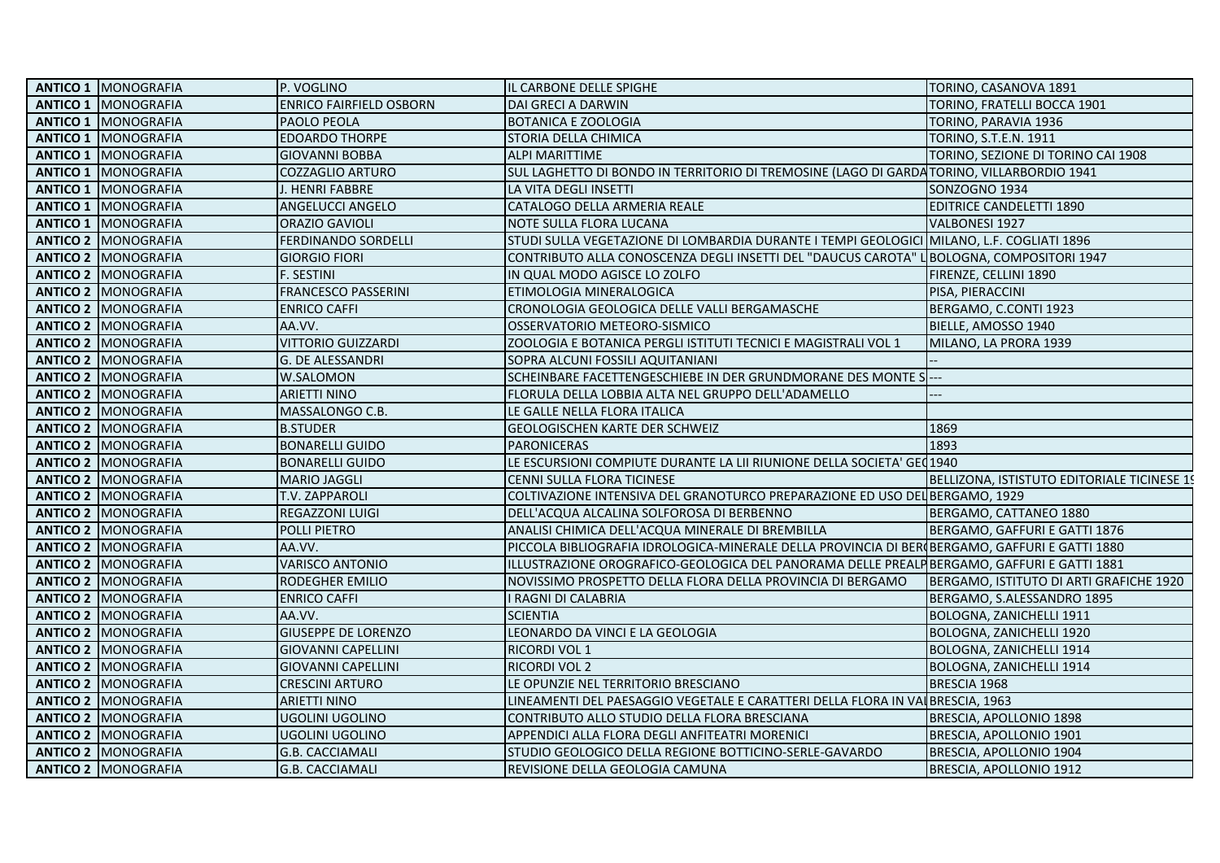| | | | | |
|---|---|---|---|---|
| **ANTICO 1** | MONOGRAFIA | P. VOGLINO | IL CARBONE DELLE SPIGHE | TORINO, CASANOVA 1891 |
| **ANTICO 1** | MONOGRAFIA | ENRICO FAIRFIELD OSBORN | DAI GRECI A DARWIN | TORINO, FRATELLI BOCCA 1901 |
| **ANTICO 1** | MONOGRAFIA | PAOLO PEOLA | BOTANICA E ZOOLOGIA | TORINO, PARAVIA 1936 |
| **ANTICO 1** | MONOGRAFIA | EDOARDO THORPE | STORIA DELLA CHIMICA | TORINO, S.T.E.N. 1911 |
| **ANTICO 1** | MONOGRAFIA | GIOVANNI BOBBA | ALPI MARITTIME | TORINO, SEZIONE DI TORINO CAI 1908 |
| **ANTICO 1** | MONOGRAFIA | COZZAGLIO ARTURO | SUL LAGHETTO DI BONDO IN TERRITORIO DI TREMOSINE (LAGO DI GARDA | TORINO, VILLARBORDIO 1941 |
| **ANTICO 1** | MONOGRAFIA | J. HENRI FABBRE | LA VITA DEGLI INSETTI | SONZOGNO 1934 |
| **ANTICO 1** | MONOGRAFIA | ANGELUCCI ANGELO | CATALOGO DELLA ARMERIA REALE | EDITRICE CANDELETTI 1890 |
| **ANTICO 1** | MONOGRAFIA | ORAZIO GAVIOLI | NOTE SULLA FLORA LUCANA | VALBONESI 1927 |
| **ANTICO 2** | MONOGRAFIA | FERDINANDO SORDELLI | STUDI SULLA VEGETAZIONE DI LOMBARDIA DURANTE I TEMPI GEOLOGICI | MILANO, L.F. COGLIATI 1896 |
| **ANTICO 2** | MONOGRAFIA | GIORGIO FIORI | CONTRIBUTO ALLA CONOSCENZA DEGLI INSETTI DEL "DAUCUS CAROTA" L | BOLOGNA, COMPOSITORI 1947 |
| **ANTICO 2** | MONOGRAFIA | F. SESTINI | IN QUAL MODO AGISCE LO ZOLFO | FIRENZE, CELLINI 1890 |
| **ANTICO 2** | MONOGRAFIA | FRANCESCO PASSERINI | ETIMOLOGIA MINERALOGICA | PISA, PIERACCINI |
| **ANTICO 2** | MONOGRAFIA | ENRICO CAFFI | CRONOLOGIA GEOLOGICA DELLE VALLI BERGAMASCHE | BERGAMO, C.CONTI 1923 |
| **ANTICO 2** | MONOGRAFIA | AA.VV. | OSSERVATORIO METEORO-SISMICO | BIELLE, AMOSSO 1940 |
| **ANTICO 2** | MONOGRAFIA | VITTORIO GUIZZARDI | ZOOLOGIA E BOTANICA PERGLI ISTITUTI TECNICI E MAGISTRALI VOL 1 | MILANO, LA PRORA 1939 |
| **ANTICO 2** | MONOGRAFIA | G. DE ALESSANDRI | SOPRA ALCUNI FOSSILI AQUITANIANI | -- |
| **ANTICO 2** | MONOGRAFIA | W.SALOMON | SCHEINBARE FACETTENGESCHIEBE IN DER GRUNDMORANE DES MONTE S | --- |
| **ANTICO 2** | MONOGRAFIA | ARIETTI NINO | FLORULA DELLA LOBBIA ALTA NEL GRUPPO DELL'ADAMELLO | --- |
| **ANTICO 2** | MONOGRAFIA | MASSALONGO C.B. | LE GALLE NELLA FLORA ITALICA | |
| **ANTICO 2** | MONOGRAFIA | B.STUDER | GEOLOGISCHEN KARTE DER SCHWEIZ | 1869 |
| **ANTICO 2** | MONOGRAFIA | BONARELLI GUIDO | PARONICERAS | 1893 |
| **ANTICO 2** | MONOGRAFIA | BONARELLI GUIDO | LE ESCURSIONI COMPIUTE DURANTE LA LII RIUNIONE DELLA SOCIETA' GE | 1940 |
| **ANTICO 2** | MONOGRAFIA | MARIO JAGGLI | CENNI SULLA FLORA TICINESE | BELLIZONA, ISTISTUTO EDITORIALE TICINESE 19 |
| **ANTICO 2** | MONOGRAFIA | T.V. ZAPPAROLI | COLTIVAZIONE INTENSIVA DEL GRANOTURCO PREPARAZIONE ED USO DEL | BERGAMO, 1929 |
| **ANTICO 2** | MONOGRAFIA | REGAZZONI LUIGI | DELL'ACQUA ALCALINA SOLFOROSA DI BERBENNO | BERGAMO, CATTANEO 1880 |
| **ANTICO 2** | MONOGRAFIA | POLLI PIETRO | ANALISI CHIMICA DELL'ACQUA MINERALE DI BREMBILLA | BERGAMO, GAFFURI E GATTI 1876 |
| **ANTICO 2** | MONOGRAFIA | AA.VV. | PICCOLA BIBLIOGRAFIA IDROLOGICA-MINERALE DELLA PROVINCIA DI BER | BERGAMO, GAFFURI E GATTI 1880 |
| **ANTICO 2** | MONOGRAFIA | VARISCO ANTONIO | ILLUSTRAZIONE OROGRAFICO-GEOLOGICA DEL PANORAMA DELLE PREALP | BERGAMO, GAFFURI E GATTI 1881 |
| **ANTICO 2** | MONOGRAFIA | RODEGHER EMILIO | NOVISSIMO PROSPETTO DELLA FLORA DELLA PROVINCIA DI BERGAMO | BERGAMO, ISTITUTO DI ARTI GRAFICHE 1920 |
| **ANTICO 2** | MONOGRAFIA | ENRICO CAFFI | I RAGNI DI CALABRIA | BERGAMO, S.ALESSANDRO 1895 |
| **ANTICO 2** | MONOGRAFIA | AA.VV. | SCIENTIA | BOLOGNA, ZANICHELLI 1911 |
| **ANTICO 2** | MONOGRAFIA | GIUSEPPE DE LORENZO | LEONARDO DA VINCI E LA GEOLOGIA | BOLOGNA, ZANICHELLI 1920 |
| **ANTICO 2** | MONOGRAFIA | GIOVANNI CAPELLINI | RICORDI VOL 1 | BOLOGNA, ZANICHELLI 1914 |
| **ANTICO 2** | MONOGRAFIA | GIOVANNI CAPELLINI | RICORDI VOL 2 | BOLOGNA, ZANICHELLI 1914 |
| **ANTICO 2** | MONOGRAFIA | CRESCINI ARTURO | LE OPUNZIE NEL TERRITORIO BRESCIANO | BRESCIA 1968 |
| **ANTICO 2** | MONOGRAFIA | ARIETTI NINO | LINEAMENTI DEL PAESAGGIO VEGETALE E CARATTERI DELLA FLORA IN VA | BRESCIA, 1963 |
| **ANTICO 2** | MONOGRAFIA | UGOLINI UGOLINO | CONTRIBUTO ALLO STUDIO DELLA FLORA BRESCIANA | BRESCIA, APOLLONIO 1898 |
| **ANTICO 2** | MONOGRAFIA | UGOLINI UGOLINO | APPENDICI ALLA FLORA DEGLI ANFITEATRI MORENICI | BRESCIA, APOLLONIO 1901 |
| **ANTICO 2** | MONOGRAFIA | G.B. CACCIAMALI | STUDIO GEOLOGICO DELLA REGIONE BOTTICINO-SERLE-GAVARDO | BRESCIA, APOLLONIO 1904 |
| **ANTICO 2** | MONOGRAFIA | G.B. CACCIAMALI | REVISIONE DELLA GEOLOGIA CAMUNA | BRESCIA, APOLLONIO 1912 |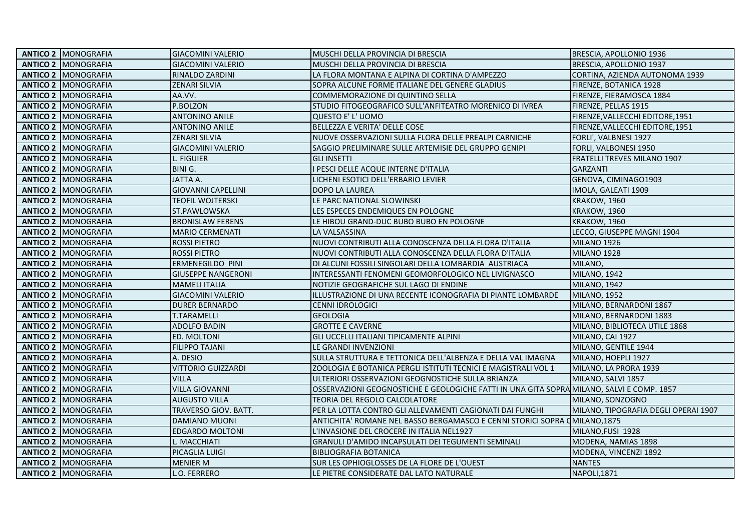| | | | | |
|---|---|---|---|---|
| **ANTICO 2** | MONOGRAFIA | GIACOMINI VALERIO | MUSCHI DELLA PROVINCIA DI BRESCIA | BRESCIA, APOLLONIO 1936 |
| **ANTICO 2** | MONOGRAFIA | GIACOMINI VALERIO | MUSCHI DELLA PROVINCIA DI BRESCIA | BRESCIA, APOLLONIO 1937 |
| **ANTICO 2** | MONOGRAFIA | RINALDO ZARDINI | LA FLORA MONTANA E ALPINA DI CORTINA D'AMPEZZO | CORTINA, AZIENDA AUTONOMA 1939 |
| **ANTICO 2** | MONOGRAFIA | ZENARI SILVIA | SOPRA ALCUNE FORME ITALIANE DEL GENERE GLADIUS | FIRENZE, BOTANICA 1928 |
| **ANTICO 2** | MONOGRAFIA | AA.VV. | COMMEMORAZIONE DI QUINTINO SELLA | FIRENZE, FIERAMOSCA 1884 |
| **ANTICO 2** | MONOGRAFIA | P.BOLZON | STUDIO FITOGEOGRAFICO SULL'ANFITEATRO MORENICO DI IVREA | FIRENZE, PELLAS 1915 |
| **ANTICO 2** | MONOGRAFIA | ANTONINO ANILE | QUESTO E' L' UOMO | FIRENZE,VALLECCHI EDITORE,1951 |
| **ANTICO 2** | MONOGRAFIA | ANTONINO ANILE | BELLEZZA E VERITA' DELLE COSE | FIRENZE,VALLECCHI EDITORE,1951 |
| **ANTICO 2** | MONOGRAFIA | ZENARI SILVIA | NUOVE OSSERVAZIONI SULLA FLORA DELLE PREALPI CARNICHE | FORLI', VALBNESI 1927 |
| **ANTICO 2** | MONOGRAFIA | GIACOMINI VALERIO | SAGGIO PRELIMINARE SULLE ARTEMISIE DEL GRUPPO GENIPI | FORLI, VALBONESI 1950 |
| **ANTICO 2** | MONOGRAFIA | L. FIGUIER | GLI INSETTI | FRATELLI TREVES MILANO 1907 |
| **ANTICO 2** | MONOGRAFIA | BINI G. | I PESCI DELLE ACQUE INTERNE D'ITALIA | GARZANTI |
| **ANTICO 2** | MONOGRAFIA | JATTA A. | LICHENI ESOTICI DELL'ERBARIO LEVIER | GENOVA, CIMINAGO1903 |
| **ANTICO 2** | MONOGRAFIA | GIOVANNI CAPELLINI | DOPO LA LAUREA | IMOLA, GALEATI 1909 |
| **ANTICO 2** | MONOGRAFIA | TEOFIL WOJTERSKI | LE PARC NATIONAL SLOWINSKI | KRAKOW, 1960 |
| **ANTICO 2** | MONOGRAFIA | ST.PAWLOWSKA | LES ESPECES ENDEMIQUES EN POLOGNE | KRAKOW, 1960 |
| **ANTICO 2** | MONOGRAFIA | BRONISLAW FERENS | LE HIBOU GRAND-DUC BUBO BUBO EN POLOGNE | KRAKOW, 1960 |
| **ANTICO 2** | MONOGRAFIA | MARIO CERMENATI | LA VALSASSINA | LECCO, GIUSEPPE MAGNI 1904 |
| **ANTICO 2** | MONOGRAFIA | ROSSI PIETRO | NUOVI CONTRIBUTI ALLA CONOSCENZA DELLA FLORA D'ITALIA | MILANO 1926 |
| **ANTICO 2** | MONOGRAFIA | ROSSI PIETRO | NUOVI CONTRIBUTI ALLA CONOSCENZA DELLA FLORA D'ITALIA | MILANO 1928 |
| **ANTICO 2** | MONOGRAFIA | ERMENEGILDO PINI | DI ALCUNI FOSSILI SINGOLARI DELLA LOMBARDIA AUSTRIACA | MILANO, |
| **ANTICO 2** | MONOGRAFIA | GIUSEPPE NANGERONI | INTERESSANTI FENOMENI GEOMORFOLOGICO NEL LIVIGNASCO | MILANO, 1942 |
| **ANTICO 2** | MONOGRAFIA | MAMELI ITALIA | NOTIZIE GEOGRAFICHE SUL LAGO DI ENDINE | MILANO, 1942 |
| **ANTICO 2** | MONOGRAFIA | GIACOMINI VALERIO | ILLUSTRAZIONE DI UNA RECENTE ICONOGRAFIA DI PIANTE LOMBARDE | MILANO, 1952 |
| **ANTICO 2** | MONOGRAFIA | DURER BERNARDO | CENNI IDROLOGICI | MILANO, BERNARDONI 1867 |
| **ANTICO 2** | MONOGRAFIA | T.TARAMELLI | GEOLOGIA | MILANO, BERNARDONI 1883 |
| **ANTICO 2** | MONOGRAFIA | ADOLFO BADIN | GROTTE E CAVERNE | MILANO, BIBLIOTECA UTILE 1868 |
| **ANTICO 2** | MONOGRAFIA | ED. MOLTONI | GLI UCCELLI ITALIANI TIPICAMENTE ALPINI | MILANO, CAI 1927 |
| **ANTICO 2** | MONOGRAFIA | FILIPPO TAJANI | LE GRANDI INVENZIONI | MILANO, GENTILE 1944 |
| **ANTICO 2** | MONOGRAFIA | A. DESIO | SULLA STRUTTURA E TETTONICA DELL'ALBENZA E DELLA VAL IMAGNA | MILANO, HOEPLI 1927 |
| **ANTICO 2** | MONOGRAFIA | VITTORIO GUIZZARDI | ZOOLOGIA E BOTANICA PERGLI ISTITUTI TECNICI E MAGISTRALI VOL 1 | MILANO, LA PRORA 1939 |
| **ANTICO 2** | MONOGRAFIA | VILLA | ULTERIORI OSSERVAZIONI GEOGNOSTICHE SULLA BRIANZA | MILANO, SALVI 1857 |
| **ANTICO 2** | MONOGRAFIA | VILLA GIOVANNI | OSSERVAZIONI GEOGNOSTICHE E GEOLOGICHE FATTI IN UNA GITA SOPRA | MILANO, SALVI E COMP. 1857 |
| **ANTICO 2** | MONOGRAFIA | AUGUSTO VILLA | TEORIA DEL REGOLO CALCOLATORE | MILANO, SONZOGNO |
| **ANTICO 2** | MONOGRAFIA | TRAVERSO GIOV. BATT. | PER LA LOTTA CONTRO GLI ALLEVAMENTI CAGIONATI DAI FUNGHI | MILANO, TIPOGRAFIA DEGLI OPERAI 1907 |
| **ANTICO 2** | MONOGRAFIA | DAMIANO MUONI | ANTICHITA' ROMANE NEL BASSO BERGAMASCO E CENNI STORICI SOPRA C | MILANO,1875 |
| **ANTICO 2** | MONOGRAFIA | EDGARDO MOLTONI | L'INVASIONE DEL CROCERE IN ITALIA NEL1927 | MILANO,FUSI 1928 |
| **ANTICO 2** | MONOGRAFIA | L. MACCHIATI | GRANULI D'AMIDO INCAPSULATI DEI TEGUMENTI SEMINALI | MODENA, NAMIAS 1898 |
| **ANTICO 2** | MONOGRAFIA | PICAGLIA LUIGI | BIBLIOGRAFIA BOTANICA | MODENA, VINCENZI 1892 |
| **ANTICO 2** | MONOGRAFIA | MENIER M | SUR LES OPHIOGLOSSES DE LA FLORE DE L'OUEST | NANTES |
| **ANTICO 2** | MONOGRAFIA | L.O. FERRERO | LE PIETRE CONSIDERATE DAL LATO NATURALE | NAPOLI,1871 |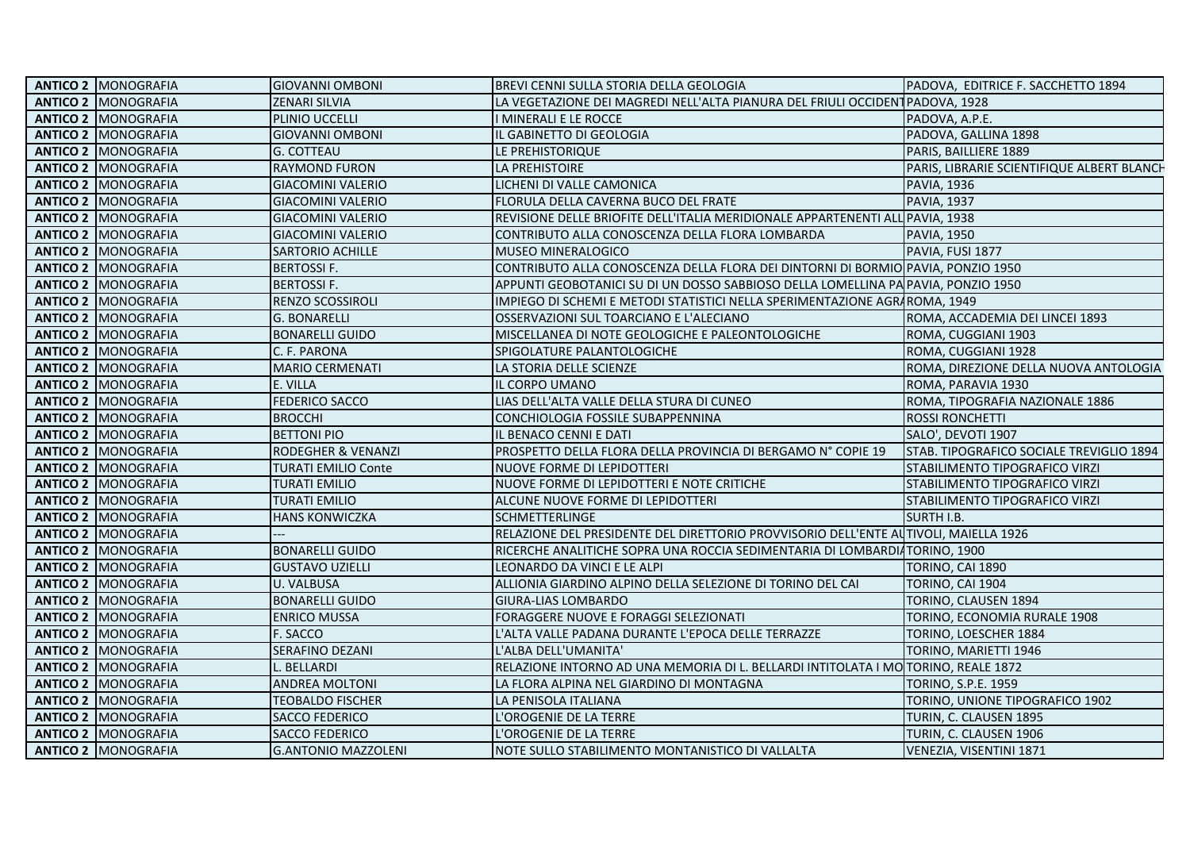| ANTICO 2 | MONOGRAFIA | GIOVANNI OMBONI | BREVI CENNI SULLA STORIA DELLA GEOLOGIA | PADOVA,  EDITRICE F. SACCHETTO 1894 |
|---|---|---|---|---|
| **ANTICO 2** | MONOGRAFIA | ZENARI SILVIA | LA VEGETAZIONE DEI MAGREDI NELL'ALTA PIANURA DEL FRIULI OCCIDENT | PADOVA, 1928 |
| **ANTICO 2** | MONOGRAFIA | PLINIO UCCELLI | I MINERALI E LE ROCCE | PADOVA, A.P.E. |
| **ANTICO 2** | MONOGRAFIA | GIOVANNI OMBONI | IL GABINETTO DI GEOLOGIA | PADOVA, GALLINA 1898 |
| **ANTICO 2** | MONOGRAFIA | G. COTTEAU | LE PREHISTORIQUE | PARIS, BAILLIERE 1889 |
| **ANTICO 2** | MONOGRAFIA | RAYMOND FURON | LA PREHISTOIRE | PARIS, LIBRARIE SCIENTIFIQUE ALBERT BLANCH |
| **ANTICO 2** | MONOGRAFIA | GIACOMINI VALERIO | LICHENI DI VALLE CAMONICA | PAVIA, 1936 |
| **ANTICO 2** | MONOGRAFIA | GIACOMINI VALERIO | FLORULA DELLA CAVERNA BUCO DEL FRATE | PAVIA, 1937 |
| **ANTICO 2** | MONOGRAFIA | GIACOMINI VALERIO | REVISIONE DELLE BRIOFITE DELL'ITALIA MERIDIONALE APPARTENENTI ALL | PAVIA, 1938 |
| **ANTICO 2** | MONOGRAFIA | GIACOMINI VALERIO | CONTRIBUTO ALLA CONOSCENZA DELLA FLORA LOMBARDA | PAVIA, 1950 |
| **ANTICO 2** | MONOGRAFIA | SARTORIO ACHILLE | MUSEO MINERALOGICO | PAVIA, FUSI 1877 |
| **ANTICO 2** | MONOGRAFIA | BERTOSSI F. | CONTRIBUTO ALLA CONOSCENZA DELLA FLORA DEI DINTORNI DI BORMIO | PAVIA, PONZIO 1950 |
| **ANTICO 2** | MONOGRAFIA | BERTOSSI F. | APPUNTI GEOBOTANICI SU DI UN DOSSO SABBIOSO DELLA LOMELLINA PA | PAVIA, PONZIO 1950 |
| **ANTICO 2** | MONOGRAFIA | RENZO SCOSSIROLI | IMPIEGO DI SCHEMI E METODI STATISTICI NELLA SPERIMENTAZIONE AGRA | ROMA, 1949 |
| **ANTICO 2** | MONOGRAFIA | G. BONARELLI | OSSERVAZIONI SUL TOARCIANO E L'ALECIANO | ROMA, ACCADEMIA DEI LINCEI 1893 |
| **ANTICO 2** | MONOGRAFIA | BONARELLI GUIDO | MISCELLANEA DI NOTE GEOLOGICHE E PALEONTOLOGICHE | ROMA, CUGGIANI 1903 |
| **ANTICO 2** | MONOGRAFIA | C. F. PARONA | SPIGOLATURE PALANTOLOGICHE | ROMA, CUGGIANI 1928 |
| **ANTICO 2** | MONOGRAFIA | MARIO CERMENATI | LA STORIA DELLE SCIENZE | ROMA, DIREZIONE DELLA NUOVA ANTOLOGIA |
| **ANTICO 2** | MONOGRAFIA | E. VILLA | IL CORPO UMANO | ROMA, PARAVIA 1930 |
| **ANTICO 2** | MONOGRAFIA | FEDERICO SACCO | LIAS DELL'ALTA VALLE DELLA STURA DI CUNEO | ROMA, TIPOGRAFIA NAZIONALE 1886 |
| **ANTICO 2** | MONOGRAFIA | BROCCHI | CONCHIOLOGIA FOSSILE SUBAPPENNINA | ROSSI RONCHETTI |
| **ANTICO 2** | MONOGRAFIA | BETTONI PIO | IL BENACO CENNI E DATI | SALO', DEVOTI 1907 |
| **ANTICO 2** | MONOGRAFIA | RODEGHER & VENANZI | PROSPETTO DELLA FLORA DELLA PROVINCIA DI BERGAMO N° COPIE 19 | STAB. TIPOGRAFICO SOCIALE TREVIGLIO 1894 |
| **ANTICO 2** | MONOGRAFIA | TURATI EMILIO Conte | NUOVE FORME DI LEPIDOTTERI | STABILIMENTO TIPOGRAFICO VIRZI |
| **ANTICO 2** | MONOGRAFIA | TURATI EMILIO | NUOVE FORME DI LEPIDOTTERI E NOTE CRITICHE | STABILIMENTO TIPOGRAFICO VIRZI |
| **ANTICO 2** | MONOGRAFIA | TURATI EMILIO | ALCUNE NUOVE FORME DI LEPIDOTTERI | STABILIMENTO TIPOGRAFICO VIRZI |
| **ANTICO 2** | MONOGRAFIA | HANS KONWICZKA | SCHMETTERLINGE | SURTH I.B. |
| **ANTICO 2** | MONOGRAFIA | --- | RELAZIONE DEL PRESIDENTE DEL DIRETTORIO PROVVISORIO DELL'ENTE AU | TIVOLI, MAIELLA 1926 |
| **ANTICO 2** | MONOGRAFIA | BONARELLI GUIDO | RICERCHE ANALITICHE SOPRA UNA ROCCIA SEDIMENTARIA DI LOMBARDIA | TORINO, 1900 |
| **ANTICO 2** | MONOGRAFIA | GUSTAVO UZIELLI | LEONARDO DA VINCI E LE ALPI | TORINO, CAI 1890 |
| **ANTICO 2** | MONOGRAFIA | U. VALBUSA | ALLIONIA GIARDINO ALPINO DELLA SELEZIONE DI TORINO DEL CAI | TORINO, CAI 1904 |
| **ANTICO 2** | MONOGRAFIA | BONARELLI GUIDO | GIURA-LIAS LOMBARDO | TORINO, CLAUSEN 1894 |
| **ANTICO 2** | MONOGRAFIA | ENRICO MUSSA | FORAGGERE NUOVE E FORAGGI SELEZIONATI | TORINO, ECONOMIA RURALE 1908 |
| **ANTICO 2** | MONOGRAFIA | F. SACCO | L'ALTA VALLE PADANA DURANTE L'EPOCA DELLE TERRAZZE | TORINO, LOESCHER 1884 |
| **ANTICO 2** | MONOGRAFIA | SERAFINO DEZANI | L'ALBA DELL'UMANITA' | TORINO, MARIETTI 1946 |
| **ANTICO 2** | MONOGRAFIA | L. BELLARDI | RELAZIONE INTORNO AD UNA MEMORIA DI L. BELLARDI INTITOLATA I MO | TORINO, REALE 1872 |
| **ANTICO 2** | MONOGRAFIA | ANDREA MOLTONI | LA FLORA ALPINA NEL GIARDINO DI MONTAGNA | TORINO, S.P.E. 1959 |
| **ANTICO 2** | MONOGRAFIA | TEOBALDO FISCHER | LA PENISOLA ITALIANA | TORINO, UNIONE TIPOGRAFICO 1902 |
| **ANTICO 2** | MONOGRAFIA | SACCO FEDERICO | L'OROGENIE DE LA TERRE | TURIN, C. CLAUSEN 1895 |
| **ANTICO 2** | MONOGRAFIA | SACCO FEDERICO | L'OROGENIE DE LA TERRE | TURIN, C. CLAUSEN 1906 |
| **ANTICO 2** | MONOGRAFIA | G.ANTONIO MAZZOLENI | NOTE SULLO STABILIMENTO MONTANISTICO DI VALLALTA | VENEZIA, VISENTINI 1871 |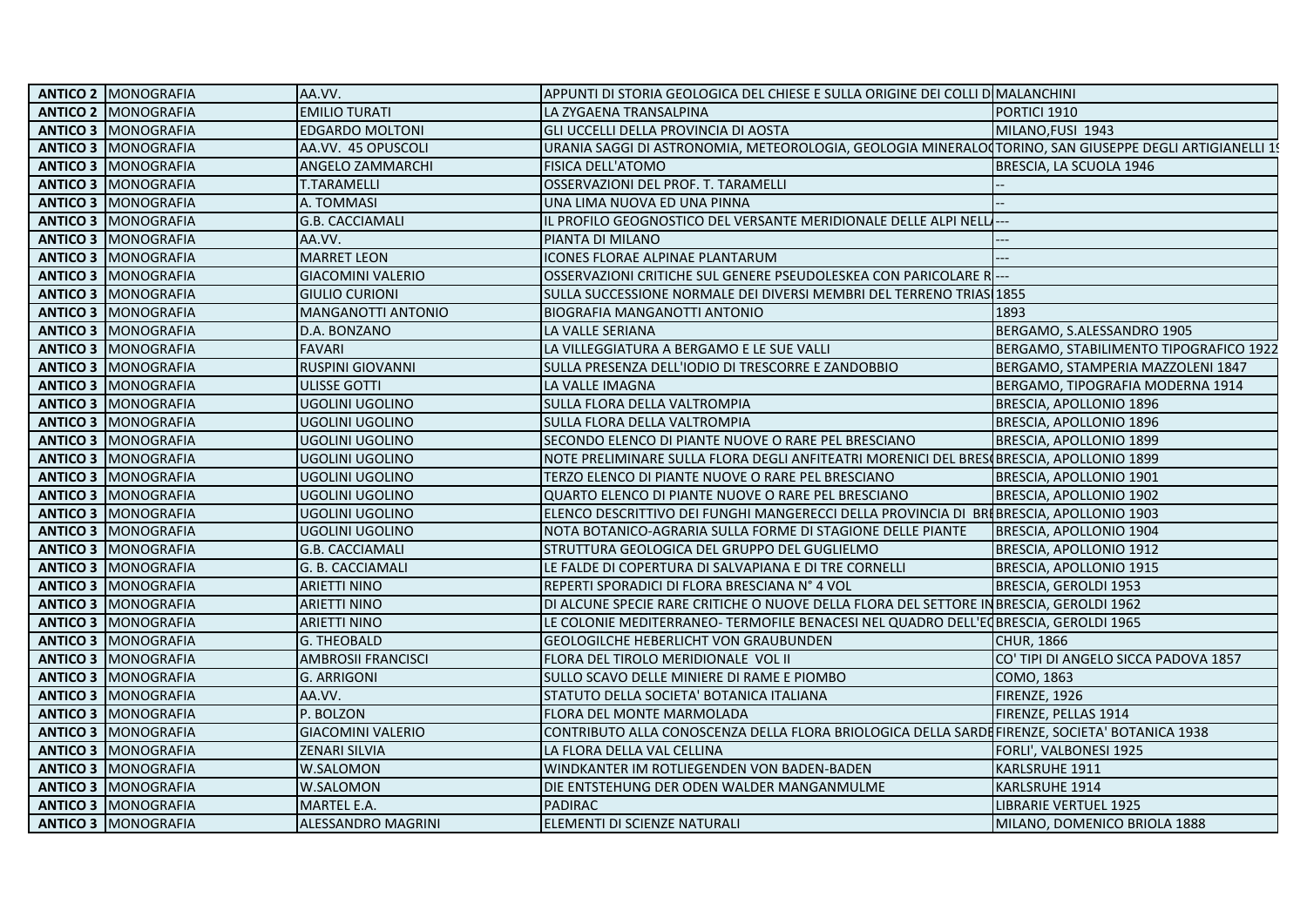| | | | | |
|---|---|---|---|---|
| **ANTICO 2** | MONOGRAFIA | AA.VV. | APPUNTI DI STORIA GEOLOGICA DEL CHIESE E SULLA ORIGINE DEI COLLI DI | MALANCHINI |
| **ANTICO 2** | MONOGRAFIA | EMILIO TURATI | LA ZYGAENA TRANSALPINA | PORTICI 1910 |
| **ANTICO 3** | MONOGRAFIA | EDGARDO MOLTONI | GLI UCCELLI DELLA PROVINCIA DI AOSTA | MILANO,FUSI 1943 |
| **ANTICO 3** | MONOGRAFIA | AA.VV. 45 OPUSCOLI | URANIA SAGGI DI ASTRONOMIA, METEOROLOGIA, GEOLOGIA MINERALO | TORINO, SAN GIUSEPPE DEGLI ARTIGIANELLI 1 |
| **ANTICO 3** | MONOGRAFIA | ANGELO ZAMMARCHI | FISICA DELL'ATOMO | BRESCIA, LA SCUOLA 1946 |
| **ANTICO 3** | MONOGRAFIA | T.TARAMELLI | OSSERVAZIONI DEL PROF. T. TARAMELLI | -- |
| **ANTICO 3** | MONOGRAFIA | A. TOMMASI | UNA LIMA NUOVA ED UNA PINNA | -- |
| **ANTICO 3** | MONOGRAFIA | G.B. CACCIAMALI | IL PROFILO GEOGNOSTICO DEL VERSANTE MERIDIONALE DELLE ALPI NELL | --- |
| **ANTICO 3** | MONOGRAFIA | AA.VV. | PIANTA DI MILANO | --- |
| **ANTICO 3** | MONOGRAFIA | MARRET LEON | ICONES FLORAE ALPINAE PLANTARUM | --- |
| **ANTICO 3** | MONOGRAFIA | GIACOMINI VALERIO | OSSERVAZIONI CRITICHE SUL GENERE PSEUDOLESKEA CON PARICOLARE R | --- |
| **ANTICO 3** | MONOGRAFIA | GIULIO CURIONI | SULLA SUCCESSIONE NORMALE DEI DIVERSI MEMBRI DEL TERRENO TRIAS | 1855 |
| **ANTICO 3** | MONOGRAFIA | MANGANOTTI ANTONIO | BIOGRAFIA MANGANOTTI ANTONIO | 1893 |
| **ANTICO 3** | MONOGRAFIA | D.A. BONZANO | LA VALLE SERIANA | BERGAMO, S.ALESSANDRO 1905 |
| **ANTICO 3** | MONOGRAFIA | FAVARI | LA VILLEGGIATURA A BERGAMO E LE SUE VALLI | BERGAMO, STABILIMENTO TIPOGRAFICO 1922 |
| **ANTICO 3** | MONOGRAFIA | RUSPINI GIOVANNI | SULLA PRESENZA DELL'IODIO DI TRESCORRE E ZANDOBBIO | BERGAMO, STAMPERIA MAZZOLENI 1847 |
| **ANTICO 3** | MONOGRAFIA | ULISSE GOTTI | LA VALLE IMAGNA | BERGAMO, TIPOGRAFIA MODERNA 1914 |
| **ANTICO 3** | MONOGRAFIA | UGOLINI UGOLINO | SULLA FLORA DELLA VALTROMPIA | BRESCIA, APOLLONIO 1896 |
| **ANTICO 3** | MONOGRAFIA | UGOLINI UGOLINO | SULLA FLORA DELLA VALTROMPIA | BRESCIA, APOLLONIO 1896 |
| **ANTICO 3** | MONOGRAFIA | UGOLINI UGOLINO | SECONDO ELENCO DI PIANTE NUOVE O RARE PEL BRESCIANO | BRESCIA, APOLLONIO 1899 |
| **ANTICO 3** | MONOGRAFIA | UGOLINI UGOLINO | NOTE PRELIMINARE SULLA FLORA DEGLI ANFITEATRI MORENICI DEL BRES | BRESCIA, APOLLONIO 1899 |
| **ANTICO 3** | MONOGRAFIA | UGOLINI UGOLINO | TERZO ELENCO DI PIANTE NUOVE O RARE PEL BRESCIANO | BRESCIA, APOLLONIO 1901 |
| **ANTICO 3** | MONOGRAFIA | UGOLINI UGOLINO | QUARTO ELENCO DI PIANTE NUOVE O RARE PEL BRESCIANO | BRESCIA, APOLLONIO 1902 |
| **ANTICO 3** | MONOGRAFIA | UGOLINI UGOLINO | ELENCO DESCRITTIVO DEI FUNGHI MANGERECCI DELLA PROVINCIA DI BR | BRESCIA, APOLLONIO 1903 |
| **ANTICO 3** | MONOGRAFIA | UGOLINI UGOLINO | NOTA BOTANICO-AGRARIA SULLA FORME DI STAGIONE DELLE PIANTE | BRESCIA, APOLLONIO 1904 |
| **ANTICO 3** | MONOGRAFIA | G.B. CACCIAMALI | STRUTTURA GEOLOGICA DEL GRUPPO DEL GUGLIELMO | BRESCIA, APOLLONIO 1912 |
| **ANTICO 3** | MONOGRAFIA | G. B. CACCIAMALI | LE FALDE DI COPERTURA DI SALVAPIANA E DI TRE CORNELLI | BRESCIA, APOLLONIO 1915 |
| **ANTICO 3** | MONOGRAFIA | ARIETTI NINO | REPERTI SPORADICI DI FLORA BRESCIANA N° 4 VOL | BRESCIA, GEROLDI 1953 |
| **ANTICO 3** | MONOGRAFIA | ARIETTI NINO | DI ALCUNE SPECIE RARE CRITICHE O NUOVE DELLA FLORA DEL SETTORE IN | BRESCIA, GEROLDI 1962 |
| **ANTICO 3** | MONOGRAFIA | ARIETTI NINO | LE COLONIE MEDITERRANEO- TERMOFILE BENACESI NEL QUADRO DELL'E | BRESCIA, GEROLDI 1965 |
| **ANTICO 3** | MONOGRAFIA | G. THEOBALD | GEOLOGILCHE HEBERLICHT VON GRAUBUNDEN | CHUR, 1866 |
| **ANTICO 3** | MONOGRAFIA | AMBROSII FRANCISCI | FLORA DEL TIROLO MERIDIONALE VOL II | CO' TIPI DI ANGELO SICCA PADOVA 1857 |
| **ANTICO 3** | MONOGRAFIA | G. ARRIGONI | SULLO SCAVO DELLE MINIERE DI RAME E PIOMBO | COMO, 1863 |
| **ANTICO 3** | MONOGRAFIA | AA.VV. | STATUTO DELLA SOCIETA' BOTANICA ITALIANA | FIRENZE, 1926 |
| **ANTICO 3** | MONOGRAFIA | P. BOLZON | FLORA DEL MONTE MARMOLADA | FIRENZE, PELLAS 1914 |
| **ANTICO 3** | MONOGRAFIA | GIACOMINI VALERIO | CONTRIBUTO ALLA CONOSCENZA DELLA FLORA BRIOLOGICA DELLA SARDE | FIRENZE, SOCIETA' BOTANICA 1938 |
| **ANTICO 3** | MONOGRAFIA | ZENARI SILVIA | LA FLORA DELLA VAL CELLINA | FORLI', VALBONESI 1925 |
| **ANTICO 3** | MONOGRAFIA | W.SALOMON | WINDKANTER IM ROTLIEGENDEN VON BADEN-BADEN | KARLSRUHE 1911 |
| **ANTICO 3** | MONOGRAFIA | W.SALOMON | DIE ENTSTEHUNG DER ODEN WALDER MANGANMULME | KARLSRUHE 1914 |
| **ANTICO 3** | MONOGRAFIA | MARTEL E.A. | PADIRAC | LIBRARIE VERTUEL 1925 |
| **ANTICO 3** | MONOGRAFIA | ALESSANDRO MAGRINI | ELEMENTI DI SCIENZE NATURALI | MILANO, DOMENICO BRIOLA 1888 |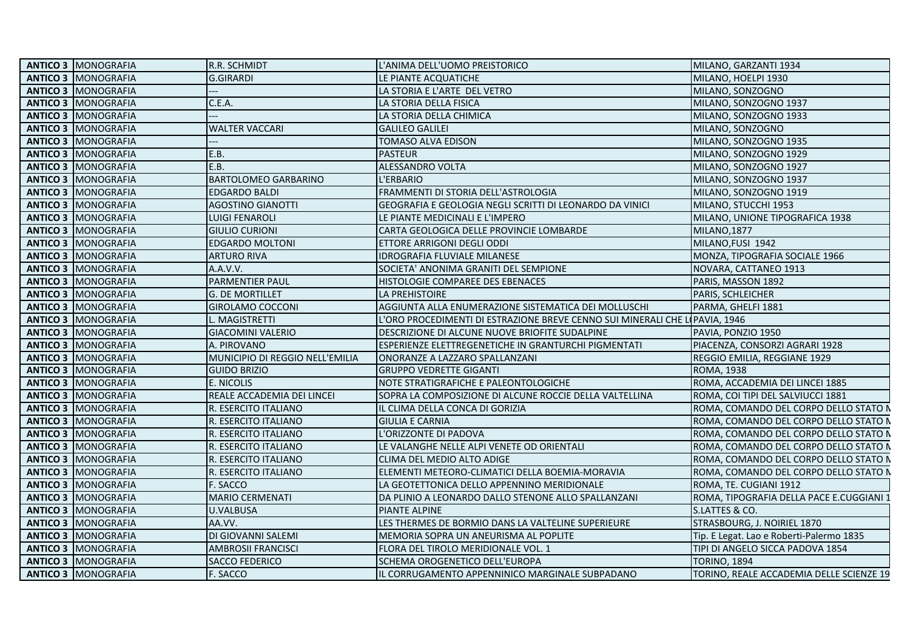| | | | | |
|---|---|---|---|---|
| **ANTICO 3** | MONOGRAFIA | R.R. SCHMIDT | L'ANIMA DELL'UOMO PREISTORICO | MILANO, GARZANTI 1934 |
| **ANTICO 3** | MONOGRAFIA | G.GIRARDI | LE PIANTE ACQUATICHE | MILANO, HOELPI 1930 |
| **ANTICO 3** | MONOGRAFIA | --- | LA STORIA E L'ARTE DEL VETRO | MILANO, SONZOGNO |
| **ANTICO 3** | MONOGRAFIA | C.E.A. | LA STORIA DELLA FISICA | MILANO, SONZOGNO 1937 |
| **ANTICO 3** | MONOGRAFIA | --- | LA STORIA DELLA CHIMICA | MILANO, SONZOGNO 1933 |
| **ANTICO 3** | MONOGRAFIA | WALTER VACCARI | GALILEO GALILEI | MILANO, SONZOGNO |
| **ANTICO 3** | MONOGRAFIA | --- | TOMASO ALVA EDISON | MILANO, SONZOGNO 1935 |
| **ANTICO 3** | MONOGRAFIA | E.B. | PASTEUR | MILANO, SONZOGNO 1929 |
| **ANTICO 3** | MONOGRAFIA | E.B. | ALESSANDRO VOLTA | MILANO, SONZOGNO 1927 |
| **ANTICO 3** | MONOGRAFIA | BARTOLOMEO GARBARINO | L'ERBARIO | MILANO, SONZOGNO 1937 |
| **ANTICO 3** | MONOGRAFIA | EDGARDO BALDI | FRAMMENTI DI STORIA DELL'ASTROLOGIA | MILANO, SONZOGNO 1919 |
| **ANTICO 3** | MONOGRAFIA | AGOSTINO GIANOTTI | GEOGRAFIA E GEOLOGIA NEGLI SCRITTI DI LEONARDO DA VINICI | MILANO, STUCCHI 1953 |
| **ANTICO 3** | MONOGRAFIA | LUIGI FENAROLI | LE PIANTE MEDICINALI E L'IMPERO | MILANO, UNIONE TIPOGRAFICA 1938 |
| **ANTICO 3** | MONOGRAFIA | GIULIO CURIONI | CARTA GEOLOGICA DELLE PROVINCIE LOMBARDE | MILANO,1877 |
| **ANTICO 3** | MONOGRAFIA | EDGARDO MOLTONI | ETTORE ARRIGONI DEGLI ODDI | MILANO,FUSI 1942 |
| **ANTICO 3** | MONOGRAFIA | ARTURO RIVA | IDROGRAFIA FLUVIALE MILANESE | MONZA, TIPOGRAFIA SOCIALE 1966 |
| **ANTICO 3** | MONOGRAFIA | A.A.V.V. | SOCIETA' ANONIMA GRANITI DEL SEMPIONE | NOVARA, CATTANEO 1913 |
| **ANTICO 3** | MONOGRAFIA | PARMENTIER PAUL | HISTOLOGIE COMPAREE DES EBENACES | PARIS, MASSON 1892 |
| **ANTICO 3** | MONOGRAFIA | G. DE MORTILLET | LA PREHISTOIRE | PARIS, SCHLEICHER |
| **ANTICO 3** | MONOGRAFIA | GIROLAMO COCCONI | AGGIUNTA ALLA ENUMERAZIONE SISTEMATICA DEI MOLLUSCHI | PARMA, GHELFI 1881 |
| **ANTICO 3** | MONOGRAFIA | L. MAGISTRETTI | L'ORO PROCEDIMENTI DI ESTRAZIONE BREVE CENNO SUI MINERALI CHE L( | PAVIA, 1946 |
| **ANTICO 3** | MONOGRAFIA | GIACOMINI VALERIO | DESCRIZIONE DI ALCUNE NUOVE BRIOFITE SUDALPINE | PAVIA, PONZIO 1950 |
| **ANTICO 3** | MONOGRAFIA | A. PIROVANO | ESPERIENZE ELETTREGENETICHE IN GRANTURCHI PIGMENTATI | PIACENZA, CONSORZI AGRARI 1928 |
| **ANTICO 3** | MONOGRAFIA | MUNICIPIO DI REGGIO NELL'EMILIA | ONORANZE A LAZZARO SPALLANZANI | REGGIO EMILIA, REGGIANE 1929 |
| **ANTICO 3** | MONOGRAFIA | GUIDO BRIZIO | GRUPPO VEDRETTE GIGANTI | ROMA, 1938 |
| **ANTICO 3** | MONOGRAFIA | E. NICOLIS | NOTE STRATIGRAFICHE E PALEONTOLOGICHE | ROMA, ACCADEMIA DEI LINCEI 1885 |
| **ANTICO 3** | MONOGRAFIA | REALE ACCADEMIA DEI LINCEI | SOPRA LA COMPOSIZIONE DI ALCUNE ROCCIE DELLA VALTELLINA | ROMA, COI TIPI DEL SALVIUCCI 1881 |
| **ANTICO 3** | MONOGRAFIA | R. ESERCITO ITALIANO | IL CLIMA DELLA CONCA DI GORIZIA | ROMA, COMANDO DEL CORPO DELLO STATO M |
| **ANTICO 3** | MONOGRAFIA | R. ESERCITO ITALIANO | GIULIA E CARNIA | ROMA, COMANDO DEL CORPO DELLO STATO M |
| **ANTICO 3** | MONOGRAFIA | R. ESERCITO ITALIANO | L'ORIZZONTE DI PADOVA | ROMA, COMANDO DEL CORPO DELLO STATO M |
| **ANTICO 3** | MONOGRAFIA | R. ESERCITO ITALIANO | LE VALANGHE NELLE ALPI VENETE OD ORIENTALI | ROMA, COMANDO DEL CORPO DELLO STATO M |
| **ANTICO 3** | MONOGRAFIA | R. ESERCITO ITALIANO | CLIMA DEL MEDIO ALTO ADIGE | ROMA, COMANDO DEL CORPO DELLO STATO M |
| **ANTICO 3** | MONOGRAFIA | R. ESERCITO ITALIANO | ELEMENTI METEORO-CLIMATICI DELLA BOEMIA-MORAVIA | ROMA, COMANDO DEL CORPO DELLO STATO M |
| **ANTICO 3** | MONOGRAFIA | F. SACCO | LA GEOTETTONICA DELLO APPENNINO MERIDIONALE | ROMA, TE. CUGIANI 1912 |
| **ANTICO 3** | MONOGRAFIA | MARIO CERMENATI | DA PLINIO A LEONARDO DALLO STENONE ALLO SPALLANZANI | ROMA, TIPOGRAFIA DELLA PACE E.CUGGIANI 1 |
| **ANTICO 3** | MONOGRAFIA | U.VALBUSA | PIANTE ALPINE | S.LATTES & CO. |
| **ANTICO 3** | MONOGRAFIA | AA.VV. | LES THERMES DE BORMIO DANS LA VALTELINE SUPERIEURE | STRASBOURG, J. NOIRIEL 1870 |
| **ANTICO 3** | MONOGRAFIA | DI GIOVANNI SALEMI | MEMORIA SOPRA UN ANEURISMA AL POPLITE | Tip. E Legat. Lao e Roberti-Palermo 1835 |
| **ANTICO 3** | MONOGRAFIA | AMBROSII FRANCISCI | FLORA DEL TIROLO MERIDIONALE VOL. 1 | TIPI DI ANGELO SICCA PADOVA 1854 |
| **ANTICO 3** | MONOGRAFIA | SACCO FEDERICO | SCHEMA OROGENETICO DELL'EUROPA | TORINO, 1894 |
| **ANTICO 3** | MONOGRAFIA | F. SACCO | IL CORRUGAMENTO APPENNINICO MARGINALE SUBPADANO | TORINO, REALE ACCADEMIA DELLE SCIENZE 19 |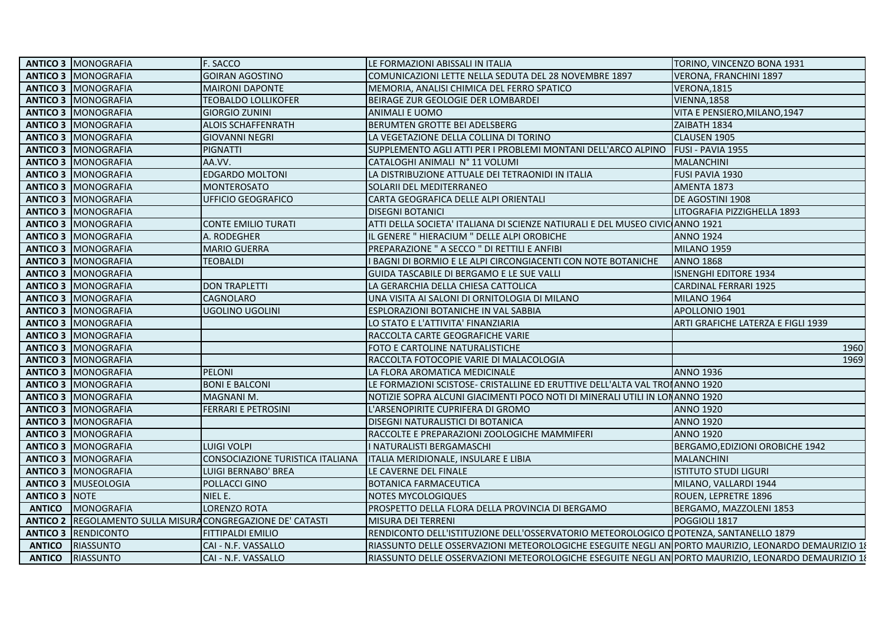| | | | | |
|---|---|---|---|---|
| **ANTICO 3** | MONOGRAFIA | F. SACCO | LE FORMAZIONI ABISSALI IN ITALIA | TORINO, VINCENZO BONA 1931 |
| **ANTICO 3** | MONOGRAFIA | GOIRAN AGOSTINO | COMUNICAZIONI LETTE NELLA SEDUTA DEL 28 NOVEMBRE 1897 | VERONA, FRANCHINI 1897 |
| **ANTICO 3** | MONOGRAFIA | MAIRONI DAPONTE | MEMORIA, ANALISI CHIMICA DEL FERRO SPATICO | VERONA,1815 |
| **ANTICO 3** | MONOGRAFIA | TEOBALDO LOLLIKOFER | BEIRAGE ZUR GEOLOGIE DER LOMBARDEI | VIENNA,1858 |
| **ANTICO 3** | MONOGRAFIA | GIORGIO ZUNINI | ANIMALI E UOMO | VITA E PENSIERO,MILANO,1947 |
| **ANTICO 3** | MONOGRAFIA | ALOIS SCHAFFENRATH | BERUMTEN GROTTE BEI ADELSBERG | ZAIBATH 1834 |
| **ANTICO 3** | MONOGRAFIA | GIOVANNI NEGRI | LA VEGETAZIONE DELLA COLLINA DI TORINO | CLAUSEN 1905 |
| **ANTICO 3** | MONOGRAFIA | PIGNATTI | SUPPLEMENTO AGLI ATTI PER I PROBLEMI MONTANI DELL'ARCO ALPINO | FUSI - PAVIA 1955 |
| **ANTICO 3** | MONOGRAFIA | AA.VV. | CATALOGHI ANIMALI N° 11 VOLUMI | MALANCHINI |
| **ANTICO 3** | MONOGRAFIA | EDGARDO MOLTONI | LA DISTRIBUZIONE ATTUALE DEI TETRAONIDI IN ITALIA | FUSI PAVIA 1930 |
| **ANTICO 3** | MONOGRAFIA | MONTEROSATO | SOLARII DEL MEDITERRANEO | AMENTA 1873 |
| **ANTICO 3** | MONOGRAFIA | UFFICIO GEOGRAFICO | CARTA GEOGRAFICA DELLE ALPI ORIENTALI | DE AGOSTINI 1908 |
| **ANTICO 3** | MONOGRAFIA | | DISEGNI BOTANICI | LITOGRAFIA PIZZIGHELLA 1893 |
| **ANTICO 3** | MONOGRAFIA | CONTE EMILIO TURATI | ATTI DELLA SOCIETA' ITALIANA DI SCIENZE NATIURALI E DEL MUSEO CIVIC | ANNO 1921 |
| **ANTICO 3** | MONOGRAFIA | A. RODEGHER | IL GENERE " HIERACIUM " DELLE ALPI OROBICHE | ANNO 1924 |
| **ANTICO 3** | MONOGRAFIA | MARIO GUERRA | PREPARAZIONE " A SECCO " DI RETTILI E ANFIBI | MILANO 1959 |
| **ANTICO 3** | MONOGRAFIA | TEOBALDI | I BAGNI DI BORMIO E LE ALPI CIRCONGIACENTI CON NOTE BOTANICHE | ANNO 1868 |
| **ANTICO 3** | MONOGRAFIA | | GUIDA TASCABILE DI BERGAMO E LE SUE VALLI | ISNENGHI EDITORE 1934 |
| **ANTICO 3** | MONOGRAFIA | DON TRAPLETTI | LA GERARCHIA DELLA CHIESA CATTOLICA | CARDINAL FERRARI 1925 |
| **ANTICO 3** | MONOGRAFIA | CAGNOLARO | UNA VISITA AI SALONI DI ORNITOLOGIA DI MILANO | MILANO 1964 |
| **ANTICO 3** | MONOGRAFIA | UGOLINO UGOLINI | ESPLORAZIONI BOTANICHE IN VAL SABBIA | APOLLONIO 1901 |
| **ANTICO 3** | MONOGRAFIA | | LO STATO E L'ATTIVITA' FINANZIARIA | ARTI GRAFICHE LATERZA E FIGLI 1939 |
| **ANTICO 3** | MONOGRAFIA | | RACCOLTA CARTE GEOGRAFICHE VARIE | |
| **ANTICO 3** | MONOGRAFIA | | FOTO E CARTOLINE NATURALISTICHE | 1960 |
| **ANTICO 3** | MONOGRAFIA | | RACCOLTA FOTOCOPIE VARIE DI MALACOLOGIA | 1969 |
| **ANTICO 3** | MONOGRAFIA | PELONI | LA FLORA AROMATICA MEDICINALE | ANNO 1936 |
| **ANTICO 3** | MONOGRAFIA | BONI E BALCONI | LE FORMAZIONI SCISTOSE- CRISTALLINE ED ERUTTIVE DELL'ALTA VAL TRO | ANNO 1920 |
| **ANTICO 3** | MONOGRAFIA | MAGNANI M. | NOTIZIE SOPRA ALCUNI GIACIMENTI POCO NOTI DI MINERALI UTILI IN LO | ANNO 1920 |
| **ANTICO 3** | MONOGRAFIA | FERRARI E PETROSINI | L'ARSENOPIRITE CUPRIFERA DI GROMO | ANNO 1920 |
| **ANTICO 3** | MONOGRAFIA | | DISEGNI NATURALISTICI DI BOTANICA | ANNO 1920 |
| **ANTICO 3** | MONOGRAFIA | | RACCOLTE E PREPARAZIONI ZOOLOGICHE MAMMIFERI | ANNO 1920 |
| **ANTICO 3** | MONOGRAFIA | LUIGI VOLPI | I NATURALISTI BERGAMASCHI | BERGAMO,EDIZIONI OROBICHE 1942 |
| **ANTICO 3** | MONOGRAFIA | CONSOCIAZIONE TURISTICA ITALIANA | ITALIA MERIDIONALE, INSULARE E LIBIA | MALANCHINI |
| **ANTICO 3** | MONOGRAFIA | LUIGI BERNABO' BREA | LE CAVERNE DEL FINALE | ISTITUTO STUDI LIGURI |
| **ANTICO 3** | MUSEOLOGIA | POLLACCI GINO | BOTANICA FARMACEUTICA | MILANO, VALLARDI 1944 |
| **ANTICO 3** | NOTE | NIEL E. | NOTES MYCOLOGIQUES | ROUEN, LEPRETRE 1896 |
| **ANTICO** | MONOGRAFIA | LORENZO ROTA | PROSPETTO DELLA FLORA DELLA PROVINCIA DI BERGAMO | BERGAMO, MAZZOLENI 1853 |
| **ANTICO 2** | REGOLAMENTO SULLA MISURA | CONGREGAZIONE DE' CATASTI | MISURA DEI TERRENI | POGGIOLI 1817 |
| **ANTICO 3** | RENDICONTO | FITTIPALDI EMILIO | RENDICONTO DELL'ISTITUZIONE DELL'OSSERVATORIO METEOROLOGICO D | POTENZA, SANTANELLO 1879 |
| **ANTICO** | RIASSUNTO | CAI - N.F. VASSALLO | RIASSUNTO DELLE OSSERVAZIONI METEOROLOGICHE ESEGUITE NEGLI AN | PORTO MAURIZIO, LEONARDO DEMAURIZIO 18 |
| **ANTICO** | RIASSUNTO | CAI - N.F. VASSALLO | RIASSUNTO DELLE OSSERVAZIONI METEOROLOGICHE ESEGUITE NEGLI AN | PORTO MAURIZIO, LEONARDO DEMAURIZIO 18 |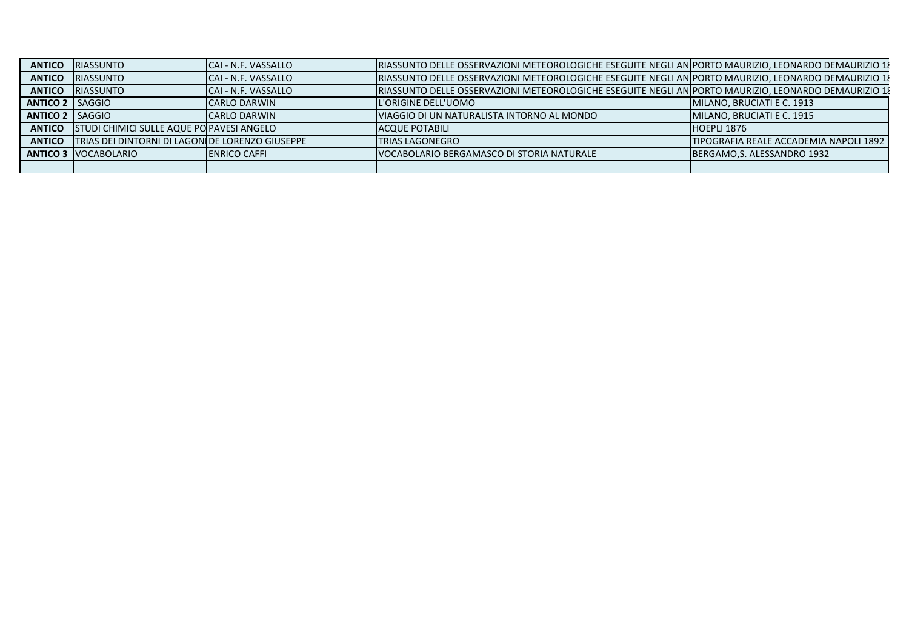| | | | | |
|---|---|---|---|---|
| **ANTICO** | RIASSUNTO | CAI - N.F. VASSALLO | RIASSUNTO DELLE OSSERVAZIONI METEOROLOGICHE ESEGUITE NEGLI AN | PORTO MAURIZIO, LEONARDO DEMAURIZIO 18 |
| **ANTICO** | RIASSUNTO | CAI - N.F. VASSALLO | RIASSUNTO DELLE OSSERVAZIONI METEOROLOGICHE ESEGUITE NEGLI AN | PORTO MAURIZIO, LEONARDO DEMAURIZIO 18 |
| **ANTICO** | RIASSUNTO | CAI - N.F. VASSALLO | RIASSUNTO DELLE OSSERVAZIONI METEOROLOGICHE ESEGUITE NEGLI AN | PORTO MAURIZIO, LEONARDO DEMAURIZIO 18 |
| **ANTICO 2** | SAGGIO | CARLO DARWIN | L'ORIGINE DELL'UOMO | MILANO, BRUCIATI E C. 1913 |
| **ANTICO 2** | SAGGIO | CARLO DARWIN | VIAGGIO DI UN NATURALISTA INTORNO AL MONDO | MILANO, BRUCIATI E C. 1915 |
| **ANTICO** | STUDI CHIMICI SULLE AQUE PO | PAVESI ANGELO | ACQUE POTABILI | HOEPLI 1876 |
| **ANTICO** | TRIAS DEI DINTORNI DI LAGONI | DE LORENZO GIUSEPPE | TRIAS LAGONEGRO | TIPOGRAFIA REALE ACCADEMIA NAPOLI 1892 |
| **ANTICO 3** | VOCABOLARIO | ENRICO CAFFI | VOCABOLARIO BERGAMASCO DI STORIA NATURALE | BERGAMO,S. ALESSANDRO 1932 |
| | | | | |